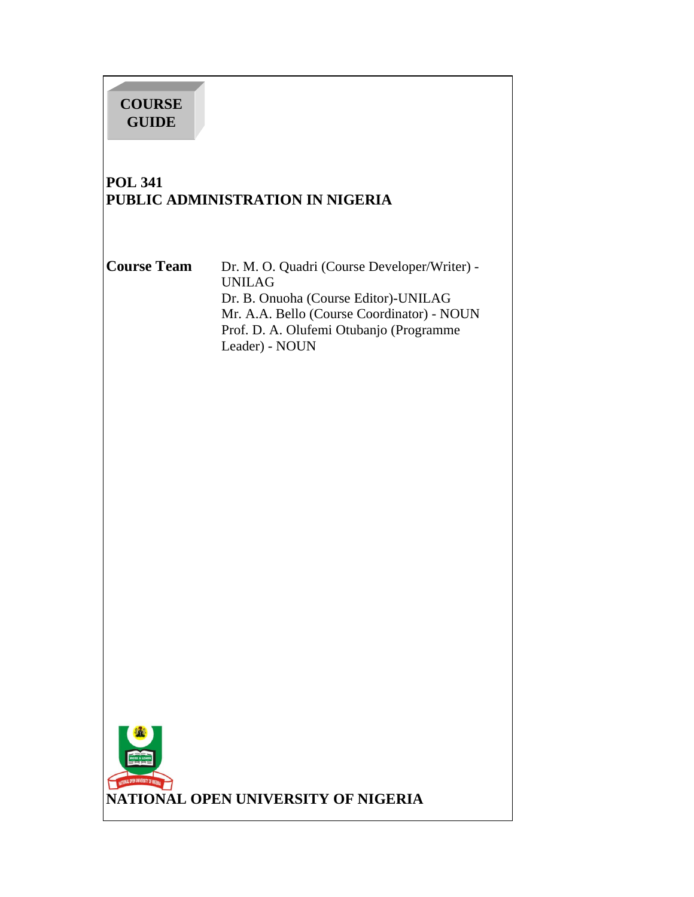**COURSE GUIDE**

# POL 341
# PUBLIC ADMINISTRATION IN NIGERIA

**Course Team**

Dr. M. O. Quadri (Course Developer/Writer) - UNILAG
Dr. B. Onuoha (Course Editor)-UNILAG
Mr. A.A. Bello (Course Coordinator) - NOUN
Prof. D. A. Olufemi Otubanjo (Programme Leader) - NOUN

**NATIONAL OPEN UNIVERSITY OF NIGERIA**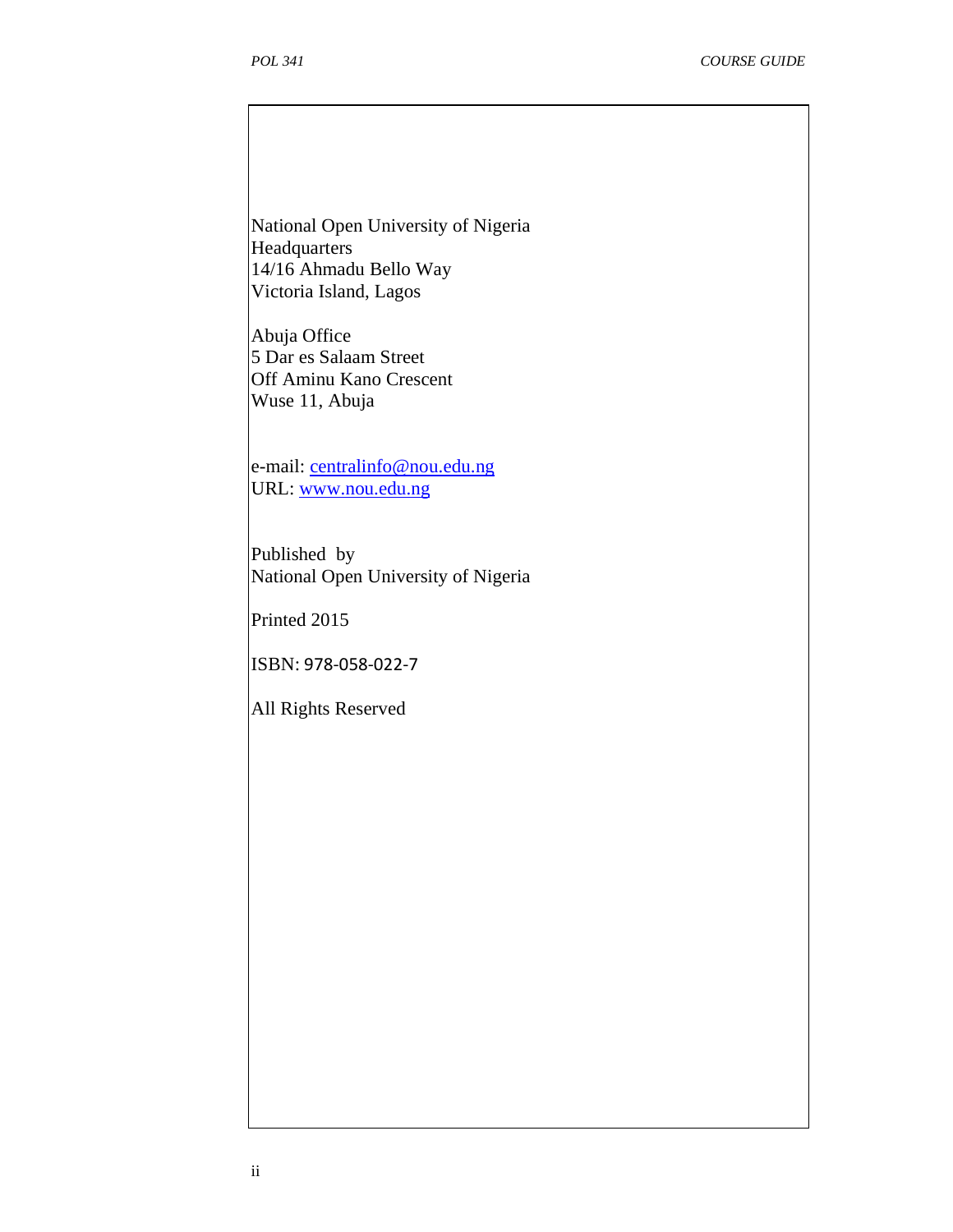National Open University of Nigeria  
Headquarters  
14/16 Ahmadu Bello Way  
Victoria Island, Lagos

Abuja Office  
5 Dar es Salaam Street  
Off Aminu Kano Crescent  
Wuse 11, Abuja

e-mail: centralinfo@nou.edu.ng  
URL: www.nou.edu.ng

Published by  
National Open University of Nigeria

Printed 2015

ISBN: 978-058-022-7

All Rights Reserved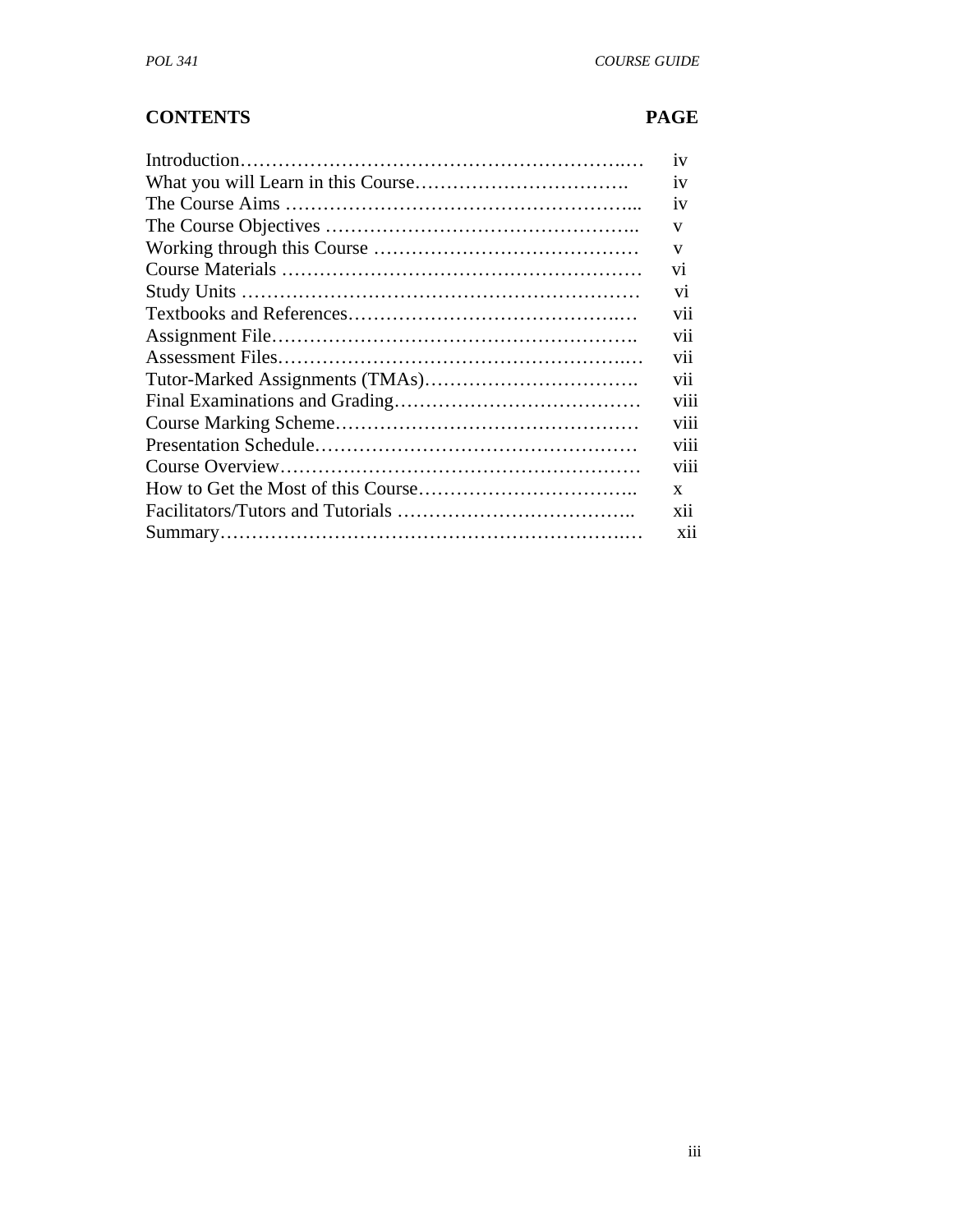| CONTENTS | PAGE |
| --- | --- |
| Introduction | iv |
| What you will Learn in this Course | iv |
| The Course Aims | iv |
| The Course Objectives | v |
| Working through this Course | v |
| Course Materials | vi |
| Study Units | vi |
| Textbooks and References | vii |
| Assignment File | vii |
| Assessment Files | vii |
| Tutor-Marked Assignments (TMAs) | vii |
| Final Examinations and Grading | viii |
| Course Marking Scheme | viii |
| Presentation Schedule | viii |
| Course Overview | viii |
| How to Get the Most of this Course | x |
| Facilitators/Tutors and Tutorials | xii |
| Summary | xii |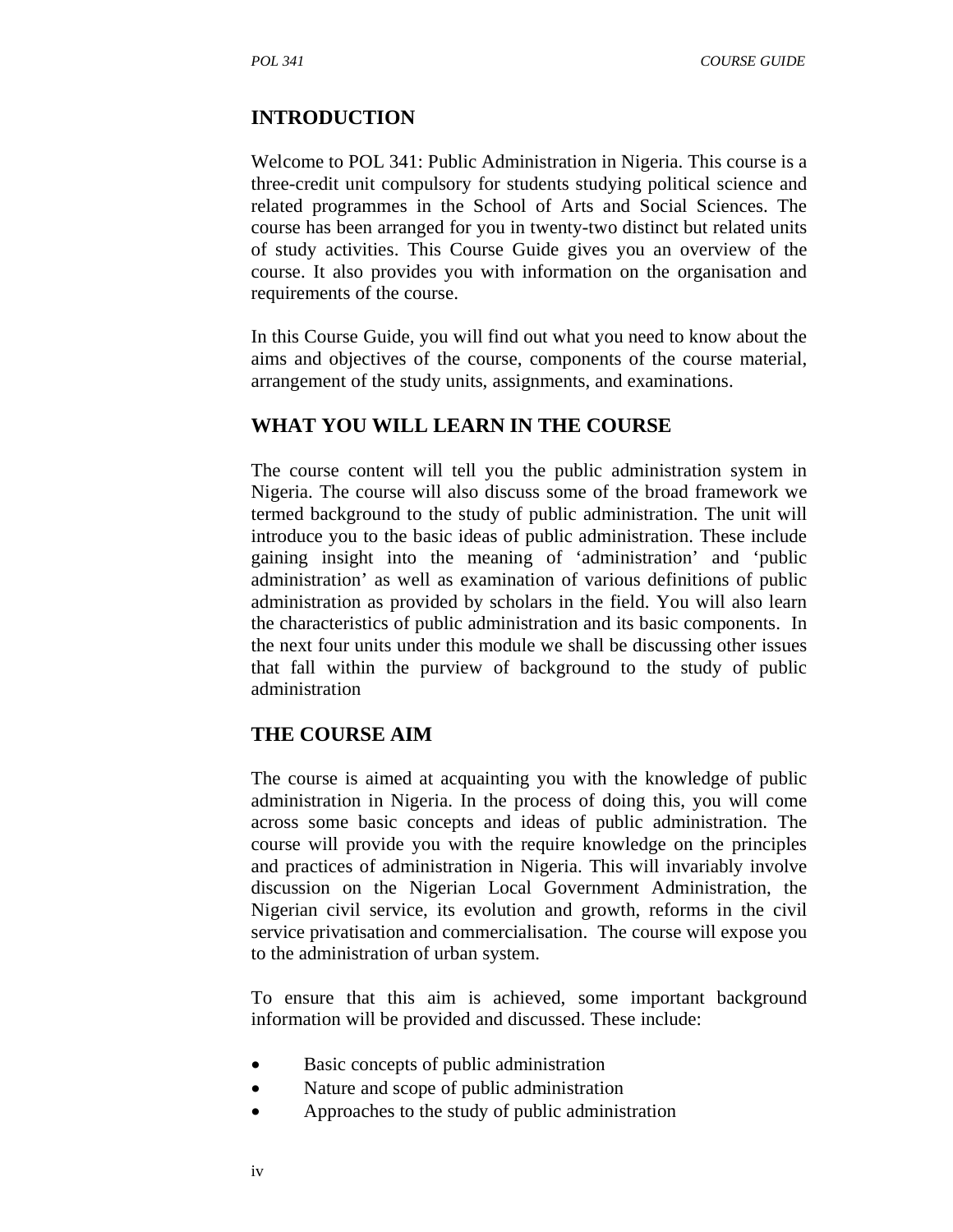## INTRODUCTION

Welcome to POL 341: Public Administration in Nigeria. This course is a three-credit unit compulsory for students studying political science and related programmes in the School of Arts and Social Sciences. The course has been arranged for you in twenty-two distinct but related units of study activities. This Course Guide gives you an overview of the course. It also provides you with information on the organisation and requirements of the course.

In this Course Guide, you will find out what you need to know about the aims and objectives of the course, components of the course material, arrangement of the study units, assignments, and examinations.

## WHAT YOU WILL LEARN IN THE COURSE

The course content will tell you the public administration system in Nigeria. The course will also discuss some of the broad framework we termed background to the study of public administration. The unit will introduce you to the basic ideas of public administration. These include gaining insight into the meaning of 'administration' and 'public administration' as well as examination of various definitions of public administration as provided by scholars in the field. You will also learn the characteristics of public administration and its basic components. In the next four units under this module we shall be discussing other issues that fall within the purview of background to the study of public administration

## THE COURSE AIM

The course is aimed at acquainting you with the knowledge of public administration in Nigeria. In the process of doing this, you will come across some basic concepts and ideas of public administration. The course will provide you with the require knowledge on the principles and practices of administration in Nigeria. This will invariably involve discussion on the Nigerian Local Government Administration, the Nigerian civil service, its evolution and growth, reforms in the civil service privatisation and commercialisation. The course will expose you to the administration of urban system.

To ensure that this aim is achieved, some important background information will be provided and discussed. These include:

- Basic concepts of public administration
- Nature and scope of public administration
- Approaches to the study of public administration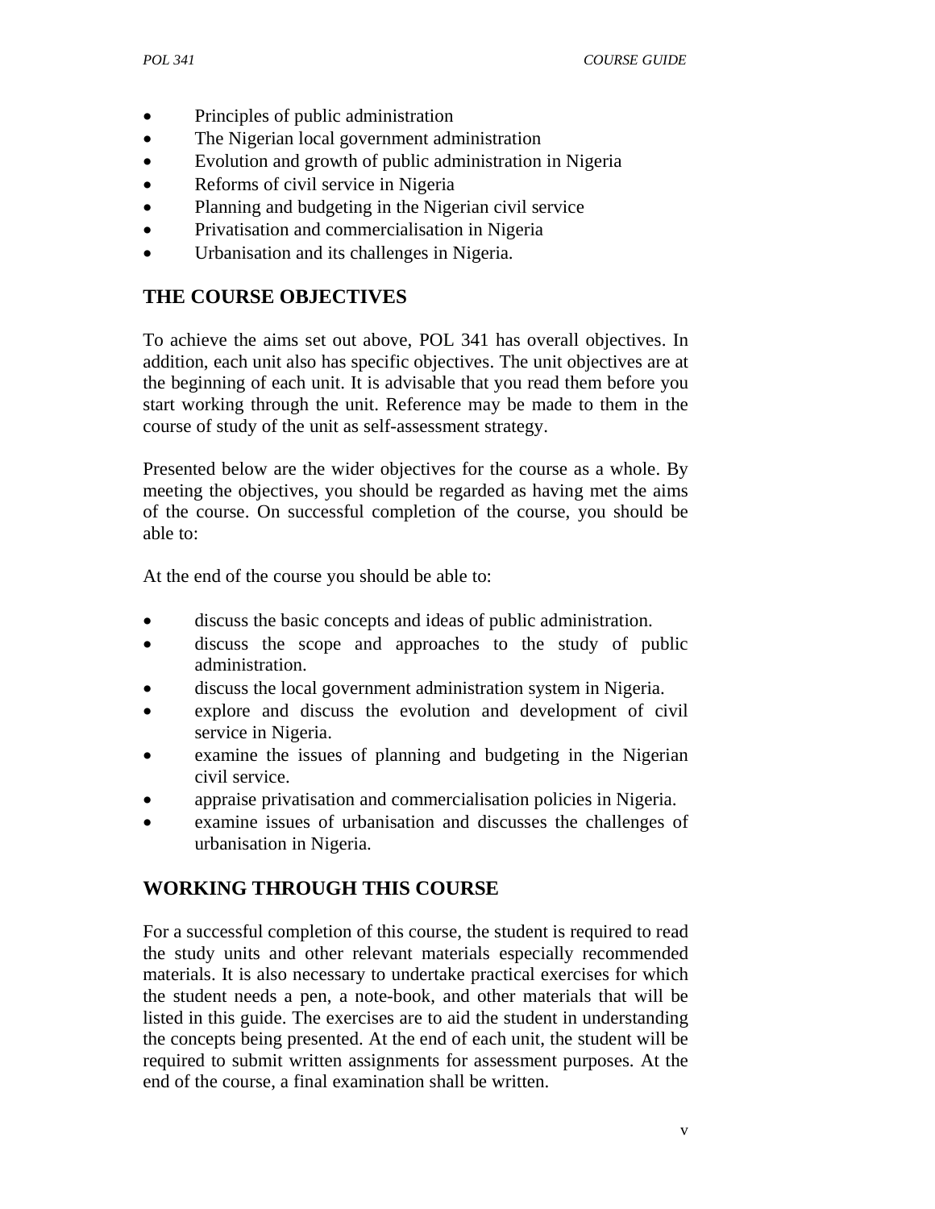- Principles of public administration
- The Nigerian local government administration
- Evolution and growth of public administration in Nigeria
- Reforms of civil service in Nigeria
- Planning and budgeting in the Nigerian civil service
- Privatisation and commercialisation in Nigeria
- Urbanisation and its challenges in Nigeria.

## THE COURSE OBJECTIVES

To achieve the aims set out above, POL 341 has overall objectives. In addition, each unit also has specific objectives. The unit objectives are at the beginning of each unit. It is advisable that you read them before you start working through the unit. Reference may be made to them in the course of study of the unit as self-assessment strategy.

Presented below are the wider objectives for the course as a whole. By meeting the objectives, you should be regarded as having met the aims of the course. On successful completion of the course, you should be able to:

At the end of the course you should be able to:

- discuss the basic concepts and ideas of public administration.
- discuss the scope and approaches to the study of public administration.
- discuss the local government administration system in Nigeria.
- explore and discuss the evolution and development of civil service in Nigeria.
- examine the issues of planning and budgeting in the Nigerian civil service.
- appraise privatisation and commercialisation policies in Nigeria.
- examine issues of urbanisation and discusses the challenges of urbanisation in Nigeria.

## WORKING THROUGH THIS COURSE

For a successful completion of this course, the student is required to read the study units and other relevant materials especially recommended materials. It is also necessary to undertake practical exercises for which the student needs a pen, a note-book, and other materials that will be listed in this guide. The exercises are to aid the student in understanding the concepts being presented. At the end of each unit, the student will be required to submit written assignments for assessment purposes. At the end of the course, a final examination shall be written.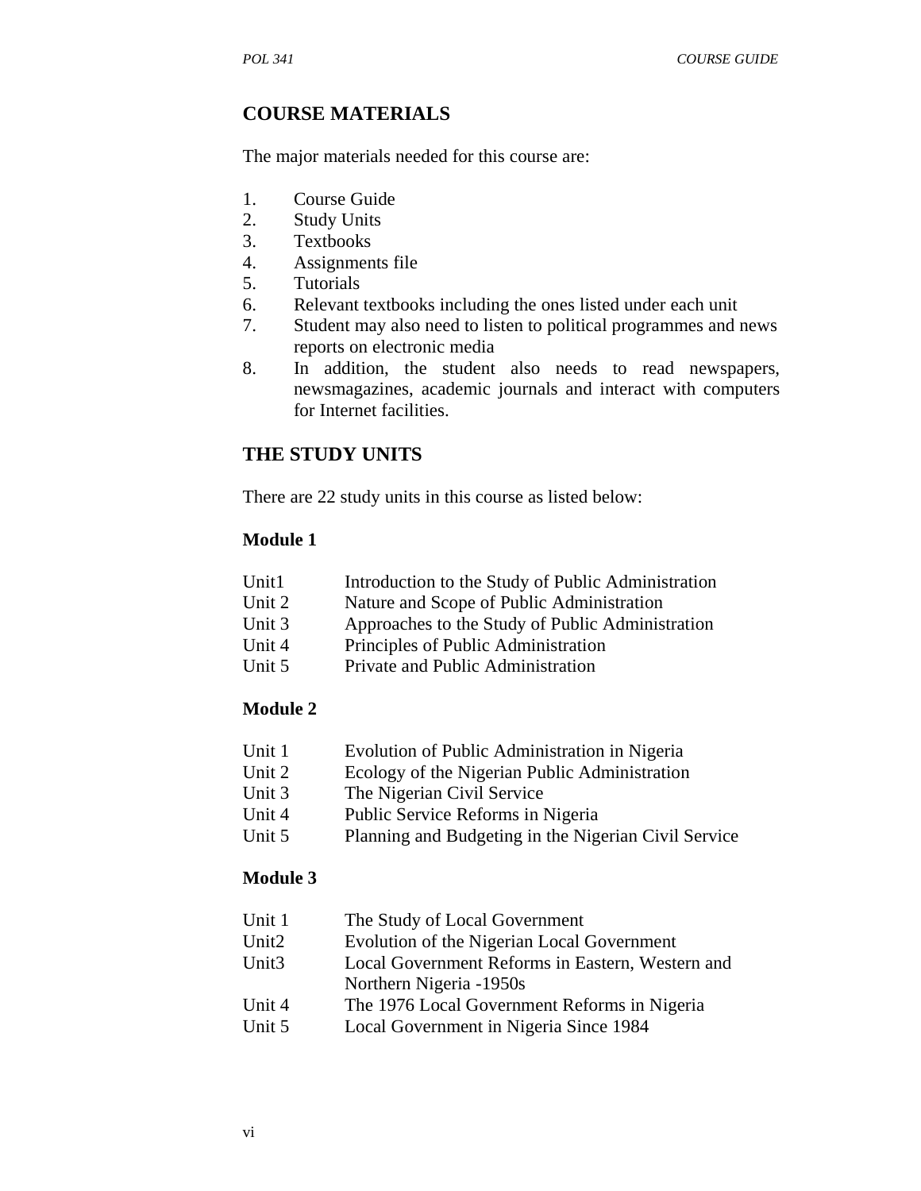## COURSE MATERIALS

The major materials needed for this course are:

1. Course Guide
2. Study Units
3. Textbooks
4. Assignments file
5. Tutorials
6. Relevant textbooks including the ones listed under each unit
7. Student may also need to listen to political programmes and news reports on electronic media
8. In addition, the student also needs to read newspapers, newsmagazines, academic journals and interact with computers for Internet facilities.

## THE STUDY UNITS

There are 22 study units in this course as listed below:

**Module 1**

| | |
|---|---|
| Unit1 | Introduction to the Study of Public Administration |
| Unit 2 | Nature and Scope of Public Administration |
| Unit 3 | Approaches to the Study of Public Administration |
| Unit 4 | Principles of Public Administration |
| Unit 5 | Private and Public Administration |

**Module 2**

| | |
|---|---|
| Unit 1 | Evolution of Public Administration in Nigeria |
| Unit 2 | Ecology of the Nigerian Public Administration |
| Unit 3 | The Nigerian Civil Service |
| Unit 4 | Public Service Reforms in Nigeria |
| Unit 5 | Planning and Budgeting in the Nigerian Civil Service |

**Module 3**

| | |
|---|---|
| Unit 1 | The Study of Local Government |
| Unit2 | Evolution of the Nigerian Local Government |
| Unit3 | Local Government Reforms in Eastern, Western and Northern Nigeria -1950s |
| Unit 4 | The 1976 Local Government Reforms in Nigeria |
| Unit 5 | Local Government in Nigeria Since 1984 |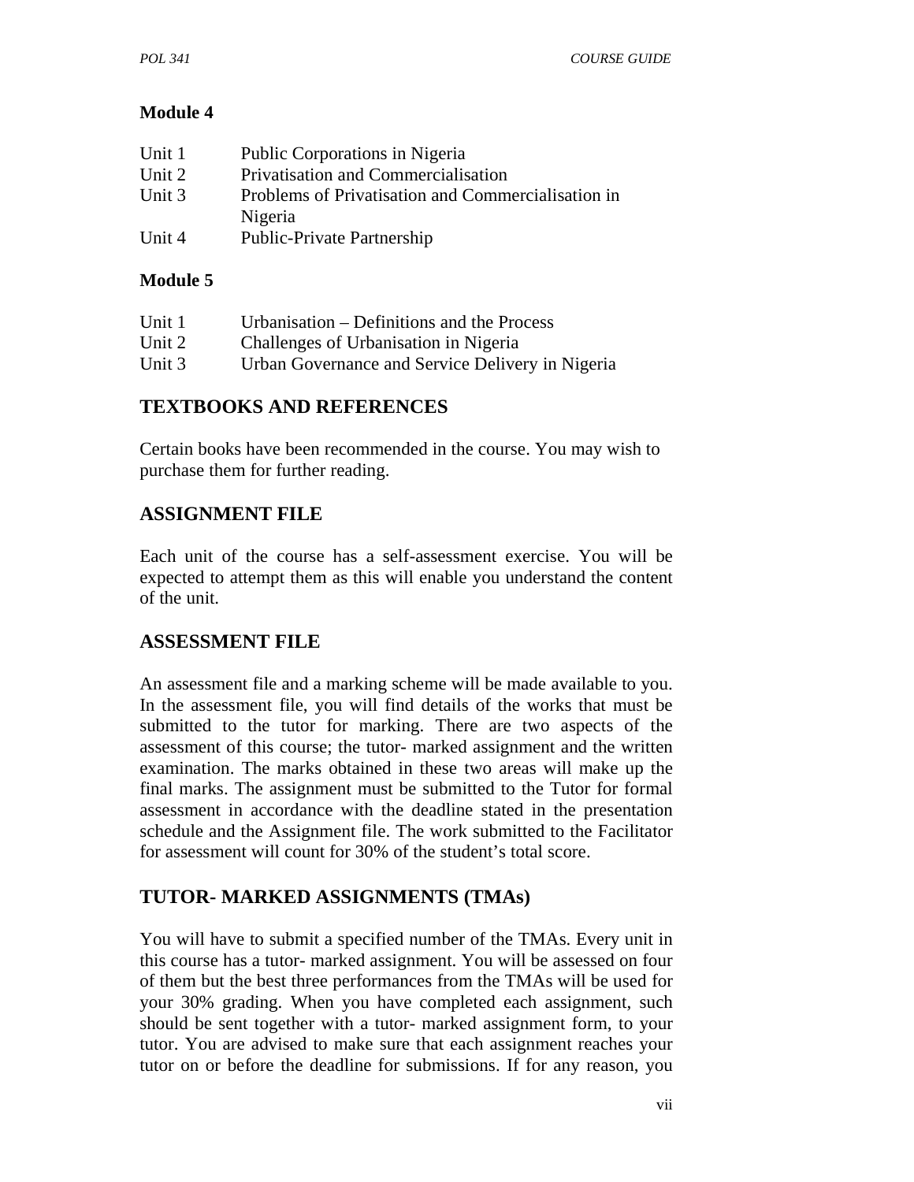**Module 4**

| | |
|---|---|
| Unit 1 | Public Corporations in Nigeria |
| Unit 2 | Privatisation and Commercialisation |
| Unit 3 | Problems of Privatisation and Commercialisation in Nigeria |
| Unit 4 | Public-Private Partnership |

**Module 5**

| | |
|---|---|
| Unit 1 | Urbanisation – Definitions and the Process |
| Unit 2 | Challenges of Urbanisation in Nigeria |
| Unit 3 | Urban Governance and Service Delivery in Nigeria |

## TEXTBOOKS AND REFERENCES

Certain books have been recommended in the course. You may wish to purchase them for further reading.

## ASSIGNMENT FILE

Each unit of the course has a self-assessment exercise. You will be expected to attempt them as this will enable you understand the content of the unit.

## ASSESSMENT FILE

An assessment file and a marking scheme will be made available to you. In the assessment file, you will find details of the works that must be submitted to the tutor for marking. There are two aspects of the assessment of this course; the tutor- marked assignment and the written examination. The marks obtained in these two areas will make up the final marks. The assignment must be submitted to the Tutor for formal assessment in accordance with the deadline stated in the presentation schedule and the Assignment file. The work submitted to the Facilitator for assessment will count for 30% of the student's total score.

## TUTOR- MARKED ASSIGNMENTS (TMAs)

You will have to submit a specified number of the TMAs. Every unit in this course has a tutor- marked assignment. You will be assessed on four of them but the best three performances from the TMAs will be used for your 30% grading. When you have completed each assignment, such should be sent together with a tutor- marked assignment form, to your tutor. You are advised to make sure that each assignment reaches your tutor on or before the deadline for submissions. If for any reason, you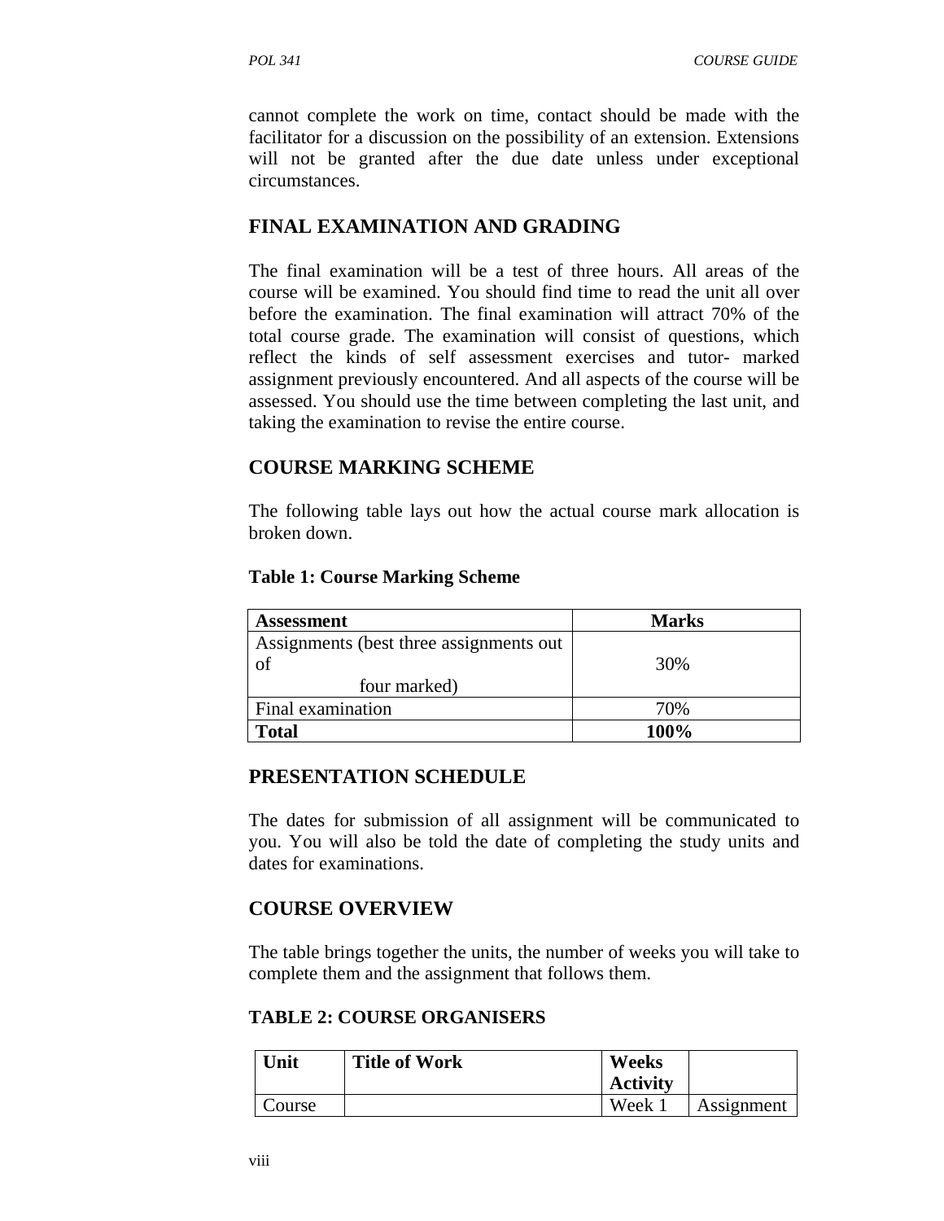cannot complete the work on time, contact should be made with the facilitator for a discussion on the possibility of an extension. Extensions will not be granted after the due date unless under exceptional circumstances.

## FINAL EXAMINATION AND GRADING

The final examination will be a test of three hours. All areas of the course will be examined. You should find time to read the unit all over before the examination. The final examination will attract 70% of the total course grade. The examination will consist of questions, which reflect the kinds of self assessment exercises and tutor- marked assignment previously encountered. And all aspects of the course will be assessed. You should use the time between completing the last unit, and taking the examination to revise the entire course.

## COURSE MARKING SCHEME

The following table lays out how the actual course mark allocation is broken down.

**Table 1: Course Marking Scheme**

| Assessment | Marks |
|---|---|
| Assignments (best three assignments out of four marked) | 30% |
| Final examination | 70% |
| **Total** | **100%** |

## PRESENTATION SCHEDULE

The dates for submission of all assignment will be communicated to you. You will also be told the date of completing the study units and dates for examinations.

## COURSE OVERVIEW

The table brings together the units, the number of weeks you will take to complete them and the assignment that follows them.

**TABLE 2: COURSE ORGANISERS**

| Unit | Title of Work | Weeks Activity | |
|---|---|---|---|
| Course | | Week 1 | Assignment |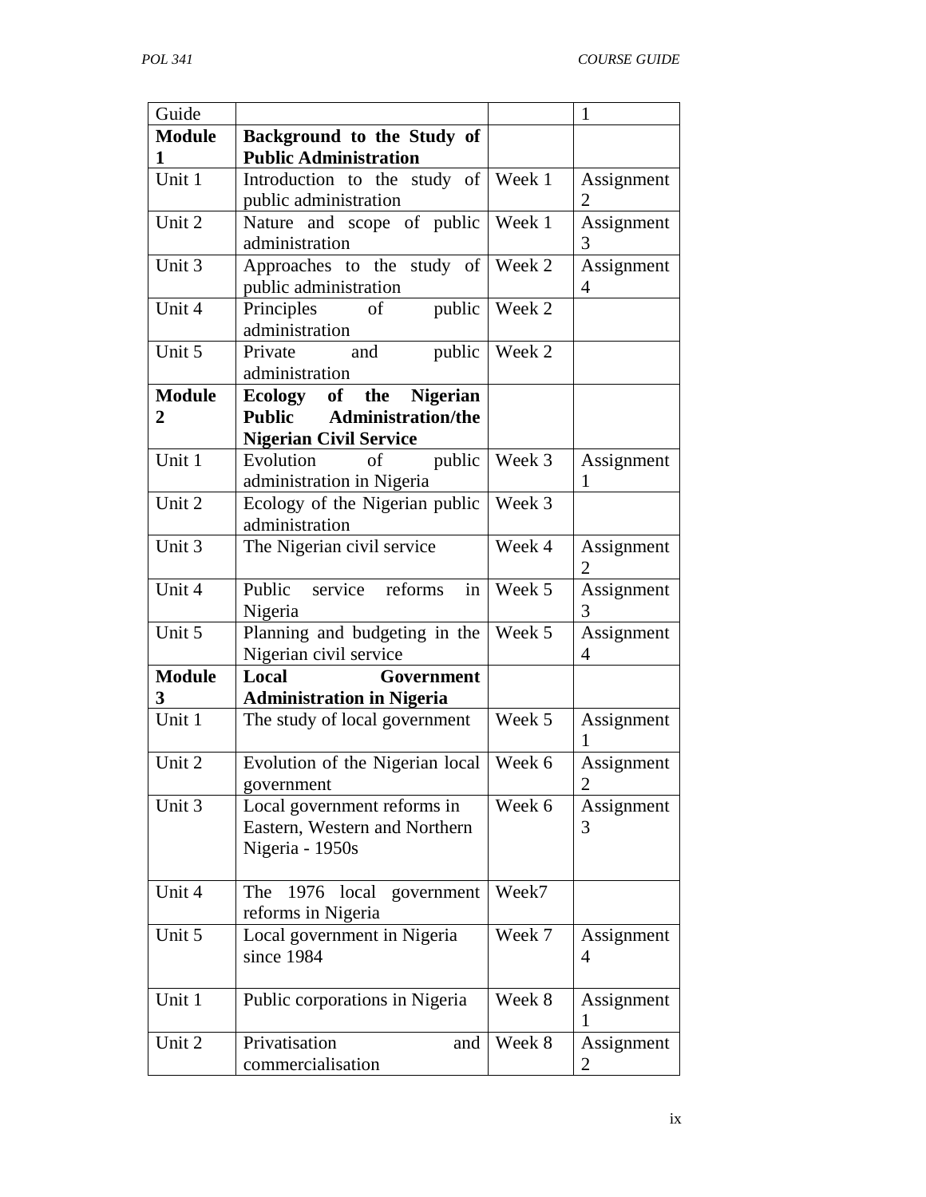| Guide | | | 1 |
|---|---|---|---|
| **Module 1** | **Background to the Study of Public Administration** | | |
| Unit 1 | Introduction to the study of public administration | Week 1 | Assignment 2 |
| Unit 2 | Nature and scope of public administration | Week 1 | Assignment 3 |
| Unit 3 | Approaches to the study of public administration | Week 2 | Assignment 4 |
| Unit 4 | Principles of public administration | Week 2 | |
| Unit 5 | Private and public administration | Week 2 | |
| **Module 2** | **Ecology of the Nigerian Public Administration/the Nigerian Civil Service** | | |
| Unit 1 | Evolution of public administration in Nigeria | Week 3 | Assignment 1 |
| Unit 2 | Ecology of the Nigerian public administration | Week 3 | |
| Unit 3 | The Nigerian civil service | Week 4 | Assignment 2 |
| Unit 4 | Public service reforms in Nigeria | Week 5 | Assignment 3 |
| Unit 5 | Planning and budgeting in the Nigerian civil service | Week 5 | Assignment 4 |
| **Module 3** | **Local Government Administration in Nigeria** | | |
| Unit 1 | The study of local government | Week 5 | Assignment 1 |
| Unit 2 | Evolution of the Nigerian local government | Week 6 | Assignment 2 |
| Unit 3 | Local government reforms in Eastern, Western and Northern Nigeria - 1950s | Week 6 | Assignment 3 |
| Unit 4 | The 1976 local government reforms in Nigeria | Week7 | |
| Unit 5 | Local government in Nigeria since 1984 | Week 7 | Assignment 4 |
| Unit 1 | Public corporations in Nigeria | Week 8 | Assignment 1 |
| Unit 2 | Privatisation and commercialisation | Week 8 | Assignment 2 |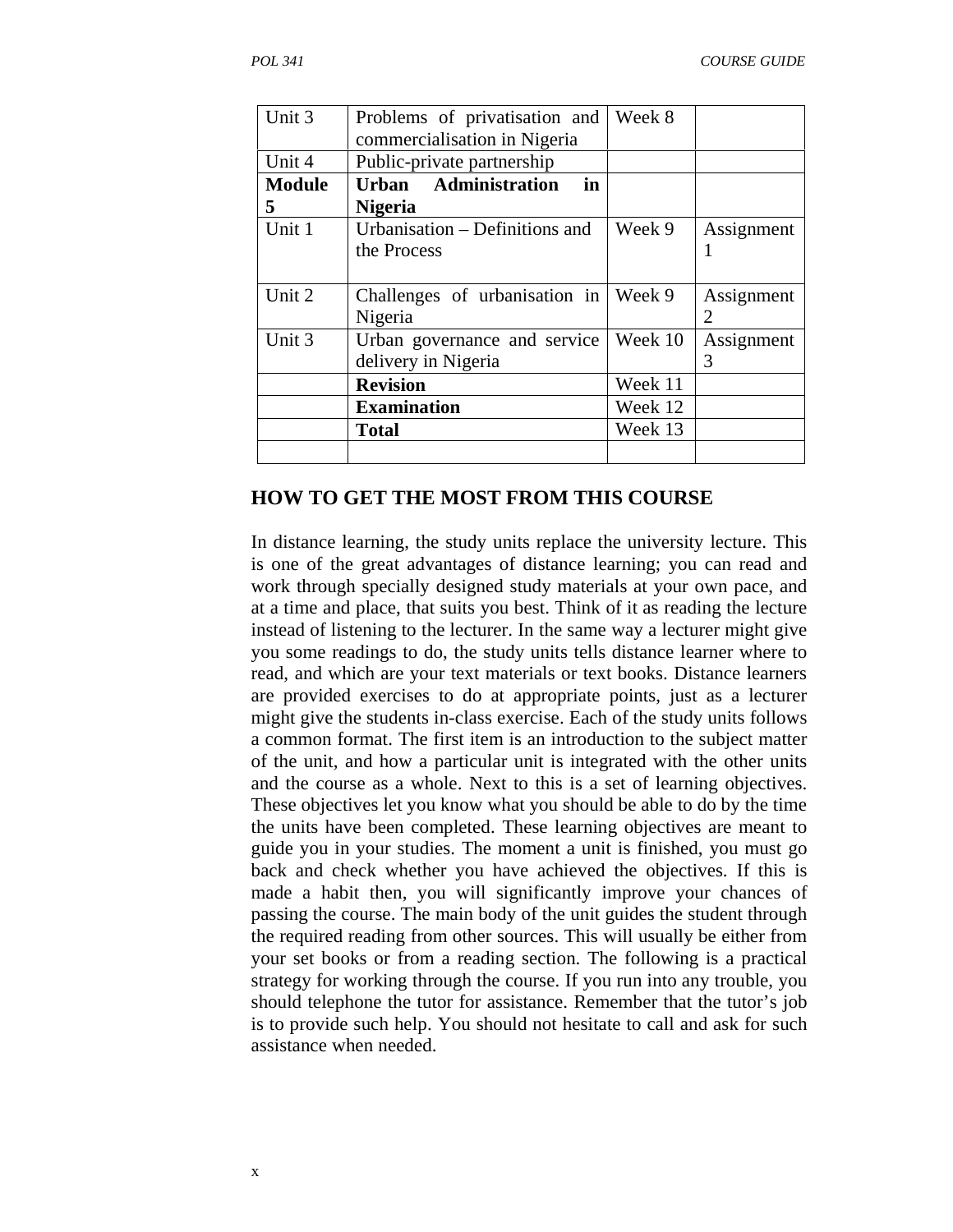| Unit 3 | Problems of privatisation and commercialisation in Nigeria | Week 8 | |
|---|---|---|---|
| Unit 4 | Public-private partnership | | |
| **Module 5** | **Urban Administration in Nigeria** | | |
| Unit 1 | Urbanisation – Definitions and the Process | Week 9 | Assignment 1 |
| Unit 2 | Challenges of urbanisation in Nigeria | Week 9 | Assignment 2 |
| Unit 3 | Urban governance and service delivery in Nigeria | Week 10 | Assignment 3 |
| | **Revision** | Week 11 | |
| | **Examination** | Week 12 | |
| | **Total** | Week 13 | |
| | | | |

## HOW TO GET THE MOST FROM THIS COURSE

In distance learning, the study units replace the university lecture. This is one of the great advantages of distance learning; you can read and work through specially designed study materials at your own pace, and at a time and place, that suits you best. Think of it as reading the lecture instead of listening to the lecturer. In the same way a lecturer might give you some readings to do, the study units tells distance learner where to read, and which are your text materials or text books. Distance learners are provided exercises to do at appropriate points, just as a lecturer might give the students in-class exercise. Each of the study units follows a common format. The first item is an introduction to the subject matter of the unit, and how a particular unit is integrated with the other units and the course as a whole. Next to this is a set of learning objectives. These objectives let you know what you should be able to do by the time the units have been completed. These learning objectives are meant to guide you in your studies. The moment a unit is finished, you must go back and check whether you have achieved the objectives. If this is made a habit then, you will significantly improve your chances of passing the course. The main body of the unit guides the student through the required reading from other sources. This will usually be either from your set books or from a reading section. The following is a practical strategy for working through the course. If you run into any trouble, you should telephone the tutor for assistance. Remember that the tutor's job is to provide such help. You should not hesitate to call and ask for such assistance when needed.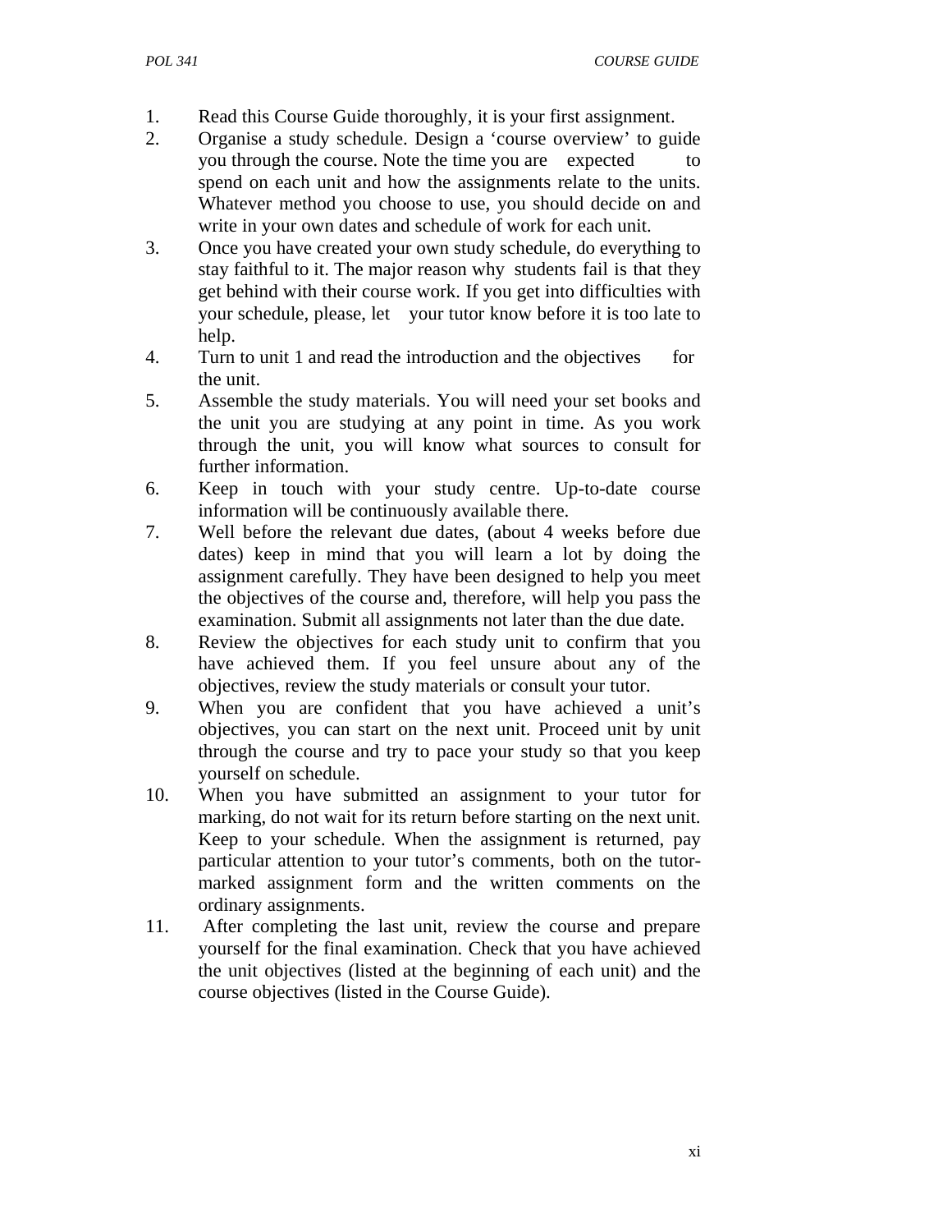1. Read this Course Guide thoroughly, it is your first assignment.
2. Organise a study schedule. Design a 'course overview' to guide you through the course. Note the time you are expected to spend on each unit and how the assignments relate to the units. Whatever method you choose to use, you should decide on and write in your own dates and schedule of work for each unit.
3. Once you have created your own study schedule, do everything to stay faithful to it. The major reason why students fail is that they get behind with their course work. If you get into difficulties with your schedule, please, let your tutor know before it is too late to help.
4. Turn to unit 1 and read the introduction and the objectives for the unit.
5. Assemble the study materials. You will need your set books and the unit you are studying at any point in time. As you work through the unit, you will know what sources to consult for further information.
6. Keep in touch with your study centre. Up-to-date course information will be continuously available there.
7. Well before the relevant due dates, (about 4 weeks before due dates) keep in mind that you will learn a lot by doing the assignment carefully. They have been designed to help you meet the objectives of the course and, therefore, will help you pass the examination. Submit all assignments not later than the due date.
8. Review the objectives for each study unit to confirm that you have achieved them. If you feel unsure about any of the objectives, review the study materials or consult your tutor.
9. When you are confident that you have achieved a unit's objectives, you can start on the next unit. Proceed unit by unit through the course and try to pace your study so that you keep yourself on schedule.
10. When you have submitted an assignment to your tutor for marking, do not wait for its return before starting on the next unit. Keep to your schedule. When the assignment is returned, pay particular attention to your tutor's comments, both on the tutor-marked assignment form and the written comments on the ordinary assignments.
11. After completing the last unit, review the course and prepare yourself for the final examination. Check that you have achieved the unit objectives (listed at the beginning of each unit) and the course objectives (listed in the Course Guide).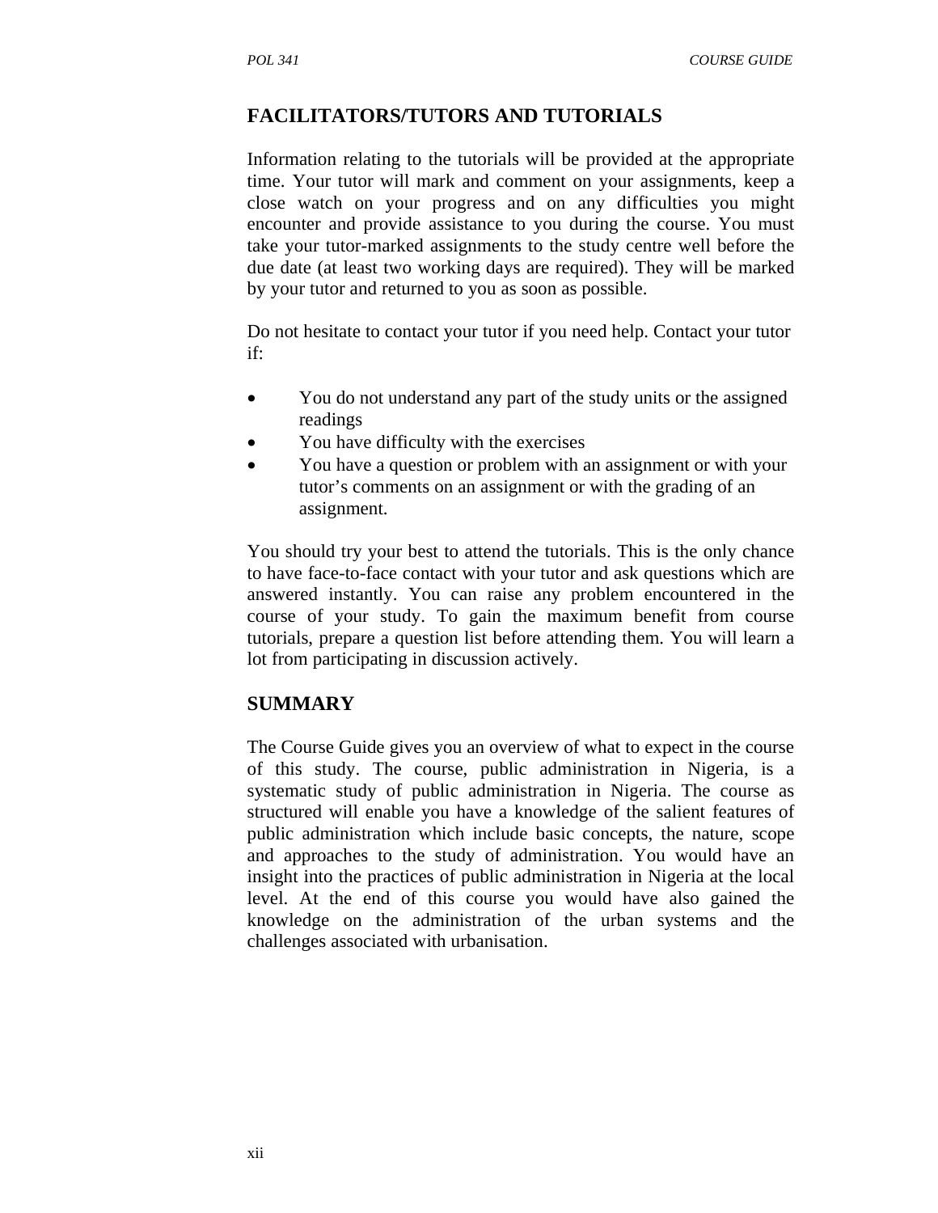## FACILITATORS/TUTORS AND TUTORIALS

Information relating to the tutorials will be provided at the appropriate time. Your tutor will mark and comment on your assignments, keep a close watch on your progress and on any difficulties you might encounter and provide assistance to you during the course. You must take your tutor-marked assignments to the study centre well before the due date (at least two working days are required). They will be marked by your tutor and returned to you as soon as possible.

Do not hesitate to contact your tutor if you need help. Contact your tutor if:

- You do not understand any part of the study units or the assigned readings
- You have difficulty with the exercises
- You have a question or problem with an assignment or with your tutor's comments on an assignment or with the grading of an assignment.

You should try your best to attend the tutorials. This is the only chance to have face-to-face contact with your tutor and ask questions which are answered instantly. You can raise any problem encountered in the course of your study. To gain the maximum benefit from course tutorials, prepare a question list before attending them. You will learn a lot from participating in discussion actively.

## SUMMARY

The Course Guide gives you an overview of what to expect in the course of this study. The course, public administration in Nigeria, is a systematic study of public administration in Nigeria. The course as structured will enable you have a knowledge of the salient features of public administration which include basic concepts, the nature, scope and approaches to the study of administration. You would have an insight into the practices of public administration in Nigeria at the local level. At the end of this course you would have also gained the knowledge on the administration of the urban systems and the challenges associated with urbanisation.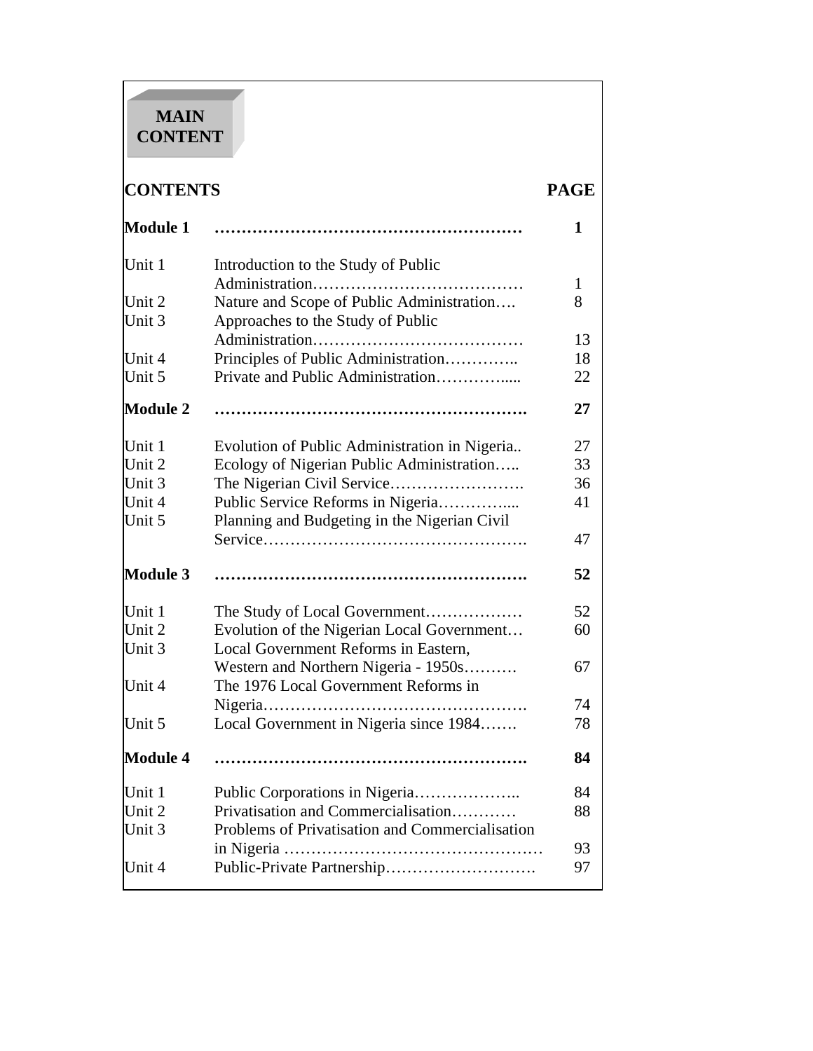**MAIN CONTENT**

| CONTENTS | | PAGE |
|---|---|---|
| **Module 1** | **………………………………………………** | **1** |
| Unit 1 | Introduction to the Study of Public Administration………………………………… | 1 |
| Unit 2 | Nature and Scope of Public Administration…. | 8 |
| Unit 3 | Approaches to the Study of Public Administration………………………………… | 13 |
| Unit 4 | Principles of Public Administration………….. | 18 |
| Unit 5 | Private and Public Administration………….... | 22 |
| **Module 2** | **……………………………………………….** | **27** |
| Unit 1 | Evolution of Public Administration in Nigeria.. | 27 |
| Unit 2 | Ecology of Nigerian Public Administration….. | 33 |
| Unit 3 | The Nigerian Civil Service……………………. | 36 |
| Unit 4 | Public Service Reforms in Nigeria………..... | 41 |
| Unit 5 | Planning and Budgeting in the Nigerian Civil Service…………………………………………. | 47 |
| **Module 3** | **……………………………………………….** | **52** |
| Unit 1 | The Study of Local Government……………… | 52 |
| Unit 2 | Evolution of the Nigerian Local Government… | 60 |
| Unit 3 | Local Government Reforms in Eastern, Western and Northern Nigeria - 1950s………. | 67 |
| Unit 4 | The 1976 Local Government Reforms in Nigeria…………………………………………. | 74 |
| Unit 5 | Local Government in Nigeria since 1984……. | 78 |
| **Module 4** | **……………………………………………….** | **84** |
| Unit 1 | Public Corporations in Nigeria……….……….. | 84 |
| Unit 2 | Privatisation and Commercialisation………… | 88 |
| Unit 3 | Problems of Privatisation and Commercialisation in Nigeria ………………………………………… | 93 |
| Unit 4 | Public-Private Partnership………………………. | 97 |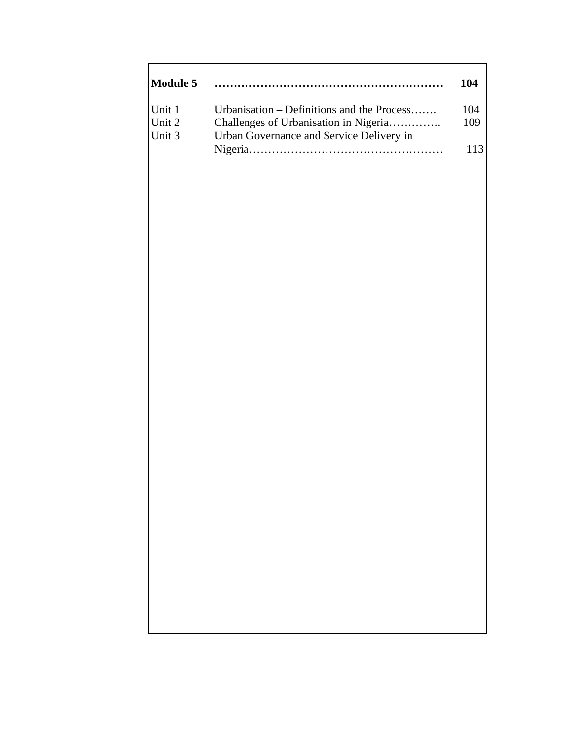| **Module 5** | **……………………………………………………** | **104** |
|---|---|---|
| Unit 1 | Urbanisation – Definitions and the Process……. | 104 |
| Unit 2 | Challenges of Urbanisation in Nigeria………….. | 109 |
| Unit 3 | Urban Governance and Service Delivery in Nigeria…………………………………………… | 113 |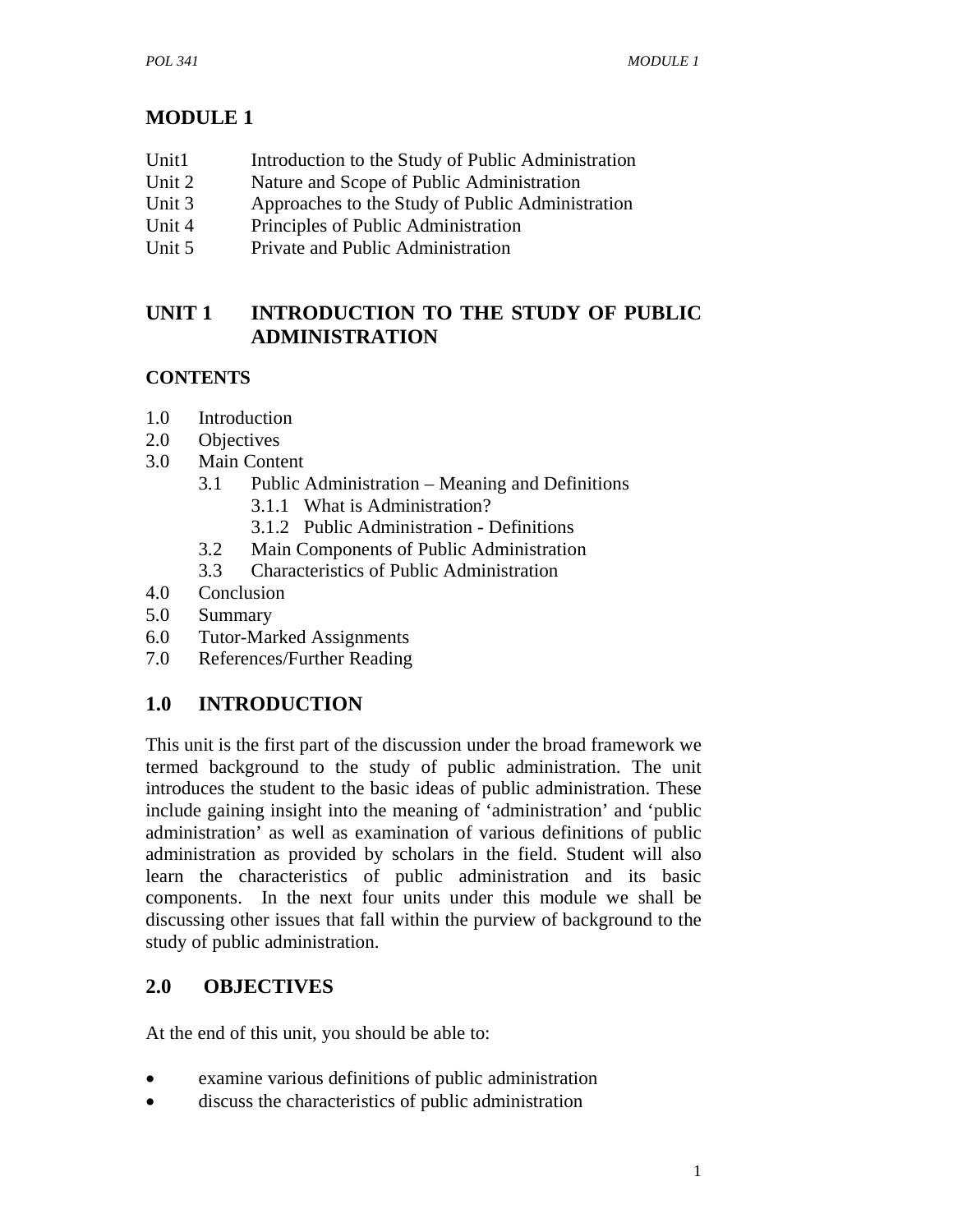# MODULE 1

| | |
|---|---|
| Unit1 | Introduction to the Study of Public Administration |
| Unit 2 | Nature and Scope of Public Administration |
| Unit 3 | Approaches to the Study of Public Administration |
| Unit 4 | Principles of Public Administration |
| Unit 5 | Private and Public Administration |

## UNIT 1 INTRODUCTION TO THE STUDY OF PUBLIC ADMINISTRATION

**CONTENTS**

- 1.0 Introduction
- 2.0 Objectives
- 3.0 Main Content
  - 3.1 Public Administration – Meaning and Definitions
    - 3.1.1 What is Administration?
    - 3.1.2 Public Administration - Definitions
  - 3.2 Main Components of Public Administration
  - 3.3 Characteristics of Public Administration
- 4.0 Conclusion
- 5.0 Summary
- 6.0 Tutor-Marked Assignments
- 7.0 References/Further Reading

## 1.0 INTRODUCTION

This unit is the first part of the discussion under the broad framework we termed background to the study of public administration. The unit introduces the student to the basic ideas of public administration. These include gaining insight into the meaning of 'administration' and 'public administration' as well as examination of various definitions of public administration as provided by scholars in the field. Student will also learn the characteristics of public administration and its basic components. In the next four units under this module we shall be discussing other issues that fall within the purview of background to the study of public administration.

## 2.0 OBJECTIVES

At the end of this unit, you should be able to:

- examine various definitions of public administration
- discuss the characteristics of public administration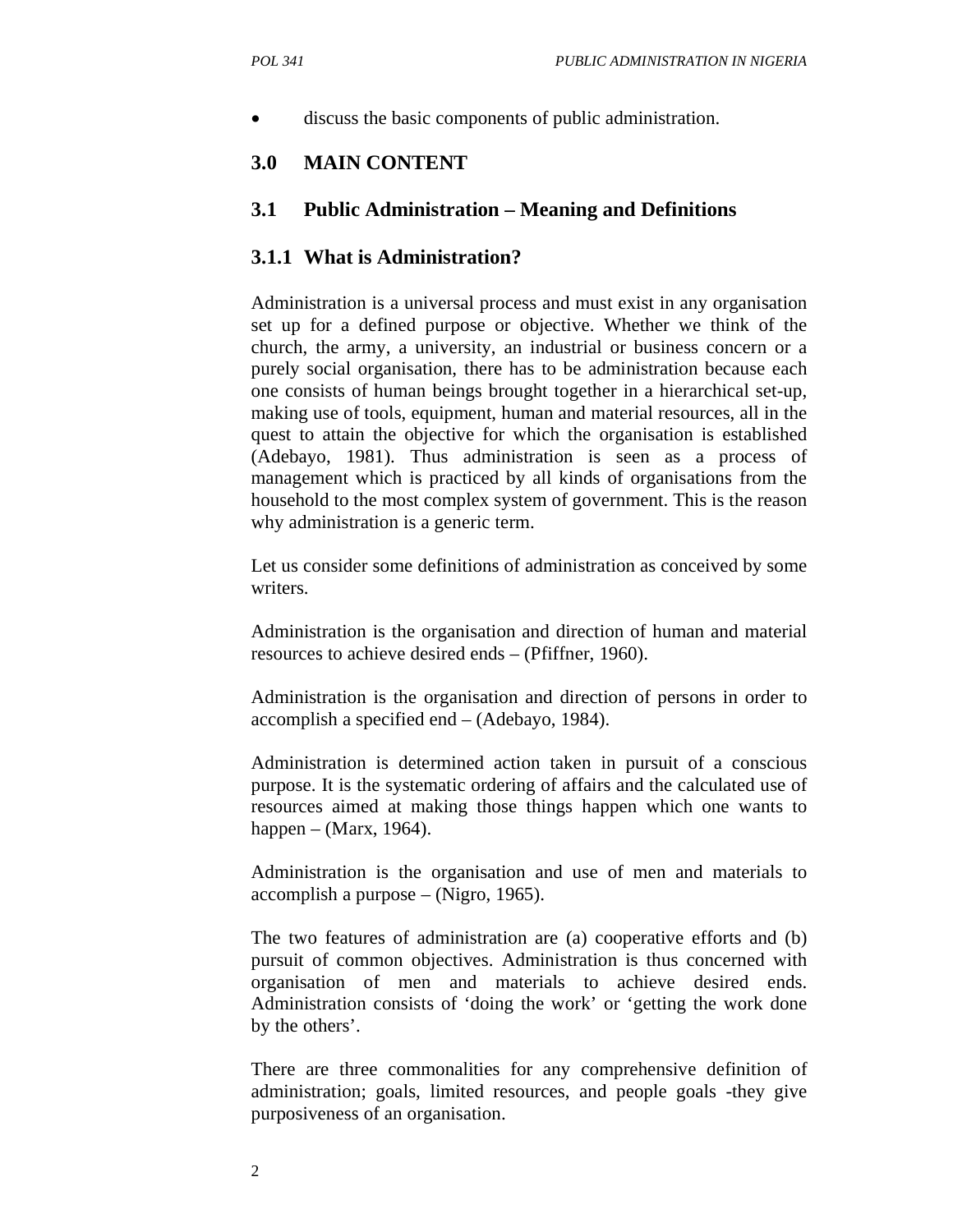- discuss the basic components of public administration.

## 3.0 MAIN CONTENT

### 3.1 Public Administration – Meaning and Definitions

#### 3.1.1 What is Administration?

Administration is a universal process and must exist in any organisation set up for a defined purpose or objective. Whether we think of the church, the army, a university, an industrial or business concern or a purely social organisation, there has to be administration because each one consists of human beings brought together in a hierarchical set-up, making use of tools, equipment, human and material resources, all in the quest to attain the objective for which the organisation is established (Adebayo, 1981). Thus administration is seen as a process of management which is practiced by all kinds of organisations from the household to the most complex system of government. This is the reason why administration is a generic term.

Let us consider some definitions of administration as conceived by some writers.

Administration is the organisation and direction of human and material resources to achieve desired ends – (Pfiffner, 1960).

Administration is the organisation and direction of persons in order to accomplish a specified end – (Adebayo, 1984).

Administration is determined action taken in pursuit of a conscious purpose. It is the systematic ordering of affairs and the calculated use of resources aimed at making those things happen which one wants to happen – (Marx, 1964).

Administration is the organisation and use of men and materials to accomplish a purpose – (Nigro, 1965).

The two features of administration are (a) cooperative efforts and (b) pursuit of common objectives. Administration is thus concerned with organisation of men and materials to achieve desired ends. Administration consists of 'doing the work' or 'getting the work done by the others'.

There are three commonalities for any comprehensive definition of administration; goals, limited resources, and people goals -they give purposiveness of an organisation.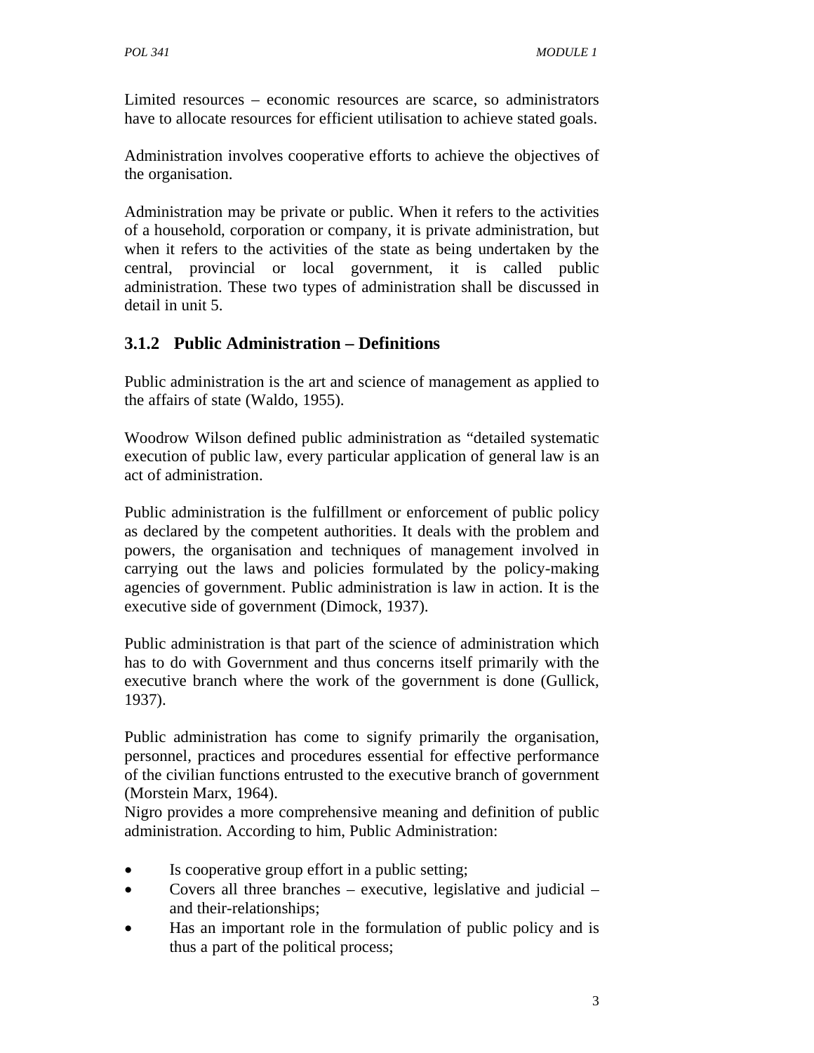Limited resources – economic resources are scarce, so administrators have to allocate resources for efficient utilisation to achieve stated goals.

Administration involves cooperative efforts to achieve the objectives of the organisation.

Administration may be private or public. When it refers to the activities of a household, corporation or company, it is private administration, but when it refers to the activities of the state as being undertaken by the central, provincial or local government, it is called public administration. These two types of administration shall be discussed in detail in unit 5.

### 3.1.2 Public Administration – Definitions

Public administration is the art and science of management as applied to the affairs of state (Waldo, 1955).

Woodrow Wilson defined public administration as "detailed systematic execution of public law, every particular application of general law is an act of administration.

Public administration is the fulfillment or enforcement of public policy as declared by the competent authorities. It deals with the problem and powers, the organisation and techniques of management involved in carrying out the laws and policies formulated by the policy-making agencies of government. Public administration is law in action. It is the executive side of government (Dimock, 1937).

Public administration is that part of the science of administration which has to do with Government and thus concerns itself primarily with the executive branch where the work of the government is done (Gullick, 1937).

Public administration has come to signify primarily the organisation, personnel, practices and procedures essential for effective performance of the civilian functions entrusted to the executive branch of government (Morstein Marx, 1964).
Nigro provides a more comprehensive meaning and definition of public administration. According to him, Public Administration:

- Is cooperative group effort in a public setting;
- Covers all three branches – executive, legislative and judicial – and their-relationships;
- Has an important role in the formulation of public policy and is thus a part of the political process;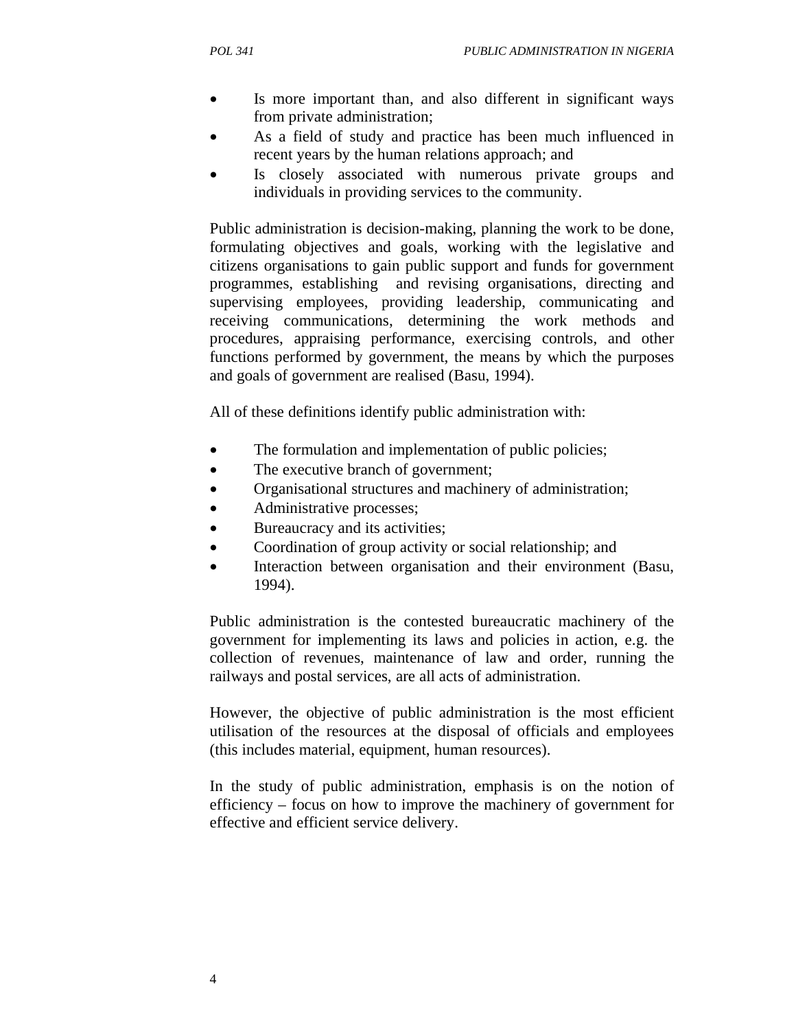- Is more important than, and also different in significant ways from private administration;
- As a field of study and practice has been much influenced in recent years by the human relations approach; and
- Is closely associated with numerous private groups and individuals in providing services to the community.

Public administration is decision-making, planning the work to be done, formulating objectives and goals, working with the legislative and citizens organisations to gain public support and funds for government programmes, establishing and revising organisations, directing and supervising employees, providing leadership, communicating and receiving communications, determining the work methods and procedures, appraising performance, exercising controls, and other functions performed by government, the means by which the purposes and goals of government are realised (Basu, 1994).

All of these definitions identify public administration with:

- The formulation and implementation of public policies;
- The executive branch of government;
- Organisational structures and machinery of administration;
- Administrative processes;
- Bureaucracy and its activities;
- Coordination of group activity or social relationship; and
- Interaction between organisation and their environment (Basu, 1994).

Public administration is the contested bureaucratic machinery of the government for implementing its laws and policies in action, e.g. the collection of revenues, maintenance of law and order, running the railways and postal services, are all acts of administration.

However, the objective of public administration is the most efficient utilisation of the resources at the disposal of officials and employees (this includes material, equipment, human resources).

In the study of public administration, emphasis is on the notion of efficiency – focus on how to improve the machinery of government for effective and efficient service delivery.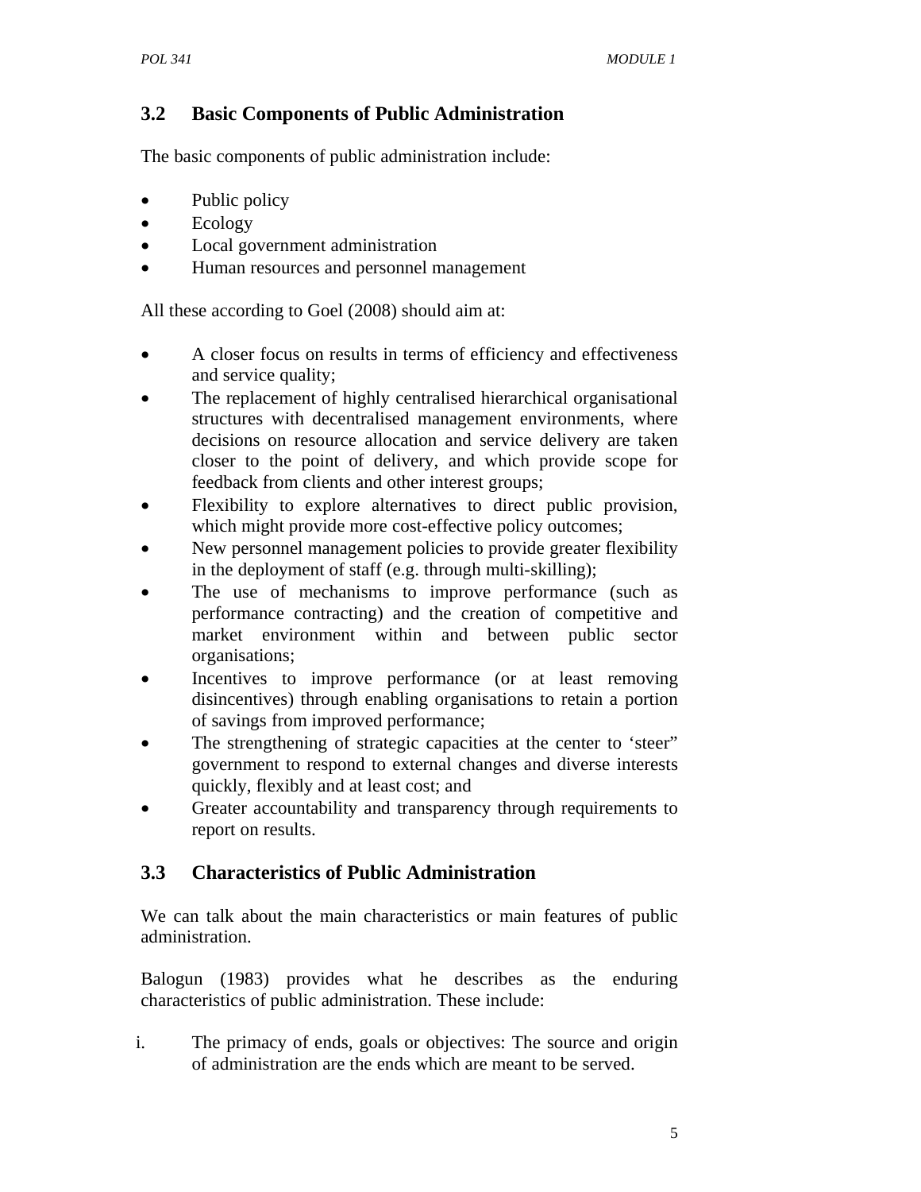## 3.2 Basic Components of Public Administration

The basic components of public administration include:

- Public policy
- Ecology
- Local government administration
- Human resources and personnel management

All these according to Goel (2008) should aim at:

- A closer focus on results in terms of efficiency and effectiveness and service quality;
- The replacement of highly centralised hierarchical organisational structures with decentralised management environments, where decisions on resource allocation and service delivery are taken closer to the point of delivery, and which provide scope for feedback from clients and other interest groups;
- Flexibility to explore alternatives to direct public provision, which might provide more cost-effective policy outcomes;
- New personnel management policies to provide greater flexibility in the deployment of staff (e.g. through multi-skilling);
- The use of mechanisms to improve performance (such as performance contracting) and the creation of competitive and market environment within and between public sector organisations;
- Incentives to improve performance (or at least removing disincentives) through enabling organisations to retain a portion of savings from improved performance;
- The strengthening of strategic capacities at the center to 'steer" government to respond to external changes and diverse interests quickly, flexibly and at least cost; and
- Greater accountability and transparency through requirements to report on results.

## 3.3 Characteristics of Public Administration

We can talk about the main characteristics or main features of public administration.

Balogun (1983) provides what he describes as the enduring characteristics of public administration. These include:

i. The primacy of ends, goals or objectives: The source and origin of administration are the ends which are meant to be served.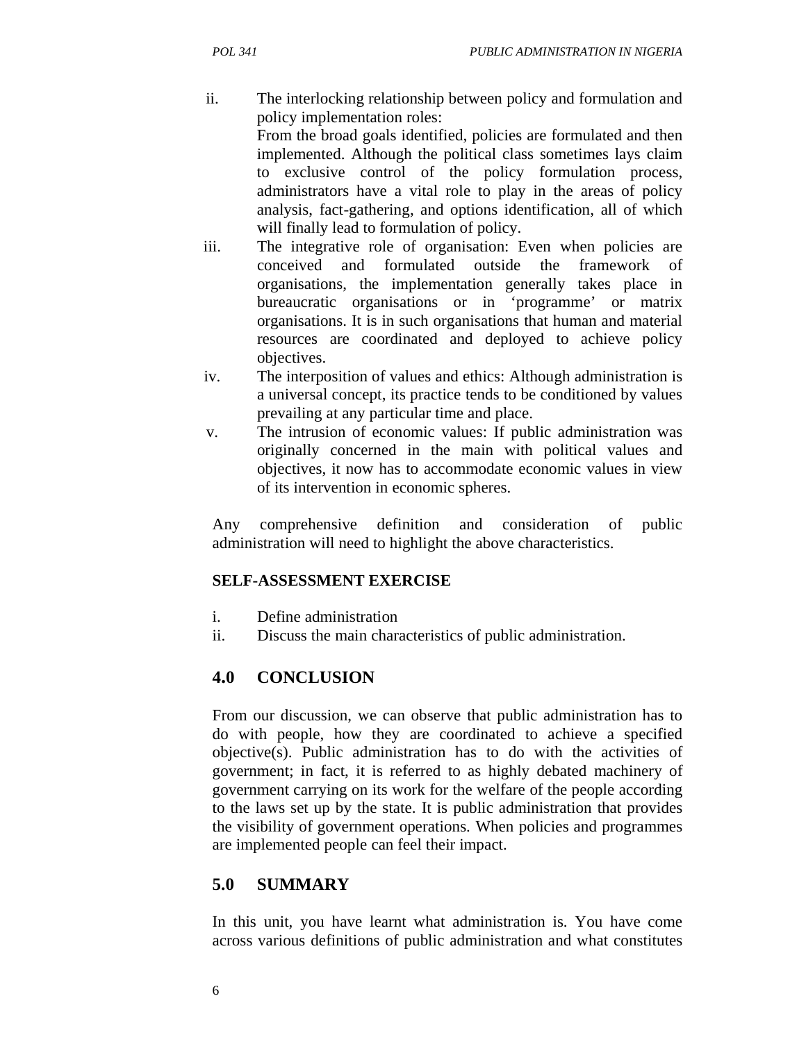ii. The interlocking relationship between policy and formulation and policy implementation roles:
    From the broad goals identified, policies are formulated and then implemented. Although the political class sometimes lays claim to exclusive control of the policy formulation process, administrators have a vital role to play in the areas of policy analysis, fact-gathering, and options identification, all of which will finally lead to formulation of policy.
iii. The integrative role of organisation: Even when policies are conceived and formulated outside the framework of organisations, the implementation generally takes place in bureaucratic organisations or in 'programme' or matrix organisations. It is in such organisations that human and material resources are coordinated and deployed to achieve policy objectives.
iv. The interposition of values and ethics: Although administration is a universal concept, its practice tends to be conditioned by values prevailing at any particular time and place.
v. The intrusion of economic values: If public administration was originally concerned in the main with political values and objectives, it now has to accommodate economic values in view of its intervention in economic spheres.

Any comprehensive definition and consideration of public administration will need to highlight the above characteristics.

**SELF-ASSESSMENT EXERCISE**

i. Define administration
ii. Discuss the main characteristics of public administration.

## 4.0 CONCLUSION

From our discussion, we can observe that public administration has to do with people, how they are coordinated to achieve a specified objective(s). Public administration has to do with the activities of government; in fact, it is referred to as highly debated machinery of government carrying on its work for the welfare of the people according to the laws set up by the state. It is public administration that provides the visibility of government operations. When policies and programmes are implemented people can feel their impact.

## 5.0 SUMMARY

In this unit, you have learnt what administration is. You have come across various definitions of public administration and what constitutes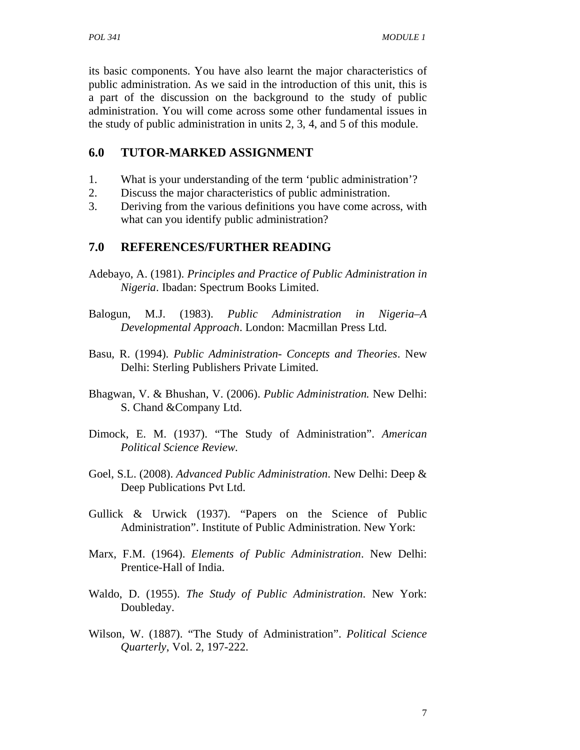its basic components. You have also learnt the major characteristics of public administration. As we said in the introduction of this unit, this is a part of the discussion on the background to the study of public administration. You will come across some other fundamental issues in the study of public administration in units 2, 3, 4, and 5 of this module.

## 6.0 TUTOR-MARKED ASSIGNMENT

1. What is your understanding of the term 'public administration'?
2. Discuss the major characteristics of public administration.
3. Deriving from the various definitions you have come across, with what can you identify public administration?

## 7.0 REFERENCES/FURTHER READING

Adebayo, A. (1981). *Principles and Practice of Public Administration in Nigeria*. Ibadan: Spectrum Books Limited.

Balogun, M.J. (1983). *Public Administration in Nigeria–A Developmental Approach*. London: Macmillan Press Ltd.

Basu, R. (1994). *Public Administration- Concepts and Theories*. New Delhi: Sterling Publishers Private Limited.

Bhagwan, V. & Bhushan, V. (2006). *Public Administration.* New Delhi: S. Chand &Company Ltd.

Dimock, E. M. (1937). "The Study of Administration". *American Political Science Review*.

Goel, S.L. (2008). *Advanced Public Administration*. New Delhi: Deep & Deep Publications Pvt Ltd.

Gullick & Urwick (1937). "Papers on the Science of Public Administration". Institute of Public Administration. New York:

Marx, F.M. (1964). *Elements of Public Administration*. New Delhi: Prentice-Hall of India.

Waldo, D. (1955). *The Study of Public Administration*. New York: Doubleday.

Wilson, W. (1887). "The Study of Administration". *Political Science Quarterly*, Vol. 2, 197-222.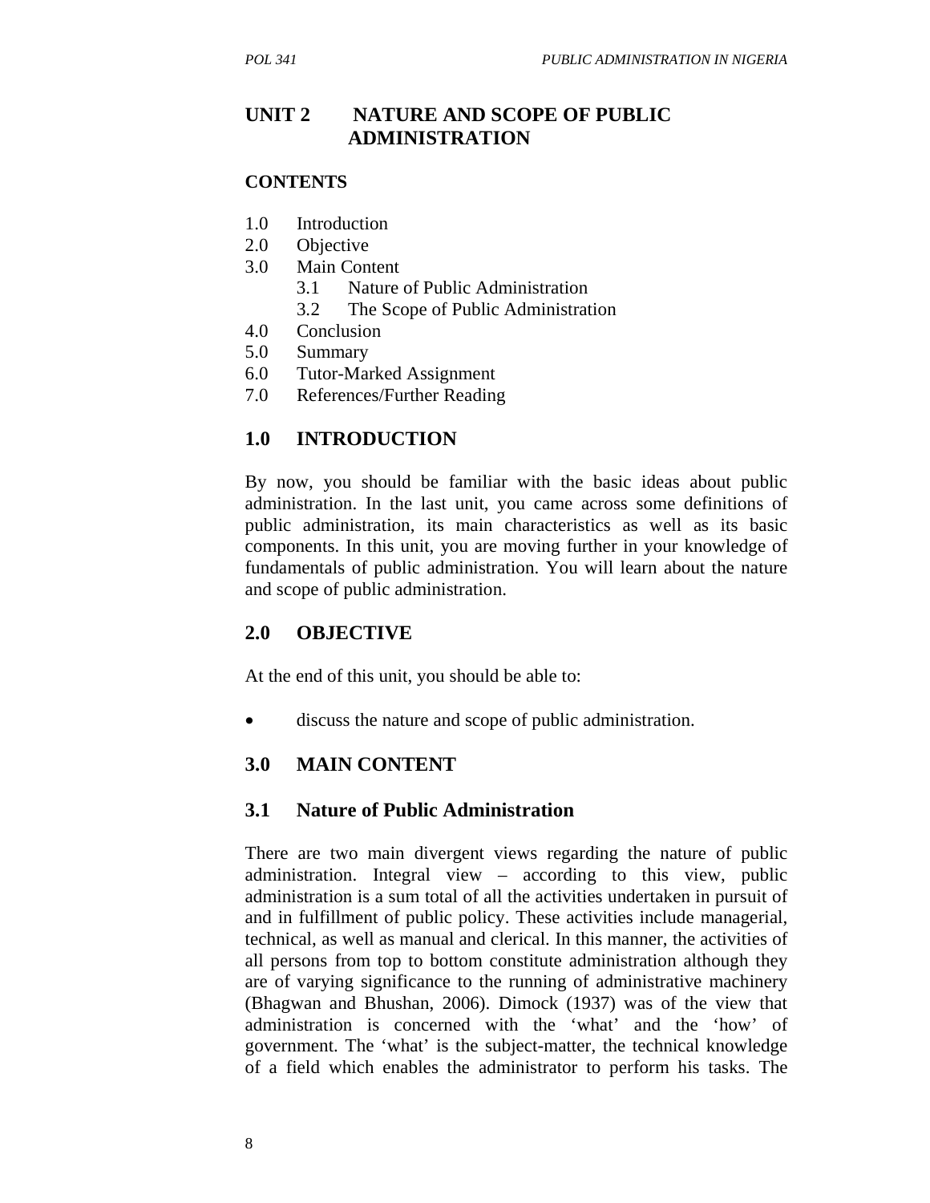# UNIT 2 NATURE AND SCOPE OF PUBLIC ADMINISTRATION

## CONTENTS

1.0 Introduction
2.0 Objective
3.0 Main Content
  3.1 Nature of Public Administration
  3.2 The Scope of Public Administration
4.0 Conclusion
5.0 Summary
6.0 Tutor-Marked Assignment
7.0 References/Further Reading

## 1.0 INTRODUCTION

By now, you should be familiar with the basic ideas about public administration. In the last unit, you came across some definitions of public administration, its main characteristics as well as its basic components. In this unit, you are moving further in your knowledge of fundamentals of public administration. You will learn about the nature and scope of public administration.

## 2.0 OBJECTIVE

At the end of this unit, you should be able to:

- discuss the nature and scope of public administration.

## 3.0 MAIN CONTENT

### 3.1 Nature of Public Administration

There are two main divergent views regarding the nature of public administration. Integral view – according to this view, public administration is a sum total of all the activities undertaken in pursuit of and in fulfillment of public policy. These activities include managerial, technical, as well as manual and clerical. In this manner, the activities of all persons from top to bottom constitute administration although they are of varying significance to the running of administrative machinery (Bhagwan and Bhushan, 2006). Dimock (1937) was of the view that administration is concerned with the 'what' and the 'how' of government. The 'what' is the subject-matter, the technical knowledge of a field which enables the administrator to perform his tasks. The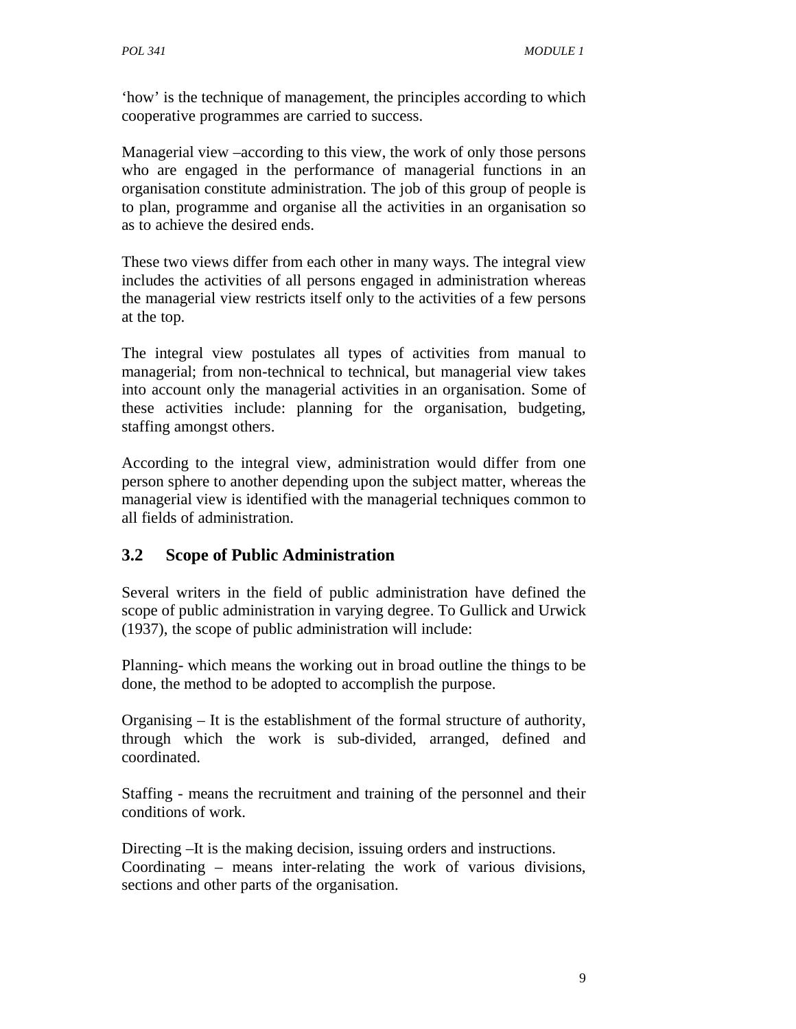'how' is the technique of management, the principles according to which cooperative programmes are carried to success.

Managerial view –according to this view, the work of only those persons who are engaged in the performance of managerial functions in an organisation constitute administration. The job of this group of people is to plan, programme and organise all the activities in an organisation so as to achieve the desired ends.

These two views differ from each other in many ways. The integral view includes the activities of all persons engaged in administration whereas the managerial view restricts itself only to the activities of a few persons at the top.

The integral view postulates all types of activities from manual to managerial; from non-technical to technical, but managerial view takes into account only the managerial activities in an organisation. Some of these activities include: planning for the organisation, budgeting, staffing amongst others.

According to the integral view, administration would differ from one person sphere to another depending upon the subject matter, whereas the managerial view is identified with the managerial techniques common to all fields of administration.

## 3.2 Scope of Public Administration

Several writers in the field of public administration have defined the scope of public administration in varying degree. To Gullick and Urwick (1937), the scope of public administration will include:

Planning- which means the working out in broad outline the things to be done, the method to be adopted to accomplish the purpose.

Organising – It is the establishment of the formal structure of authority, through which the work is sub-divided, arranged, defined and coordinated.

Staffing - means the recruitment and training of the personnel and their conditions of work.

Directing –It is the making decision, issuing orders and instructions.
Coordinating – means inter-relating the work of various divisions, sections and other parts of the organisation.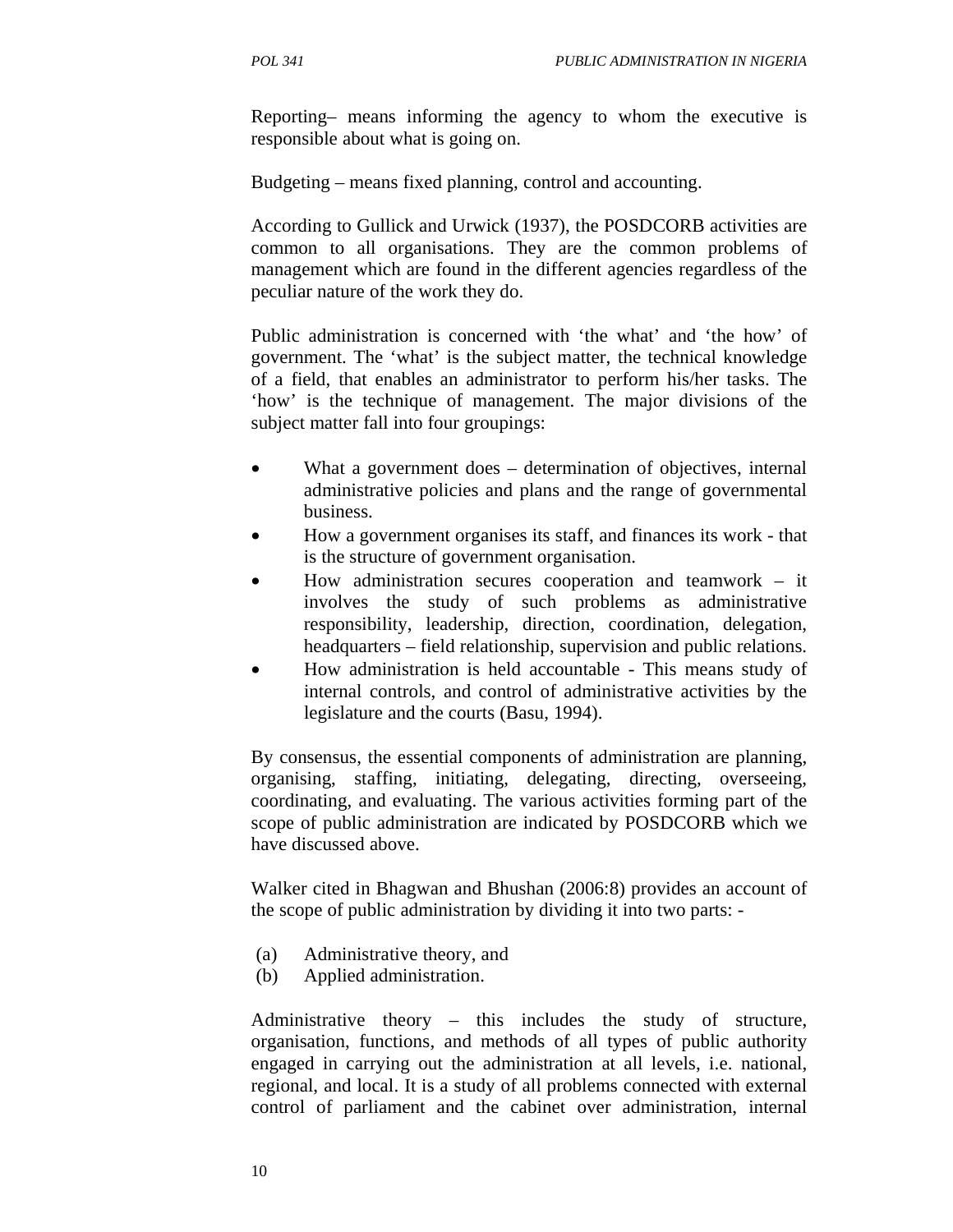Reporting– means informing the agency to whom the executive is responsible about what is going on.

Budgeting – means fixed planning, control and accounting.

According to Gullick and Urwick (1937), the POSDCORB activities are common to all organisations. They are the common problems of management which are found in the different agencies regardless of the peculiar nature of the work they do.

Public administration is concerned with 'the what' and 'the how' of government. The 'what' is the subject matter, the technical knowledge of a field, that enables an administrator to perform his/her tasks. The 'how' is the technique of management. The major divisions of the subject matter fall into four groupings:

- What a government does – determination of objectives, internal administrative policies and plans and the range of governmental business.
- How a government organises its staff, and finances its work - that is the structure of government organisation.
- How administration secures cooperation and teamwork – it involves the study of such problems as administrative responsibility, leadership, direction, coordination, delegation, headquarters – field relationship, supervision and public relations.
- How administration is held accountable - This means study of internal controls, and control of administrative activities by the legislature and the courts (Basu, 1994).

By consensus, the essential components of administration are planning, organising, staffing, initiating, delegating, directing, overseeing, coordinating, and evaluating. The various activities forming part of the scope of public administration are indicated by POSDCORB which we have discussed above.

Walker cited in Bhagwan and Bhushan (2006:8) provides an account of the scope of public administration by dividing it into two parts: -

(a) Administrative theory, and
(b) Applied administration.

Administrative theory – this includes the study of structure, organisation, functions, and methods of all types of public authority engaged in carrying out the administration at all levels, i.e. national, regional, and local. It is a study of all problems connected with external control of parliament and the cabinet over administration, internal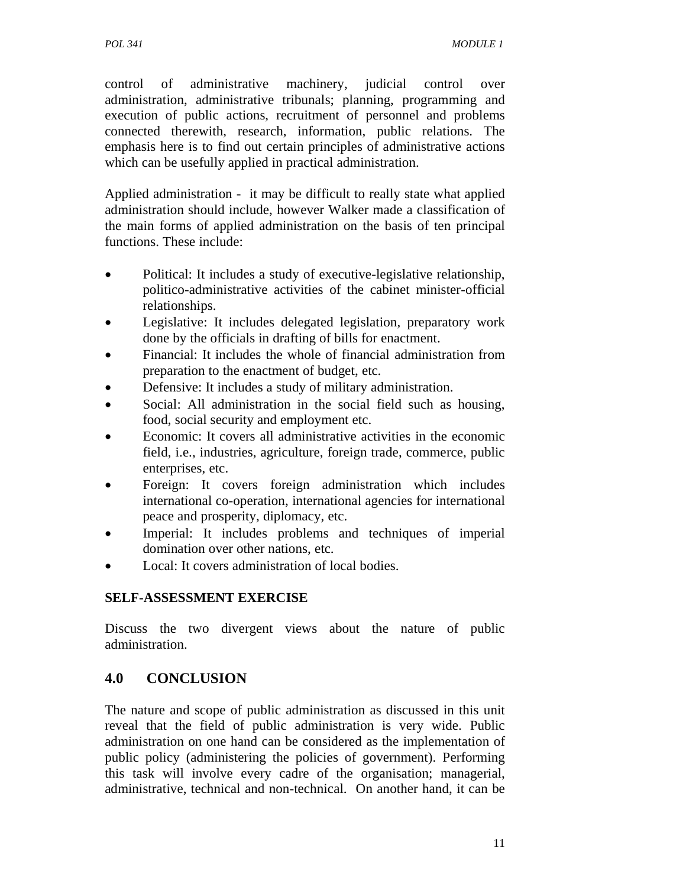control of administrative machinery, judicial control over administration, administrative tribunals; planning, programming and execution of public actions, recruitment of personnel and problems connected therewith, research, information, public relations. The emphasis here is to find out certain principles of administrative actions which can be usefully applied in practical administration.

Applied administration - it may be difficult to really state what applied administration should include, however Walker made a classification of the main forms of applied administration on the basis of ten principal functions. These include:

- Political: It includes a study of executive-legislative relationship, politico-administrative activities of the cabinet minister-official relationships.
- Legislative: It includes delegated legislation, preparatory work done by the officials in drafting of bills for enactment.
- Financial: It includes the whole of financial administration from preparation to the enactment of budget, etc.
- Defensive: It includes a study of military administration.
- Social: All administration in the social field such as housing, food, social security and employment etc.
- Economic: It covers all administrative activities in the economic field, i.e., industries, agriculture, foreign trade, commerce, public enterprises, etc.
- Foreign: It covers foreign administration which includes international co-operation, international agencies for international peace and prosperity, diplomacy, etc.
- Imperial: It includes problems and techniques of imperial domination over other nations, etc.
- Local: It covers administration of local bodies.

**SELF-ASSESSMENT EXERCISE**

Discuss the two divergent views about the nature of public administration.

## 4.0 CONCLUSION

The nature and scope of public administration as discussed in this unit reveal that the field of public administration is very wide. Public administration on one hand can be considered as the implementation of public policy (administering the policies of government). Performing this task will involve every cadre of the organisation; managerial, administrative, technical and non-technical. On another hand, it can be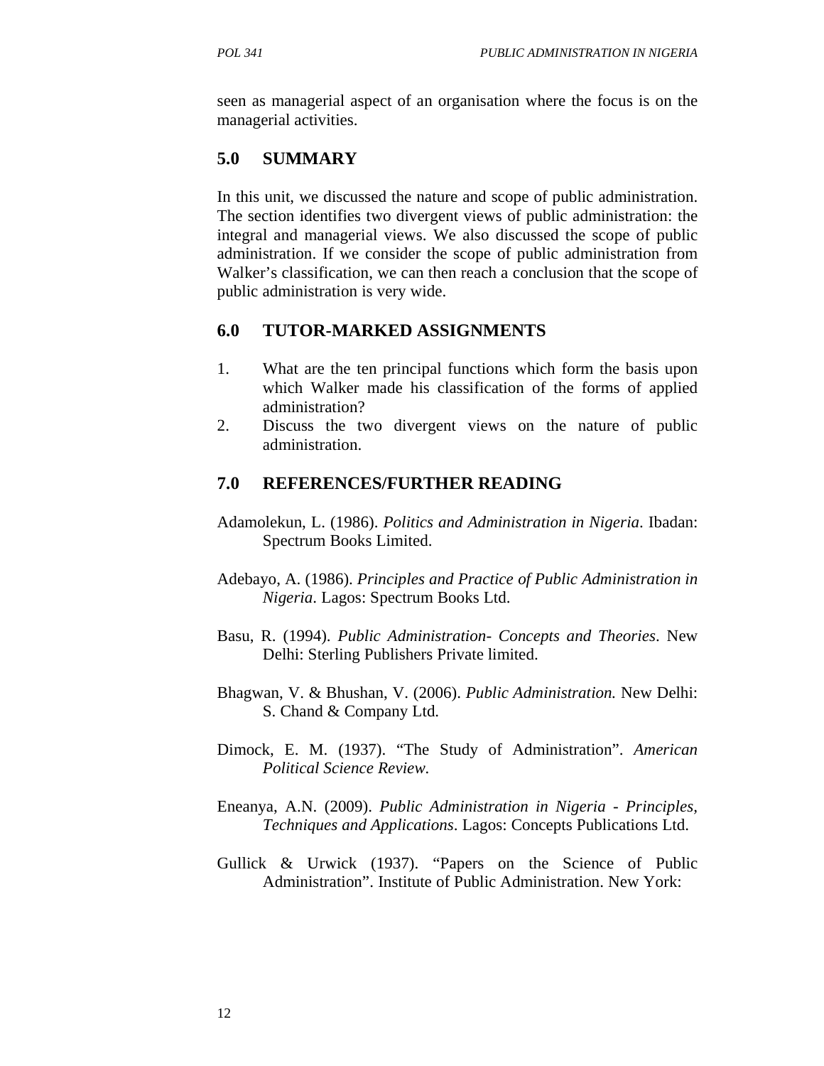seen as managerial aspect of an organisation where the focus is on the managerial activities.

## 5.0 SUMMARY

In this unit, we discussed the nature and scope of public administration. The section identifies two divergent views of public administration: the integral and managerial views. We also discussed the scope of public administration. If we consider the scope of public administration from Walker's classification, we can then reach a conclusion that the scope of public administration is very wide.

## 6.0 TUTOR-MARKED ASSIGNMENTS

1. What are the ten principal functions which form the basis upon which Walker made his classification of the forms of applied administration?
2. Discuss the two divergent views on the nature of public administration.

## 7.0 REFERENCES/FURTHER READING

Adamolekun, L. (1986). *Politics and Administration in Nigeria*. Ibadan: Spectrum Books Limited.

Adebayo, A. (1986). *Principles and Practice of Public Administration in Nigeria*. Lagos: Spectrum Books Ltd.

Basu, R. (1994). *Public Administration- Concepts and Theories*. New Delhi: Sterling Publishers Private limited.

Bhagwan, V. & Bhushan, V. (2006). *Public Administration.* New Delhi: S. Chand & Company Ltd.

Dimock, E. M. (1937). "The Study of Administration". *American Political Science Review.*

Eneanya, A.N. (2009). *Public Administration in Nigeria - Principles, Techniques and Applications*. Lagos: Concepts Publications Ltd.

Gullick & Urwick (1937). "Papers on the Science of Public Administration". Institute of Public Administration. New York: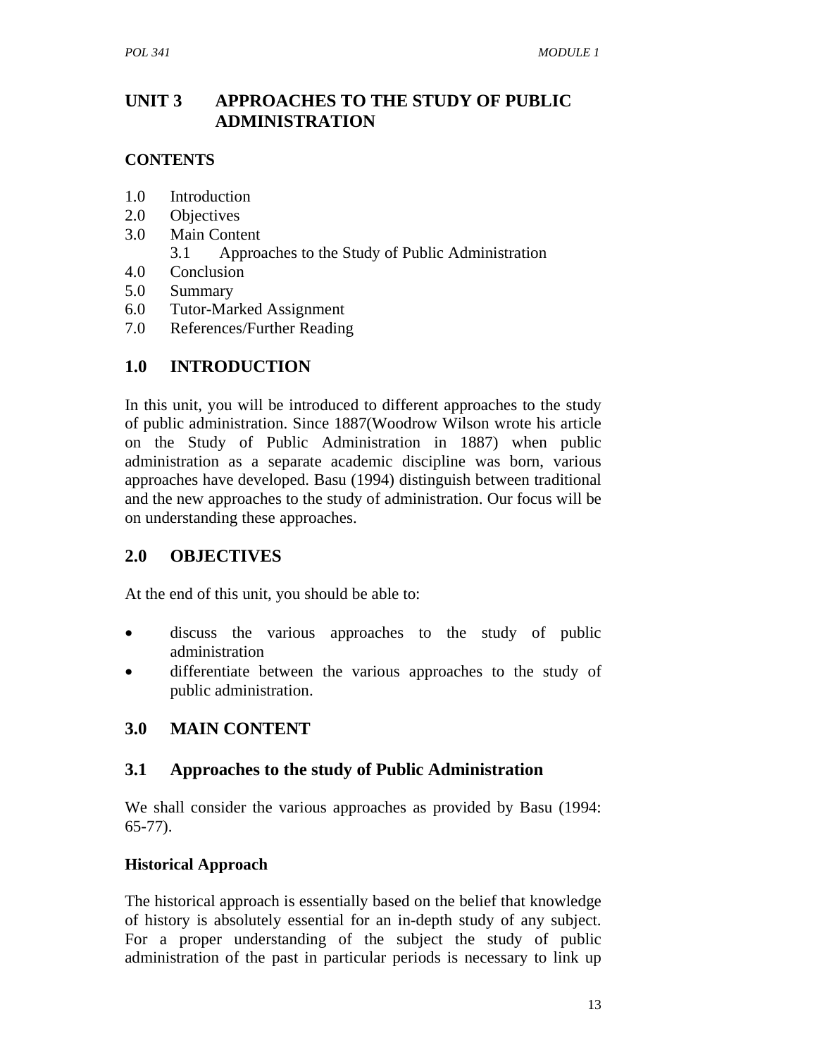# UNIT 3 APPROACHES TO THE STUDY OF PUBLIC ADMINISTRATION

## CONTENTS

1.0 Introduction
2.0 Objectives
3.0 Main Content
    3.1 Approaches to the Study of Public Administration
4.0 Conclusion
5.0 Summary
6.0 Tutor-Marked Assignment
7.0 References/Further Reading

## 1.0 INTRODUCTION

In this unit, you will be introduced to different approaches to the study of public administration. Since 1887(Woodrow Wilson wrote his article on the Study of Public Administration in 1887) when public administration as a separate academic discipline was born, various approaches have developed. Basu (1994) distinguish between traditional and the new approaches to the study of administration. Our focus will be on understanding these approaches.

## 2.0 OBJECTIVES

At the end of this unit, you should be able to:

- discuss the various approaches to the study of public administration
- differentiate between the various approaches to the study of public administration.

## 3.0 MAIN CONTENT

### 3.1 Approaches to the study of Public Administration

We shall consider the various approaches as provided by Basu (1994: 65-77).

**Historical Approach**

The historical approach is essentially based on the belief that knowledge of history is absolutely essential for an in-depth study of any subject. For a proper understanding of the subject the study of public administration of the past in particular periods is necessary to link up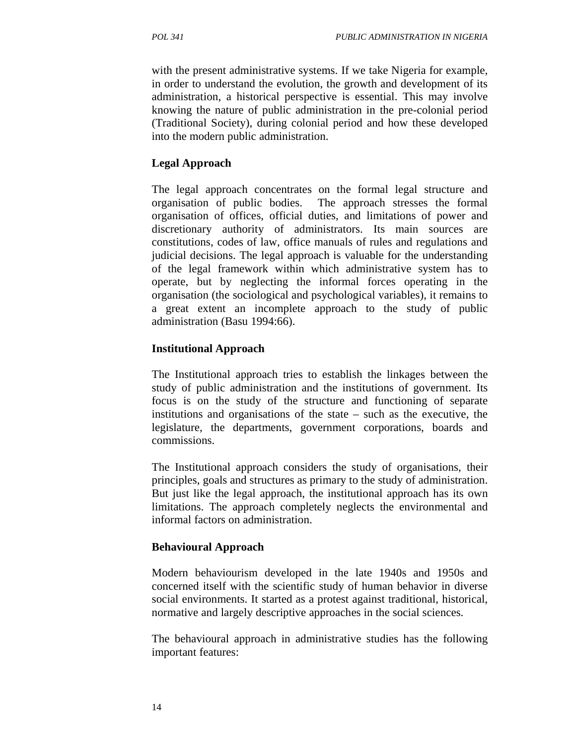with the present administrative systems. If we take Nigeria for example, in order to understand the evolution, the growth and development of its administration, a historical perspective is essential. This may involve knowing the nature of public administration in the pre-colonial period (Traditional Society), during colonial period and how these developed into the modern public administration.

**Legal Approach**

The legal approach concentrates on the formal legal structure and organisation of public bodies. The approach stresses the formal organisation of offices, official duties, and limitations of power and discretionary authority of administrators. Its main sources are constitutions, codes of law, office manuals of rules and regulations and judicial decisions. The legal approach is valuable for the understanding of the legal framework within which administrative system has to operate, but by neglecting the informal forces operating in the organisation (the sociological and psychological variables), it remains to a great extent an incomplete approach to the study of public administration (Basu 1994:66).

**Institutional Approach**

The Institutional approach tries to establish the linkages between the study of public administration and the institutions of government. Its focus is on the study of the structure and functioning of separate institutions and organisations of the state – such as the executive, the legislature, the departments, government corporations, boards and commissions.

The Institutional approach considers the study of organisations, their principles, goals and structures as primary to the study of administration. But just like the legal approach, the institutional approach has its own limitations. The approach completely neglects the environmental and informal factors on administration.

**Behavioural Approach**

Modern behaviourism developed in the late 1940s and 1950s and concerned itself with the scientific study of human behavior in diverse social environments. It started as a protest against traditional, historical, normative and largely descriptive approaches in the social sciences.

The behavioural approach in administrative studies has the following important features: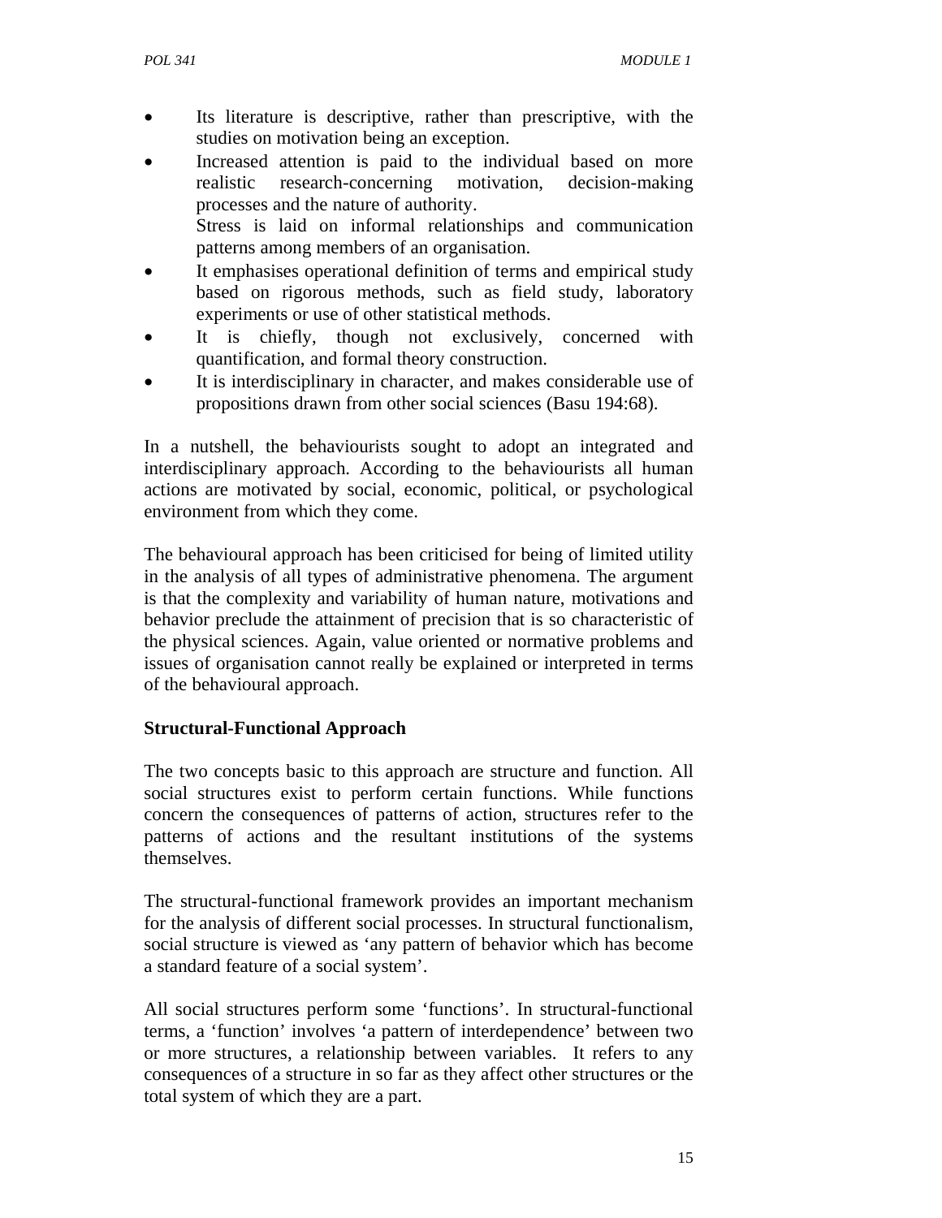- Its literature is descriptive, rather than prescriptive, with the studies on motivation being an exception.
- Increased attention is paid to the individual based on more realistic research-concerning motivation, decision-making processes and the nature of authority.
  Stress is laid on informal relationships and communication patterns among members of an organisation.
- It emphasises operational definition of terms and empirical study based on rigorous methods, such as field study, laboratory experiments or use of other statistical methods.
- It is chiefly, though not exclusively, concerned with quantification, and formal theory construction.
- It is interdisciplinary in character, and makes considerable use of propositions drawn from other social sciences (Basu 194:68).

In a nutshell, the behaviourists sought to adopt an integrated and interdisciplinary approach. According to the behaviourists all human actions are motivated by social, economic, political, or psychological environment from which they come.

The behavioural approach has been criticised for being of limited utility in the analysis of all types of administrative phenomena. The argument is that the complexity and variability of human nature, motivations and behavior preclude the attainment of precision that is so characteristic of the physical sciences. Again, value oriented or normative problems and issues of organisation cannot really be explained or interpreted in terms of the behavioural approach.

**Structural-Functional Approach**

The two concepts basic to this approach are structure and function. All social structures exist to perform certain functions. While functions concern the consequences of patterns of action, structures refer to the patterns of actions and the resultant institutions of the systems themselves.

The structural-functional framework provides an important mechanism for the analysis of different social processes. In structural functionalism, social structure is viewed as 'any pattern of behavior which has become a standard feature of a social system'.

All social structures perform some 'functions'. In structural-functional terms, a 'function' involves 'a pattern of interdependence' between two or more structures, a relationship between variables. It refers to any consequences of a structure in so far as they affect other structures or the total system of which they are a part.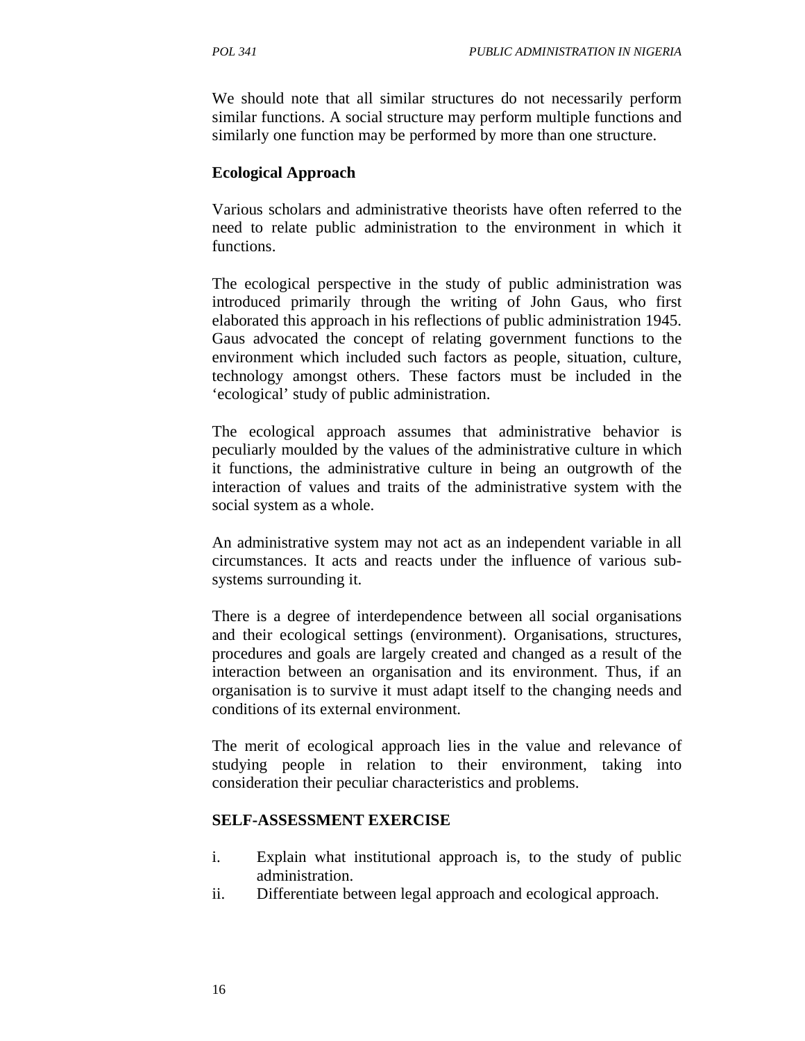We should note that all similar structures do not necessarily perform similar functions. A social structure may perform multiple functions and similarly one function may be performed by more than one structure.

**Ecological Approach**

Various scholars and administrative theorists have often referred to the need to relate public administration to the environment in which it functions.

The ecological perspective in the study of public administration was introduced primarily through the writing of John Gaus, who first elaborated this approach in his reflections of public administration 1945. Gaus advocated the concept of relating government functions to the environment which included such factors as people, situation, culture, technology amongst others. These factors must be included in the 'ecological' study of public administration.

The ecological approach assumes that administrative behavior is peculiarly moulded by the values of the administrative culture in which it functions, the administrative culture in being an outgrowth of the interaction of values and traits of the administrative system with the social system as a whole.

An administrative system may not act as an independent variable in all circumstances. It acts and reacts under the influence of various sub-systems surrounding it.

There is a degree of interdependence between all social organisations and their ecological settings (environment). Organisations, structures, procedures and goals are largely created and changed as a result of the interaction between an organisation and its environment. Thus, if an organisation is to survive it must adapt itself to the changing needs and conditions of its external environment.

The merit of ecological approach lies in the value and relevance of studying people in relation to their environment, taking into consideration their peculiar characteristics and problems.

**SELF-ASSESSMENT EXERCISE**

i. Explain what institutional approach is, to the study of public administration.
ii. Differentiate between legal approach and ecological approach.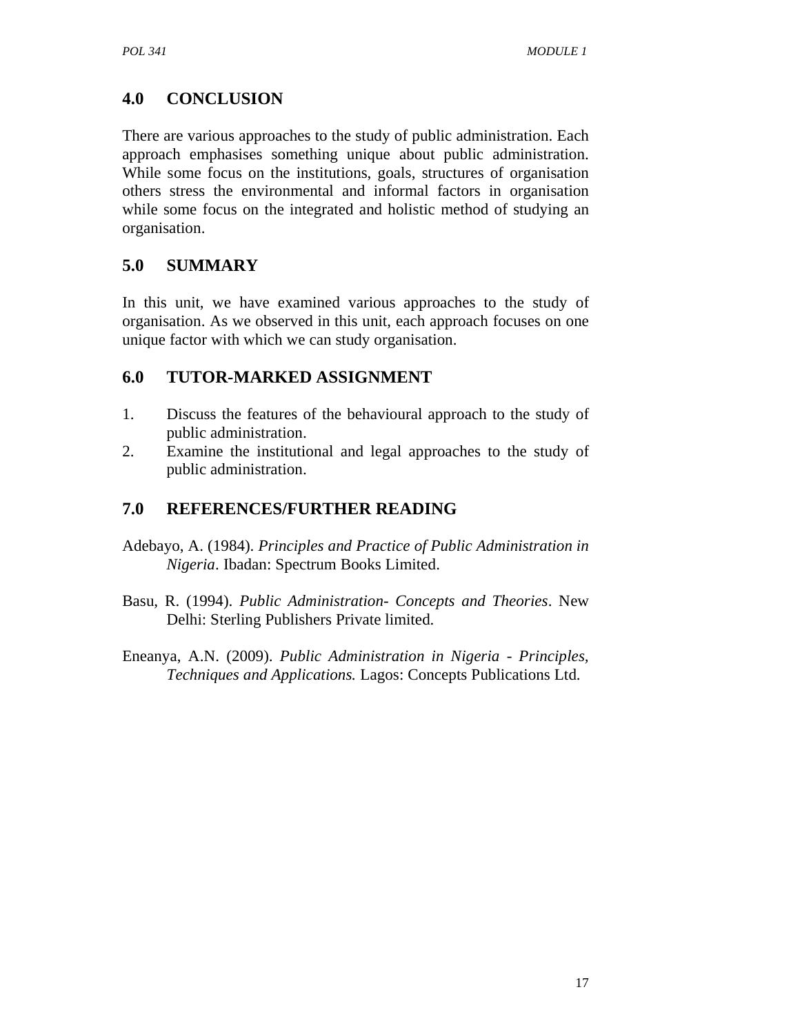## 4.0 CONCLUSION

There are various approaches to the study of public administration. Each approach emphasises something unique about public administration. While some focus on the institutions, goals, structures of organisation others stress the environmental and informal factors in organisation while some focus on the integrated and holistic method of studying an organisation.

## 5.0 SUMMARY

In this unit, we have examined various approaches to the study of organisation. As we observed in this unit, each approach focuses on one unique factor with which we can study organisation.

## 6.0 TUTOR-MARKED ASSIGNMENT

1. Discuss the features of the behavioural approach to the study of public administration.
2. Examine the institutional and legal approaches to the study of public administration.

## 7.0 REFERENCES/FURTHER READING

Adebayo, A. (1984). *Principles and Practice of Public Administration in Nigeria*. Ibadan: Spectrum Books Limited.

Basu, R. (1994). *Public Administration- Concepts and Theories*. New Delhi: Sterling Publishers Private limited.

Eneanya, A.N. (2009). *Public Administration in Nigeria - Principles, Techniques and Applications.* Lagos: Concepts Publications Ltd.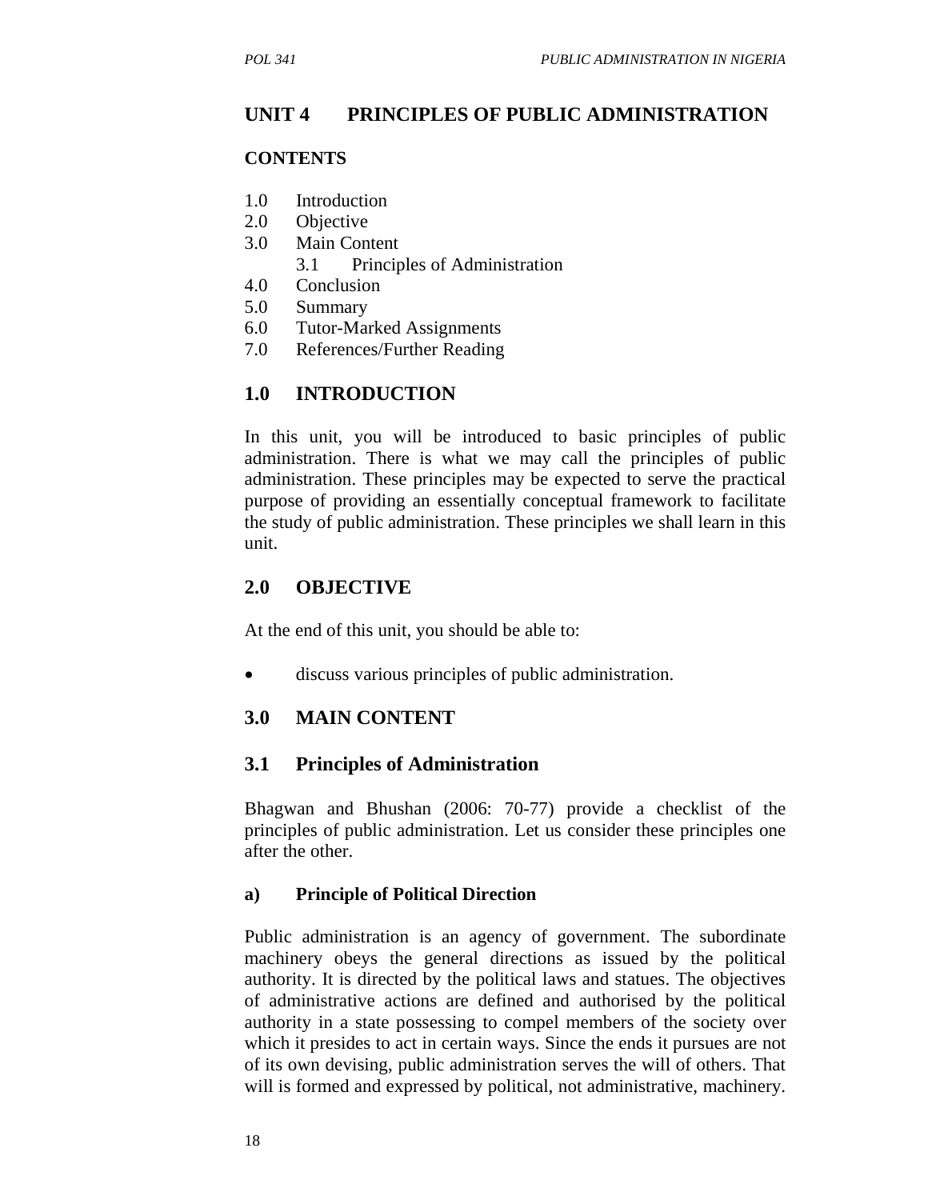## UNIT 4 PRINCIPLES OF PUBLIC ADMINISTRATION

### CONTENTS

1.0 Introduction
2.0 Objective
3.0 Main Content
  3.1 Principles of Administration
4.0 Conclusion
5.0 Summary
6.0 Tutor-Marked Assignments
7.0 References/Further Reading

## 1.0 INTRODUCTION

In this unit, you will be introduced to basic principles of public administration. There is what we may call the principles of public administration. These principles may be expected to serve the practical purpose of providing an essentially conceptual framework to facilitate the study of public administration. These principles we shall learn in this unit.

## 2.0 OBJECTIVE

At the end of this unit, you should be able to:

- discuss various principles of public administration.

## 3.0 MAIN CONTENT

### 3.1 Principles of Administration

Bhagwan and Bhushan (2006: 70-77) provide a checklist of the principles of public administration. Let us consider these principles one after the other.

**a) Principle of Political Direction**

Public administration is an agency of government. The subordinate machinery obeys the general directions as issued by the political authority. It is directed by the political laws and statues. The objectives of administrative actions are defined and authorised by the political authority in a state possessing to compel members of the society over which it presides to act in certain ways. Since the ends it pursues are not of its own devising, public administration serves the will of others. That will is formed and expressed by political, not administrative, machinery.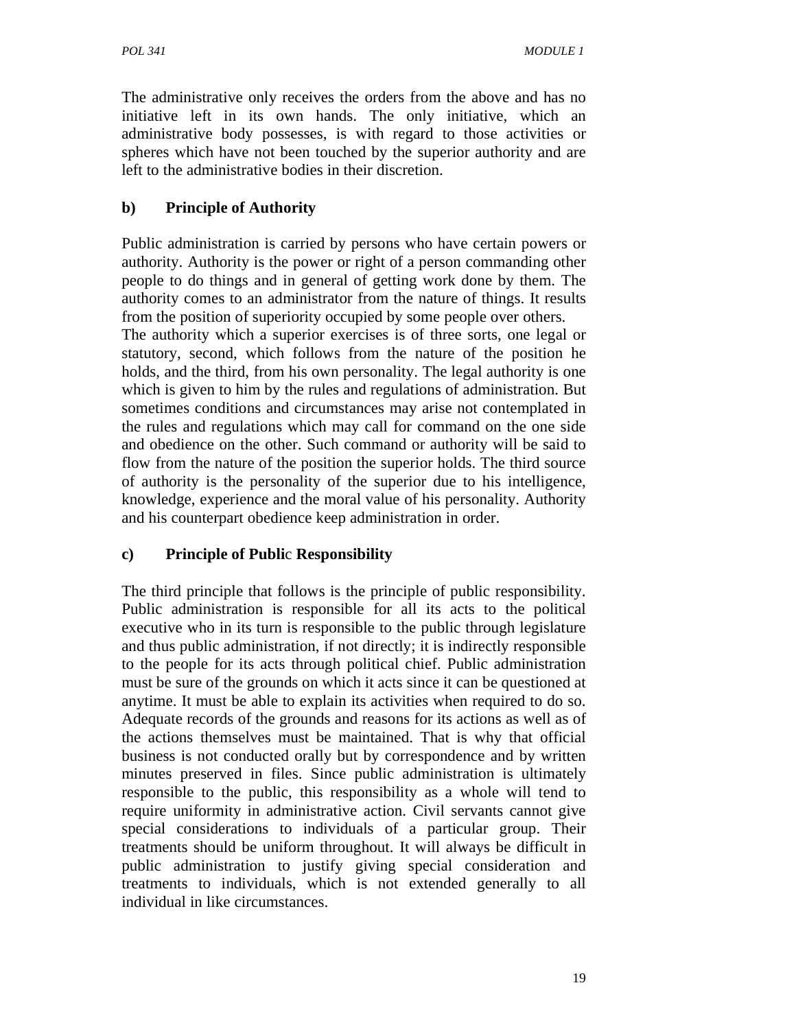The administrative only receives the orders from the above and has no initiative left in its own hands. The only initiative, which an administrative body possesses, is with regard to those activities or spheres which have not been touched by the superior authority and are left to the administrative bodies in their discretion.

**b) Principle of Authority**

Public administration is carried by persons who have certain powers or authority. Authority is the power or right of a person commanding other people to do things and in general of getting work done by them. The authority comes to an administrator from the nature of things. It results from the position of superiority occupied by some people over others.
The authority which a superior exercises is of three sorts, one legal or statutory, second, which follows from the nature of the position he holds, and the third, from his own personality. The legal authority is one which is given to him by the rules and regulations of administration. But sometimes conditions and circumstances may arise not contemplated in the rules and regulations which may call for command on the one side and obedience on the other. Such command or authority will be said to flow from the nature of the position the superior holds. The third source of authority is the personality of the superior due to his intelligence, knowledge, experience and the moral value of his personality. Authority and his counterpart obedience keep administration in order.

**c) Principle of Public Responsibility**

The third principle that follows is the principle of public responsibility. Public administration is responsible for all its acts to the political executive who in its turn is responsible to the public through legislature and thus public administration, if not directly; it is indirectly responsible to the people for its acts through political chief. Public administration must be sure of the grounds on which it acts since it can be questioned at anytime. It must be able to explain its activities when required to do so. Adequate records of the grounds and reasons for its actions as well as of the actions themselves must be maintained. That is why that official business is not conducted orally but by correspondence and by written minutes preserved in files. Since public administration is ultimately responsible to the public, this responsibility as a whole will tend to require uniformity in administrative action. Civil servants cannot give special considerations to individuals of a particular group. Their treatments should be uniform throughout. It will always be difficult in public administration to justify giving special consideration and treatments to individuals, which is not extended generally to all individual in like circumstances.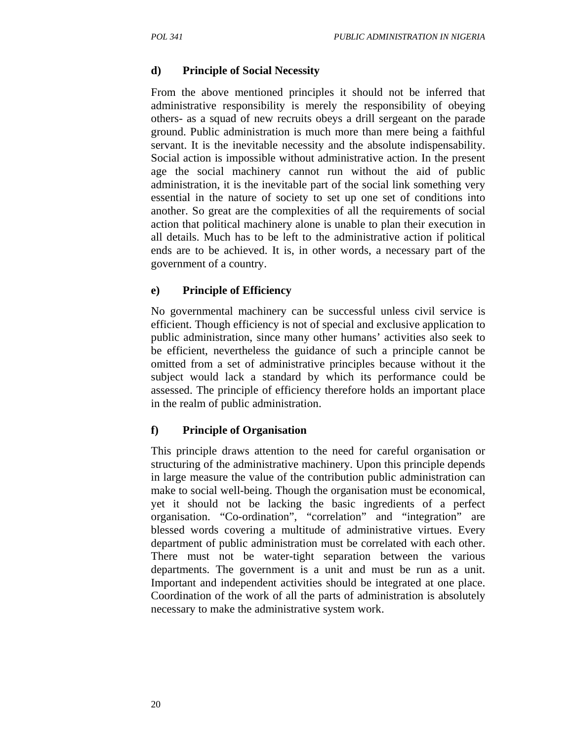**d) Principle of Social Necessity**

From the above mentioned principles it should not be inferred that administrative responsibility is merely the responsibility of obeying others- as a squad of new recruits obeys a drill sergeant on the parade ground. Public administration is much more than mere being a faithful servant. It is the inevitable necessity and the absolute indispensability. Social action is impossible without administrative action. In the present age the social machinery cannot run without the aid of public administration, it is the inevitable part of the social link something very essential in the nature of society to set up one set of conditions into another. So great are the complexities of all the requirements of social action that political machinery alone is unable to plan their execution in all details. Much has to be left to the administrative action if political ends are to be achieved. It is, in other words, a necessary part of the government of a country.

**e) Principle of Efficiency**

No governmental machinery can be successful unless civil service is efficient. Though efficiency is not of special and exclusive application to public administration, since many other humans' activities also seek to be efficient, nevertheless the guidance of such a principle cannot be omitted from a set of administrative principles because without it the subject would lack a standard by which its performance could be assessed. The principle of efficiency therefore holds an important place in the realm of public administration.

**f) Principle of Organisation**

This principle draws attention to the need for careful organisation or structuring of the administrative machinery. Upon this principle depends in large measure the value of the contribution public administration can make to social well-being. Though the organisation must be economical, yet it should not be lacking the basic ingredients of a perfect organisation. "Co-ordination", "correlation" and "integration" are blessed words covering a multitude of administrative virtues. Every department of public administration must be correlated with each other. There must not be water-tight separation between the various departments. The government is a unit and must be run as a unit. Important and independent activities should be integrated at one place. Coordination of the work of all the parts of administration is absolutely necessary to make the administrative system work.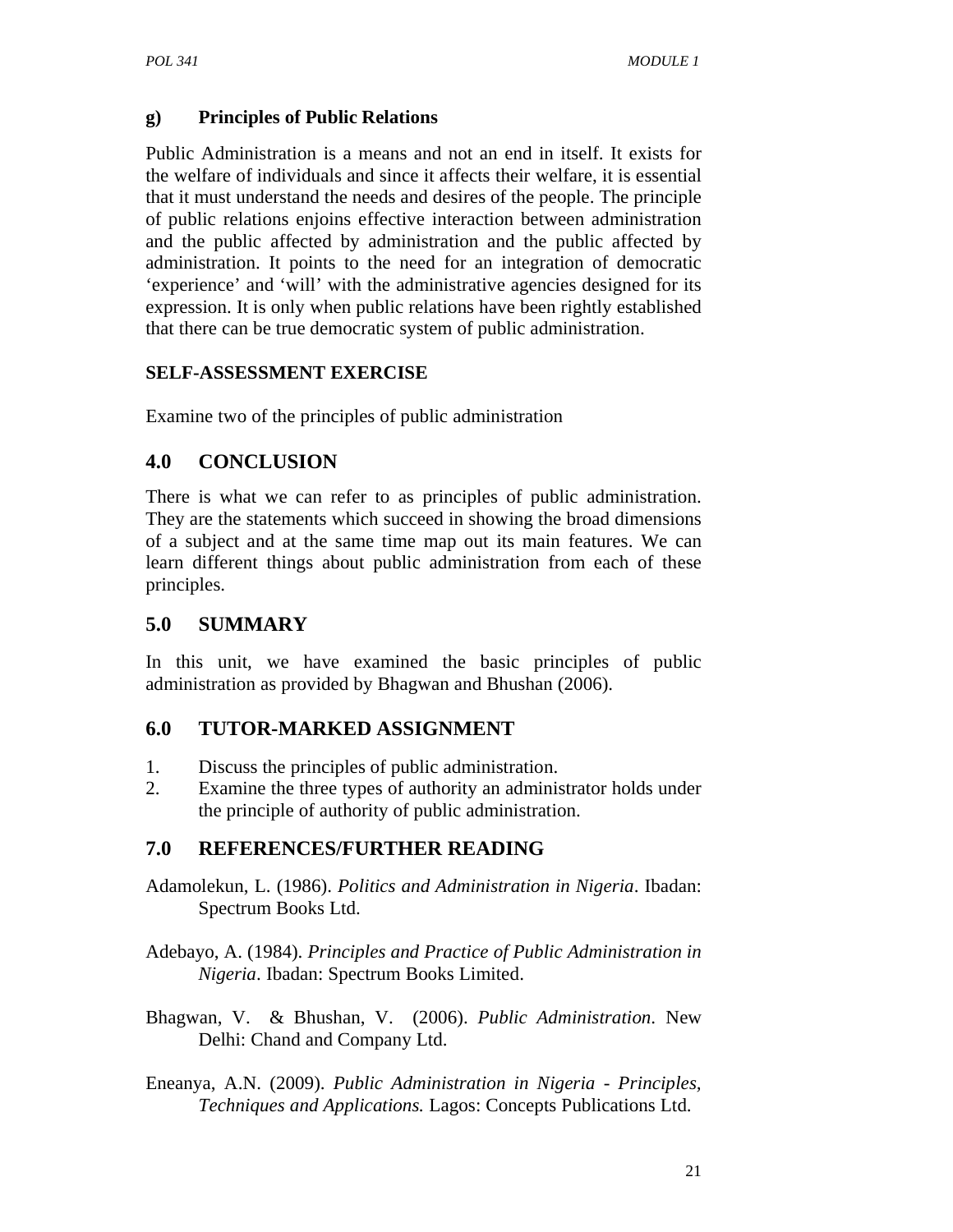### g) Principles of Public Relations

Public Administration is a means and not an end in itself. It exists for the welfare of individuals and since it affects their welfare, it is essential that it must understand the needs and desires of the people. The principle of public relations enjoins effective interaction between administration and the public affected by administration and the public affected by administration. It points to the need for an integration of democratic 'experience' and 'will' with the administrative agencies designed for its expression. It is only when public relations have been rightly established that there can be true democratic system of public administration.

**SELF-ASSESSMENT EXERCISE**

Examine two of the principles of public administration

## 4.0 CONCLUSION

There is what we can refer to as principles of public administration. They are the statements which succeed in showing the broad dimensions of a subject and at the same time map out its main features. We can learn different things about public administration from each of these principles.

## 5.0 SUMMARY

In this unit, we have examined the basic principles of public administration as provided by Bhagwan and Bhushan (2006).

## 6.0 TUTOR-MARKED ASSIGNMENT

1. Discuss the principles of public administration.
2. Examine the three types of authority an administrator holds under the principle of authority of public administration.

## 7.0 REFERENCES/FURTHER READING

Adamolekun, L. (1986). *Politics and Administration in Nigeria*. Ibadan: Spectrum Books Ltd.

Adebayo, A. (1984). *Principles and Practice of Public Administration in Nigeria*. Ibadan: Spectrum Books Limited.

Bhagwan, V. & Bhushan, V. (2006). *Public Administration*. New Delhi: Chand and Company Ltd.

Eneanya, A.N. (2009). *Public Administration in Nigeria - Principles, Techniques and Applications.* Lagos: Concepts Publications Ltd.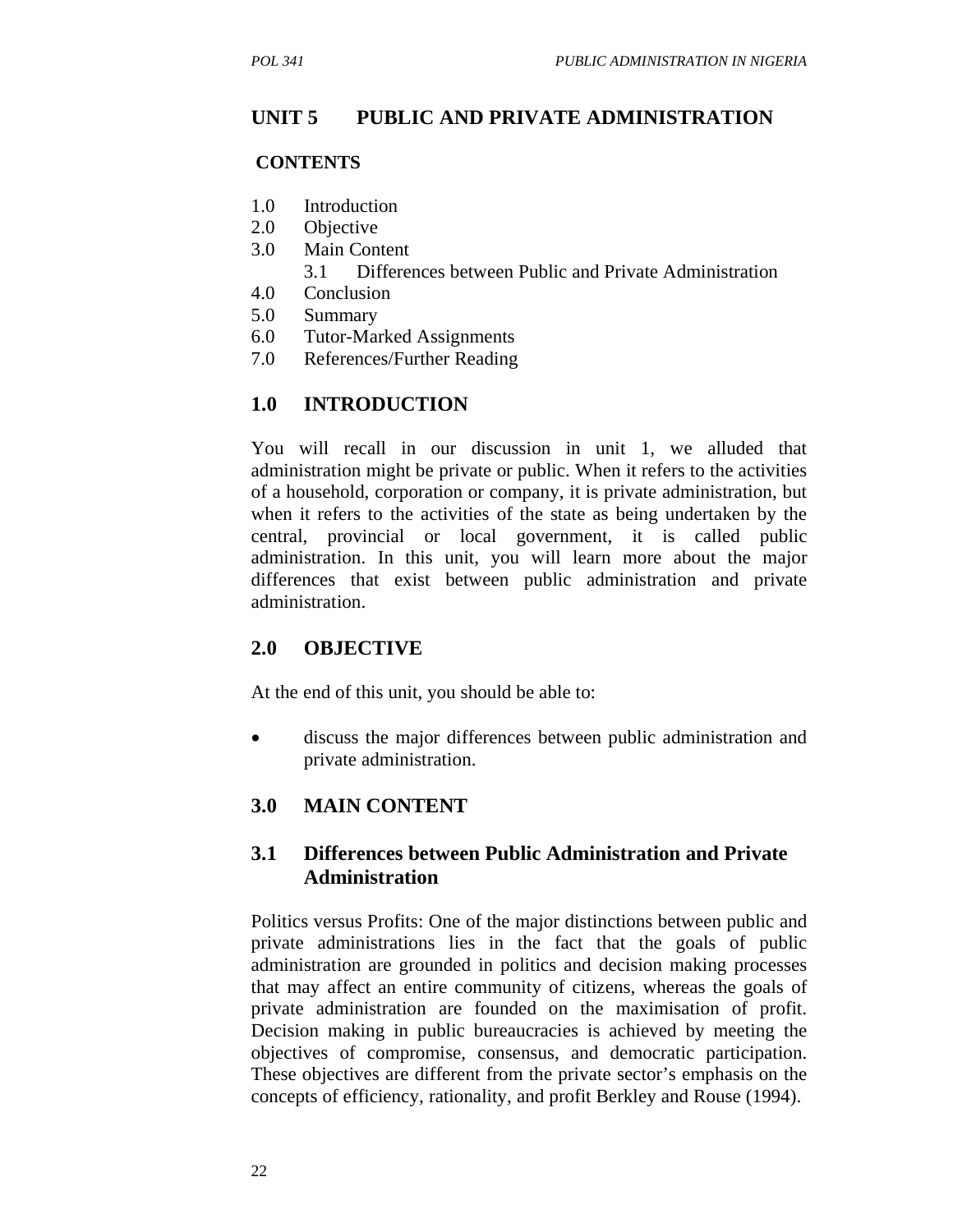## UNIT 5 PUBLIC AND PRIVATE ADMINISTRATION

**CONTENTS**

1.0 Introduction
2.0 Objective
3.0 Main Content
 3.1 Differences between Public and Private Administration
4.0 Conclusion
5.0 Summary
6.0 Tutor-Marked Assignments
7.0 References/Further Reading

## 1.0 INTRODUCTION

You will recall in our discussion in unit 1, we alluded that administration might be private or public. When it refers to the activities of a household, corporation or company, it is private administration, but when it refers to the activities of the state as being undertaken by the central, provincial or local government, it is called public administration. In this unit, you will learn more about the major differences that exist between public administration and private administration.

## 2.0 OBJECTIVE

At the end of this unit, you should be able to:

- discuss the major differences between public administration and private administration.

## 3.0 MAIN CONTENT

### 3.1 Differences between Public Administration and Private Administration

Politics versus Profits: One of the major distinctions between public and private administrations lies in the fact that the goals of public administration are grounded in politics and decision making processes that may affect an entire community of citizens, whereas the goals of private administration are founded on the maximisation of profit. Decision making in public bureaucracies is achieved by meeting the objectives of compromise, consensus, and democratic participation. These objectives are different from the private sector's emphasis on the concepts of efficiency, rationality, and profit Berkley and Rouse (1994).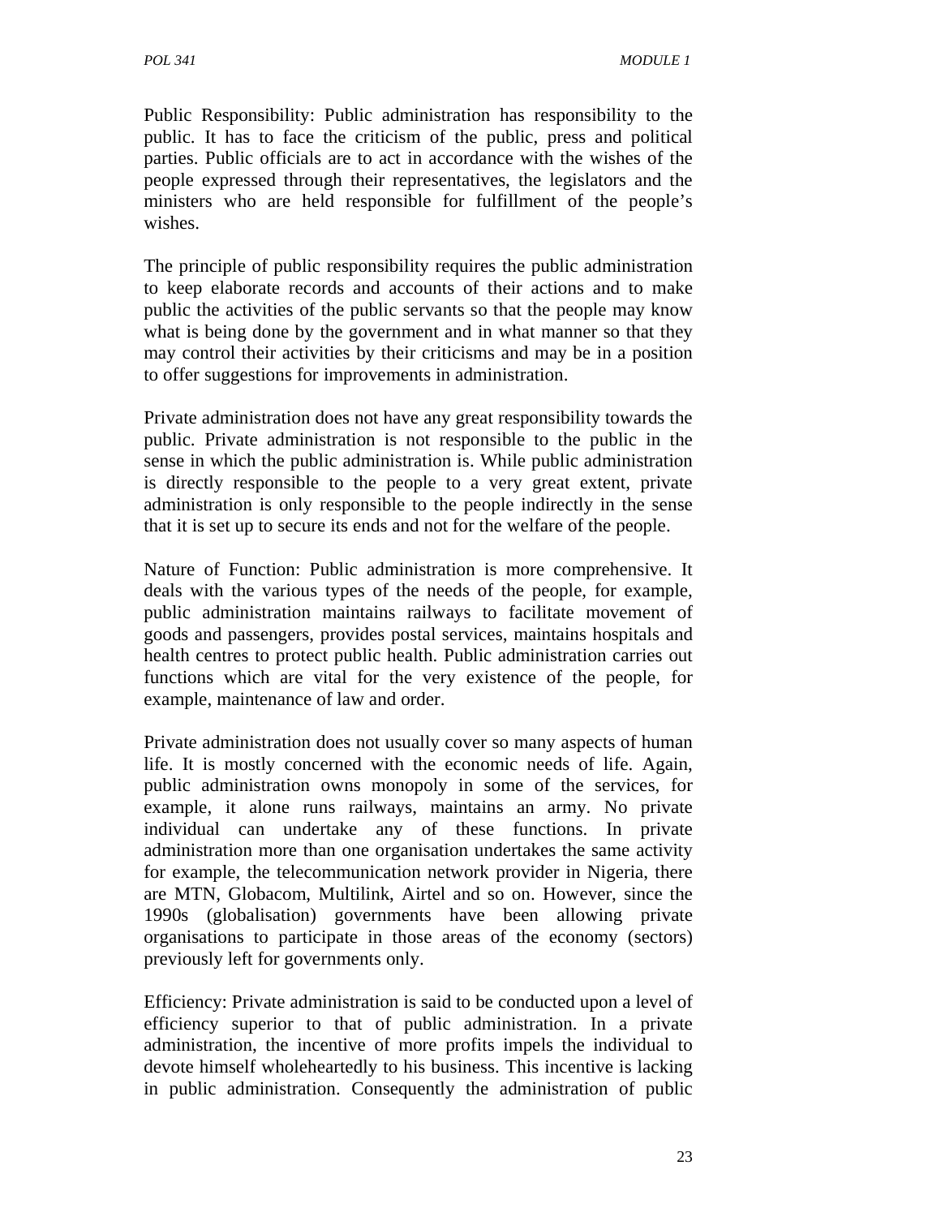Public Responsibility: Public administration has responsibility to the public. It has to face the criticism of the public, press and political parties. Public officials are to act in accordance with the wishes of the people expressed through their representatives, the legislators and the ministers who are held responsible for fulfillment of the people's wishes.

The principle of public responsibility requires the public administration to keep elaborate records and accounts of their actions and to make public the activities of the public servants so that the people may know what is being done by the government and in what manner so that they may control their activities by their criticisms and may be in a position to offer suggestions for improvements in administration.

Private administration does not have any great responsibility towards the public. Private administration is not responsible to the public in the sense in which the public administration is. While public administration is directly responsible to the people to a very great extent, private administration is only responsible to the people indirectly in the sense that it is set up to secure its ends and not for the welfare of the people.

Nature of Function: Public administration is more comprehensive. It deals with the various types of the needs of the people, for example, public administration maintains railways to facilitate movement of goods and passengers, provides postal services, maintains hospitals and health centres to protect public health. Public administration carries out functions which are vital for the very existence of the people, for example, maintenance of law and order.

Private administration does not usually cover so many aspects of human life. It is mostly concerned with the economic needs of life. Again, public administration owns monopoly in some of the services, for example, it alone runs railways, maintains an army. No private individual can undertake any of these functions. In private administration more than one organisation undertakes the same activity for example, the telecommunication network provider in Nigeria, there are MTN, Globacom, Multilink, Airtel and so on. However, since the 1990s (globalisation) governments have been allowing private organisations to participate in those areas of the economy (sectors) previously left for governments only.

Efficiency: Private administration is said to be conducted upon a level of efficiency superior to that of public administration. In a private administration, the incentive of more profits impels the individual to devote himself wholeheartedly to his business. This incentive is lacking in public administration. Consequently the administration of public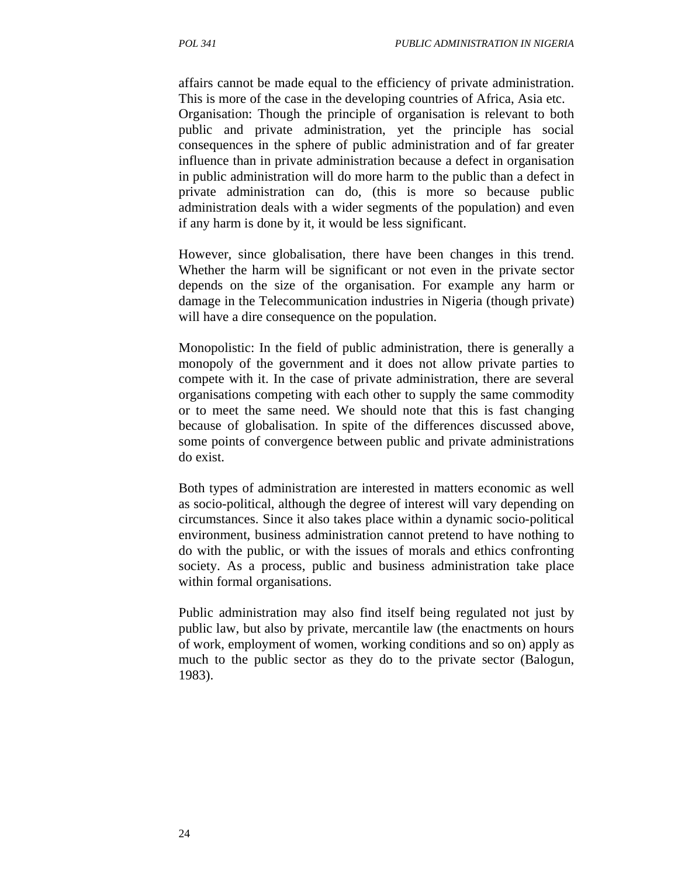affairs cannot be made equal to the efficiency of private administration. This is more of the case in the developing countries of Africa, Asia etc.
Organisation: Though the principle of organisation is relevant to both public and private administration, yet the principle has social consequences in the sphere of public administration and of far greater influence than in private administration because a defect in organisation in public administration will do more harm to the public than a defect in private administration can do, (this is more so because public administration deals with a wider segments of the population) and even if any harm is done by it, it would be less significant.

However, since globalisation, there have been changes in this trend. Whether the harm will be significant or not even in the private sector depends on the size of the organisation. For example any harm or damage in the Telecommunication industries in Nigeria (though private) will have a dire consequence on the population.

Monopolistic: In the field of public administration, there is generally a monopoly of the government and it does not allow private parties to compete with it. In the case of private administration, there are several organisations competing with each other to supply the same commodity or to meet the same need. We should note that this is fast changing because of globalisation. In spite of the differences discussed above, some points of convergence between public and private administrations do exist.

Both types of administration are interested in matters economic as well as socio-political, although the degree of interest will vary depending on circumstances. Since it also takes place within a dynamic socio-political environment, business administration cannot pretend to have nothing to do with the public, or with the issues of morals and ethics confronting society. As a process, public and business administration take place within formal organisations.

Public administration may also find itself being regulated not just by public law, but also by private, mercantile law (the enactments on hours of work, employment of women, working conditions and so on) apply as much to the public sector as they do to the private sector (Balogun, 1983).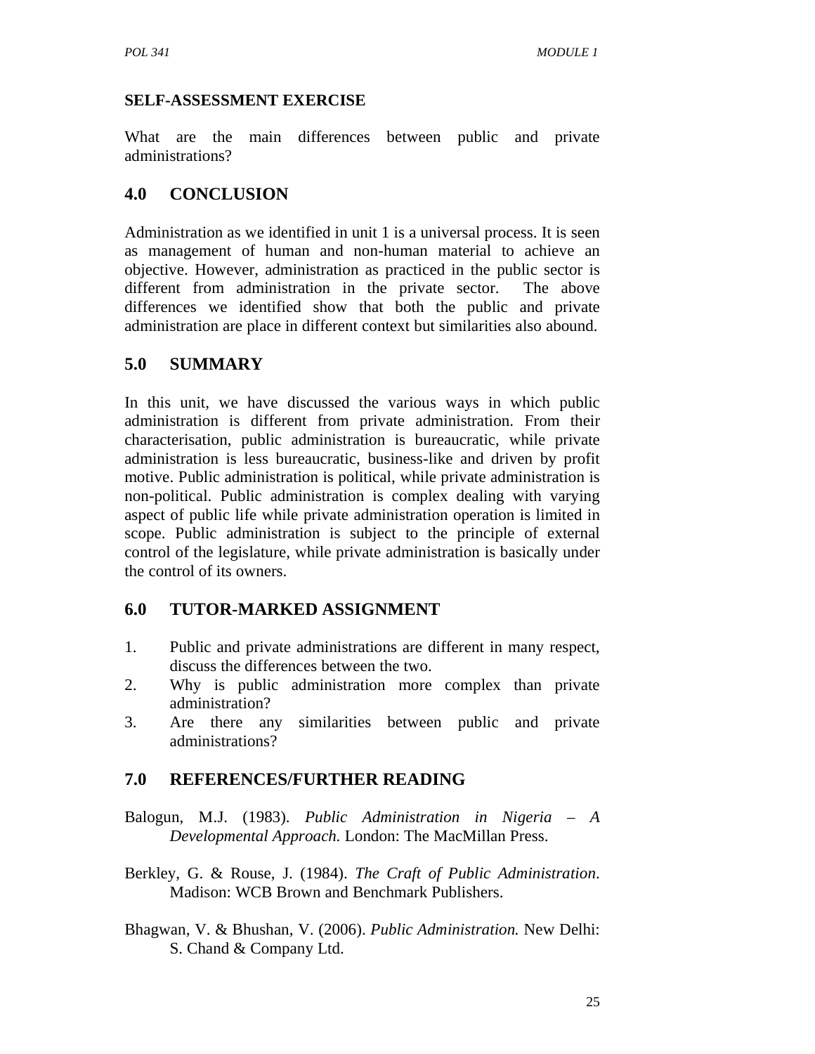**SELF-ASSESSMENT EXERCISE**

What are the main differences between public and private administrations?

## 4.0 CONCLUSION

Administration as we identified in unit 1 is a universal process. It is seen as management of human and non-human material to achieve an objective. However, administration as practiced in the public sector is different from administration in the private sector. The above differences we identified show that both the public and private administration are place in different context but similarities also abound.

## 5.0 SUMMARY

In this unit, we have discussed the various ways in which public administration is different from private administration. From their characterisation, public administration is bureaucratic, while private administration is less bureaucratic, business-like and driven by profit motive. Public administration is political, while private administration is non-political. Public administration is complex dealing with varying aspect of public life while private administration operation is limited in scope. Public administration is subject to the principle of external control of the legislature, while private administration is basically under the control of its owners.

## 6.0 TUTOR-MARKED ASSIGNMENT

1. Public and private administrations are different in many respect, discuss the differences between the two.
2. Why is public administration more complex than private administration?
3. Are there any similarities between public and private administrations?

## 7.0 REFERENCES/FURTHER READING

Balogun, M.J. (1983). *Public Administration in Nigeria – A Developmental Approach.* London: The MacMillan Press.

Berkley, G. & Rouse, J. (1984). *The Craft of Public Administration*. Madison: WCB Brown and Benchmark Publishers.

Bhagwan, V. & Bhushan, V. (2006). *Public Administration.* New Delhi: S. Chand & Company Ltd.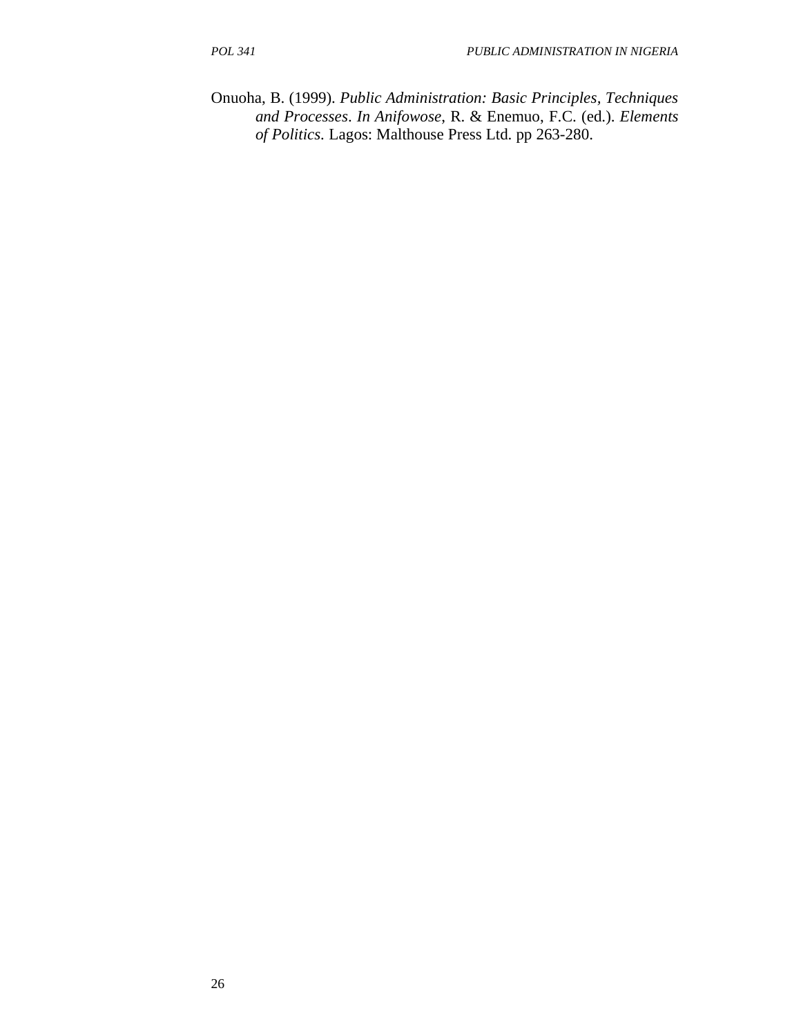Onuoha, B. (1999). *Public Administration: Basic Principles, Techniques and Processes*. *In Anifowose*, R. & Enemuo, F.C. (ed.). *Elements of Politics*. Lagos: Malthouse Press Ltd. pp 263-280.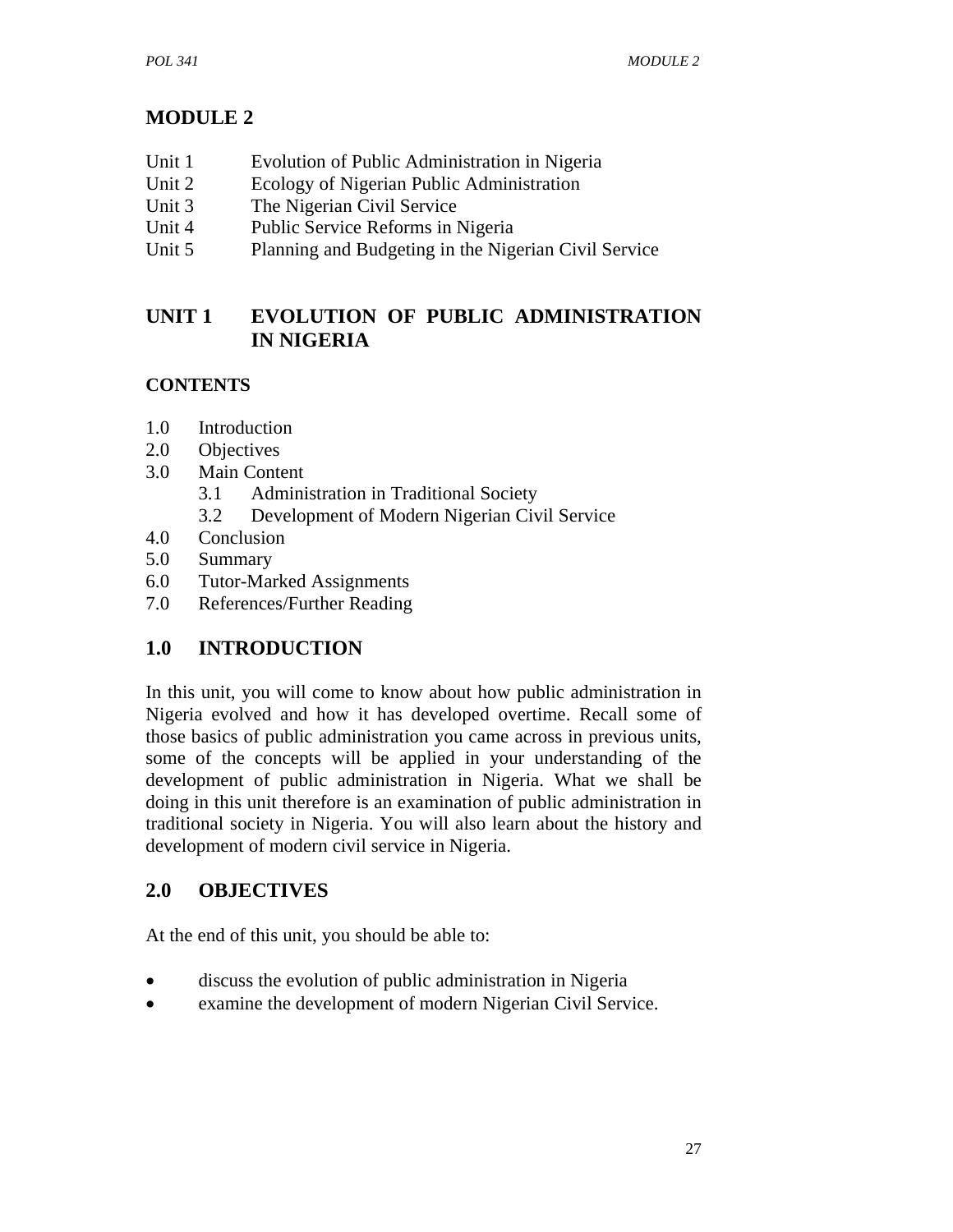# MODULE 2

Unit 1 Evolution of Public Administration in Nigeria
Unit 2 Ecology of Nigerian Public Administration
Unit 3 The Nigerian Civil Service
Unit 4 Public Service Reforms in Nigeria
Unit 5 Planning and Budgeting in the Nigerian Civil Service

## UNIT 1 EVOLUTION OF PUBLIC ADMINISTRATION IN NIGERIA

### CONTENTS

1.0 Introduction
2.0 Objectives
3.0 Main Content
  3.1 Administration in Traditional Society
  3.2 Development of Modern Nigerian Civil Service
4.0 Conclusion
5.0 Summary
6.0 Tutor-Marked Assignments
7.0 References/Further Reading

## 1.0 INTRODUCTION

In this unit, you will come to know about how public administration in Nigeria evolved and how it has developed overtime. Recall some of those basics of public administration you came across in previous units, some of the concepts will be applied in your understanding of the development of public administration in Nigeria. What we shall be doing in this unit therefore is an examination of public administration in traditional society in Nigeria. You will also learn about the history and development of modern civil service in Nigeria.

## 2.0 OBJECTIVES

At the end of this unit, you should be able to:

- discuss the evolution of public administration in Nigeria
- examine the development of modern Nigerian Civil Service.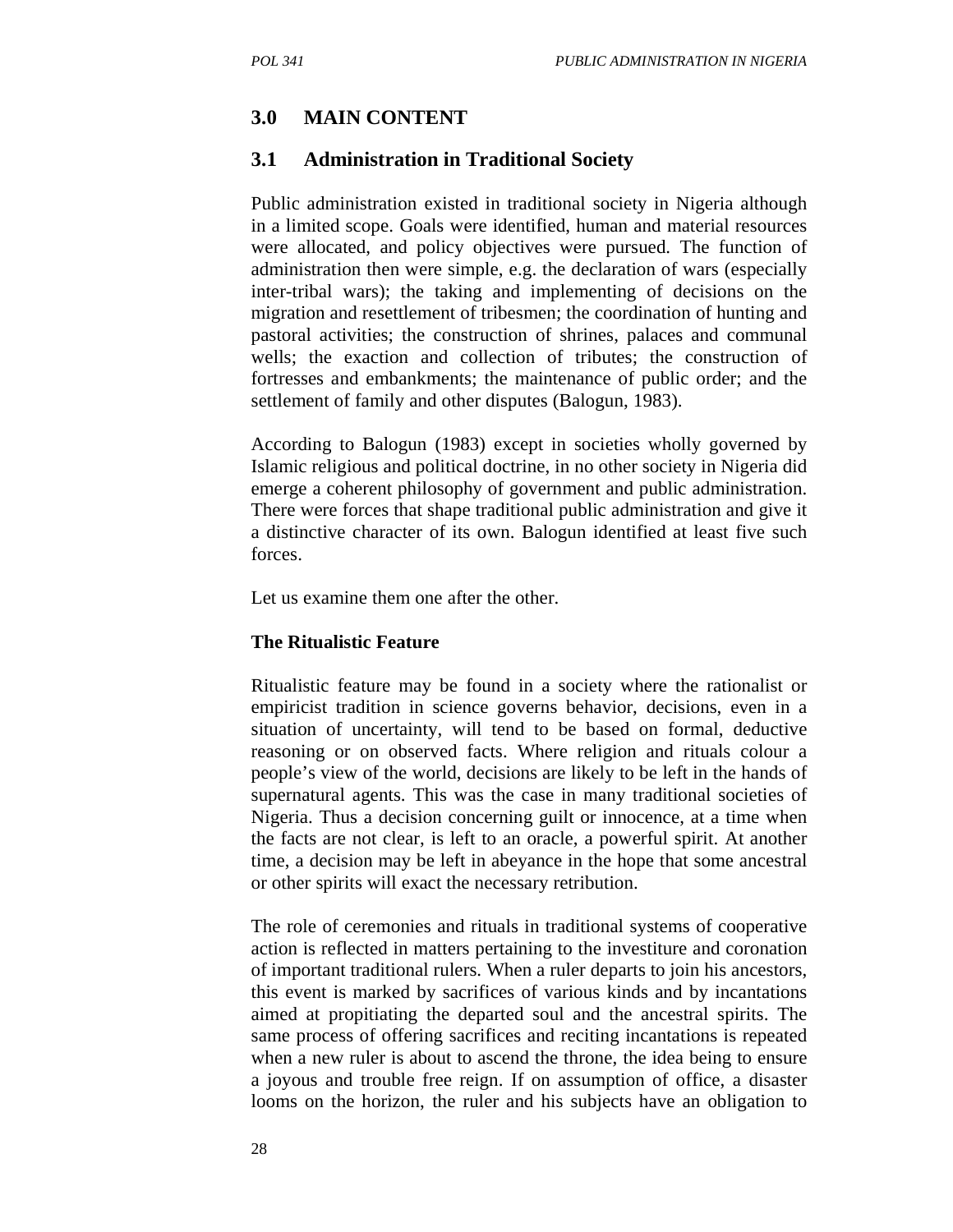## 3.0 MAIN CONTENT

### 3.1 Administration in Traditional Society

Public administration existed in traditional society in Nigeria although in a limited scope. Goals were identified, human and material resources were allocated, and policy objectives were pursued. The function of administration then were simple, e.g. the declaration of wars (especially inter-tribal wars); the taking and implementing of decisions on the migration and resettlement of tribesmen; the coordination of hunting and pastoral activities; the construction of shrines, palaces and communal wells; the exaction and collection of tributes; the construction of fortresses and embankments; the maintenance of public order; and the settlement of family and other disputes (Balogun, 1983).

According to Balogun (1983) except in societies wholly governed by Islamic religious and political doctrine, in no other society in Nigeria did emerge a coherent philosophy of government and public administration. There were forces that shape traditional public administration and give it a distinctive character of its own. Balogun identified at least five such forces.

Let us examine them one after the other.

**The Ritualistic Feature**

Ritualistic feature may be found in a society where the rationalist or empiricist tradition in science governs behavior, decisions, even in a situation of uncertainty, will tend to be based on formal, deductive reasoning or on observed facts. Where religion and rituals colour a people's view of the world, decisions are likely to be left in the hands of supernatural agents. This was the case in many traditional societies of Nigeria. Thus a decision concerning guilt or innocence, at a time when the facts are not clear, is left to an oracle, a powerful spirit. At another time, a decision may be left in abeyance in the hope that some ancestral or other spirits will exact the necessary retribution.

The role of ceremonies and rituals in traditional systems of cooperative action is reflected in matters pertaining to the investiture and coronation of important traditional rulers. When a ruler departs to join his ancestors, this event is marked by sacrifices of various kinds and by incantations aimed at propitiating the departed soul and the ancestral spirits. The same process of offering sacrifices and reciting incantations is repeated when a new ruler is about to ascend the throne, the idea being to ensure a joyous and trouble free reign. If on assumption of office, a disaster looms on the horizon, the ruler and his subjects have an obligation to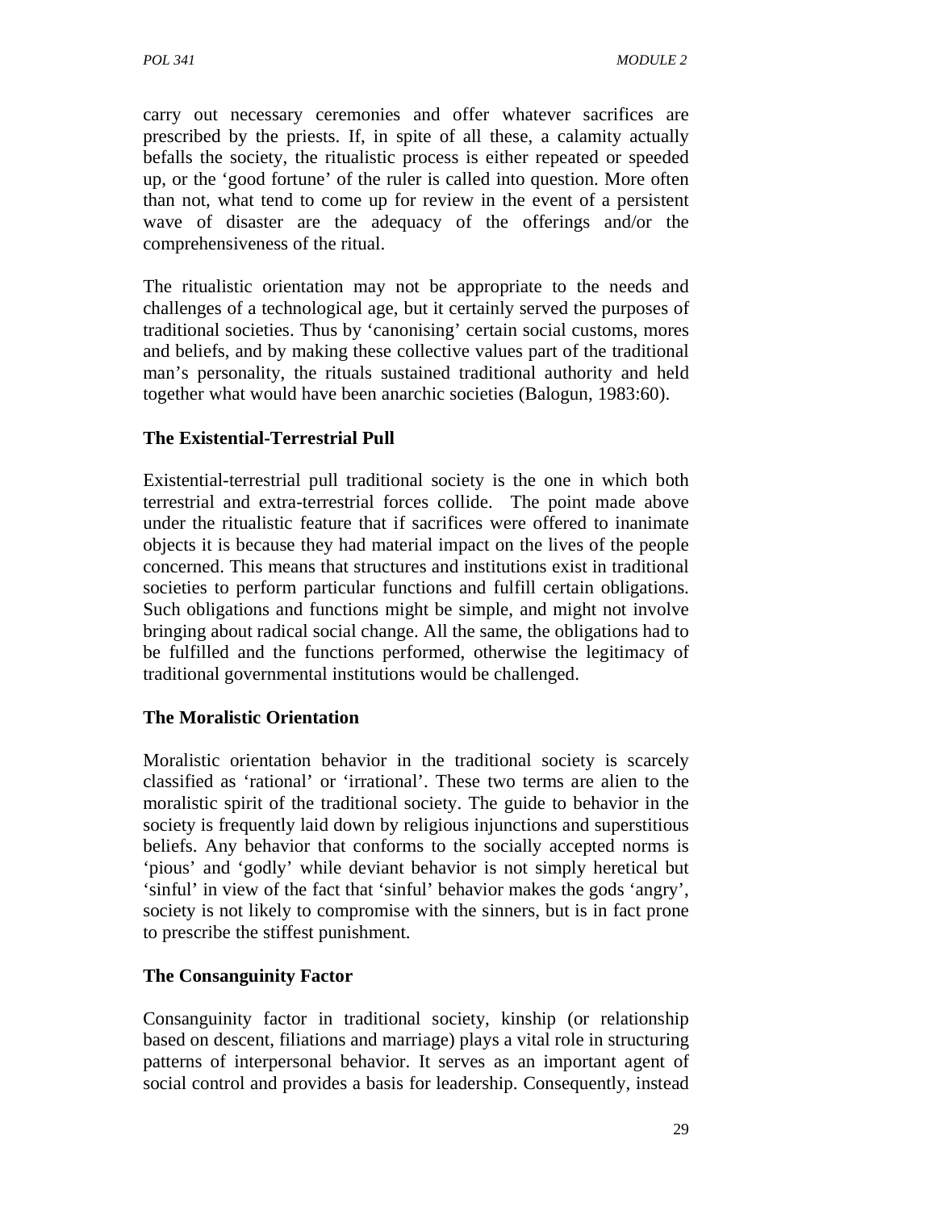carry out necessary ceremonies and offer whatever sacrifices are prescribed by the priests. If, in spite of all these, a calamity actually befalls the society, the ritualistic process is either repeated or speeded up, or the 'good fortune' of the ruler is called into question. More often than not, what tend to come up for review in the event of a persistent wave of disaster are the adequacy of the offerings and/or the comprehensiveness of the ritual.

The ritualistic orientation may not be appropriate to the needs and challenges of a technological age, but it certainly served the purposes of traditional societies. Thus by 'canonising' certain social customs, mores and beliefs, and by making these collective values part of the traditional man's personality, the rituals sustained traditional authority and held together what would have been anarchic societies (Balogun, 1983:60).

### The Existential-Terrestrial Pull

Existential-terrestrial pull traditional society is the one in which both terrestrial and extra-terrestrial forces collide. The point made above under the ritualistic feature that if sacrifices were offered to inanimate objects it is because they had material impact on the lives of the people concerned. This means that structures and institutions exist in traditional societies to perform particular functions and fulfill certain obligations. Such obligations and functions might be simple, and might not involve bringing about radical social change. All the same, the obligations had to be fulfilled and the functions performed, otherwise the legitimacy of traditional governmental institutions would be challenged.

### The Moralistic Orientation

Moralistic orientation behavior in the traditional society is scarcely classified as 'rational' or 'irrational'. These two terms are alien to the moralistic spirit of the traditional society. The guide to behavior in the society is frequently laid down by religious injunctions and superstitious beliefs. Any behavior that conforms to the socially accepted norms is 'pious' and 'godly' while deviant behavior is not simply heretical but 'sinful' in view of the fact that 'sinful' behavior makes the gods 'angry', society is not likely to compromise with the sinners, but is in fact prone to prescribe the stiffest punishment.

### The Consanguinity Factor

Consanguinity factor in traditional society, kinship (or relationship based on descent, filiations and marriage) plays a vital role in structuring patterns of interpersonal behavior. It serves as an important agent of social control and provides a basis for leadership. Consequently, instead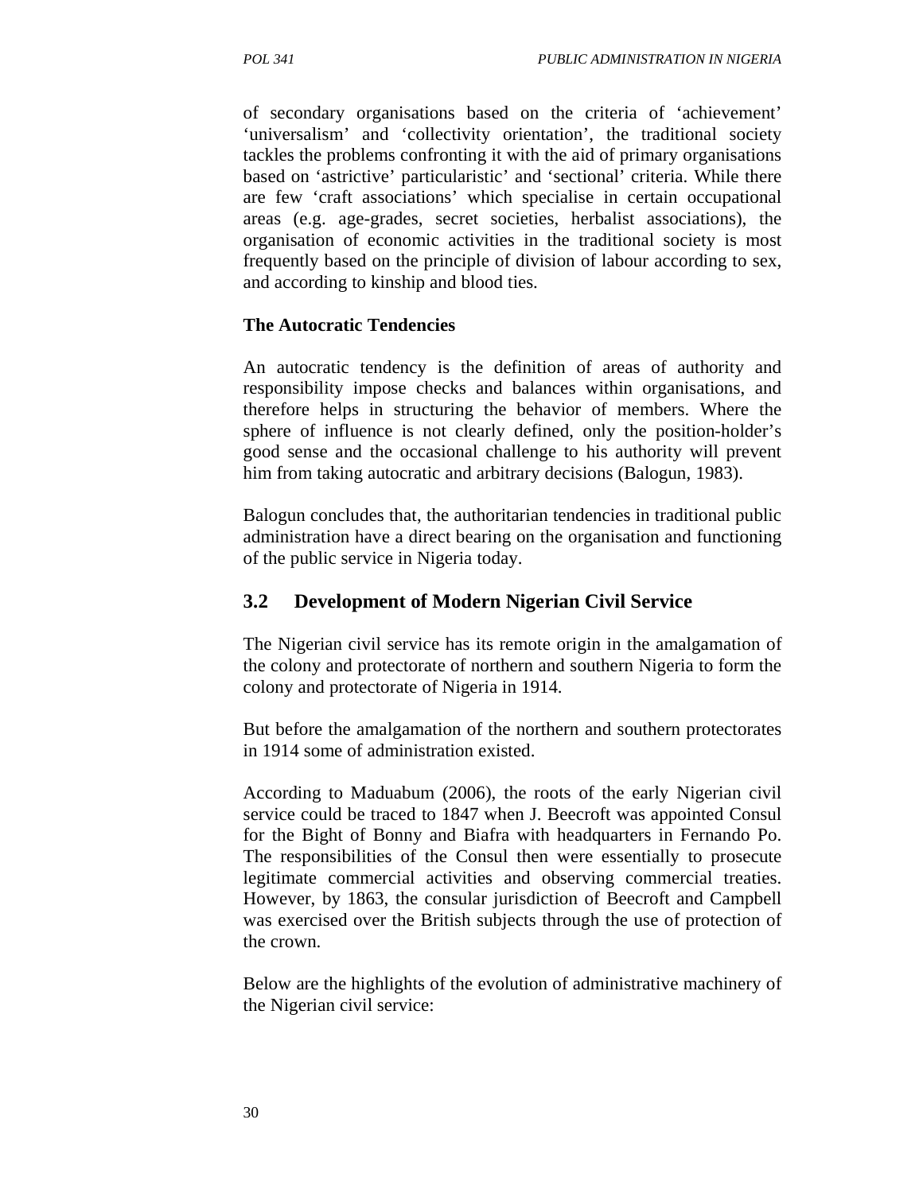of secondary organisations based on the criteria of 'achievement' 'universalism' and 'collectivity orientation', the traditional society tackles the problems confronting it with the aid of primary organisations based on 'astrictive' particularistic' and 'sectional' criteria. While there are few 'craft associations' which specialise in certain occupational areas (e.g. age-grades, secret societies, herbalist associations), the organisation of economic activities in the traditional society is most frequently based on the principle of division of labour according to sex, and according to kinship and blood ties.

**The Autocratic Tendencies**

An autocratic tendency is the definition of areas of authority and responsibility impose checks and balances within organisations, and therefore helps in structuring the behavior of members. Where the sphere of influence is not clearly defined, only the position-holder's good sense and the occasional challenge to his authority will prevent him from taking autocratic and arbitrary decisions (Balogun, 1983).

Balogun concludes that, the authoritarian tendencies in traditional public administration have a direct bearing on the organisation and functioning of the public service in Nigeria today.

## 3.2 Development of Modern Nigerian Civil Service

The Nigerian civil service has its remote origin in the amalgamation of the colony and protectorate of northern and southern Nigeria to form the colony and protectorate of Nigeria in 1914.

But before the amalgamation of the northern and southern protectorates in 1914 some of administration existed.

According to Maduabum (2006), the roots of the early Nigerian civil service could be traced to 1847 when J. Beecroft was appointed Consul for the Bight of Bonny and Biafra with headquarters in Fernando Po. The responsibilities of the Consul then were essentially to prosecute legitimate commercial activities and observing commercial treaties. However, by 1863, the consular jurisdiction of Beecroft and Campbell was exercised over the British subjects through the use of protection of the crown.

Below are the highlights of the evolution of administrative machinery of the Nigerian civil service: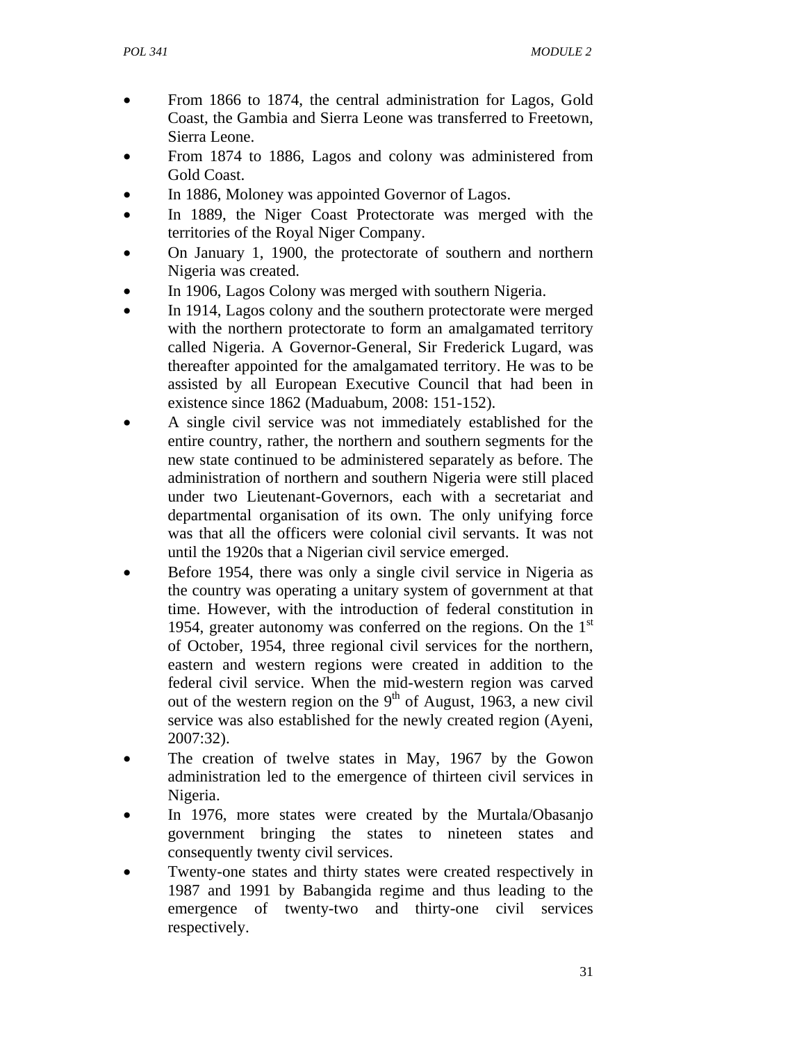- From 1866 to 1874, the central administration for Lagos, Gold Coast, the Gambia and Sierra Leone was transferred to Freetown, Sierra Leone.
- From 1874 to 1886, Lagos and colony was administered from Gold Coast.
- In 1886, Moloney was appointed Governor of Lagos.
- In 1889, the Niger Coast Protectorate was merged with the territories of the Royal Niger Company.
- On January 1, 1900, the protectorate of southern and northern Nigeria was created.
- In 1906, Lagos Colony was merged with southern Nigeria.
- In 1914, Lagos colony and the southern protectorate were merged with the northern protectorate to form an amalgamated territory called Nigeria. A Governor-General, Sir Frederick Lugard, was thereafter appointed for the amalgamated territory. He was to be assisted by all European Executive Council that had been in existence since 1862 (Maduabum, 2008: 151-152).
- A single civil service was not immediately established for the entire country, rather, the northern and southern segments for the new state continued to be administered separately as before. The administration of northern and southern Nigeria were still placed under two Lieutenant-Governors, each with a secretariat and departmental organisation of its own. The only unifying force was that all the officers were colonial civil servants. It was not until the 1920s that a Nigerian civil service emerged.
- Before 1954, there was only a single civil service in Nigeria as the country was operating a unitary system of government at that time. However, with the introduction of federal constitution in 1954, greater autonomy was conferred on the regions. On the 1st of October, 1954, three regional civil services for the northern, eastern and western regions were created in addition to the federal civil service. When the mid-western region was carved out of the western region on the 9th of August, 1963, a new civil service was also established for the newly created region (Ayeni, 2007:32).
- The creation of twelve states in May, 1967 by the Gowon administration led to the emergence of thirteen civil services in Nigeria.
- In 1976, more states were created by the Murtala/Obasanjo government bringing the states to nineteen states and consequently twenty civil services.
- Twenty-one states and thirty states were created respectively in 1987 and 1991 by Babangida regime and thus leading to the emergence of twenty-two and thirty-one civil services respectively.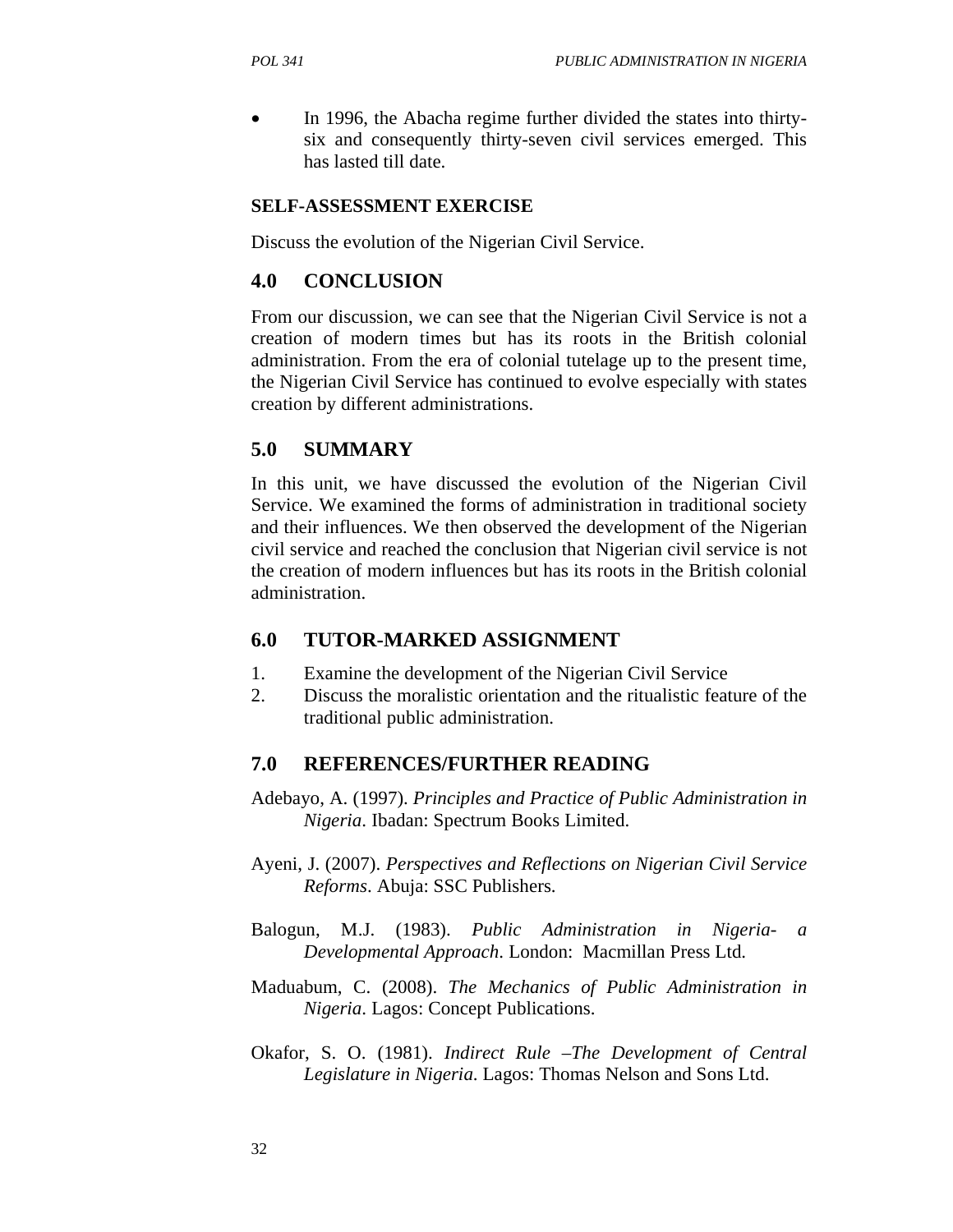- In 1996, the Abacha regime further divided the states into thirty-six and consequently thirty-seven civil services emerged. This has lasted till date.

**SELF-ASSESSMENT EXERCISE**

Discuss the evolution of the Nigerian Civil Service.

## 4.0 CONCLUSION

From our discussion, we can see that the Nigerian Civil Service is not a creation of modern times but has its roots in the British colonial administration. From the era of colonial tutelage up to the present time, the Nigerian Civil Service has continued to evolve especially with states creation by different administrations.

## 5.0 SUMMARY

In this unit, we have discussed the evolution of the Nigerian Civil Service. We examined the forms of administration in traditional society and their influences. We then observed the development of the Nigerian civil service and reached the conclusion that Nigerian civil service is not the creation of modern influences but has its roots in the British colonial administration.

## 6.0 TUTOR-MARKED ASSIGNMENT

1. Examine the development of the Nigerian Civil Service
2. Discuss the moralistic orientation and the ritualistic feature of the traditional public administration.

## 7.0 REFERENCES/FURTHER READING

Adebayo, A. (1997). *Principles and Practice of Public Administration in Nigeria*. Ibadan: Spectrum Books Limited.

Ayeni, J. (2007). *Perspectives and Reflections on Nigerian Civil Service Reforms*. Abuja: SSC Publishers.

Balogun, M.J. (1983). *Public Administration in Nigeria- a Developmental Approach*. London: Macmillan Press Ltd.

Maduabum, C. (2008). *The Mechanics of Public Administration in Nigeria*. Lagos: Concept Publications.

Okafor, S. O. (1981). *Indirect Rule –The Development of Central Legislature in Nigeria*. Lagos: Thomas Nelson and Sons Ltd.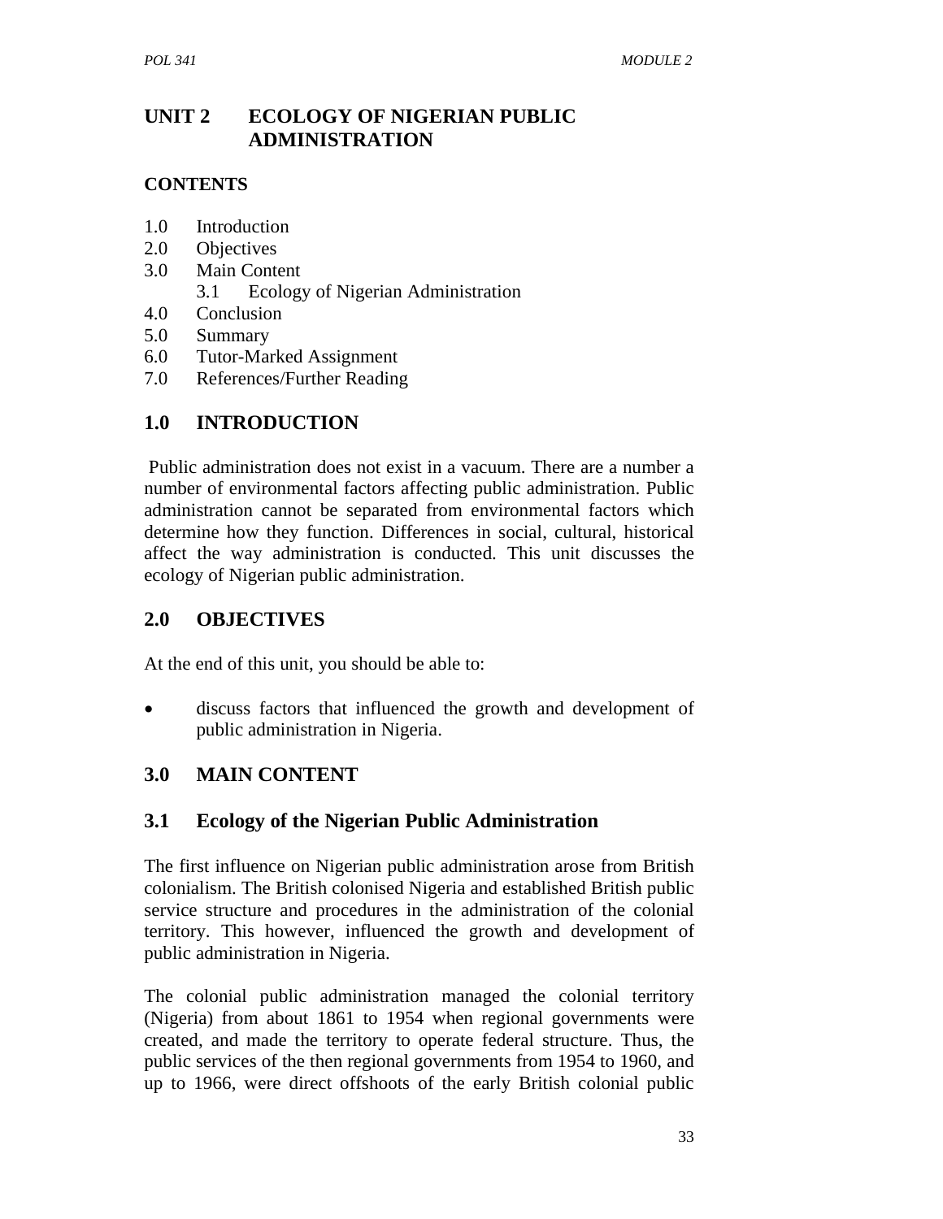# UNIT 2 ECOLOGY OF NIGERIAN PUBLIC ADMINISTRATION

**CONTENTS**

1.0 Introduction
2.0 Objectives
3.0 Main Content
  3.1 Ecology of Nigerian Administration
4.0 Conclusion
5.0 Summary
6.0 Tutor-Marked Assignment
7.0 References/Further Reading

## 1.0 INTRODUCTION

Public administration does not exist in a vacuum. There are a number a number of environmental factors affecting public administration. Public administration cannot be separated from environmental factors which determine how they function. Differences in social, cultural, historical affect the way administration is conducted. This unit discusses the ecology of Nigerian public administration.

## 2.0 OBJECTIVES

At the end of this unit, you should be able to:

- discuss factors that influenced the growth and development of public administration in Nigeria.

## 3.0 MAIN CONTENT

### 3.1 Ecology of the Nigerian Public Administration

The first influence on Nigerian public administration arose from British colonialism. The British colonised Nigeria and established British public service structure and procedures in the administration of the colonial territory. This however, influenced the growth and development of public administration in Nigeria.

The colonial public administration managed the colonial territory (Nigeria) from about 1861 to 1954 when regional governments were created, and made the territory to operate federal structure. Thus, the public services of the then regional governments from 1954 to 1960, and up to 1966, were direct offshoots of the early British colonial public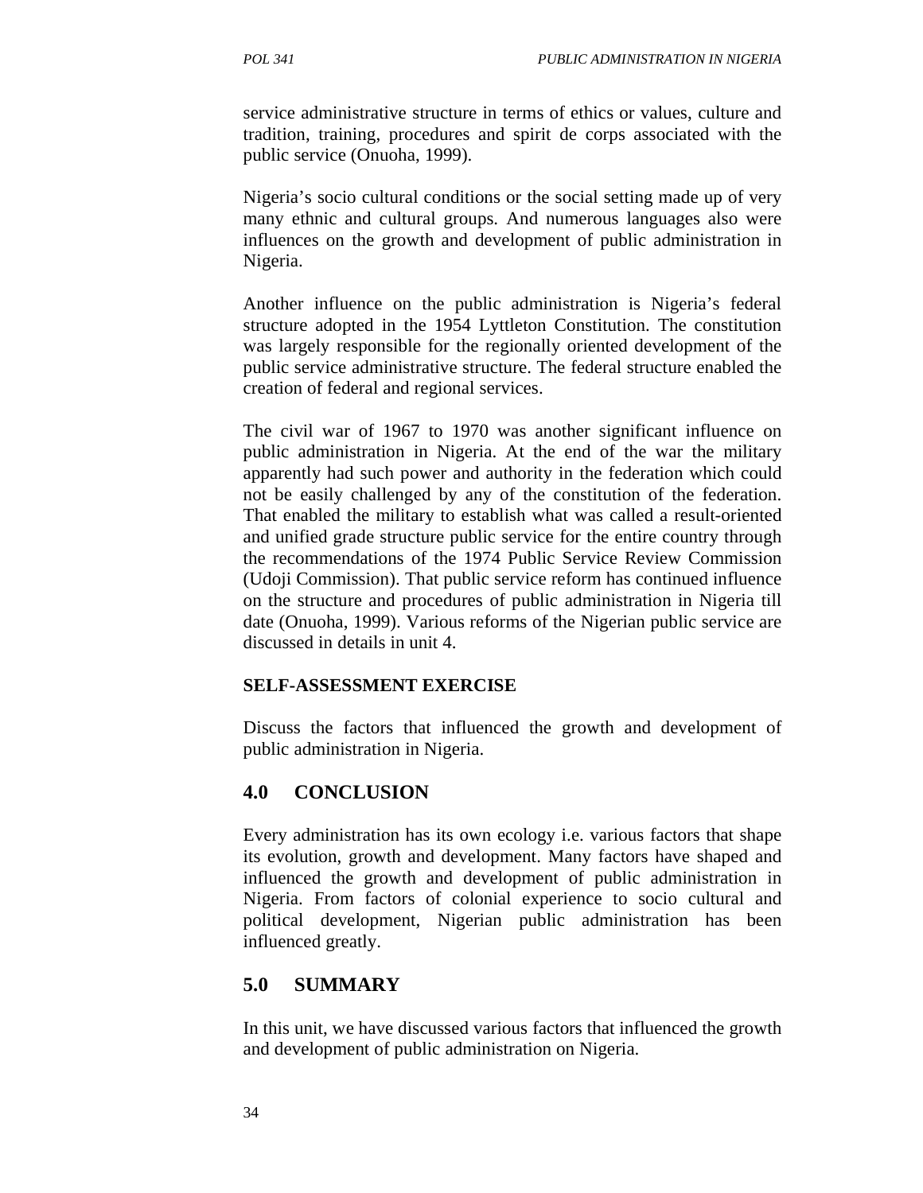service administrative structure in terms of ethics or values, culture and tradition, training, procedures and spirit de corps associated with the public service (Onuoha, 1999).

Nigeria's socio cultural conditions or the social setting made up of very many ethnic and cultural groups. And numerous languages also were influences on the growth and development of public administration in Nigeria.

Another influence on the public administration is Nigeria's federal structure adopted in the 1954 Lyttleton Constitution. The constitution was largely responsible for the regionally oriented development of the public service administrative structure. The federal structure enabled the creation of federal and regional services.

The civil war of 1967 to 1970 was another significant influence on public administration in Nigeria. At the end of the war the military apparently had such power and authority in the federation which could not be easily challenged by any of the constitution of the federation. That enabled the military to establish what was called a result-oriented and unified grade structure public service for the entire country through the recommendations of the 1974 Public Service Review Commission (Udoji Commission). That public service reform has continued influence on the structure and procedures of public administration in Nigeria till date (Onuoha, 1999). Various reforms of the Nigerian public service are discussed in details in unit 4.

**SELF-ASSESSMENT EXERCISE**

Discuss the factors that influenced the growth and development of public administration in Nigeria.

## 4.0 CONCLUSION

Every administration has its own ecology i.e. various factors that shape its evolution, growth and development. Many factors have shaped and influenced the growth and development of public administration in Nigeria. From factors of colonial experience to socio cultural and political development, Nigerian public administration has been influenced greatly.

## 5.0 SUMMARY

In this unit, we have discussed various factors that influenced the growth and development of public administration on Nigeria.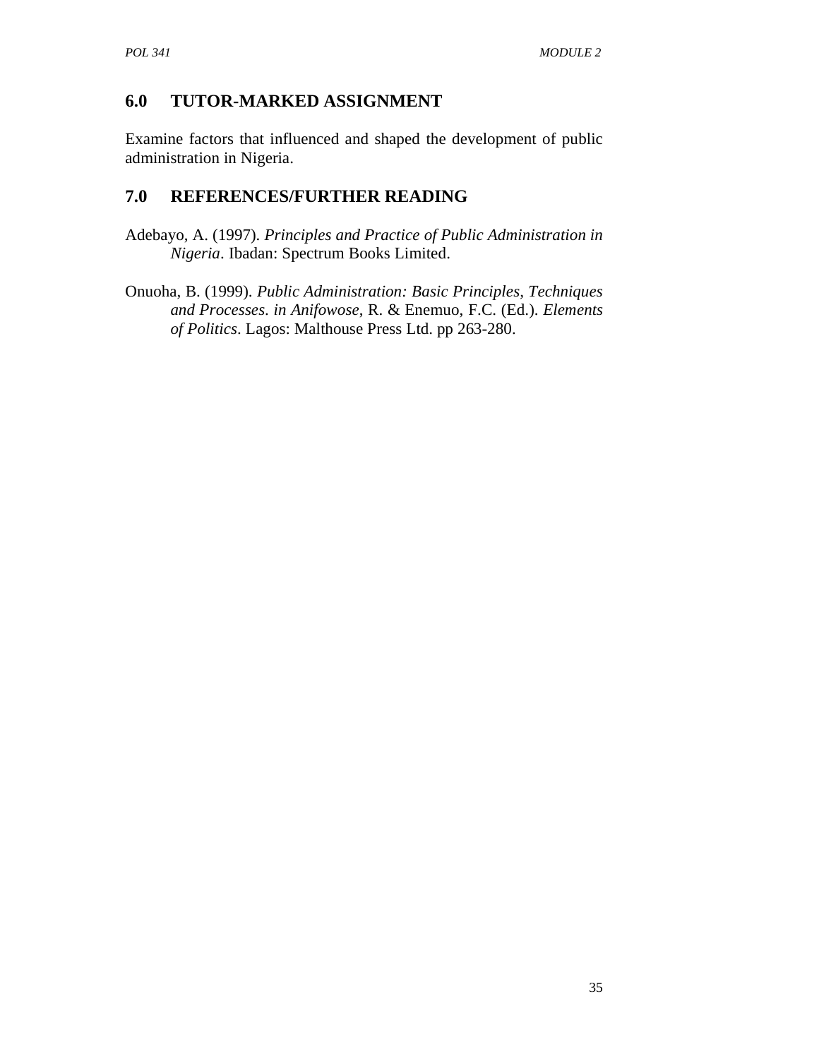## 6.0 TUTOR-MARKED ASSIGNMENT

Examine factors that influenced and shaped the development of public administration in Nigeria.

## 7.0 REFERENCES/FURTHER READING

Adebayo, A. (1997). *Principles and Practice of Public Administration in Nigeria*. Ibadan: Spectrum Books Limited.

Onuoha, B. (1999). *Public Administration: Basic Principles, Techniques and Processes. in Anifowose*, R. & Enemuo, F.C. (Ed.). *Elements of Politics*. Lagos: Malthouse Press Ltd. pp 263-280.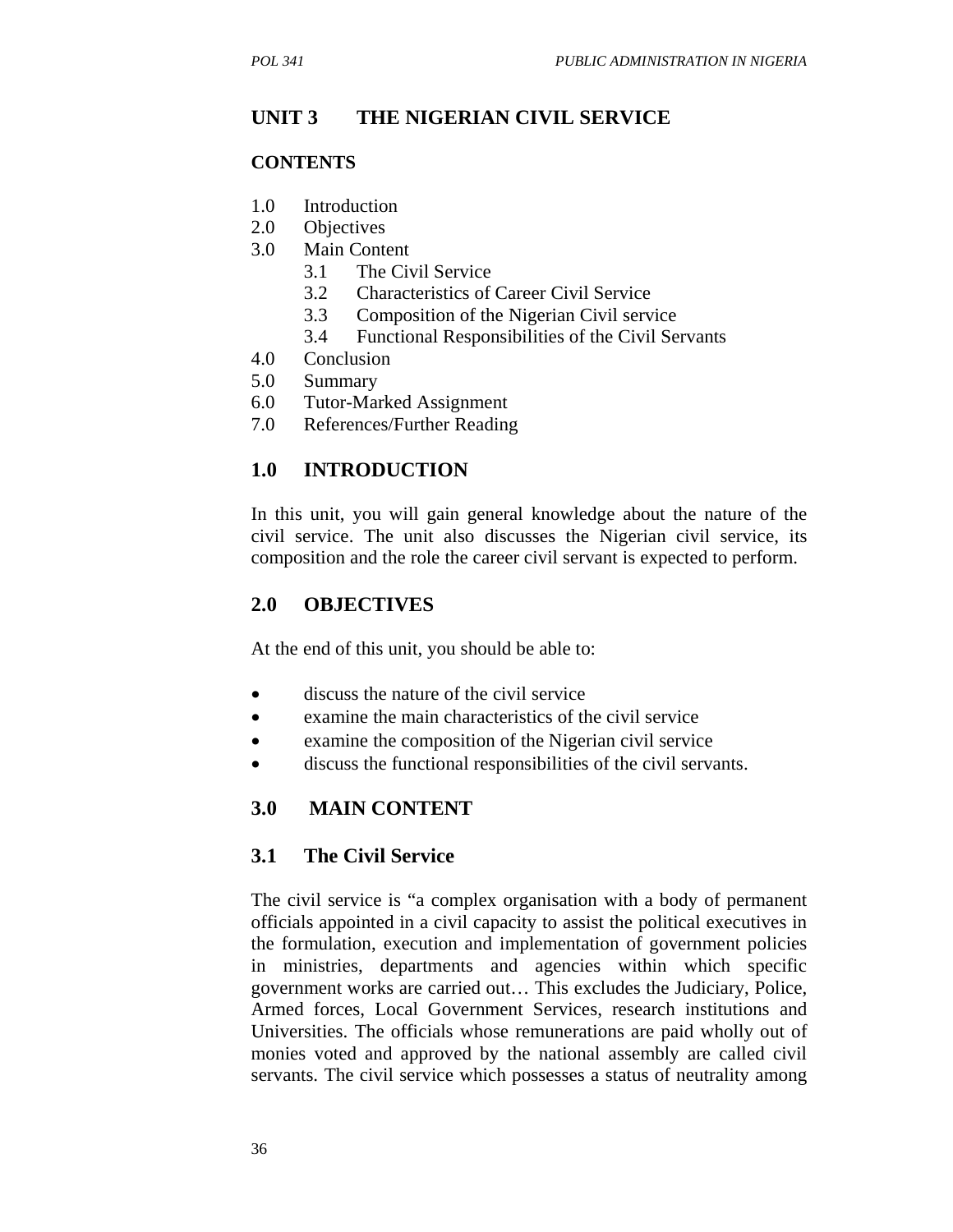# UNIT 3 THE NIGERIAN CIVIL SERVICE

## CONTENTS

1.0 Introduction
2.0 Objectives
3.0 Main Content
   - 3.1 The Civil Service
   - 3.2 Characteristics of Career Civil Service
   - 3.3 Composition of the Nigerian Civil service
   - 3.4 Functional Responsibilities of the Civil Servants

4.0 Conclusion
5.0 Summary
6.0 Tutor-Marked Assignment
7.0 References/Further Reading

## 1.0 INTRODUCTION

In this unit, you will gain general knowledge about the nature of the civil service. The unit also discusses the Nigerian civil service, its composition and the role the career civil servant is expected to perform.

## 2.0 OBJECTIVES

At the end of this unit, you should be able to:

- discuss the nature of the civil service
- examine the main characteristics of the civil service
- examine the composition of the Nigerian civil service
- discuss the functional responsibilities of the civil servants.

## 3.0 MAIN CONTENT

### 3.1 The Civil Service

The civil service is "a complex organisation with a body of permanent officials appointed in a civil capacity to assist the political executives in the formulation, execution and implementation of government policies in ministries, departments and agencies within which specific government works are carried out… This excludes the Judiciary, Police, Armed forces, Local Government Services, research institutions and Universities. The officials whose remunerations are paid wholly out of monies voted and approved by the national assembly are called civil servants. The civil service which possesses a status of neutrality among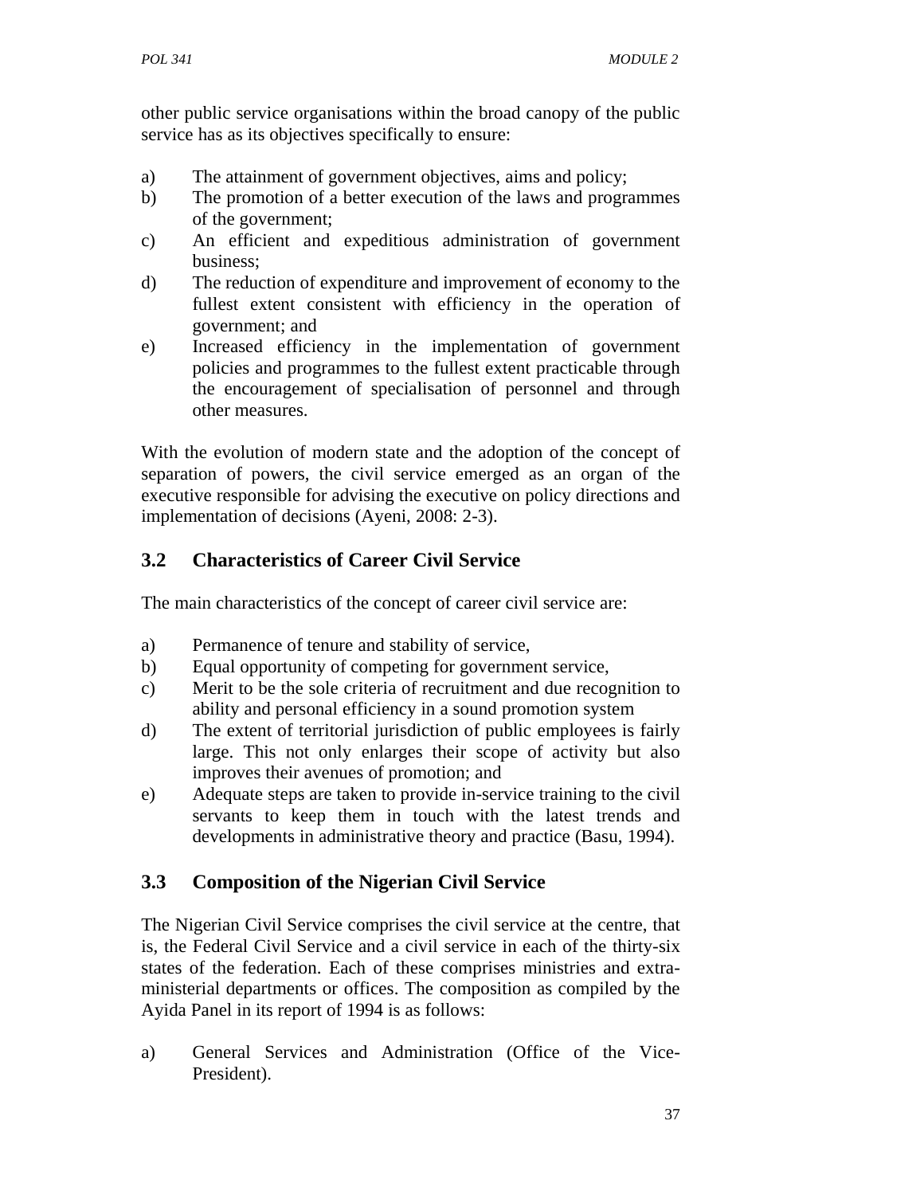other public service organisations within the broad canopy of the public service has as its objectives specifically to ensure:

a) The attainment of government objectives, aims and policy;
b) The promotion of a better execution of the laws and programmes of the government;
c) An efficient and expeditious administration of government business;
d) The reduction of expenditure and improvement of economy to the fullest extent consistent with efficiency in the operation of government; and
e) Increased efficiency in the implementation of government policies and programmes to the fullest extent practicable through the encouragement of specialisation of personnel and through other measures.

With the evolution of modern state and the adoption of the concept of separation of powers, the civil service emerged as an organ of the executive responsible for advising the executive on policy directions and implementation of decisions (Ayeni, 2008: 2-3).

## 3.2 Characteristics of Career Civil Service

The main characteristics of the concept of career civil service are:

a) Permanence of tenure and stability of service,
b) Equal opportunity of competing for government service,
c) Merit to be the sole criteria of recruitment and due recognition to ability and personal efficiency in a sound promotion system
d) The extent of territorial jurisdiction of public employees is fairly large. This not only enlarges their scope of activity but also improves their avenues of promotion; and
e) Adequate steps are taken to provide in-service training to the civil servants to keep them in touch with the latest trends and developments in administrative theory and practice (Basu, 1994).

## 3.3 Composition of the Nigerian Civil Service

The Nigerian Civil Service comprises the civil service at the centre, that is, the Federal Civil Service and a civil service in each of the thirty-six states of the federation. Each of these comprises ministries and extra-ministerial departments or offices. The composition as compiled by the Ayida Panel in its report of 1994 is as follows:

a) General Services and Administration (Office of the Vice-President).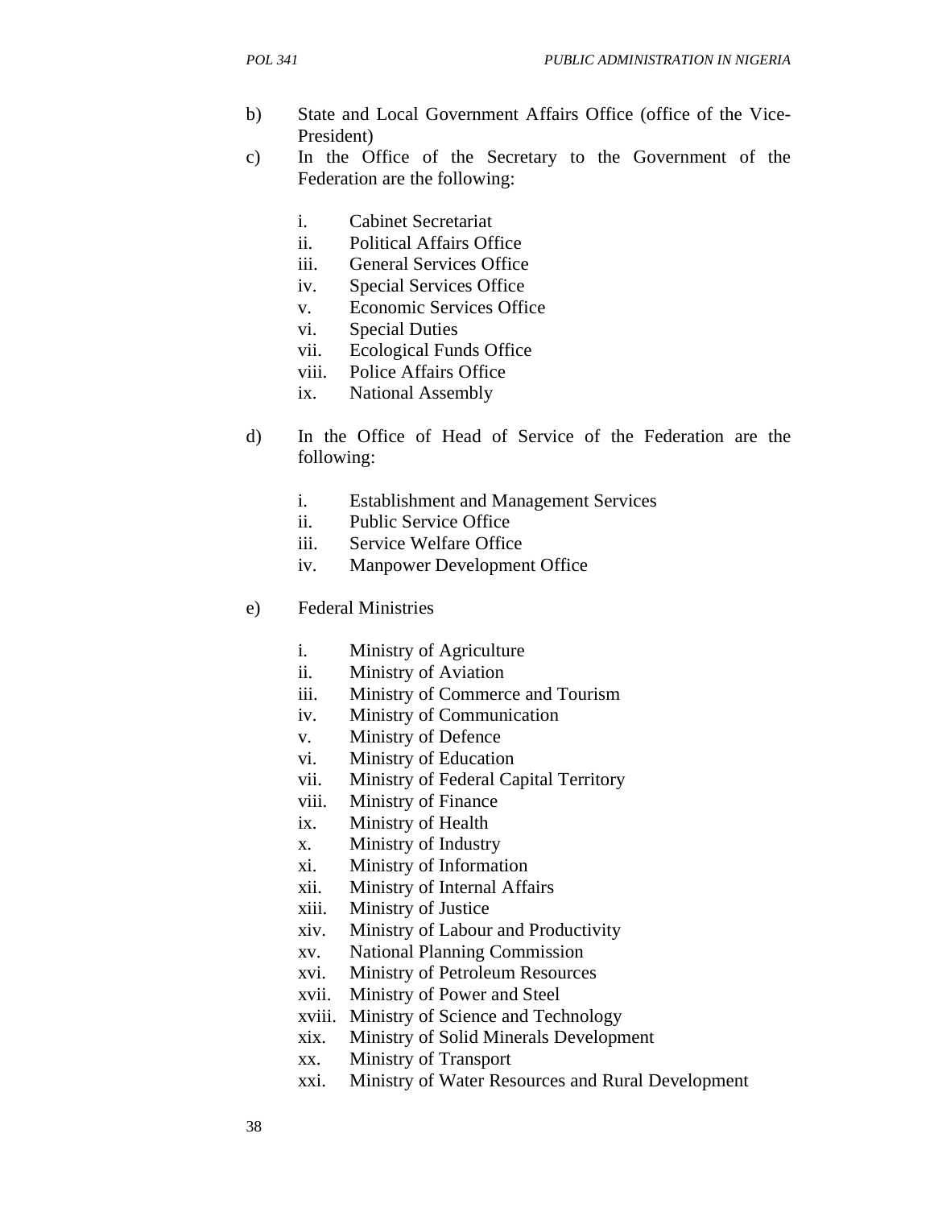b) State and Local Government Affairs Office (office of the Vice-President)

c) In the Office of the Secretary to the Government of the Federation are the following:

   i. Cabinet Secretariat
   ii. Political Affairs Office
   iii. General Services Office
   iv. Special Services Office
   v. Economic Services Office
   vi. Special Duties
   vii. Ecological Funds Office
   viii. Police Affairs Office
   ix. National Assembly

d) In the Office of Head of Service of the Federation are the following:

   i. Establishment and Management Services
   ii. Public Service Office
   iii. Service Welfare Office
   iv. Manpower Development Office

e) Federal Ministries

   i. Ministry of Agriculture
   ii. Ministry of Aviation
   iii. Ministry of Commerce and Tourism
   iv. Ministry of Communication
   v. Ministry of Defence
   vi. Ministry of Education
   vii. Ministry of Federal Capital Territory
   viii. Ministry of Finance
   ix. Ministry of Health
   x. Ministry of Industry
   xi. Ministry of Information
   xii. Ministry of Internal Affairs
   xiii. Ministry of Justice
   xiv. Ministry of Labour and Productivity
   xv. National Planning Commission
   xvi. Ministry of Petroleum Resources
   xvii. Ministry of Power and Steel
   xviii. Ministry of Science and Technology
   xix. Ministry of Solid Minerals Development
   xx. Ministry of Transport
   xxi. Ministry of Water Resources and Rural Development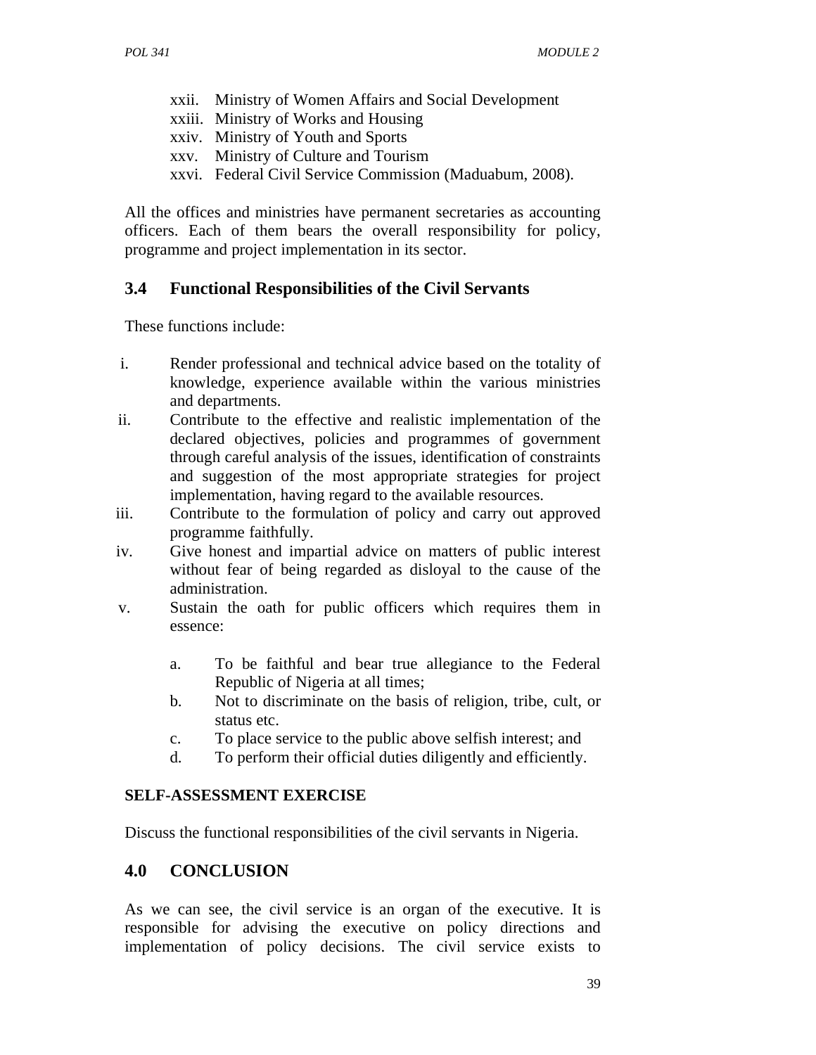xxii. Ministry of Women Affairs and Social Development
xxiii. Ministry of Works and Housing
xxiv. Ministry of Youth and Sports
xxv. Ministry of Culture and Tourism
xxvi. Federal Civil Service Commission (Maduabum, 2008).

All the offices and ministries have permanent secretaries as accounting officers. Each of them bears the overall responsibility for policy, programme and project implementation in its sector.

## 3.4 Functional Responsibilities of the Civil Servants

These functions include:

i. Render professional and technical advice based on the totality of knowledge, experience available within the various ministries and departments.
ii. Contribute to the effective and realistic implementation of the declared objectives, policies and programmes of government through careful analysis of the issues, identification of constraints and suggestion of the most appropriate strategies for project implementation, having regard to the available resources.
iii. Contribute to the formulation of policy and carry out approved programme faithfully.
iv. Give honest and impartial advice on matters of public interest without fear of being regarded as disloyal to the cause of the administration.
v. Sustain the oath for public officers which requires them in essence:

   a. To be faithful and bear true allegiance to the Federal Republic of Nigeria at all times;
   b. Not to discriminate on the basis of religion, tribe, cult, or status etc.
   c. To place service to the public above selfish interest; and
   d. To perform their official duties diligently and efficiently.

**SELF-ASSESSMENT EXERCISE**

Discuss the functional responsibilities of the civil servants in Nigeria.

## 4.0 CONCLUSION

As we can see, the civil service is an organ of the executive. It is responsible for advising the executive on policy directions and implementation of policy decisions. The civil service exists to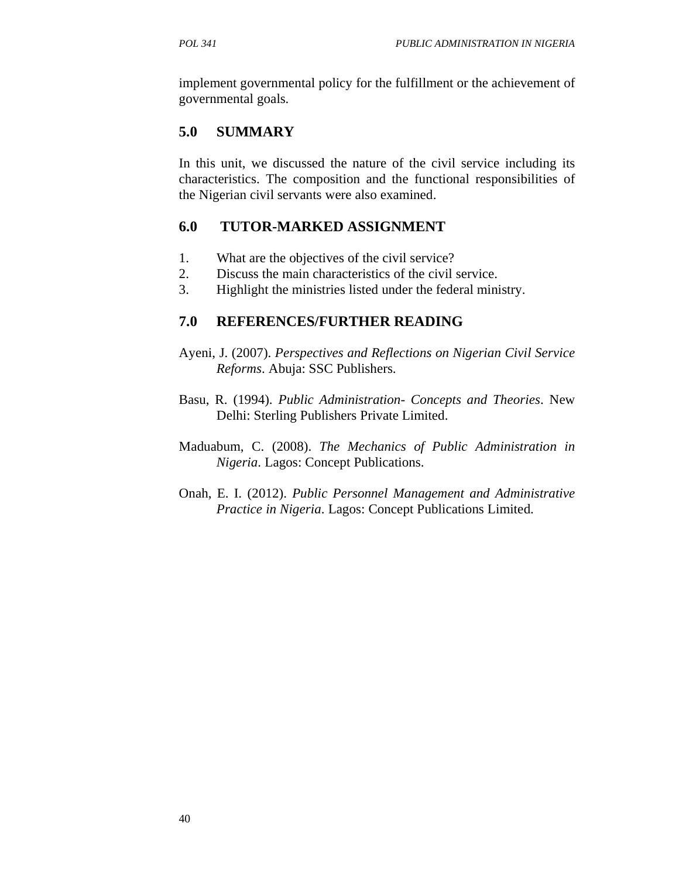implement governmental policy for the fulfillment or the achievement of governmental goals.

## 5.0 SUMMARY

In this unit, we discussed the nature of the civil service including its characteristics. The composition and the functional responsibilities of the Nigerian civil servants were also examined.

## 6.0 TUTOR-MARKED ASSIGNMENT

1. What are the objectives of the civil service?
2. Discuss the main characteristics of the civil service.
3. Highlight the ministries listed under the federal ministry.

## 7.0 REFERENCES/FURTHER READING

Ayeni, J. (2007). *Perspectives and Reflections on Nigerian Civil Service Reforms*. Abuja: SSC Publishers.

Basu, R. (1994). *Public Administration- Concepts and Theories*. New Delhi: Sterling Publishers Private Limited.

Maduabum, C. (2008). *The Mechanics of Public Administration in Nigeria*. Lagos: Concept Publications.

Onah, E. I. (2012). *Public Personnel Management and Administrative Practice in Nigeria*. Lagos: Concept Publications Limited.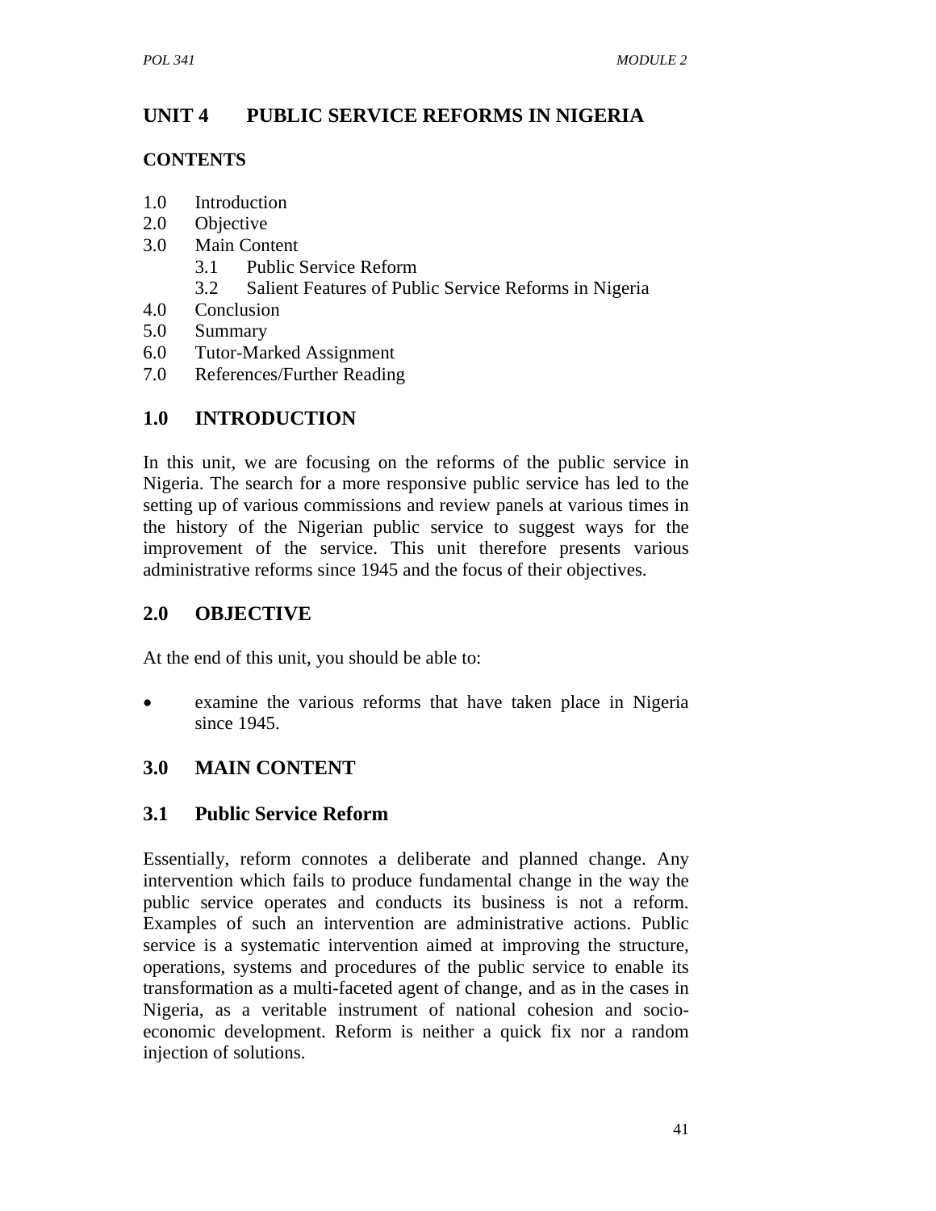# UNIT 4 PUBLIC SERVICE REFORMS IN NIGERIA

**CONTENTS**

1.0 Introduction
2.0 Objective
3.0 Main Content
  3.1 Public Service Reform
  3.2 Salient Features of Public Service Reforms in Nigeria
4.0 Conclusion
5.0 Summary
6.0 Tutor-Marked Assignment
7.0 References/Further Reading

## 1.0 INTRODUCTION

In this unit, we are focusing on the reforms of the public service in Nigeria. The search for a more responsive public service has led to the setting up of various commissions and review panels at various times in the history of the Nigerian public service to suggest ways for the improvement of the service. This unit therefore presents various administrative reforms since 1945 and the focus of their objectives.

## 2.0 OBJECTIVE

At the end of this unit, you should be able to:

- examine the various reforms that have taken place in Nigeria since 1945.

## 3.0 MAIN CONTENT

### 3.1 Public Service Reform

Essentially, reform connotes a deliberate and planned change. Any intervention which fails to produce fundamental change in the way the public service operates and conducts its business is not a reform. Examples of such an intervention are administrative actions. Public service is a systematic intervention aimed at improving the structure, operations, systems and procedures of the public service to enable its transformation as a multi-faceted agent of change, and as in the cases in Nigeria, as a veritable instrument of national cohesion and socio-economic development. Reform is neither a quick fix nor a random injection of solutions.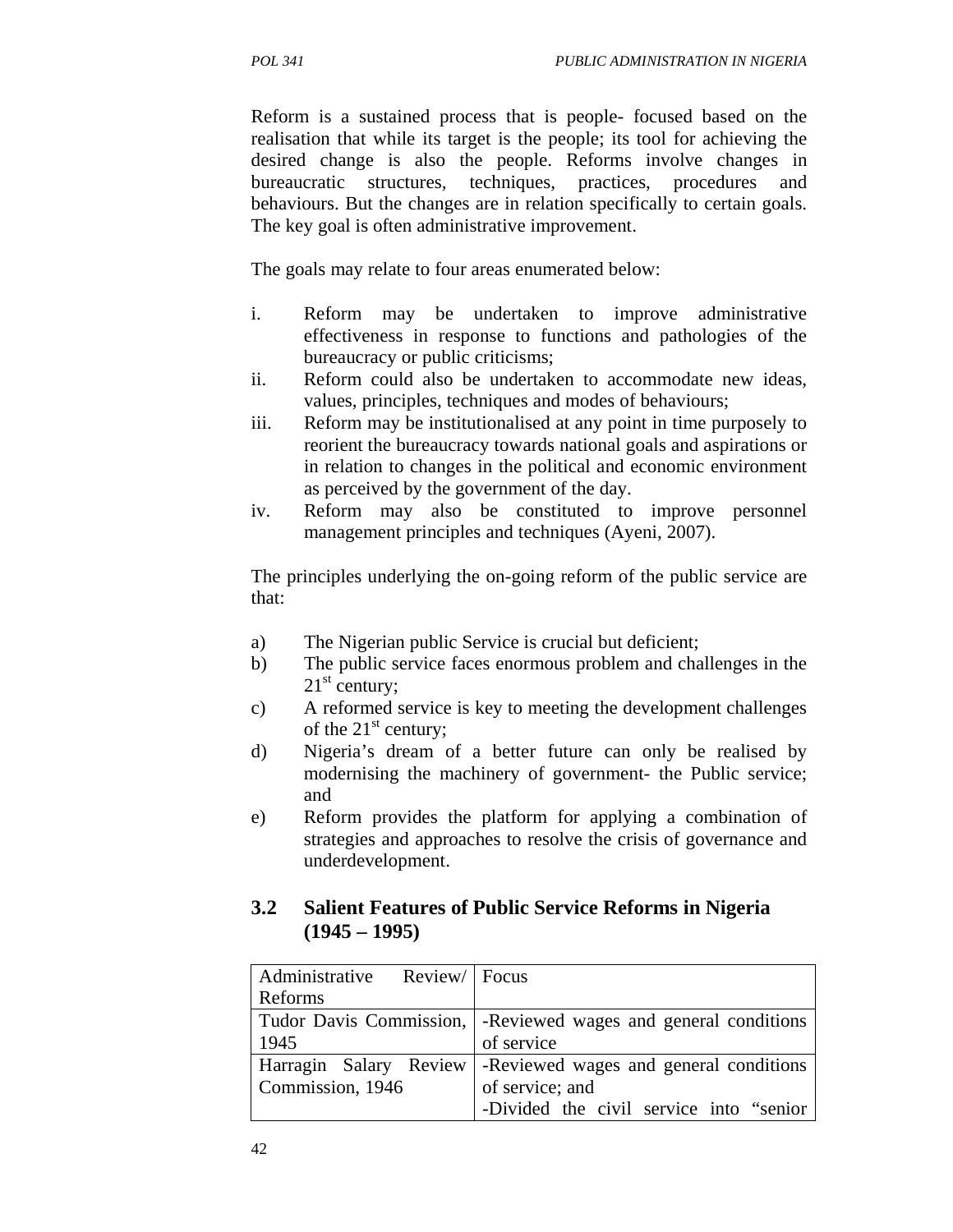Reform is a sustained process that is people- focused based on the realisation that while its target is the people; its tool for achieving the desired change is also the people. Reforms involve changes in bureaucratic structures, techniques, practices, procedures and behaviours. But the changes are in relation specifically to certain goals. The key goal is often administrative improvement.

The goals may relate to four areas enumerated below:

i. Reform may be undertaken to improve administrative effectiveness in response to functions and pathologies of the bureaucracy or public criticisms;
ii. Reform could also be undertaken to accommodate new ideas, values, principles, techniques and modes of behaviours;
iii. Reform may be institutionalised at any point in time purposely to reorient the bureaucracy towards national goals and aspirations or in relation to changes in the political and economic environment as perceived by the government of the day.
iv. Reform may also be constituted to improve personnel management principles and techniques (Ayeni, 2007).

The principles underlying the on-going reform of the public service are that:

a) The Nigerian public Service is crucial but deficient;
b) The public service faces enormous problem and challenges in the 21st century;
c) A reformed service is key to meeting the development challenges of the 21st century;
d) Nigeria's dream of a better future can only be realised by modernising the machinery of government- the Public service; and
e) Reform provides the platform for applying a combination of strategies and approaches to resolve the crisis of governance and underdevelopment.

## 3.2 Salient Features of Public Service Reforms in Nigeria (1945 – 1995)

| Administrative Review/ Reforms | Focus |
|---|---|
| Tudor Davis Commission, 1945 | -Reviewed wages and general conditions of service |
| Harragin Salary Review Commission, 1946 | -Reviewed wages and general conditions of service; and<br>-Divided the civil service into "senior |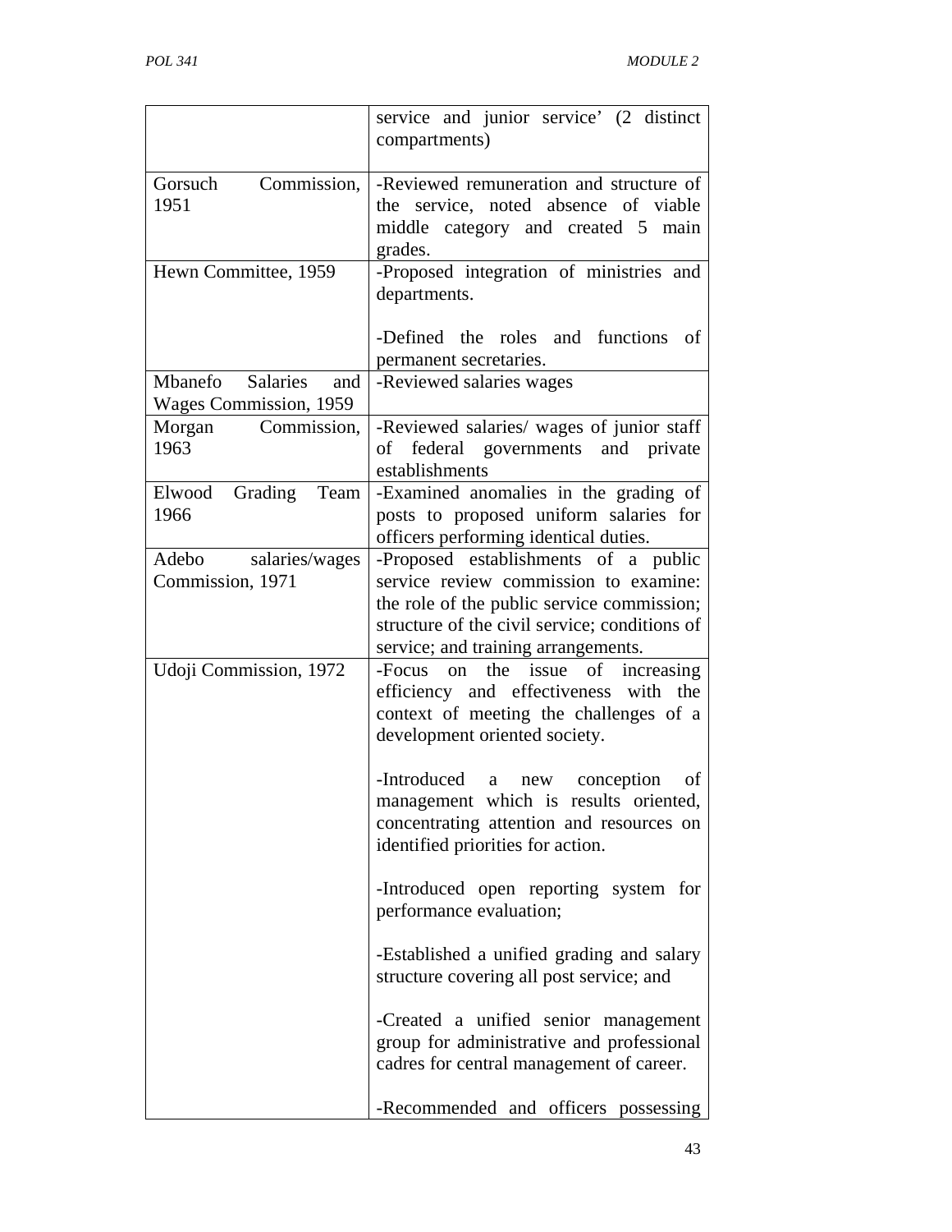| | |
|---|---|
| | service and junior service' (2 distinct compartments) |
| Gorsuch Commission, 1951 | -Reviewed remuneration and structure of the service, noted absence of viable middle category and created 5 main grades. |
| Hewn Committee, 1959 | -Proposed integration of ministries and departments.<br><br>-Defined the roles and functions of permanent secretaries. |
| Mbanefo Salaries and Wages Commission, 1959 | -Reviewed salaries wages |
| Morgan Commission, 1963 | -Reviewed salaries/ wages of junior staff of federal governments and private establishments |
| Elwood Grading Team 1966 | -Examined anomalies in the grading of posts to proposed uniform salaries for officers performing identical duties. |
| Adebo salaries/wages Commission, 1971 | -Proposed establishments of a public service review commission to examine: the role of the public service commission; structure of the civil service; conditions of service; and training arrangements. |
| Udoji Commission, 1972 | -Focus on the issue of increasing efficiency and effectiveness with the context of meeting the challenges of a development oriented society.<br><br>-Introduced a new conception of management which is results oriented, concentrating attention and resources on identified priorities for action.<br><br>-Introduced open reporting system for performance evaluation;<br><br>-Established a unified grading and salary structure covering all post service; and<br><br>-Created a unified senior management group for administrative and professional cadres for central management of career.<br><br>-Recommended and officers possessing |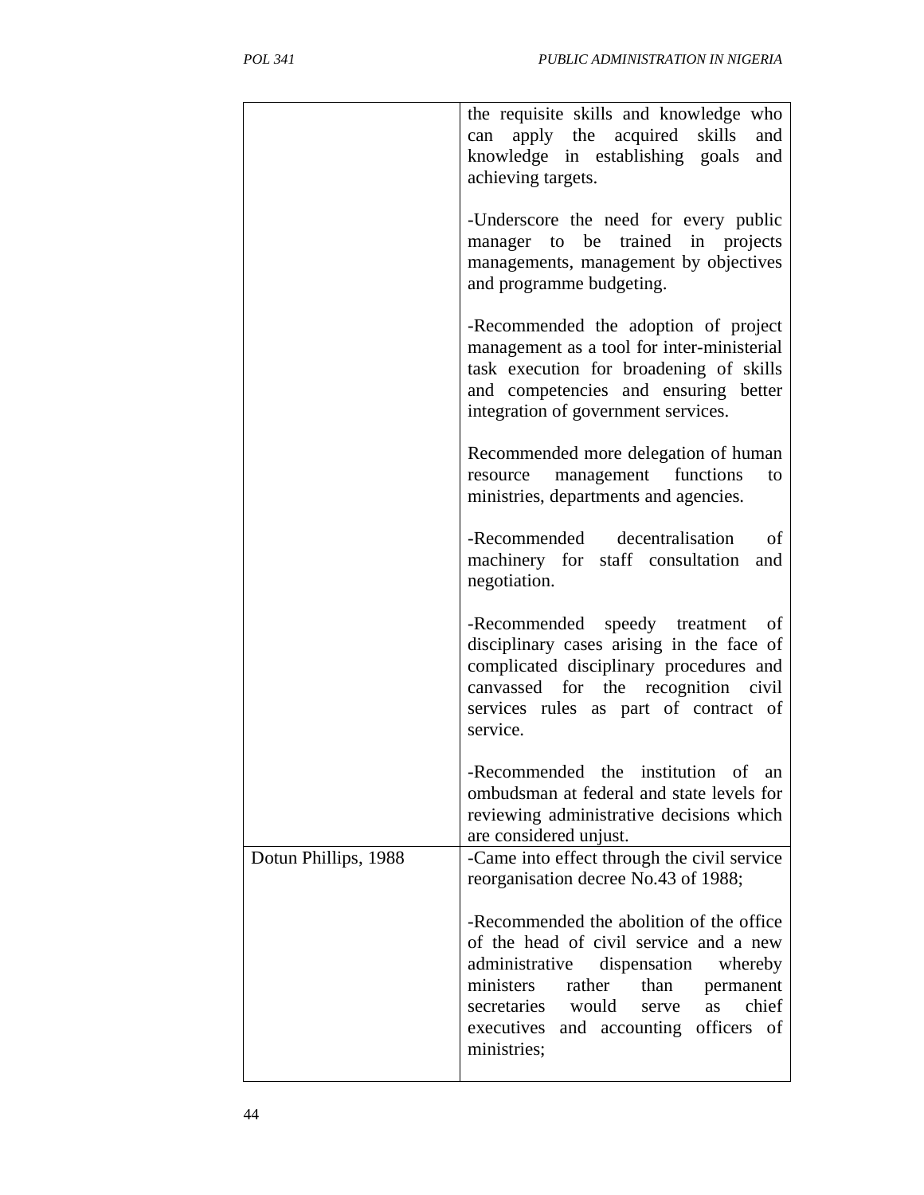| | |
|---|---|
| | the requisite skills and knowledge who can apply the acquired skills and knowledge in establishing goals and achieving targets.<br><br>-Underscore the need for every public manager to be trained in projects managements, management by objectives and programme budgeting.<br><br>-Recommended the adoption of project management as a tool for inter-ministerial task execution for broadening of skills and competencies and ensuring better integration of government services.<br><br>Recommended more delegation of human resource management functions to ministries, departments and agencies.<br><br>-Recommended decentralisation of machinery for staff consultation and negotiation.<br><br>-Recommended speedy treatment of disciplinary cases arising in the face of complicated disciplinary procedures and canvassed for the recognition civil services rules as part of contract of service.<br><br>-Recommended the institution of an ombudsman at federal and state levels for reviewing administrative decisions which are considered unjust. |
| Dotun Phillips, 1988 | -Came into effect through the civil service reorganisation decree No.43 of 1988;<br><br>-Recommended the abolition of the office of the head of civil service and a new administrative dispensation whereby ministers rather than permanent secretaries would serve as chief executives and accounting officers of ministries; |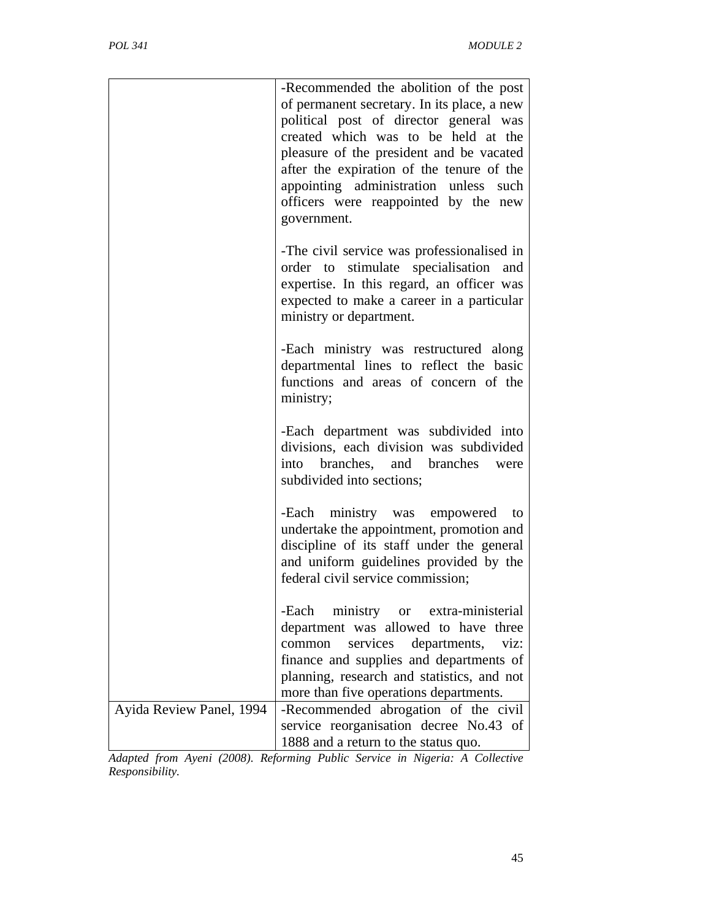| | |
|---|---|
| | -Recommended the abolition of the post of permanent secretary. In its place, a new political post of director general was created which was to be held at the pleasure of the president and be vacated after the expiration of the tenure of the appointing administration unless such officers were reappointed by the new government.<br><br>-The civil service was professionalised in order to stimulate specialisation and expertise. In this regard, an officer was expected to make a career in a particular ministry or department.<br><br>-Each ministry was restructured along departmental lines to reflect the basic functions and areas of concern of the ministry;<br><br>-Each department was subdivided into divisions, each division was subdivided into branches, and branches were subdivided into sections;<br><br>-Each ministry was empowered to undertake the appointment, promotion and discipline of its staff under the general and uniform guidelines provided by the federal civil service commission;<br><br>-Each ministry or extra-ministerial department was allowed to have three common services departments, viz: finance and supplies and departments of planning, research and statistics, and not more than five operations departments. |
| Ayida Review Panel, 1994 | -Recommended abrogation of the civil service reorganisation decree No.43 of 1888 and a return to the status quo. |

*Adapted from Ayeni (2008). Reforming Public Service in Nigeria: A Collective Responsibility.*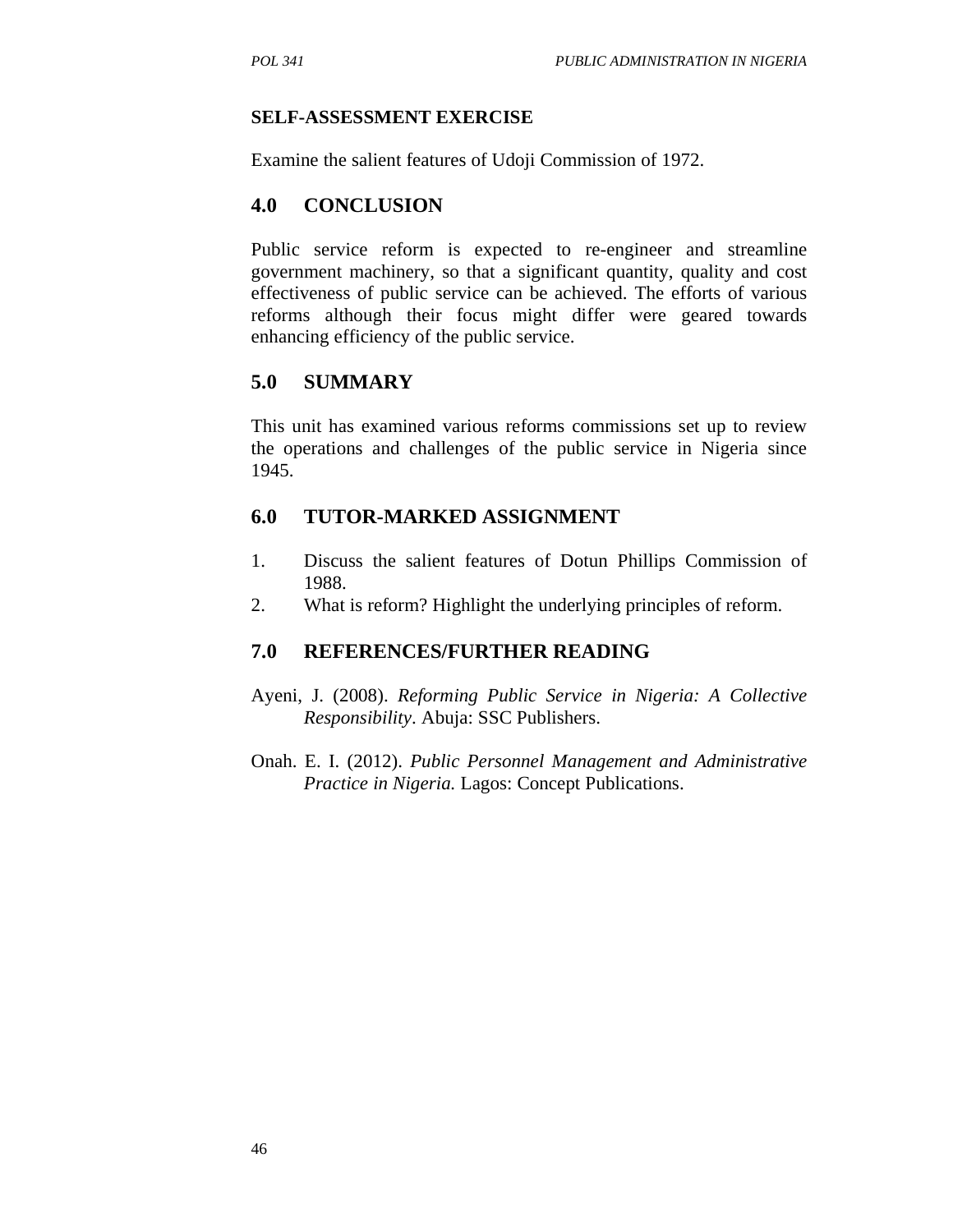**SELF-ASSESSMENT EXERCISE**

Examine the salient features of Udoji Commission of 1972.

## 4.0 CONCLUSION

Public service reform is expected to re-engineer and streamline government machinery, so that a significant quantity, quality and cost effectiveness of public service can be achieved. The efforts of various reforms although their focus might differ were geared towards enhancing efficiency of the public service.

## 5.0 SUMMARY

This unit has examined various reforms commissions set up to review the operations and challenges of the public service in Nigeria since 1945.

## 6.0 TUTOR-MARKED ASSIGNMENT

1. Discuss the salient features of Dotun Phillips Commission of 1988.
2. What is reform? Highlight the underlying principles of reform.

## 7.0 REFERENCES/FURTHER READING

Ayeni, J. (2008). *Reforming Public Service in Nigeria: A Collective Responsibility*. Abuja: SSC Publishers.

Onah. E. I. (2012). *Public Personnel Management and Administrative Practice in Nigeria.* Lagos: Concept Publications.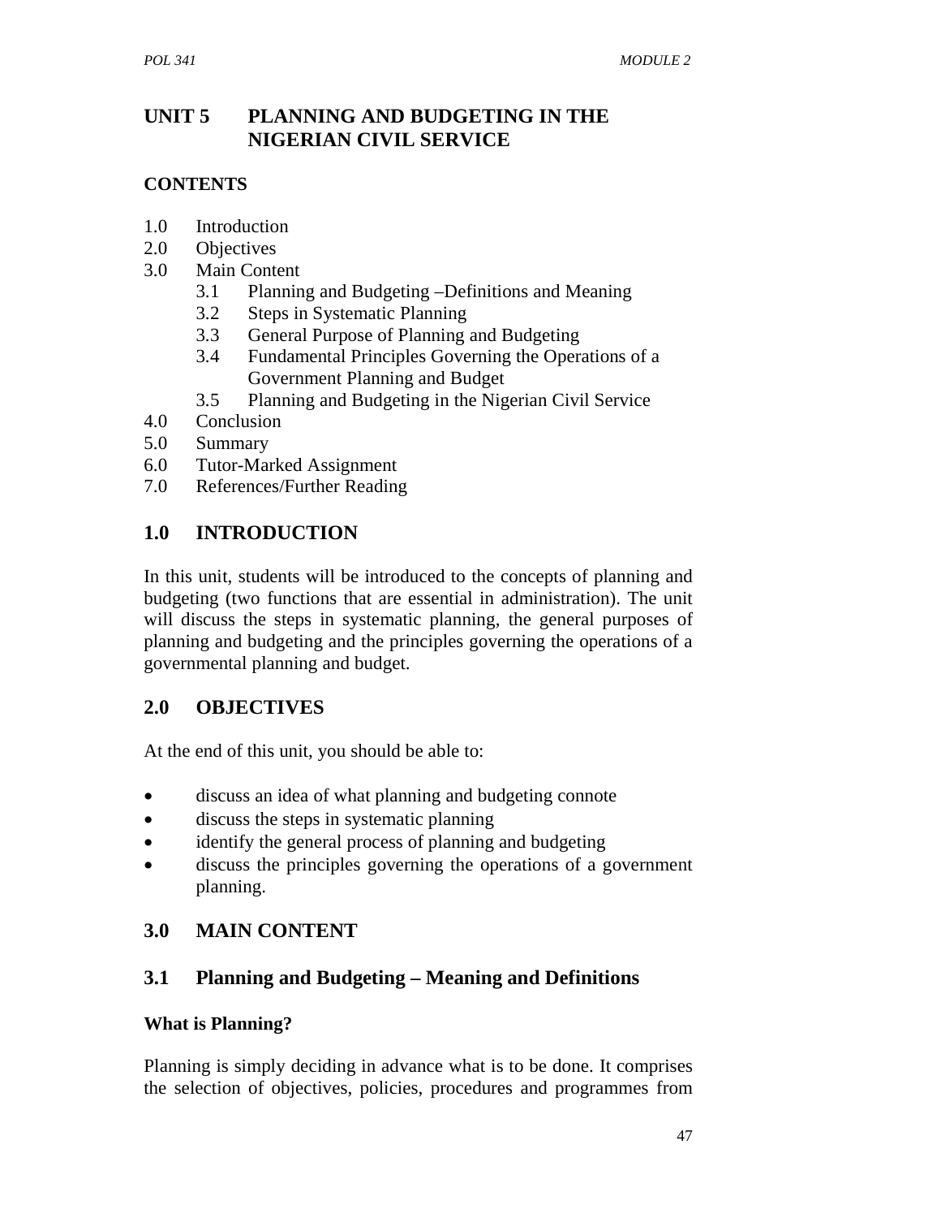# UNIT 5 PLANNING AND BUDGETING IN THE NIGERIAN CIVIL SERVICE

**CONTENTS**

- 1.0 Introduction
- 2.0 Objectives
- 3.0 Main Content
  - 3.1 Planning and Budgeting –Definitions and Meaning
  - 3.2 Steps in Systematic Planning
  - 3.3 General Purpose of Planning and Budgeting
  - 3.4 Fundamental Principles Governing the Operations of a Government Planning and Budget
  - 3.5 Planning and Budgeting in the Nigerian Civil Service
- 4.0 Conclusion
- 5.0 Summary
- 6.0 Tutor-Marked Assignment
- 7.0 References/Further Reading

## 1.0 INTRODUCTION

In this unit, students will be introduced to the concepts of planning and budgeting (two functions that are essential in administration). The unit will discuss the steps in systematic planning, the general purposes of planning and budgeting and the principles governing the operations of a governmental planning and budget.

## 2.0 OBJECTIVES

At the end of this unit, you should be able to:

- discuss an idea of what planning and budgeting connote
- discuss the steps in systematic planning
- identify the general process of planning and budgeting
- discuss the principles governing the operations of a government planning.

## 3.0 MAIN CONTENT

### 3.1 Planning and Budgeting – Meaning and Definitions

**What is Planning?**

Planning is simply deciding in advance what is to be done. It comprises the selection of objectives, policies, procedures and programmes from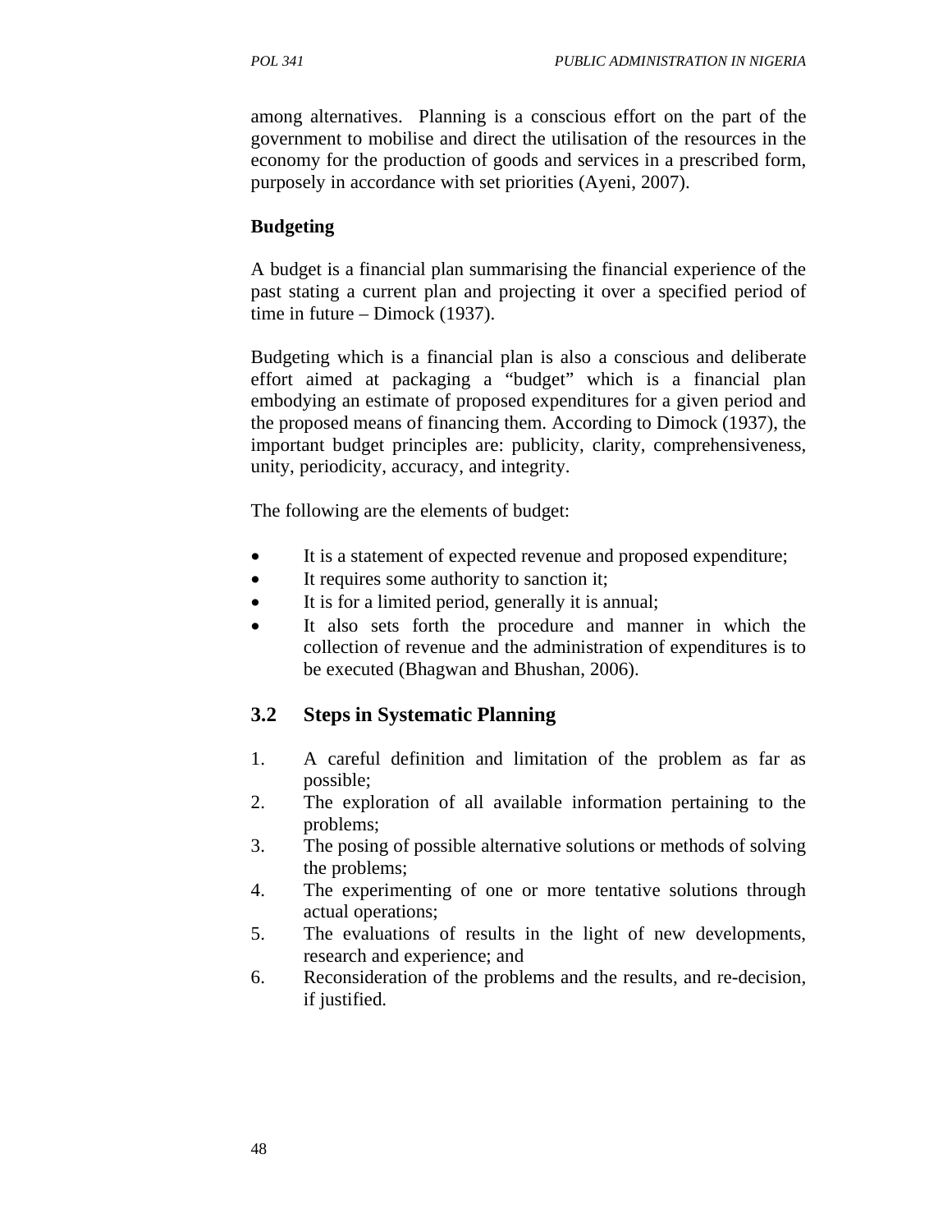among alternatives. Planning is a conscious effort on the part of the government to mobilise and direct the utilisation of the resources in the economy for the production of goods and services in a prescribed form, purposely in accordance with set priorities (Ayeni, 2007).

**Budgeting**

A budget is a financial plan summarising the financial experience of the past stating a current plan and projecting it over a specified period of time in future – Dimock (1937).

Budgeting which is a financial plan is also a conscious and deliberate effort aimed at packaging a "budget" which is a financial plan embodying an estimate of proposed expenditures for a given period and the proposed means of financing them. According to Dimock (1937), the important budget principles are: publicity, clarity, comprehensiveness, unity, periodicity, accuracy, and integrity.

The following are the elements of budget:

- It is a statement of expected revenue and proposed expenditure;
- It requires some authority to sanction it;
- It is for a limited period, generally it is annual;
- It also sets forth the procedure and manner in which the collection of revenue and the administration of expenditures is to be executed (Bhagwan and Bhushan, 2006).

## 3.2 Steps in Systematic Planning

1. A careful definition and limitation of the problem as far as possible;
2. The exploration of all available information pertaining to the problems;
3. The posing of possible alternative solutions or methods of solving the problems;
4. The experimenting of one or more tentative solutions through actual operations;
5. The evaluations of results in the light of new developments, research and experience; and
6. Reconsideration of the problems and the results, and re-decision, if justified.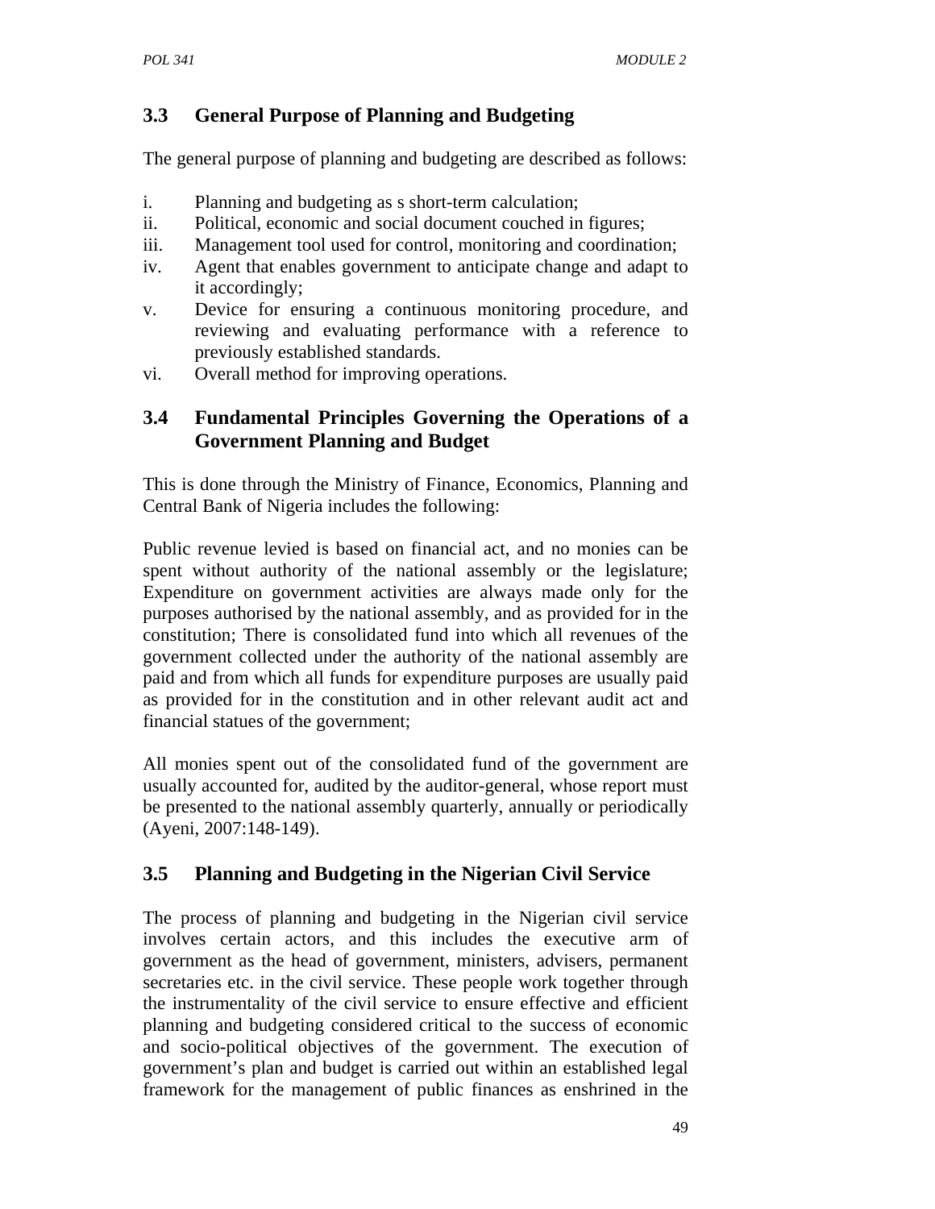### 3.3 General Purpose of Planning and Budgeting

The general purpose of planning and budgeting are described as follows:

i. Planning and budgeting as s short-term calculation;
ii. Political, economic and social document couched in figures;
iii. Management tool used for control, monitoring and coordination;
iv. Agent that enables government to anticipate change and adapt to it accordingly;
v. Device for ensuring a continuous monitoring procedure, and reviewing and evaluating performance with a reference to previously established standards.
vi. Overall method for improving operations.

### 3.4 Fundamental Principles Governing the Operations of a Government Planning and Budget

This is done through the Ministry of Finance, Economics, Planning and Central Bank of Nigeria includes the following:

Public revenue levied is based on financial act, and no monies can be spent without authority of the national assembly or the legislature; Expenditure on government activities are always made only for the purposes authorised by the national assembly, and as provided for in the constitution; There is consolidated fund into which all revenues of the government collected under the authority of the national assembly are paid and from which all funds for expenditure purposes are usually paid as provided for in the constitution and in other relevant audit act and financial statues of the government;

All monies spent out of the consolidated fund of the government are usually accounted for, audited by the auditor-general, whose report must be presented to the national assembly quarterly, annually or periodically (Ayeni, 2007:148-149).

### 3.5 Planning and Budgeting in the Nigerian Civil Service

The process of planning and budgeting in the Nigerian civil service involves certain actors, and this includes the executive arm of government as the head of government, ministers, advisers, permanent secretaries etc. in the civil service. These people work together through the instrumentality of the civil service to ensure effective and efficient planning and budgeting considered critical to the success of economic and socio-political objectives of the government. The execution of government's plan and budget is carried out within an established legal framework for the management of public finances as enshrined in the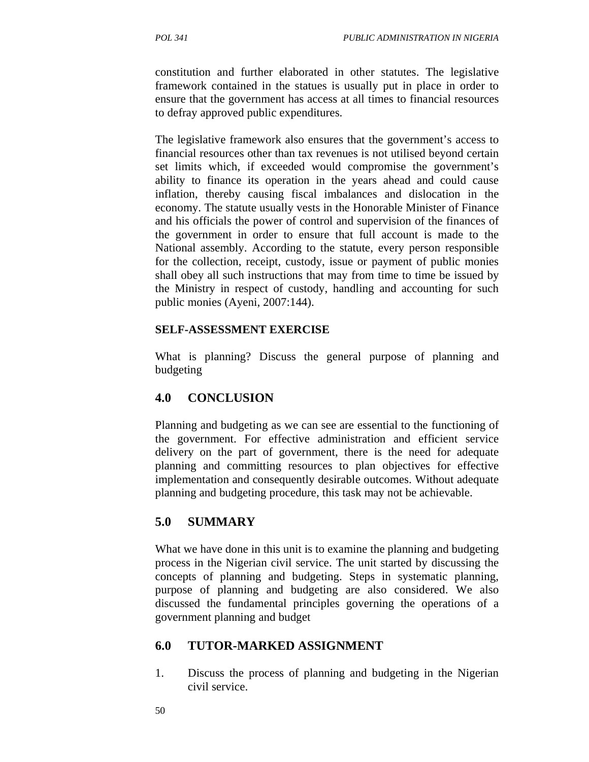constitution and further elaborated in other statutes. The legislative framework contained in the statues is usually put in place in order to ensure that the government has access at all times to financial resources to defray approved public expenditures.

The legislative framework also ensures that the government's access to financial resources other than tax revenues is not utilised beyond certain set limits which, if exceeded would compromise the government's ability to finance its operation in the years ahead and could cause inflation, thereby causing fiscal imbalances and dislocation in the economy. The statute usually vests in the Honorable Minister of Finance and his officials the power of control and supervision of the finances of the government in order to ensure that full account is made to the National assembly. According to the statute, every person responsible for the collection, receipt, custody, issue or payment of public monies shall obey all such instructions that may from time to time be issued by the Ministry in respect of custody, handling and accounting for such public monies (Ayeni, 2007:144).

**SELF-ASSESSMENT EXERCISE**

What is planning? Discuss the general purpose of planning and budgeting

## 4.0 CONCLUSION

Planning and budgeting as we can see are essential to the functioning of the government. For effective administration and efficient service delivery on the part of government, there is the need for adequate planning and committing resources to plan objectives for effective implementation and consequently desirable outcomes. Without adequate planning and budgeting procedure, this task may not be achievable.

## 5.0 SUMMARY

What we have done in this unit is to examine the planning and budgeting process in the Nigerian civil service. The unit started by discussing the concepts of planning and budgeting. Steps in systematic planning, purpose of planning and budgeting are also considered. We also discussed the fundamental principles governing the operations of a government planning and budget

## 6.0 TUTOR-MARKED ASSIGNMENT

1. Discuss the process of planning and budgeting in the Nigerian civil service.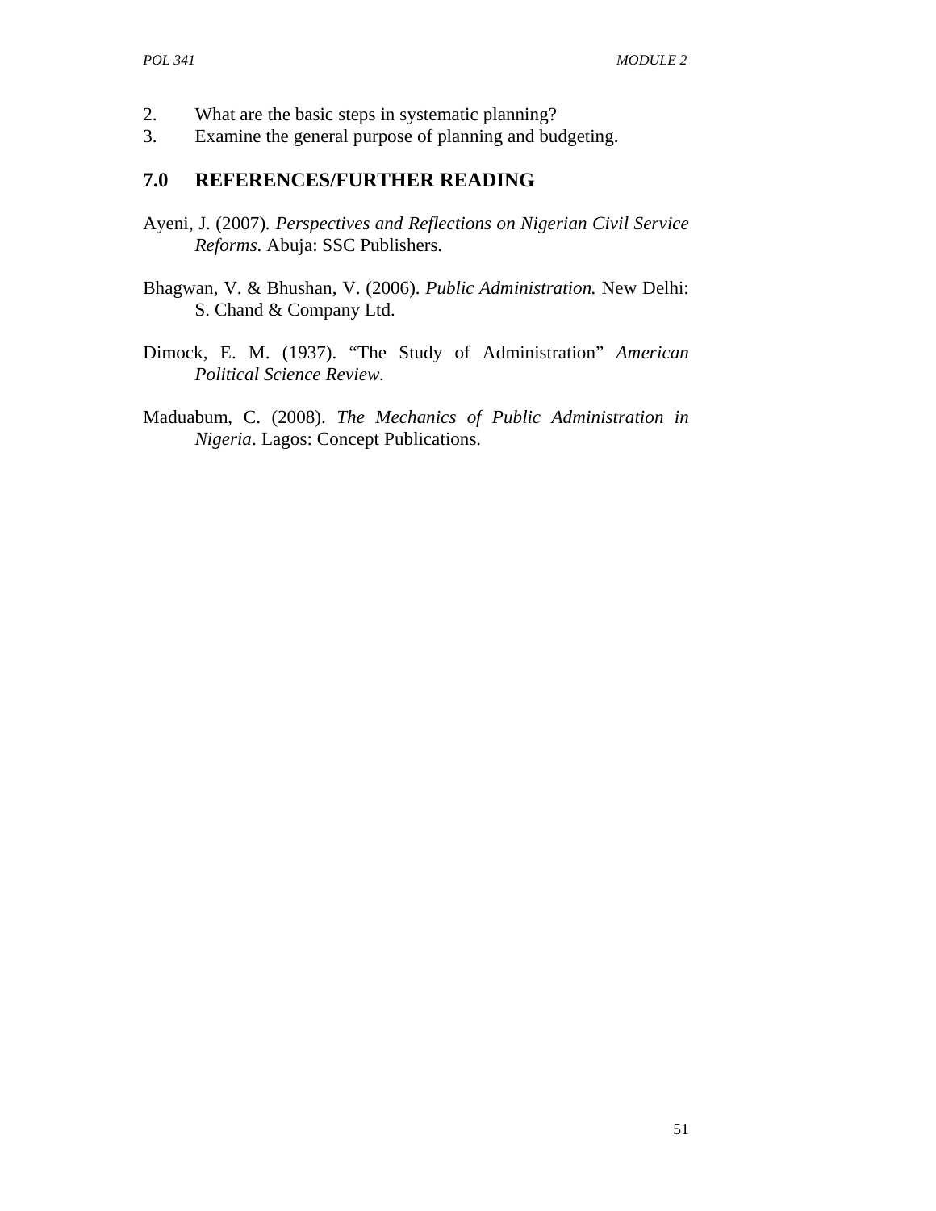2. What are the basic steps in systematic planning?
3. Examine the general purpose of planning and budgeting.

## 7.0 REFERENCES/FURTHER READING

Ayeni, J. (2007). *Perspectives and Reflections on Nigerian Civil Service Reforms*. Abuja: SSC Publishers.

Bhagwan, V. & Bhushan, V. (2006). *Public Administration.* New Delhi: S. Chand & Company Ltd.

Dimock, E. M. (1937). "The Study of Administration" *American Political Science Review*.

Maduabum, C. (2008). *The Mechanics of Public Administration in Nigeria*. Lagos: Concept Publications.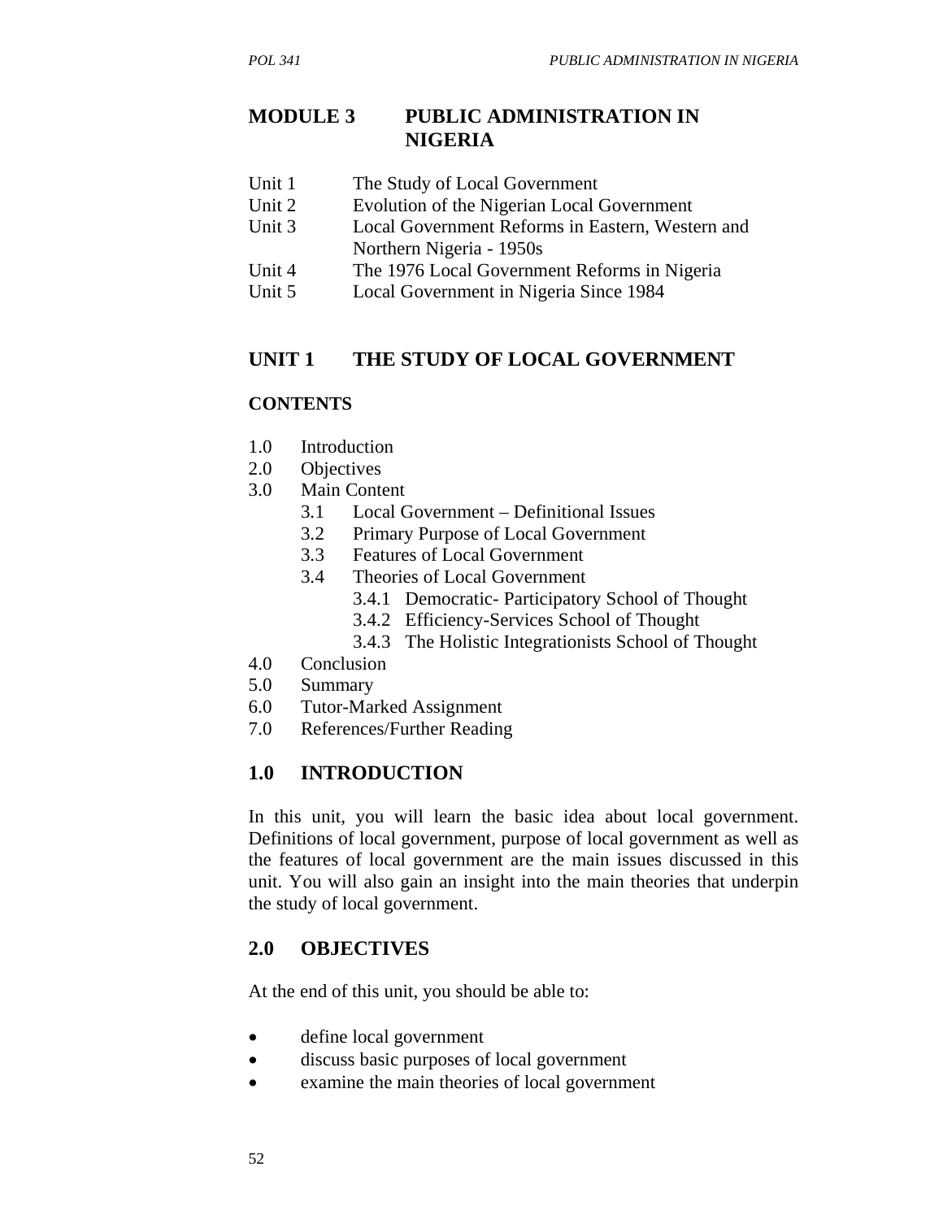# MODULE 3 PUBLIC ADMINISTRATION IN NIGERIA

| | |
|---|---|
| Unit 1 | The Study of Local Government |
| Unit 2 | Evolution of the Nigerian Local Government |
| Unit 3 | Local Government Reforms in Eastern, Western and Northern Nigeria - 1950s |
| Unit 4 | The 1976 Local Government Reforms in Nigeria |
| Unit 5 | Local Government in Nigeria Since 1984 |

## UNIT 1 THE STUDY OF LOCAL GOVERNMENT

### CONTENTS

- 1.0 Introduction
- 2.0 Objectives
- 3.0 Main Content
    - 3.1 Local Government – Definitional Issues
    - 3.2 Primary Purpose of Local Government
    - 3.3 Features of Local Government
    - 3.4 Theories of Local Government
        - 3.4.1 Democratic- Participatory School of Thought
        - 3.4.2 Efficiency-Services School of Thought
        - 3.4.3 The Holistic Integrationists School of Thought
- 4.0 Conclusion
- 5.0 Summary
- 6.0 Tutor-Marked Assignment
- 7.0 References/Further Reading

## 1.0 INTRODUCTION

In this unit, you will learn the basic idea about local government. Definitions of local government, purpose of local government as well as the features of local government are the main issues discussed in this unit. You will also gain an insight into the main theories that underpin the study of local government.

## 2.0 OBJECTIVES

At the end of this unit, you should be able to:

- define local government
- discuss basic purposes of local government
- examine the main theories of local government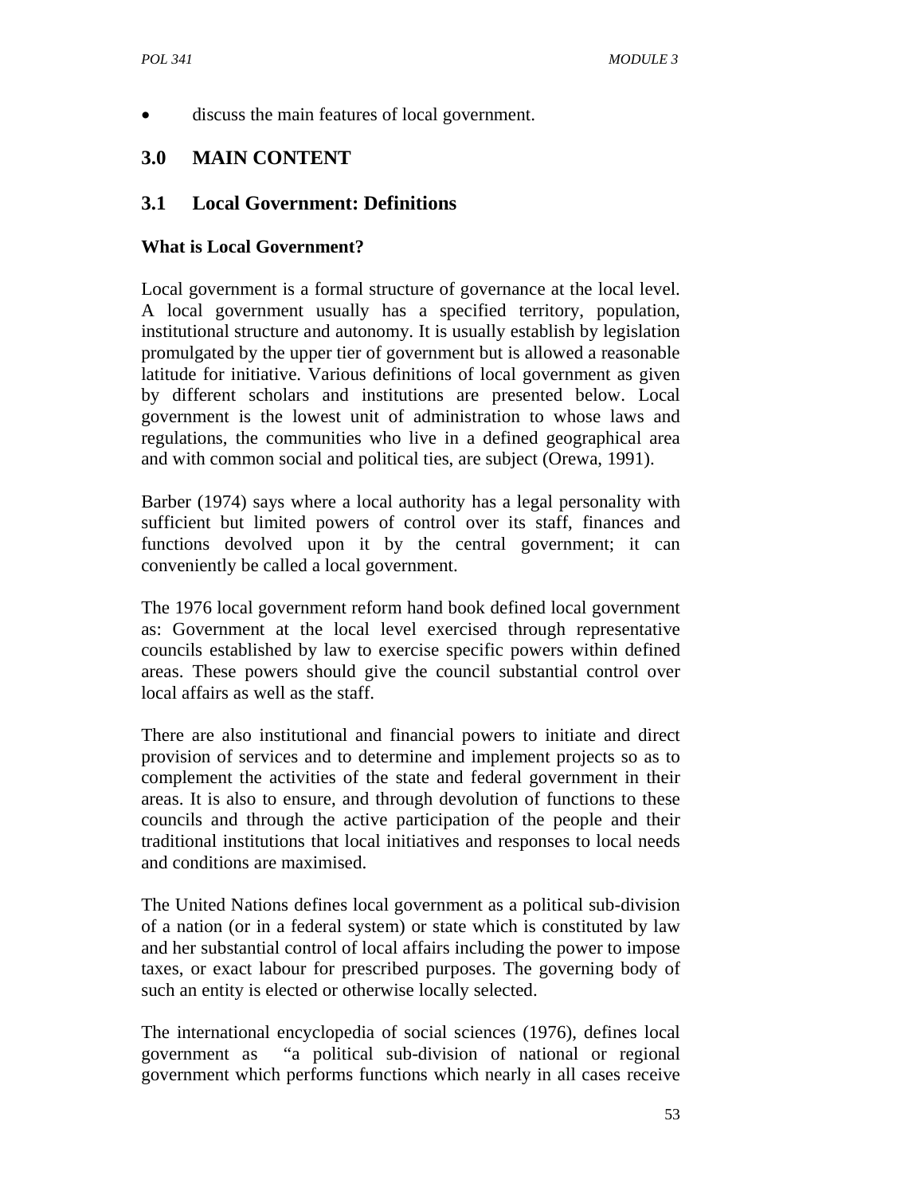- discuss the main features of local government.

## 3.0 MAIN CONTENT

### 3.1 Local Government: Definitions

**What is Local Government?**

Local government is a formal structure of governance at the local level. A local government usually has a specified territory, population, institutional structure and autonomy. It is usually establish by legislation promulgated by the upper tier of government but is allowed a reasonable latitude for initiative. Various definitions of local government as given by different scholars and institutions are presented below. Local government is the lowest unit of administration to whose laws and regulations, the communities who live in a defined geographical area and with common social and political ties, are subject (Orewa, 1991).

Barber (1974) says where a local authority has a legal personality with sufficient but limited powers of control over its staff, finances and functions devolved upon it by the central government; it can conveniently be called a local government.

The 1976 local government reform hand book defined local government as: Government at the local level exercised through representative councils established by law to exercise specific powers within defined areas. These powers should give the council substantial control over local affairs as well as the staff.

There are also institutional and financial powers to initiate and direct provision of services and to determine and implement projects so as to complement the activities of the state and federal government in their areas. It is also to ensure, and through devolution of functions to these councils and through the active participation of the people and their traditional institutions that local initiatives and responses to local needs and conditions are maximised.

The United Nations defines local government as a political sub-division of a nation (or in a federal system) or state which is constituted by law and her substantial control of local affairs including the power to impose taxes, or exact labour for prescribed purposes. The governing body of such an entity is elected or otherwise locally selected.

The international encyclopedia of social sciences (1976), defines local government as "a political sub-division of national or regional government which performs functions which nearly in all cases receive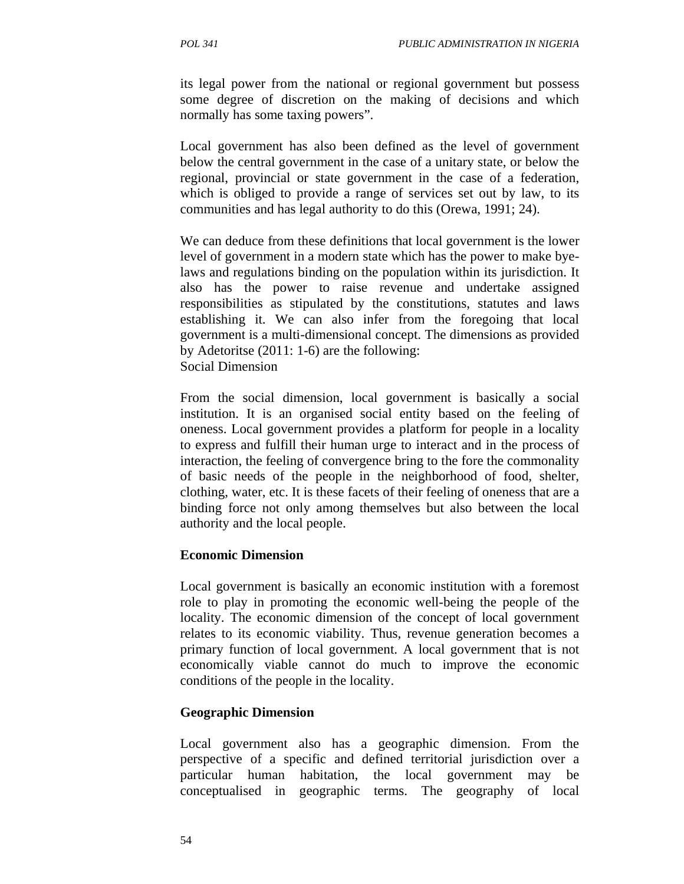its legal power from the national or regional government but possess some degree of discretion on the making of decisions and which normally has some taxing powers".

Local government has also been defined as the level of government below the central government in the case of a unitary state, or below the regional, provincial or state government in the case of a federation, which is obliged to provide a range of services set out by law, to its communities and has legal authority to do this (Orewa, 1991; 24).

We can deduce from these definitions that local government is the lower level of government in a modern state which has the power to make bye-laws and regulations binding on the population within its jurisdiction. It also has the power to raise revenue and undertake assigned responsibilities as stipulated by the constitutions, statutes and laws establishing it. We can also infer from the foregoing that local government is a multi-dimensional concept. The dimensions as provided by Adetoritse (2011: 1-6) are the following:
Social Dimension

From the social dimension, local government is basically a social institution. It is an organised social entity based on the feeling of oneness. Local government provides a platform for people in a locality to express and fulfill their human urge to interact and in the process of interaction, the feeling of convergence bring to the fore the commonality of basic needs of the people in the neighborhood of food, shelter, clothing, water, etc. It is these facets of their feeling of oneness that are a binding force not only among themselves but also between the local authority and the local people.

**Economic Dimension**

Local government is basically an economic institution with a foremost role to play in promoting the economic well-being the people of the locality. The economic dimension of the concept of local government relates to its economic viability. Thus, revenue generation becomes a primary function of local government. A local government that is not economically viable cannot do much to improve the economic conditions of the people in the locality.

**Geographic Dimension**

Local government also has a geographic dimension. From the perspective of a specific and defined territorial jurisdiction over a particular human habitation, the local government may be conceptualised in geographic terms. The geography of local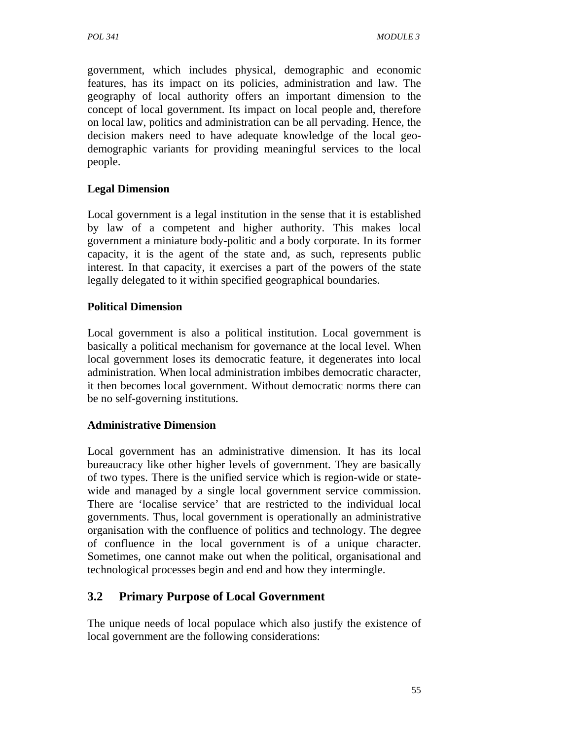government, which includes physical, demographic and economic features, has its impact on its policies, administration and law. The geography of local authority offers an important dimension to the concept of local government. Its impact on local people and, therefore on local law, politics and administration can be all pervading. Hence, the decision makers need to have adequate knowledge of the local geo-demographic variants for providing meaningful services to the local people.

**Legal Dimension**

Local government is a legal institution in the sense that it is established by law of a competent and higher authority. This makes local government a miniature body-politic and a body corporate. In its former capacity, it is the agent of the state and, as such, represents public interest. In that capacity, it exercises a part of the powers of the state legally delegated to it within specified geographical boundaries.

**Political Dimension**

Local government is also a political institution. Local government is basically a political mechanism for governance at the local level. When local government loses its democratic feature, it degenerates into local administration. When local administration imbibes democratic character, it then becomes local government. Without democratic norms there can be no self-governing institutions.

**Administrative Dimension**

Local government has an administrative dimension. It has its local bureaucracy like other higher levels of government. They are basically of two types. There is the unified service which is region-wide or state-wide and managed by a single local government service commission. There are 'localise service' that are restricted to the individual local governments. Thus, local government is operationally an administrative organisation with the confluence of politics and technology. The degree of confluence in the local government is of a unique character. Sometimes, one cannot make out when the political, organisational and technological processes begin and end and how they intermingle.

## 3.2 Primary Purpose of Local Government

The unique needs of local populace which also justify the existence of local government are the following considerations: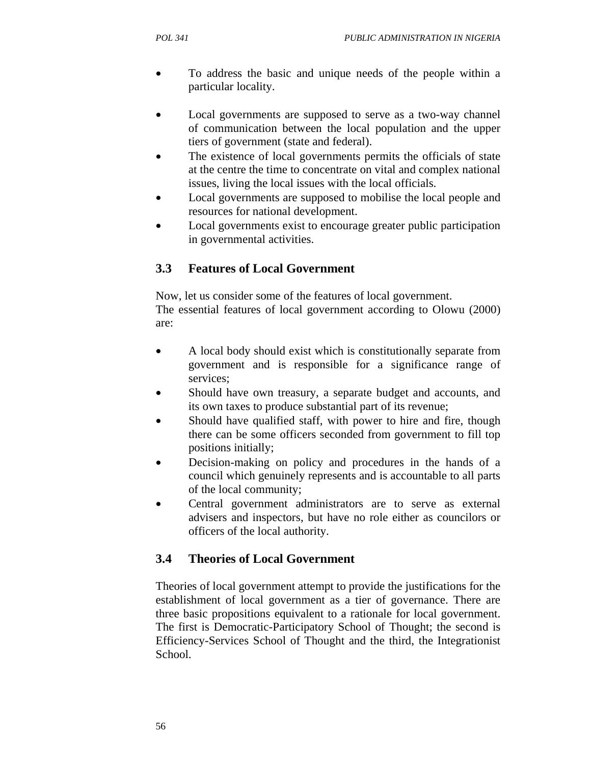- To address the basic and unique needs of the people within a particular locality.

- Local governments are supposed to serve as a two-way channel of communication between the local population and the upper tiers of government (state and federal).
- The existence of local governments permits the officials of state at the centre the time to concentrate on vital and complex national issues, living the local issues with the local officials.
- Local governments are supposed to mobilise the local people and resources for national development.
- Local governments exist to encourage greater public participation in governmental activities.

## 3.3 Features of Local Government

Now, let us consider some of the features of local government.
The essential features of local government according to Olowu (2000) are:

- A local body should exist which is constitutionally separate from government and is responsible for a significance range of services;
- Should have own treasury, a separate budget and accounts, and its own taxes to produce substantial part of its revenue;
- Should have qualified staff, with power to hire and fire, though there can be some officers seconded from government to fill top positions initially;
- Decision-making on policy and procedures in the hands of a council which genuinely represents and is accountable to all parts of the local community;
- Central government administrators are to serve as external advisers and inspectors, but have no role either as councilors or officers of the local authority.

## 3.4 Theories of Local Government

Theories of local government attempt to provide the justifications for the establishment of local government as a tier of governance. There are three basic propositions equivalent to a rationale for local government. The first is Democratic-Participatory School of Thought; the second is Efficiency-Services School of Thought and the third, the Integrationist School.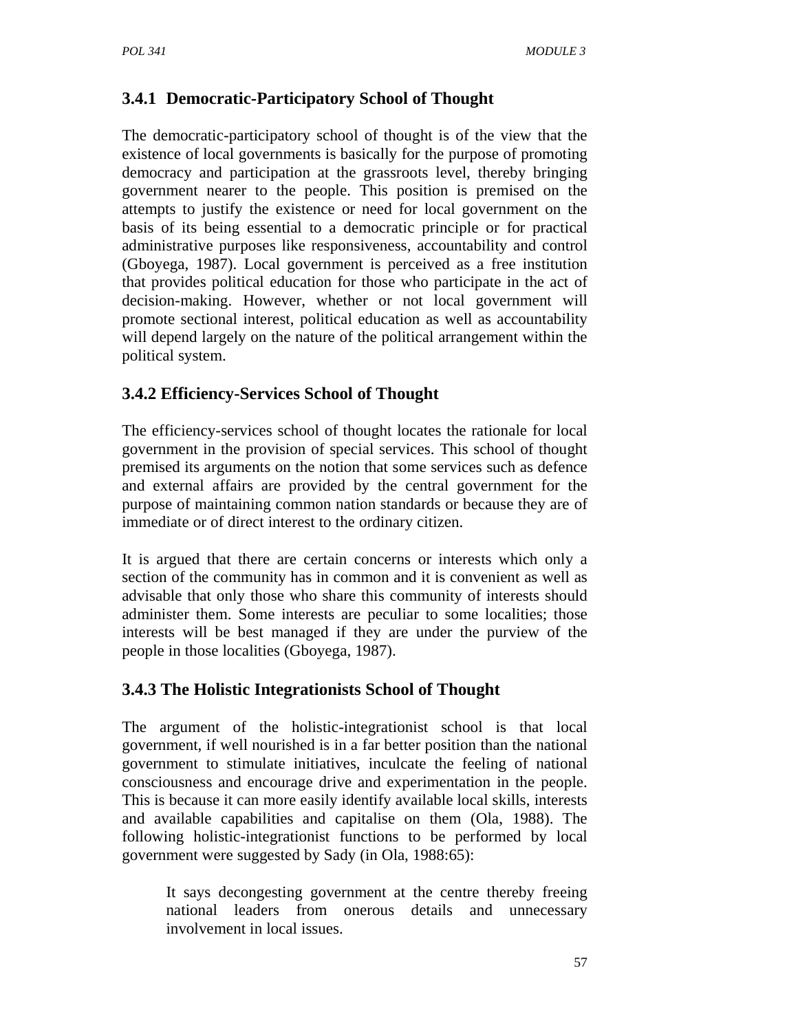### 3.4.1 Democratic-Participatory School of Thought

The democratic-participatory school of thought is of the view that the existence of local governments is basically for the purpose of promoting democracy and participation at the grassroots level, thereby bringing government nearer to the people. This position is premised on the attempts to justify the existence or need for local government on the basis of its being essential to a democratic principle or for practical administrative purposes like responsiveness, accountability and control (Gboyega, 1987). Local government is perceived as a free institution that provides political education for those who participate in the act of decision-making. However, whether or not local government will promote sectional interest, political education as well as accountability will depend largely on the nature of the political arrangement within the political system.

### 3.4.2 Efficiency-Services School of Thought

The efficiency-services school of thought locates the rationale for local government in the provision of special services. This school of thought premised its arguments on the notion that some services such as defence and external affairs are provided by the central government for the purpose of maintaining common nation standards or because they are of immediate or of direct interest to the ordinary citizen.

It is argued that there are certain concerns or interests which only a section of the community has in common and it is convenient as well as advisable that only those who share this community of interests should administer them. Some interests are peculiar to some localities; those interests will be best managed if they are under the purview of the people in those localities (Gboyega, 1987).

### 3.4.3 The Holistic Integrationists School of Thought

The argument of the holistic-integrationist school is that local government, if well nourished is in a far better position than the national government to stimulate initiatives, inculcate the feeling of national consciousness and encourage drive and experimentation in the people. This is because it can more easily identify available local skills, interests and available capabilities and capitalise on them (Ola, 1988). The following holistic-integrationist functions to be performed by local government were suggested by Sady (in Ola, 1988:65):

> It says decongesting government at the centre thereby freeing national leaders from onerous details and unnecessary involvement in local issues.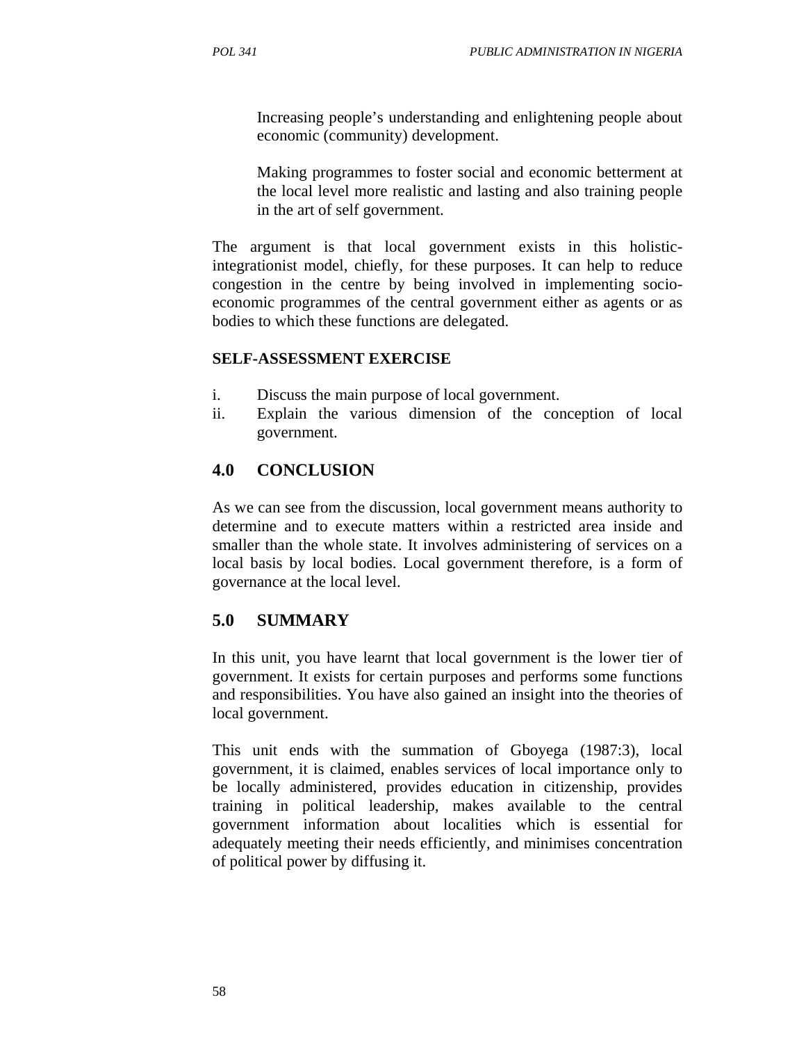Increasing people's understanding and enlightening people about economic (community) development.

Making programmes to foster social and economic betterment at the local level more realistic and lasting and also training people in the art of self government.

The argument is that local government exists in this holistic-integrationist model, chiefly, for these purposes. It can help to reduce congestion in the centre by being involved in implementing socio-economic programmes of the central government either as agents or as bodies to which these functions are delegated.

**SELF-ASSESSMENT EXERCISE**

i. Discuss the main purpose of local government.
ii. Explain the various dimension of the conception of local government.

## 4.0 CONCLUSION

As we can see from the discussion, local government means authority to determine and to execute matters within a restricted area inside and smaller than the whole state. It involves administering of services on a local basis by local bodies. Local government therefore, is a form of governance at the local level.

## 5.0 SUMMARY

In this unit, you have learnt that local government is the lower tier of government. It exists for certain purposes and performs some functions and responsibilities. You have also gained an insight into the theories of local government.

This unit ends with the summation of Gboyega (1987:3), local government, it is claimed, enables services of local importance only to be locally administered, provides education in citizenship, provides training in political leadership, makes available to the central government information about localities which is essential for adequately meeting their needs efficiently, and minimises concentration of political power by diffusing it.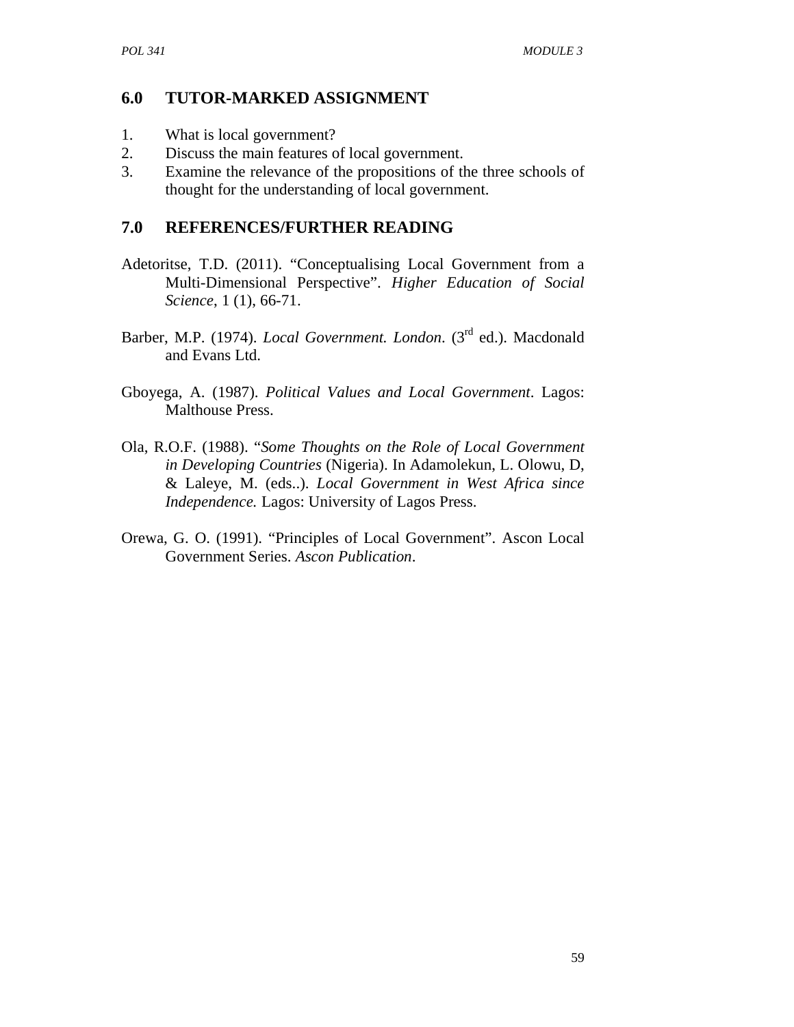## 6.0 TUTOR-MARKED ASSIGNMENT

1. What is local government?
2. Discuss the main features of local government.
3. Examine the relevance of the propositions of the three schools of thought for the understanding of local government.

## 7.0 REFERENCES/FURTHER READING

Adetoritse, T.D. (2011). "Conceptualising Local Government from a Multi-Dimensional Perspective". *Higher Education of Social Science*, 1 (1), 66-71.

Barber, M.P. (1974). *Local Government. London*. (3rd ed.). Macdonald and Evans Ltd.

Gboyega, A. (1987). *Political Values and Local Government*. Lagos: Malthouse Press.

Ola, R.O.F. (1988). "*Some Thoughts on the Role of Local Government in Developing Countries* (Nigeria). In Adamolekun, L. Olowu, D, & Laleye, M. (eds..). *Local Government in West Africa since Independence.* Lagos: University of Lagos Press.

Orewa, G. O. (1991). "Principles of Local Government". Ascon Local Government Series. *Ascon Publication*.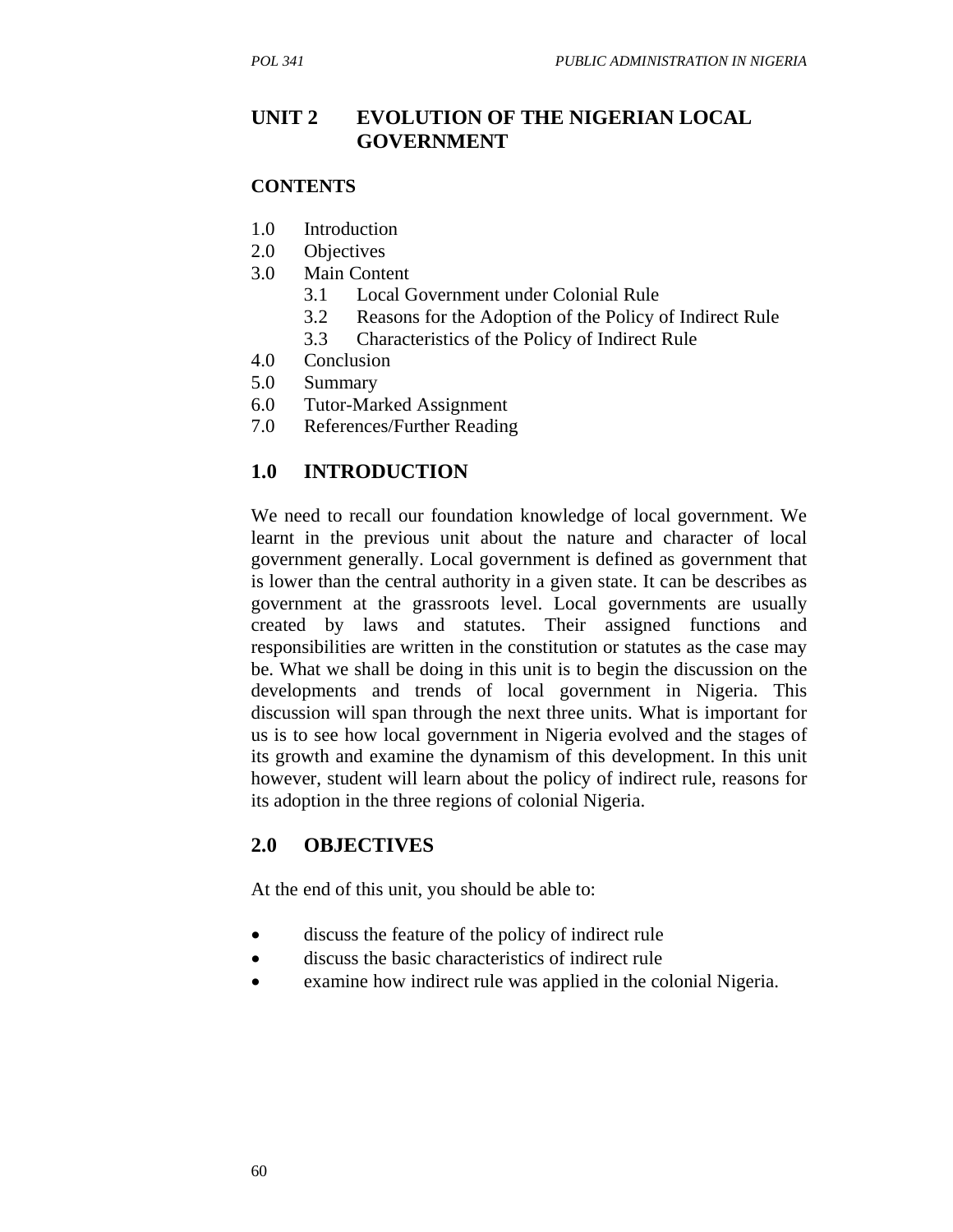# UNIT 2 EVOLUTION OF THE NIGERIAN LOCAL GOVERNMENT

## CONTENTS

1.0 Introduction
2.0 Objectives
3.0 Main Content
  3.1 Local Government under Colonial Rule
  3.2 Reasons for the Adoption of the Policy of Indirect Rule
  3.3 Characteristics of the Policy of Indirect Rule
4.0 Conclusion
5.0 Summary
6.0 Tutor-Marked Assignment
7.0 References/Further Reading

## 1.0 INTRODUCTION

We need to recall our foundation knowledge of local government. We learnt in the previous unit about the nature and character of local government generally. Local government is defined as government that is lower than the central authority in a given state. It can be describes as government at the grassroots level. Local governments are usually created by laws and statutes. Their assigned functions and responsibilities are written in the constitution or statutes as the case may be. What we shall be doing in this unit is to begin the discussion on the developments and trends of local government in Nigeria. This discussion will span through the next three units. What is important for us is to see how local government in Nigeria evolved and the stages of its growth and examine the dynamism of this development. In this unit however, student will learn about the policy of indirect rule, reasons for its adoption in the three regions of colonial Nigeria.

## 2.0 OBJECTIVES

At the end of this unit, you should be able to:

- discuss the feature of the policy of indirect rule
- discuss the basic characteristics of indirect rule
- examine how indirect rule was applied in the colonial Nigeria.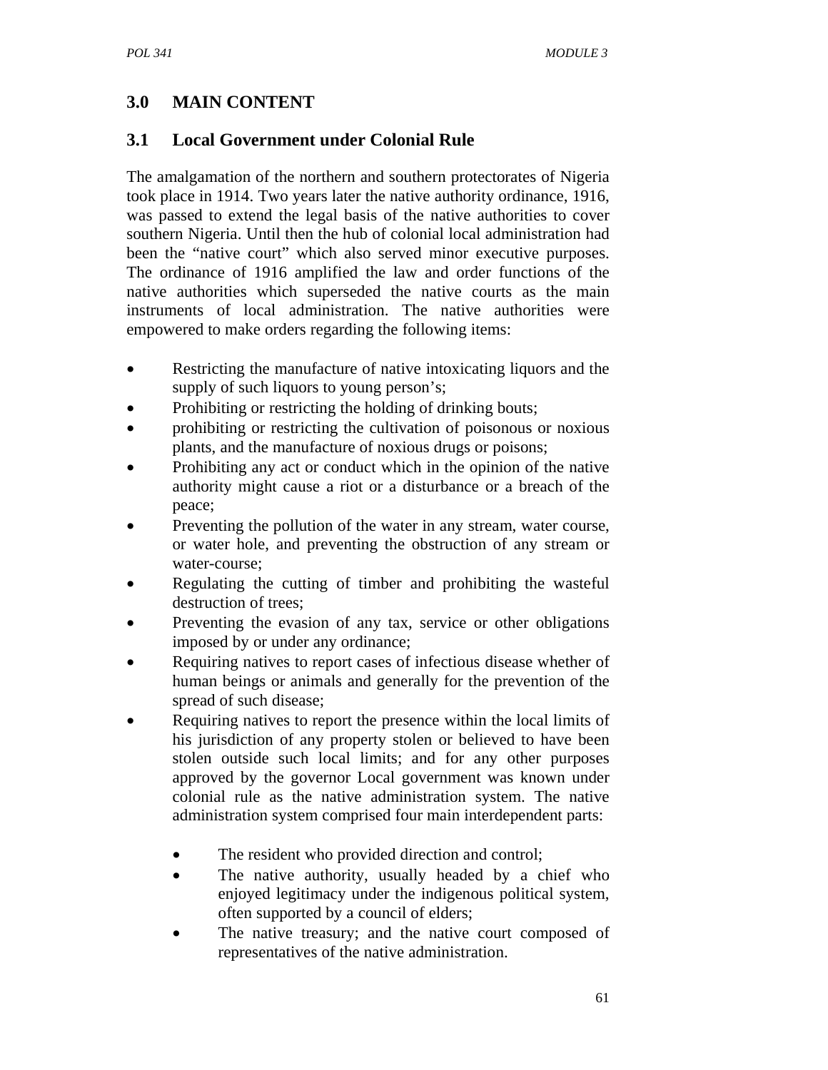## 3.0 MAIN CONTENT

### 3.1 Local Government under Colonial Rule

The amalgamation of the northern and southern protectorates of Nigeria took place in 1914. Two years later the native authority ordinance, 1916, was passed to extend the legal basis of the native authorities to cover southern Nigeria. Until then the hub of colonial local administration had been the "native court" which also served minor executive purposes. The ordinance of 1916 amplified the law and order functions of the native authorities which superseded the native courts as the main instruments of local administration. The native authorities were empowered to make orders regarding the following items:

- Restricting the manufacture of native intoxicating liquors and the supply of such liquors to young person's;
- Prohibiting or restricting the holding of drinking bouts;
- prohibiting or restricting the cultivation of poisonous or noxious plants, and the manufacture of noxious drugs or poisons;
- Prohibiting any act or conduct which in the opinion of the native authority might cause a riot or a disturbance or a breach of the peace;
- Preventing the pollution of the water in any stream, water course, or water hole, and preventing the obstruction of any stream or water-course;
- Regulating the cutting of timber and prohibiting the wasteful destruction of trees;
- Preventing the evasion of any tax, service or other obligations imposed by or under any ordinance;
- Requiring natives to report cases of infectious disease whether of human beings or animals and generally for the prevention of the spread of such disease;
- Requiring natives to report the presence within the local limits of his jurisdiction of any property stolen or believed to have been stolen outside such local limits; and for any other purposes approved by the governor Local government was known under colonial rule as the native administration system. The native administration system comprised four main interdependent parts:
  - The resident who provided direction and control;
  - The native authority, usually headed by a chief who enjoyed legitimacy under the indigenous political system, often supported by a council of elders;
  - The native treasury; and the native court composed of representatives of the native administration.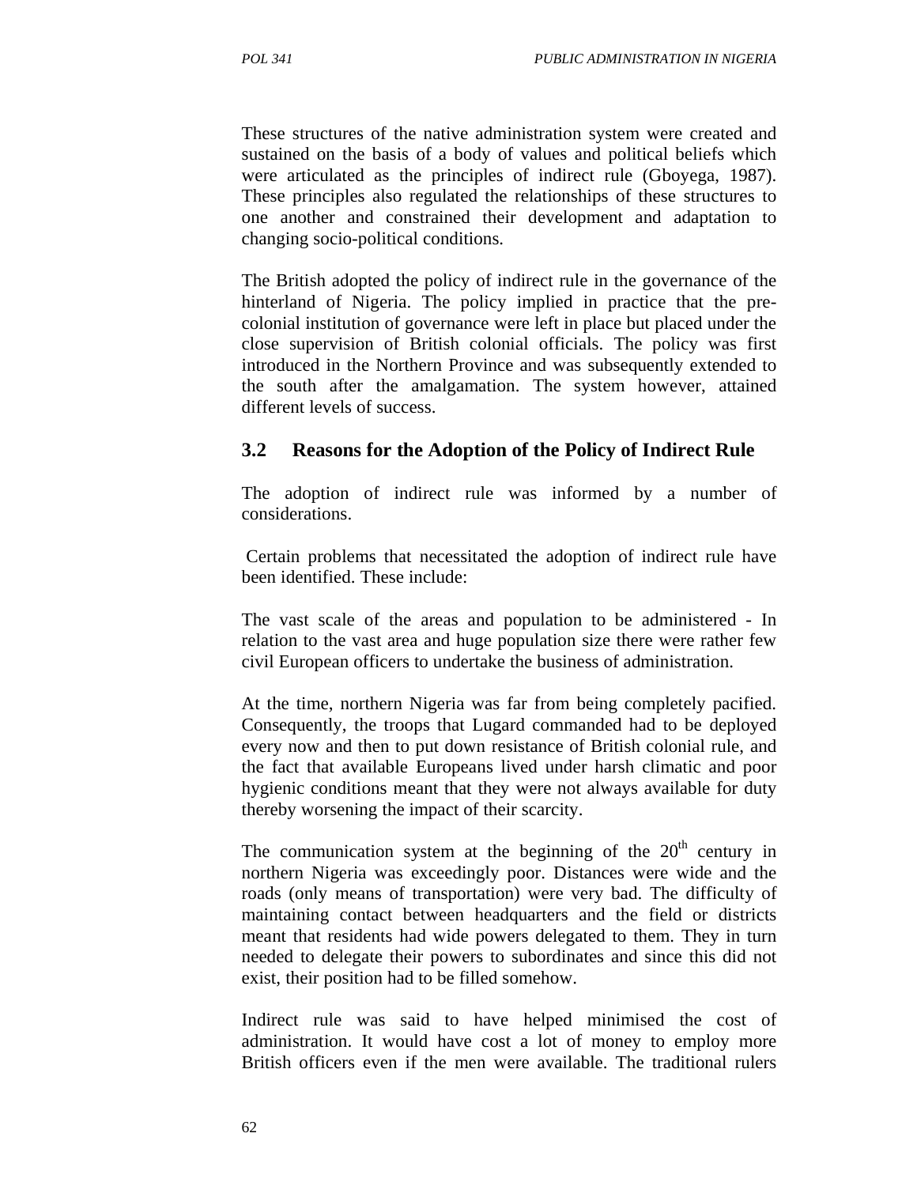These structures of the native administration system were created and sustained on the basis of a body of values and political beliefs which were articulated as the principles of indirect rule (Gboyega, 1987). These principles also regulated the relationships of these structures to one another and constrained their development and adaptation to changing socio-political conditions.

The British adopted the policy of indirect rule in the governance of the hinterland of Nigeria. The policy implied in practice that the pre-colonial institution of governance were left in place but placed under the close supervision of British colonial officials. The policy was first introduced in the Northern Province and was subsequently extended to the south after the amalgamation. The system however, attained different levels of success.

## 3.2 Reasons for the Adoption of the Policy of Indirect Rule

The adoption of indirect rule was informed by a number of considerations.

Certain problems that necessitated the adoption of indirect rule have been identified. These include:

The vast scale of the areas and population to be administered - In relation to the vast area and huge population size there were rather few civil European officers to undertake the business of administration.

At the time, northern Nigeria was far from being completely pacified. Consequently, the troops that Lugard commanded had to be deployed every now and then to put down resistance of British colonial rule, and the fact that available Europeans lived under harsh climatic and poor hygienic conditions meant that they were not always available for duty thereby worsening the impact of their scarcity.

The communication system at the beginning of the 20th century in northern Nigeria was exceedingly poor. Distances were wide and the roads (only means of transportation) were very bad. The difficulty of maintaining contact between headquarters and the field or districts meant that residents had wide powers delegated to them. They in turn needed to delegate their powers to subordinates and since this did not exist, their position had to be filled somehow.

Indirect rule was said to have helped minimised the cost of administration. It would have cost a lot of money to employ more British officers even if the men were available. The traditional rulers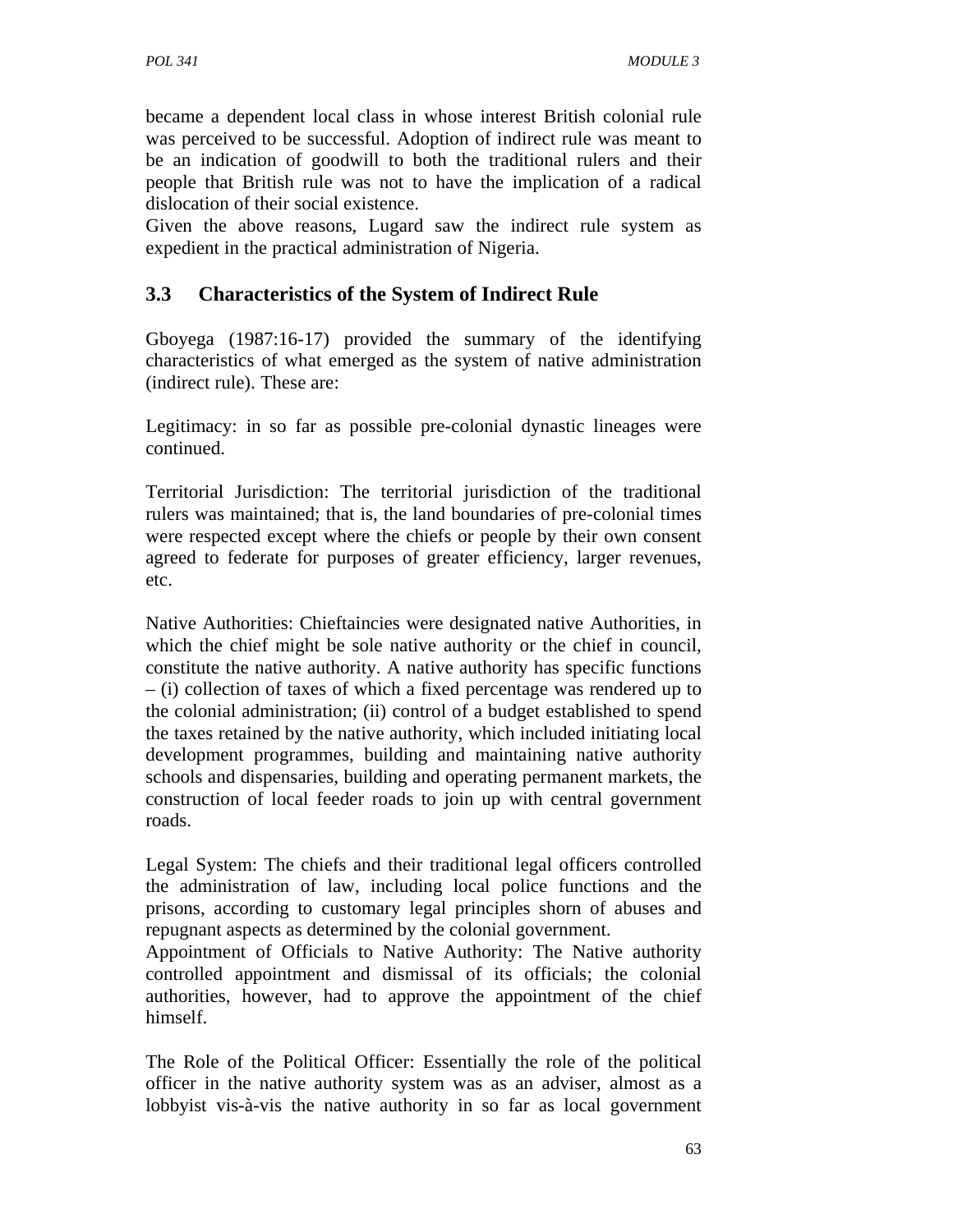became a dependent local class in whose interest British colonial rule was perceived to be successful. Adoption of indirect rule was meant to be an indication of goodwill to both the traditional rulers and their people that British rule was not to have the implication of a radical dislocation of their social existence.

Given the above reasons, Lugard saw the indirect rule system as expedient in the practical administration of Nigeria.

## 3.3 Characteristics of the System of Indirect Rule

Gboyega (1987:16-17) provided the summary of the identifying characteristics of what emerged as the system of native administration (indirect rule). These are:

Legitimacy: in so far as possible pre-colonial dynastic lineages were continued.

Territorial Jurisdiction: The territorial jurisdiction of the traditional rulers was maintained; that is, the land boundaries of pre-colonial times were respected except where the chiefs or people by their own consent agreed to federate for purposes of greater efficiency, larger revenues, etc.

Native Authorities: Chieftaincies were designated native Authorities, in which the chief might be sole native authority or the chief in council, constitute the native authority. A native authority has specific functions – (i) collection of taxes of which a fixed percentage was rendered up to the colonial administration; (ii) control of a budget established to spend the taxes retained by the native authority, which included initiating local development programmes, building and maintaining native authority schools and dispensaries, building and operating permanent markets, the construction of local feeder roads to join up with central government roads.

Legal System: The chiefs and their traditional legal officers controlled the administration of law, including local police functions and the prisons, according to customary legal principles shorn of abuses and repugnant aspects as determined by the colonial government.

Appointment of Officials to Native Authority: The Native authority controlled appointment and dismissal of its officials; the colonial authorities, however, had to approve the appointment of the chief himself.

The Role of the Political Officer: Essentially the role of the political officer in the native authority system was as an adviser, almost as a lobbyist vis-à-vis the native authority in so far as local government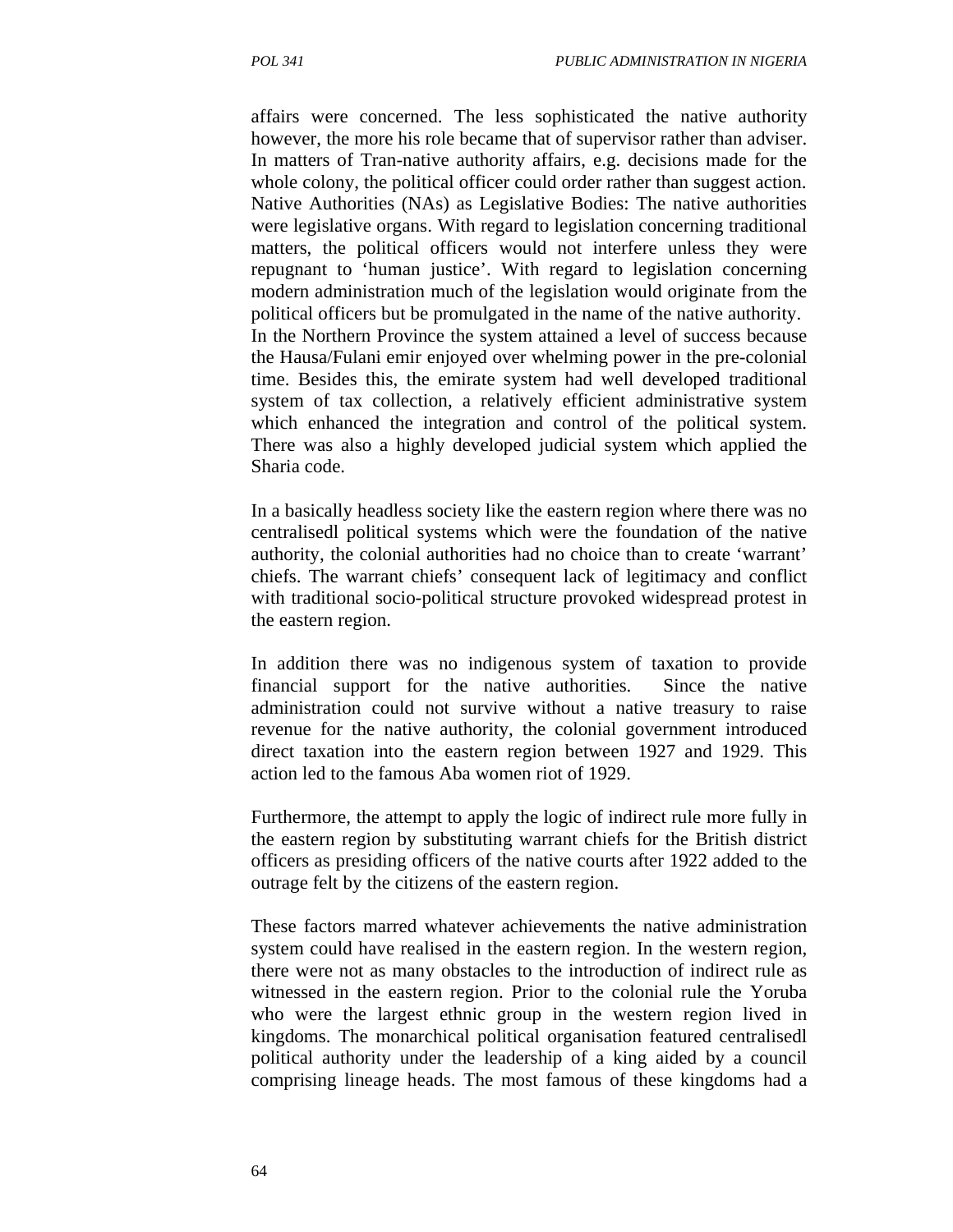affairs were concerned. The less sophisticated the native authority however, the more his role became that of supervisor rather than adviser. In matters of Tran-native authority affairs, e.g. decisions made for the whole colony, the political officer could order rather than suggest action. Native Authorities (NAs) as Legislative Bodies: The native authorities were legislative organs. With regard to legislation concerning traditional matters, the political officers would not interfere unless they were repugnant to 'human justice'. With regard to legislation concerning modern administration much of the legislation would originate from the political officers but be promulgated in the name of the native authority. In the Northern Province the system attained a level of success because the Hausa/Fulani emir enjoyed over whelming power in the pre-colonial time. Besides this, the emirate system had well developed traditional system of tax collection, a relatively efficient administrative system which enhanced the integration and control of the political system. There was also a highly developed judicial system which applied the Sharia code.

In a basically headless society like the eastern region where there was no centralisedl political systems which were the foundation of the native authority, the colonial authorities had no choice than to create 'warrant' chiefs. The warrant chiefs' consequent lack of legitimacy and conflict with traditional socio-political structure provoked widespread protest in the eastern region.

In addition there was no indigenous system of taxation to provide financial support for the native authorities. Since the native administration could not survive without a native treasury to raise revenue for the native authority, the colonial government introduced direct taxation into the eastern region between 1927 and 1929. This action led to the famous Aba women riot of 1929.

Furthermore, the attempt to apply the logic of indirect rule more fully in the eastern region by substituting warrant chiefs for the British district officers as presiding officers of the native courts after 1922 added to the outrage felt by the citizens of the eastern region.

These factors marred whatever achievements the native administration system could have realised in the eastern region. In the western region, there were not as many obstacles to the introduction of indirect rule as witnessed in the eastern region. Prior to the colonial rule the Yoruba who were the largest ethnic group in the western region lived in kingdoms. The monarchical political organisation featured centralisedl political authority under the leadership of a king aided by a council comprising lineage heads. The most famous of these kingdoms had a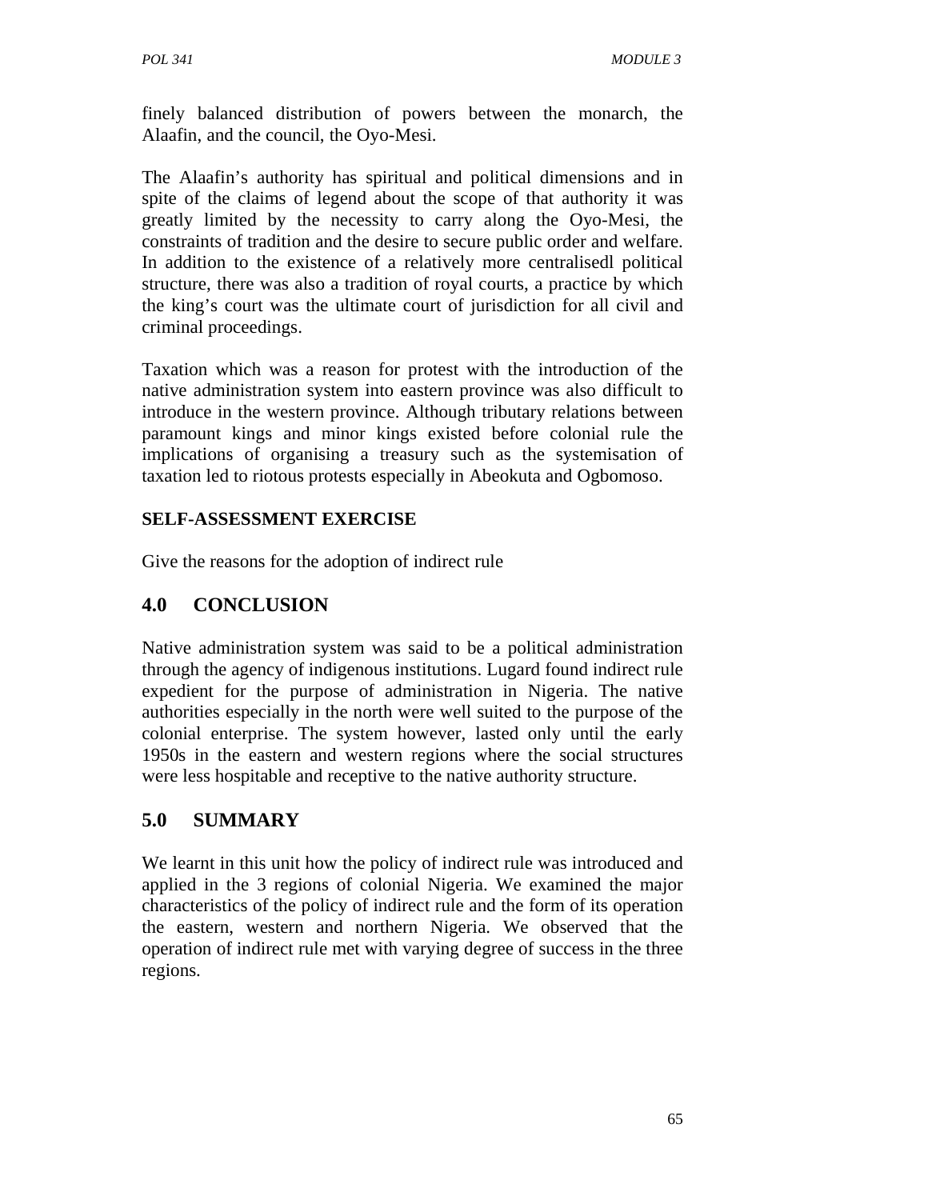finely balanced distribution of powers between the monarch, the Alaafin, and the council, the Oyo-Mesi.

The Alaafin's authority has spiritual and political dimensions and in spite of the claims of legend about the scope of that authority it was greatly limited by the necessity to carry along the Oyo-Mesi, the constraints of tradition and the desire to secure public order and welfare. In addition to the existence of a relatively more centralisedl political structure, there was also a tradition of royal courts, a practice by which the king's court was the ultimate court of jurisdiction for all civil and criminal proceedings.

Taxation which was a reason for protest with the introduction of the native administration system into eastern province was also difficult to introduce in the western province. Although tributary relations between paramount kings and minor kings existed before colonial rule the implications of organising a treasury such as the systemisation of taxation led to riotous protests especially in Abeokuta and Ogbomoso.

**SELF-ASSESSMENT EXERCISE**

Give the reasons for the adoption of indirect rule

## 4.0 CONCLUSION

Native administration system was said to be a political administration through the agency of indigenous institutions. Lugard found indirect rule expedient for the purpose of administration in Nigeria. The native authorities especially in the north were well suited to the purpose of the colonial enterprise. The system however, lasted only until the early 1950s in the eastern and western regions where the social structures were less hospitable and receptive to the native authority structure.

## 5.0 SUMMARY

We learnt in this unit how the policy of indirect rule was introduced and applied in the 3 regions of colonial Nigeria. We examined the major characteristics of the policy of indirect rule and the form of its operation the eastern, western and northern Nigeria. We observed that the operation of indirect rule met with varying degree of success in the three regions.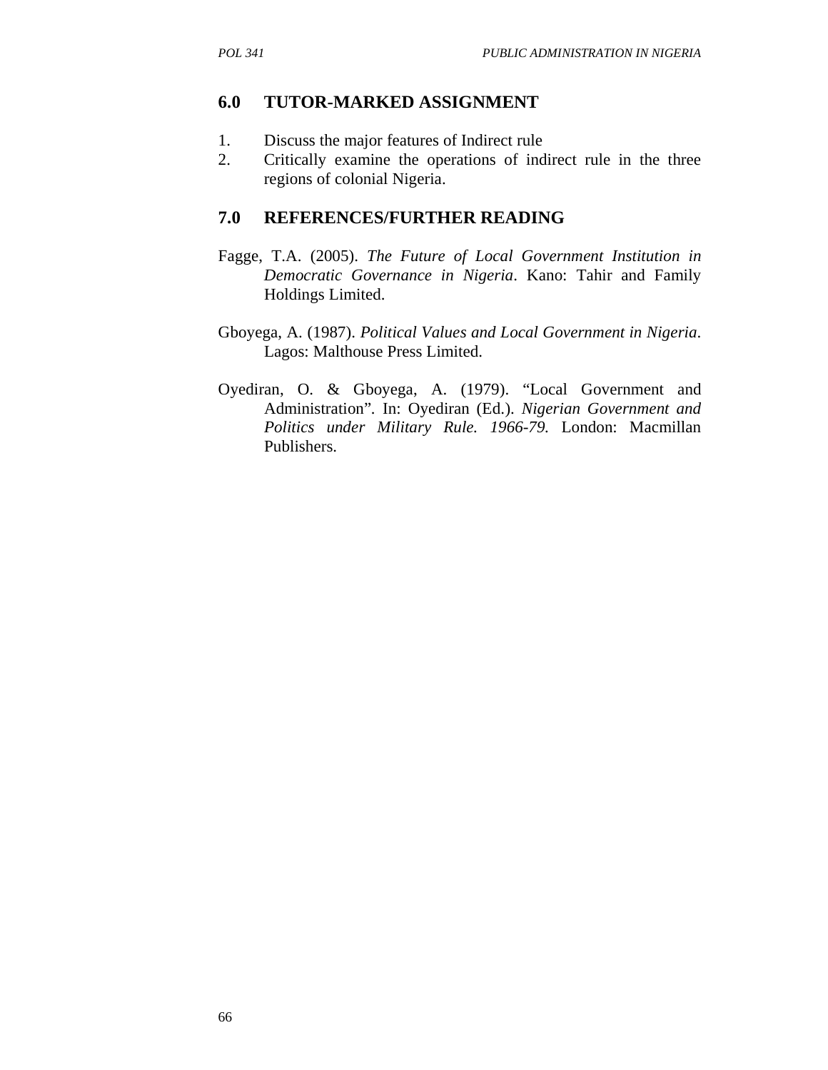## 6.0 TUTOR-MARKED ASSIGNMENT

1. Discuss the major features of Indirect rule
2. Critically examine the operations of indirect rule in the three regions of colonial Nigeria.

## 7.0 REFERENCES/FURTHER READING

Fagge, T.A. (2005). *The Future of Local Government Institution in Democratic Governance in Nigeria*. Kano: Tahir and Family Holdings Limited.

Gboyega, A. (1987). *Political Values and Local Government in Nigeria*. Lagos: Malthouse Press Limited.

Oyediran, O. & Gboyega, A. (1979). "Local Government and Administration". In: Oyediran (Ed.). *Nigerian Government and Politics under Military Rule. 1966-79.* London: Macmillan Publishers.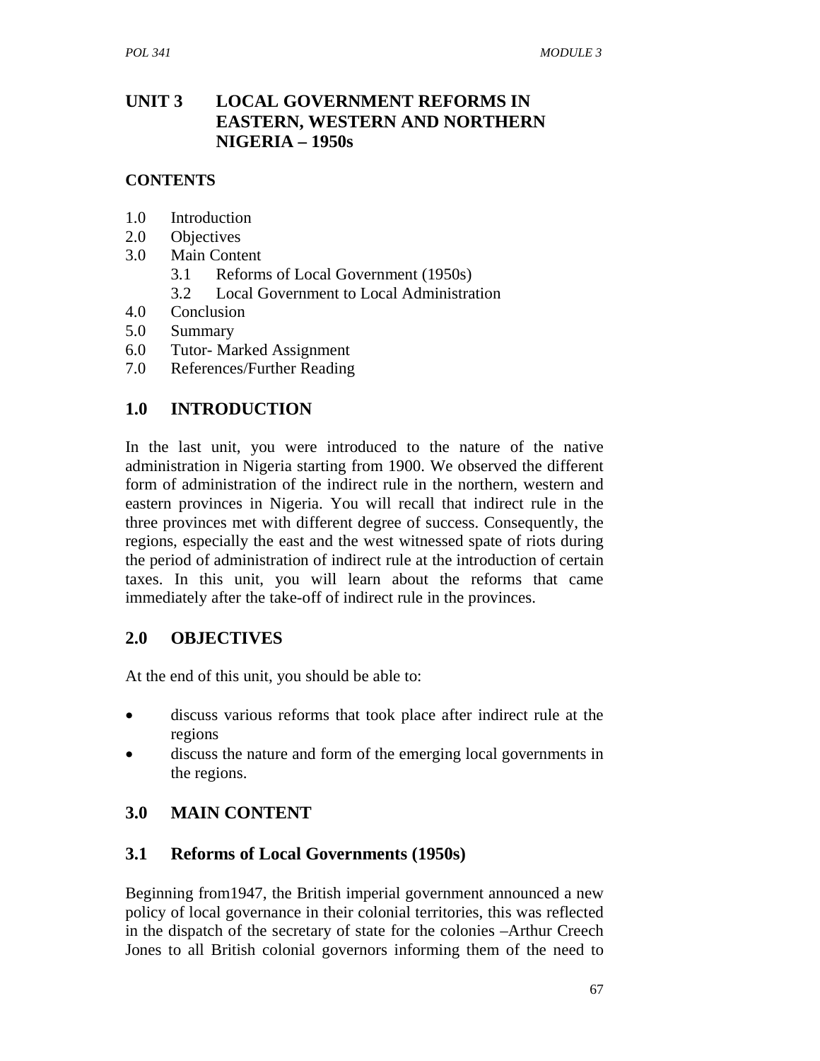# UNIT 3 LOCAL GOVERNMENT REFORMS IN EASTERN, WESTERN AND NORTHERN NIGERIA – 1950s

## CONTENTS

1.0 Introduction
2.0 Objectives
3.0 Main Content
    3.1 Reforms of Local Government (1950s)
    3.2 Local Government to Local Administration
4.0 Conclusion
5.0 Summary
6.0 Tutor- Marked Assignment
7.0 References/Further Reading

## 1.0 INTRODUCTION

In the last unit, you were introduced to the nature of the native administration in Nigeria starting from 1900. We observed the different form of administration of the indirect rule in the northern, western and eastern provinces in Nigeria. You will recall that indirect rule in the three provinces met with different degree of success. Consequently, the regions, especially the east and the west witnessed spate of riots during the period of administration of indirect rule at the introduction of certain taxes. In this unit, you will learn about the reforms that came immediately after the take-off of indirect rule in the provinces.

## 2.0 OBJECTIVES

At the end of this unit, you should be able to:

- discuss various reforms that took place after indirect rule at the regions
- discuss the nature and form of the emerging local governments in the regions.

## 3.0 MAIN CONTENT

### 3.1 Reforms of Local Governments (1950s)

Beginning from1947, the British imperial government announced a new policy of local governance in their colonial territories, this was reflected in the dispatch of the secretary of state for the colonies –Arthur Creech Jones to all British colonial governors informing them of the need to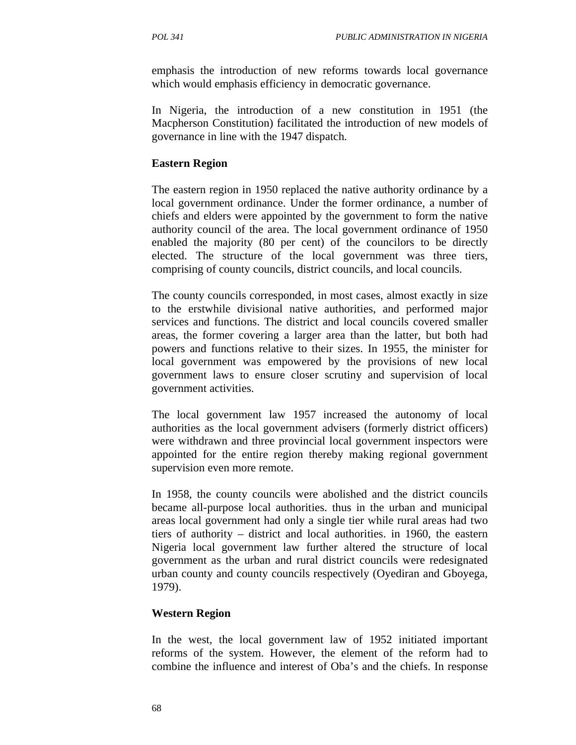emphasis the introduction of new reforms towards local governance which would emphasis efficiency in democratic governance.

In Nigeria, the introduction of a new constitution in 1951 (the Macpherson Constitution) facilitated the introduction of new models of governance in line with the 1947 dispatch.

**Eastern Region**

The eastern region in 1950 replaced the native authority ordinance by a local government ordinance. Under the former ordinance, a number of chiefs and elders were appointed by the government to form the native authority council of the area. The local government ordinance of 1950 enabled the majority (80 per cent) of the councilors to be directly elected. The structure of the local government was three tiers, comprising of county councils, district councils, and local councils.

The county councils corresponded, in most cases, almost exactly in size to the erstwhile divisional native authorities, and performed major services and functions. The district and local councils covered smaller areas, the former covering a larger area than the latter, but both had powers and functions relative to their sizes. In 1955, the minister for local government was empowered by the provisions of new local government laws to ensure closer scrutiny and supervision of local government activities.

The local government law 1957 increased the autonomy of local authorities as the local government advisers (formerly district officers) were withdrawn and three provincial local government inspectors were appointed for the entire region thereby making regional government supervision even more remote.

In 1958, the county councils were abolished and the district councils became all-purpose local authorities. thus in the urban and municipal areas local government had only a single tier while rural areas had two tiers of authority – district and local authorities. in 1960, the eastern Nigeria local government law further altered the structure of local government as the urban and rural district councils were redesignated urban county and county councils respectively (Oyediran and Gboyega, 1979).

**Western Region**

In the west, the local government law of 1952 initiated important reforms of the system. However, the element of the reform had to combine the influence and interest of Oba's and the chiefs. In response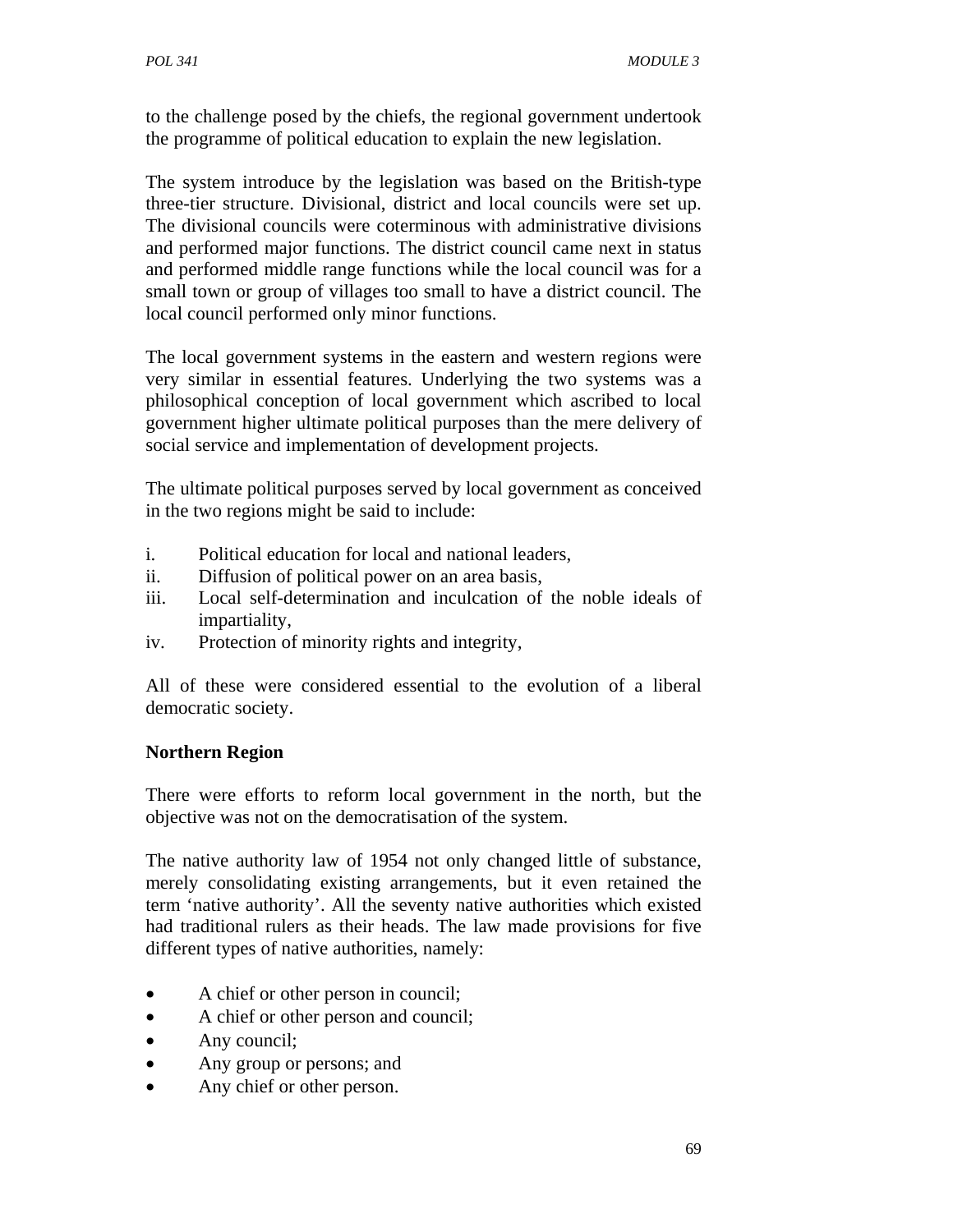to the challenge posed by the chiefs, the regional government undertook the programme of political education to explain the new legislation.

The system introduce by the legislation was based on the British-type three-tier structure. Divisional, district and local councils were set up. The divisional councils were coterminous with administrative divisions and performed major functions. The district council came next in status and performed middle range functions while the local council was for a small town or group of villages too small to have a district council. The local council performed only minor functions.

The local government systems in the eastern and western regions were very similar in essential features. Underlying the two systems was a philosophical conception of local government which ascribed to local government higher ultimate political purposes than the mere delivery of social service and implementation of development projects.

The ultimate political purposes served by local government as conceived in the two regions might be said to include:

i. Political education for local and national leaders,
ii. Diffusion of political power on an area basis,
iii. Local self-determination and inculcation of the noble ideals of impartiality,
iv. Protection of minority rights and integrity,

All of these were considered essential to the evolution of a liberal democratic society.

**Northern Region**

There were efforts to reform local government in the north, but the objective was not on the democratisation of the system.

The native authority law of 1954 not only changed little of substance, merely consolidating existing arrangements, but it even retained the term 'native authority'. All the seventy native authorities which existed had traditional rulers as their heads. The law made provisions for five different types of native authorities, namely:

- A chief or other person in council;
- A chief or other person and council;
- Any council;
- Any group or persons; and
- Any chief or other person.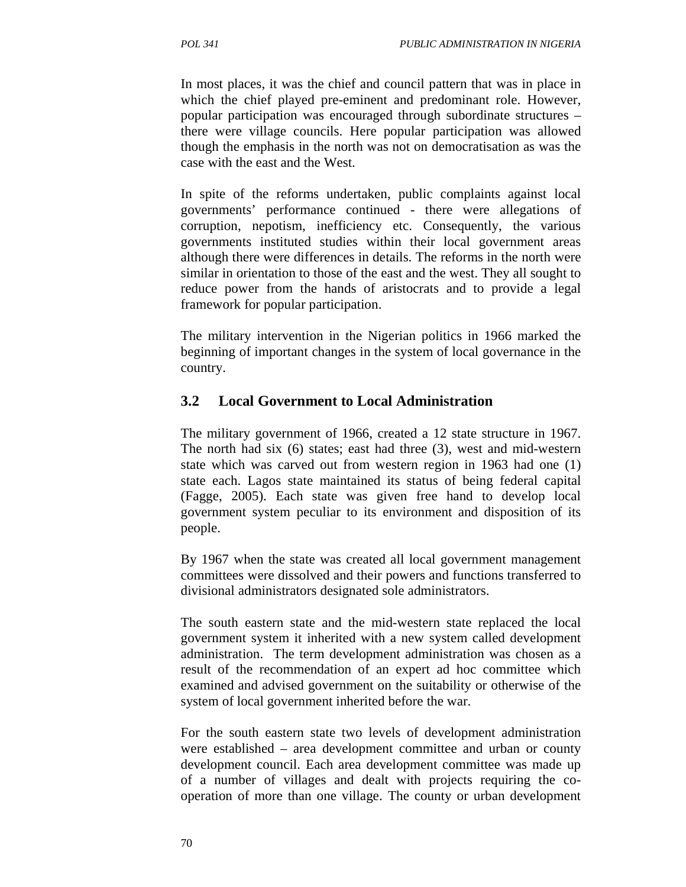In most places, it was the chief and council pattern that was in place in which the chief played pre-eminent and predominant role. However, popular participation was encouraged through subordinate structures – there were village councils. Here popular participation was allowed though the emphasis in the north was not on democratisation as was the case with the east and the West.

In spite of the reforms undertaken, public complaints against local governments' performance continued - there were allegations of corruption, nepotism, inefficiency etc. Consequently, the various governments instituted studies within their local government areas although there were differences in details. The reforms in the north were similar in orientation to those of the east and the west. They all sought to reduce power from the hands of aristocrats and to provide a legal framework for popular participation.

The military intervention in the Nigerian politics in 1966 marked the beginning of important changes in the system of local governance in the country.

## 3.2 Local Government to Local Administration

The military government of 1966, created a 12 state structure in 1967. The north had six (6) states; east had three (3), west and mid-western state which was carved out from western region in 1963 had one (1) state each. Lagos state maintained its status of being federal capital (Fagge, 2005). Each state was given free hand to develop local government system peculiar to its environment and disposition of its people.

By 1967 when the state was created all local government management committees were dissolved and their powers and functions transferred to divisional administrators designated sole administrators.

The south eastern state and the mid-western state replaced the local government system it inherited with a new system called development administration. The term development administration was chosen as a result of the recommendation of an expert ad hoc committee which examined and advised government on the suitability or otherwise of the system of local government inherited before the war.

For the south eastern state two levels of development administration were established – area development committee and urban or county development council. Each area development committee was made up of a number of villages and dealt with projects requiring the co-operation of more than one village. The county or urban development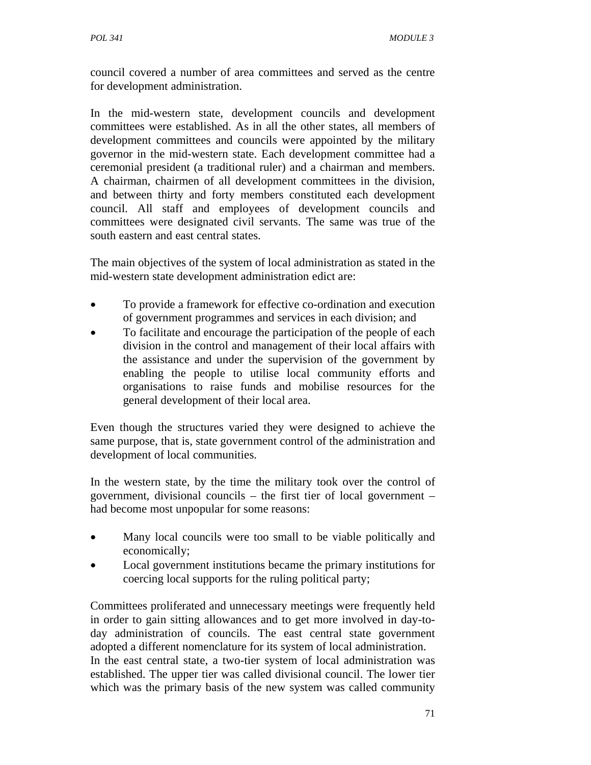council covered a number of area committees and served as the centre for development administration.

In the mid-western state, development councils and development committees were established. As in all the other states, all members of development committees and councils were appointed by the military governor in the mid-western state. Each development committee had a ceremonial president (a traditional ruler) and a chairman and members. A chairman, chairmen of all development committees in the division, and between thirty and forty members constituted each development council. All staff and employees of development councils and committees were designated civil servants. The same was true of the south eastern and east central states.

The main objectives of the system of local administration as stated in the mid-western state development administration edict are:

- To provide a framework for effective co-ordination and execution of government programmes and services in each division; and
- To facilitate and encourage the participation of the people of each division in the control and management of their local affairs with the assistance and under the supervision of the government by enabling the people to utilise local community efforts and organisations to raise funds and mobilise resources for the general development of their local area.

Even though the structures varied they were designed to achieve the same purpose, that is, state government control of the administration and development of local communities.

In the western state, by the time the military took over the control of government, divisional councils – the first tier of local government – had become most unpopular for some reasons:

- Many local councils were too small to be viable politically and economically;
- Local government institutions became the primary institutions for coercing local supports for the ruling political party;

Committees proliferated and unnecessary meetings were frequently held in order to gain sitting allowances and to get more involved in day-to-day administration of councils. The east central state government adopted a different nomenclature for its system of local administration.
In the east central state, a two-tier system of local administration was established. The upper tier was called divisional council. The lower tier which was the primary basis of the new system was called community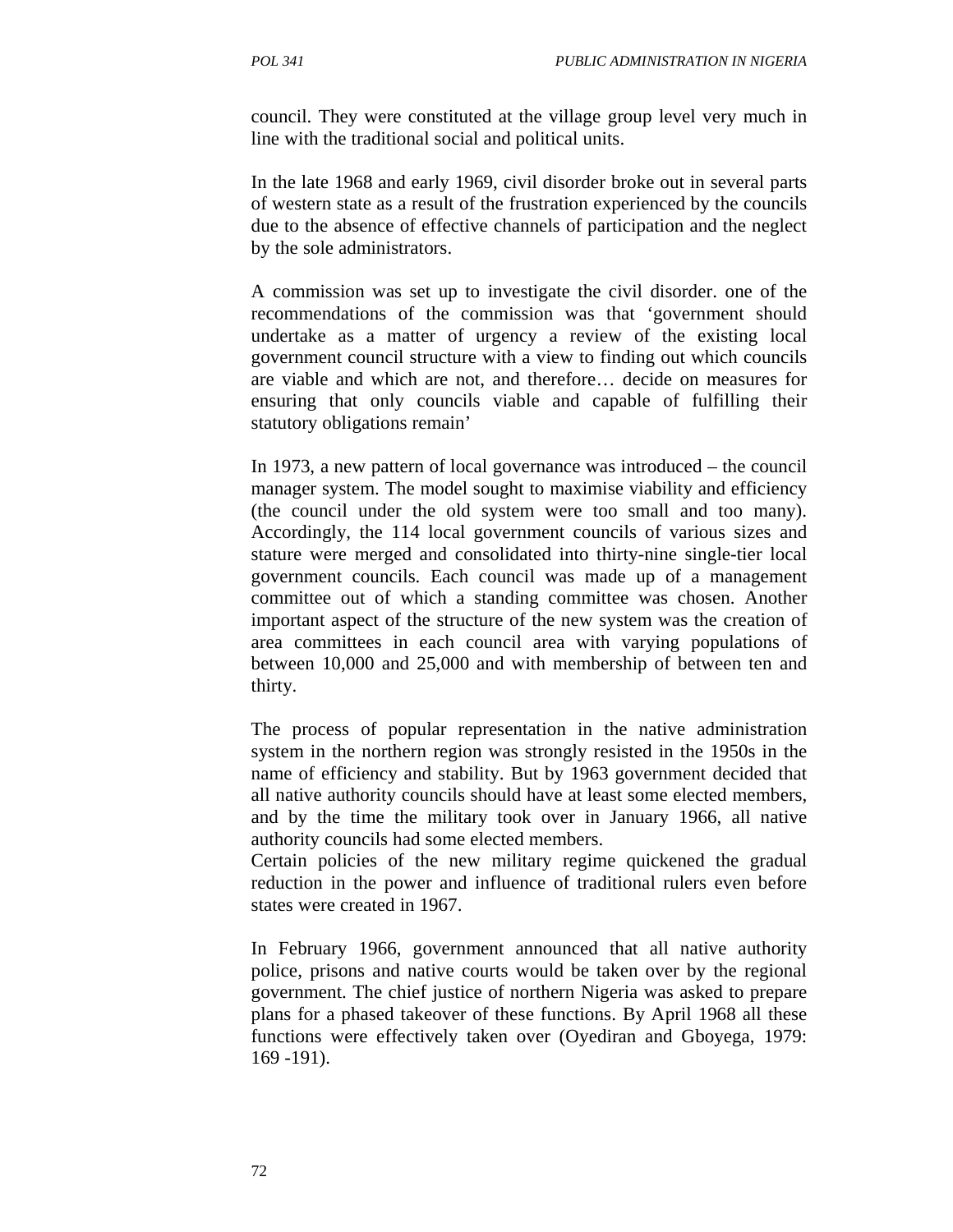council. They were constituted at the village group level very much in line with the traditional social and political units.

In the late 1968 and early 1969, civil disorder broke out in several parts of western state as a result of the frustration experienced by the councils due to the absence of effective channels of participation and the neglect by the sole administrators.

A commission was set up to investigate the civil disorder. one of the recommendations of the commission was that 'government should undertake as a matter of urgency a review of the existing local government council structure with a view to finding out which councils are viable and which are not, and therefore… decide on measures for ensuring that only councils viable and capable of fulfilling their statutory obligations remain'

In 1973, a new pattern of local governance was introduced – the council manager system. The model sought to maximise viability and efficiency (the council under the old system were too small and too many). Accordingly, the 114 local government councils of various sizes and stature were merged and consolidated into thirty-nine single-tier local government councils. Each council was made up of a management committee out of which a standing committee was chosen. Another important aspect of the structure of the new system was the creation of area committees in each council area with varying populations of between 10,000 and 25,000 and with membership of between ten and thirty.

The process of popular representation in the native administration system in the northern region was strongly resisted in the 1950s in the name of efficiency and stability. But by 1963 government decided that all native authority councils should have at least some elected members, and by the time the military took over in January 1966, all native authority councils had some elected members.
Certain policies of the new military regime quickened the gradual reduction in the power and influence of traditional rulers even before states were created in 1967.

In February 1966, government announced that all native authority police, prisons and native courts would be taken over by the regional government. The chief justice of northern Nigeria was asked to prepare plans for a phased takeover of these functions. By April 1968 all these functions were effectively taken over (Oyediran and Gboyega, 1979: 169 -191).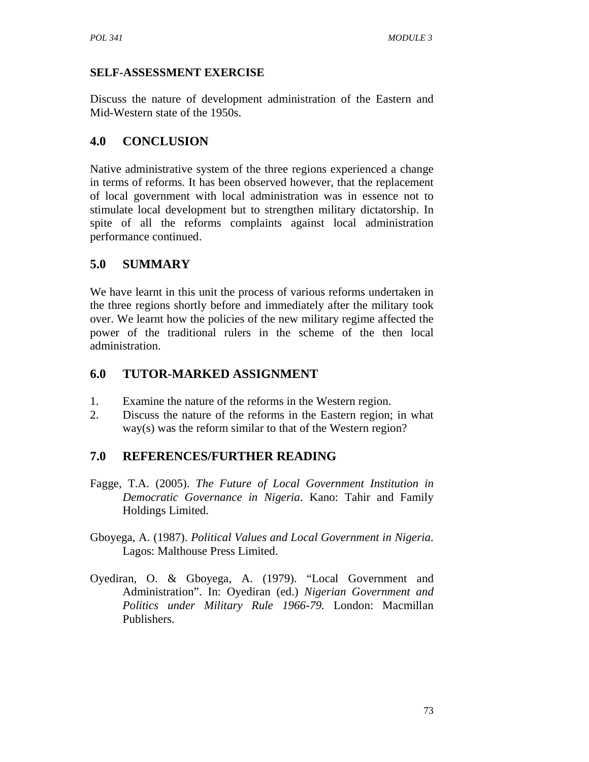**SELF-ASSESSMENT EXERCISE**

Discuss the nature of development administration of the Eastern and Mid-Western state of the 1950s.

## 4.0 CONCLUSION

Native administrative system of the three regions experienced a change in terms of reforms. It has been observed however, that the replacement of local government with local administration was in essence not to stimulate local development but to strengthen military dictatorship. In spite of all the reforms complaints against local administration performance continued.

## 5.0 SUMMARY

We have learnt in this unit the process of various reforms undertaken in the three regions shortly before and immediately after the military took over. We learnt how the policies of the new military regime affected the power of the traditional rulers in the scheme of the then local administration.

## 6.0 TUTOR-MARKED ASSIGNMENT

1. Examine the nature of the reforms in the Western region.
2. Discuss the nature of the reforms in the Eastern region; in what way(s) was the reform similar to that of the Western region?

## 7.0 REFERENCES/FURTHER READING

Fagge, T.A. (2005). *The Future of Local Government Institution in Democratic Governance in Nigeria*. Kano: Tahir and Family Holdings Limited.

Gboyega, A. (1987). *Political Values and Local Government in Nigeria*. Lagos: Malthouse Press Limited.

Oyediran, O. & Gboyega, A. (1979). "Local Government and Administration". In: Oyediran (ed.) *Nigerian Government and Politics under Military Rule 1966-79.* London: Macmillan Publishers.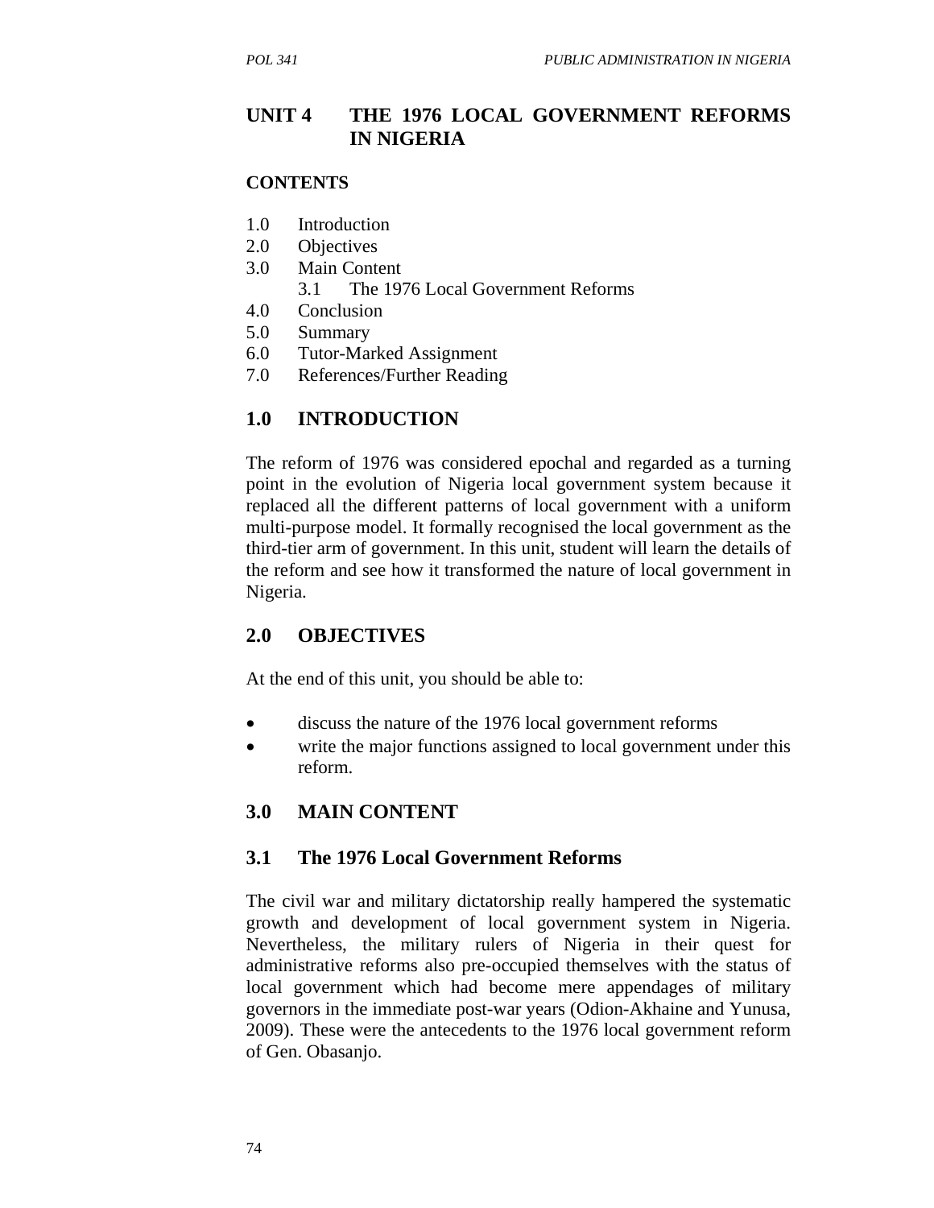# UNIT 4 THE 1976 LOCAL GOVERNMENT REFORMS IN NIGERIA

## CONTENTS

1.0 Introduction
2.0 Objectives
3.0 Main Content
    3.1 The 1976 Local Government Reforms
4.0 Conclusion
5.0 Summary
6.0 Tutor-Marked Assignment
7.0 References/Further Reading

## 1.0 INTRODUCTION

The reform of 1976 was considered epochal and regarded as a turning point in the evolution of Nigeria local government system because it replaced all the different patterns of local government with a uniform multi-purpose model. It formally recognised the local government as the third-tier arm of government. In this unit, student will learn the details of the reform and see how it transformed the nature of local government in Nigeria.

## 2.0 OBJECTIVES

At the end of this unit, you should be able to:

- discuss the nature of the 1976 local government reforms
- write the major functions assigned to local government under this reform.

## 3.0 MAIN CONTENT

### 3.1 The 1976 Local Government Reforms

The civil war and military dictatorship really hampered the systematic growth and development of local government system in Nigeria. Nevertheless, the military rulers of Nigeria in their quest for administrative reforms also pre-occupied themselves with the status of local government which had become mere appendages of military governors in the immediate post-war years (Odion-Akhaine and Yunusa, 2009). These were the antecedents to the 1976 local government reform of Gen. Obasanjo.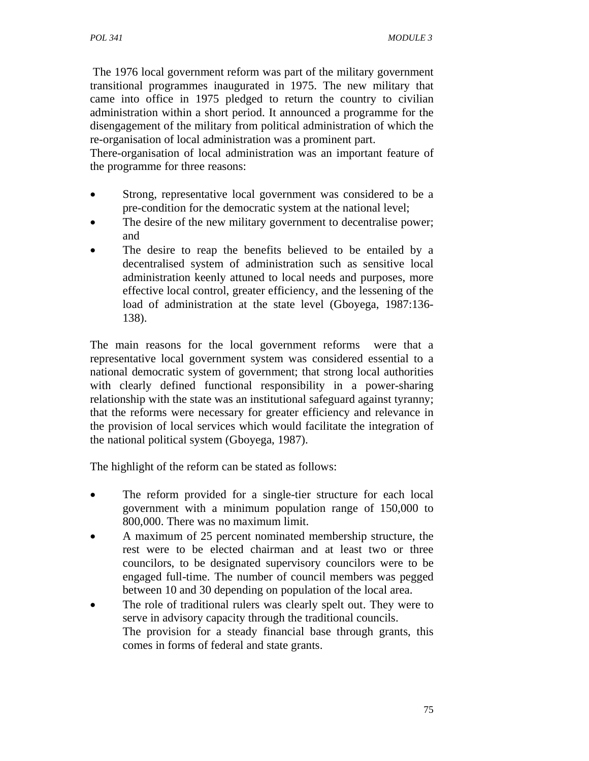The 1976 local government reform was part of the military government transitional programmes inaugurated in 1975. The new military that came into office in 1975 pledged to return the country to civilian administration within a short period. It announced a programme for the disengagement of the military from political administration of which the re-organisation of local administration was a prominent part.

There-organisation of local administration was an important feature of the programme for three reasons:

- Strong, representative local government was considered to be a pre-condition for the democratic system at the national level;
- The desire of the new military government to decentralise power; and
- The desire to reap the benefits believed to be entailed by a decentralised system of administration such as sensitive local administration keenly attuned to local needs and purposes, more effective local control, greater efficiency, and the lessening of the load of administration at the state level (Gboyega, 1987:136-138).

The main reasons for the local government reforms were that a representative local government system was considered essential to a national democratic system of government; that strong local authorities with clearly defined functional responsibility in a power-sharing relationship with the state was an institutional safeguard against tyranny; that the reforms were necessary for greater efficiency and relevance in the provision of local services which would facilitate the integration of the national political system (Gboyega, 1987).

The highlight of the reform can be stated as follows:

- The reform provided for a single-tier structure for each local government with a minimum population range of 150,000 to 800,000. There was no maximum limit.
- A maximum of 25 percent nominated membership structure, the rest were to be elected chairman and at least two or three councilors, to be designated supervisory councilors were to be engaged full-time. The number of council members was pegged between 10 and 30 depending on population of the local area.
- The role of traditional rulers was clearly spelt out. They were to serve in advisory capacity through the traditional councils.
  The provision for a steady financial base through grants, this comes in forms of federal and state grants.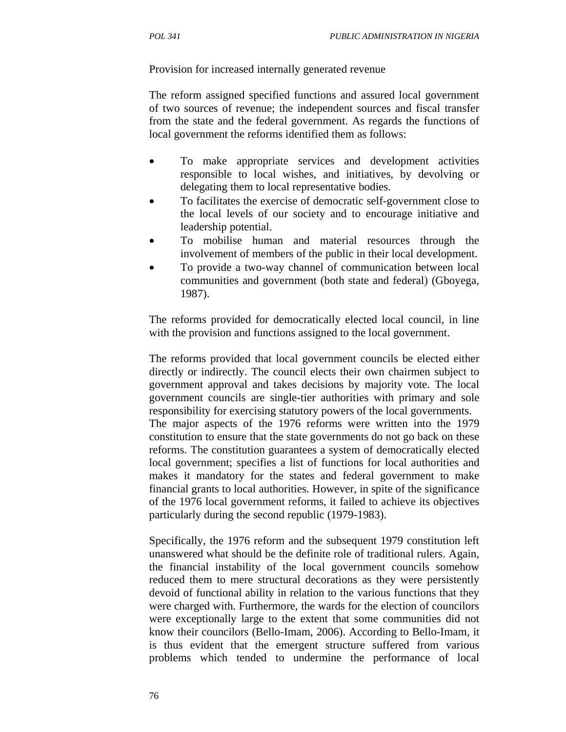Provision for increased internally generated revenue

The reform assigned specified functions and assured local government of two sources of revenue; the independent sources and fiscal transfer from the state and the federal government. As regards the functions of local government the reforms identified them as follows:

- To make appropriate services and development activities responsible to local wishes, and initiatives, by devolving or delegating them to local representative bodies.
- To facilitates the exercise of democratic self-government close to the local levels of our society and to encourage initiative and leadership potential.
- To mobilise human and material resources through the involvement of members of the public in their local development.
- To provide a two-way channel of communication between local communities and government (both state and federal) (Gboyega, 1987).

The reforms provided for democratically elected local council, in line with the provision and functions assigned to the local government.

The reforms provided that local government councils be elected either directly or indirectly. The council elects their own chairmen subject to government approval and takes decisions by majority vote. The local government councils are single-tier authorities with primary and sole responsibility for exercising statutory powers of the local governments.
The major aspects of the 1976 reforms were written into the 1979 constitution to ensure that the state governments do not go back on these reforms. The constitution guarantees a system of democratically elected local government; specifies a list of functions for local authorities and makes it mandatory for the states and federal government to make financial grants to local authorities. However, in spite of the significance of the 1976 local government reforms, it failed to achieve its objectives particularly during the second republic (1979-1983).

Specifically, the 1976 reform and the subsequent 1979 constitution left unanswered what should be the definite role of traditional rulers. Again, the financial instability of the local government councils somehow reduced them to mere structural decorations as they were persistently devoid of functional ability in relation to the various functions that they were charged with. Furthermore, the wards for the election of councilors were exceptionally large to the extent that some communities did not know their councilors (Bello-Imam, 2006). According to Bello-Imam, it is thus evident that the emergent structure suffered from various problems which tended to undermine the performance of local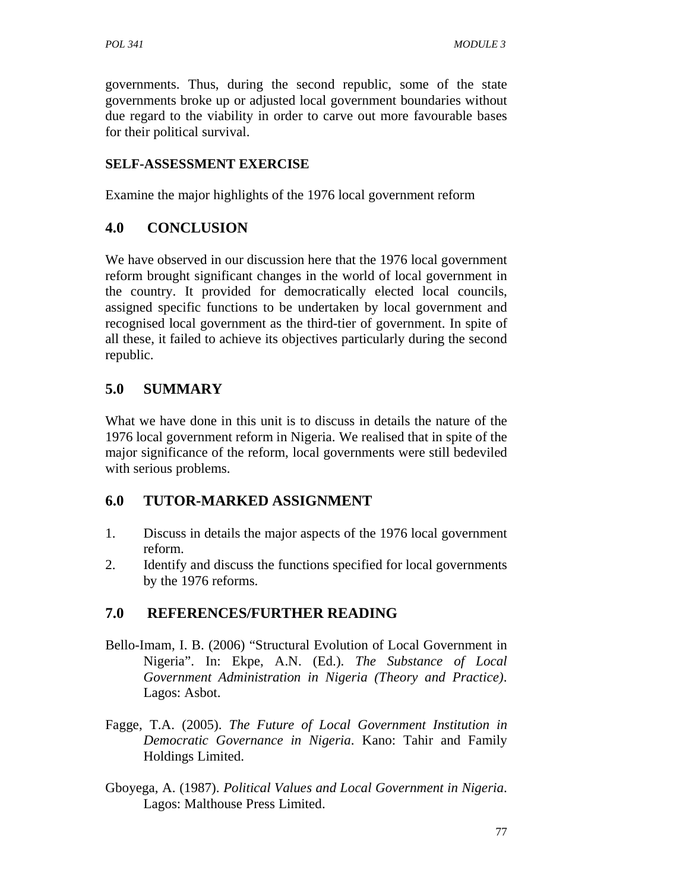governments. Thus, during the second republic, some of the state governments broke up or adjusted local government boundaries without due regard to the viability in order to carve out more favourable bases for their political survival.

**SELF-ASSESSMENT EXERCISE**

Examine the major highlights of the 1976 local government reform

## 4.0 CONCLUSION

We have observed in our discussion here that the 1976 local government reform brought significant changes in the world of local government in the country. It provided for democratically elected local councils, assigned specific functions to be undertaken by local government and recognised local government as the third-tier of government. In spite of all these, it failed to achieve its objectives particularly during the second republic.

## 5.0 SUMMARY

What we have done in this unit is to discuss in details the nature of the 1976 local government reform in Nigeria. We realised that in spite of the major significance of the reform, local governments were still bedeviled with serious problems.

## 6.0 TUTOR-MARKED ASSIGNMENT

1. Discuss in details the major aspects of the 1976 local government reform.
2. Identify and discuss the functions specified for local governments by the 1976 reforms.

## 7.0 REFERENCES/FURTHER READING

Bello-Imam, I. B. (2006) "Structural Evolution of Local Government in Nigeria". In: Ekpe, A.N. (Ed.). *The Substance of Local Government Administration in Nigeria (Theory and Practice)*. Lagos: Asbot.

Fagge, T.A. (2005). *The Future of Local Government Institution in Democratic Governance in Nigeria*. Kano: Tahir and Family Holdings Limited.

Gboyega, A. (1987). *Political Values and Local Government in Nigeria*. Lagos: Malthouse Press Limited.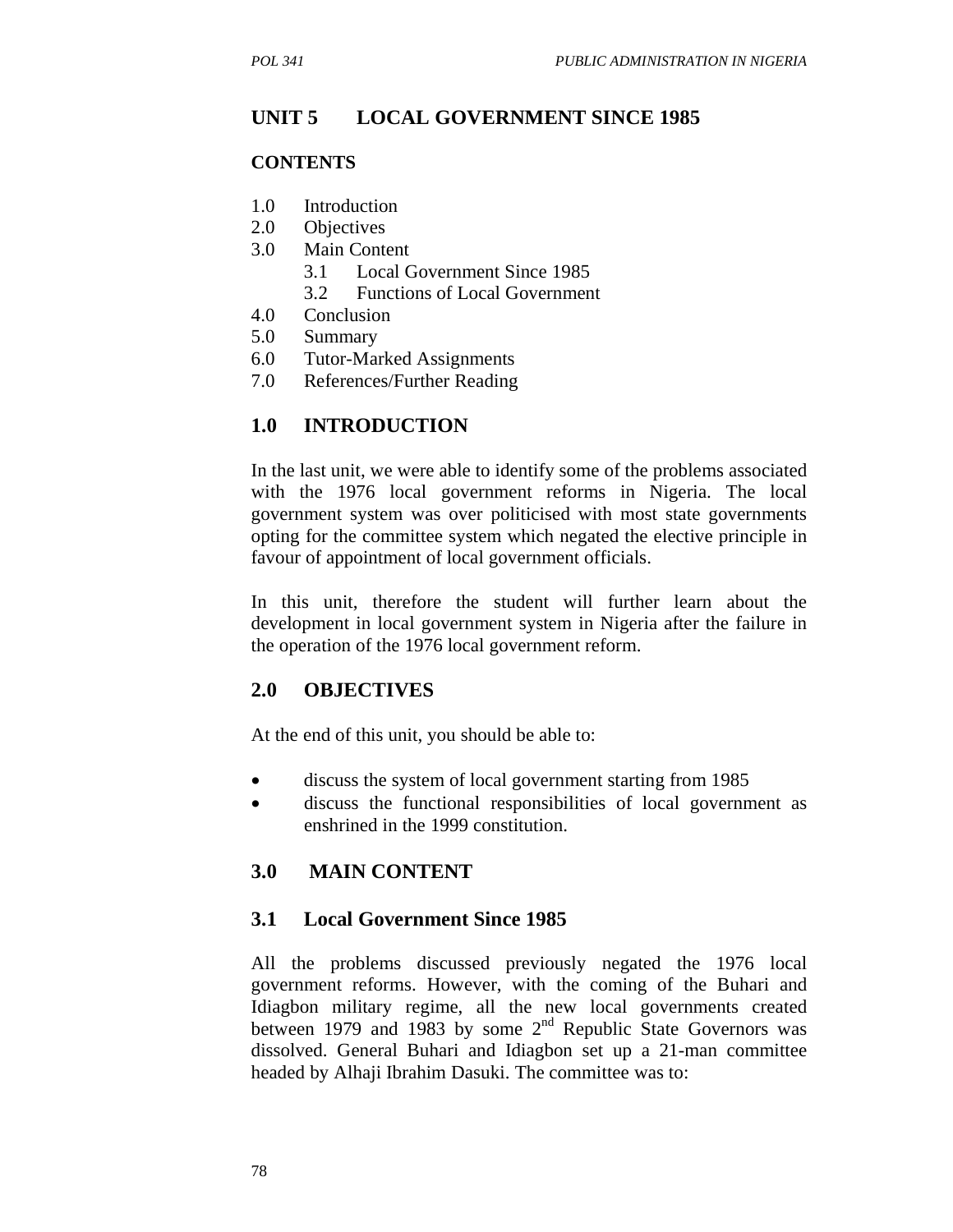## UNIT 5 LOCAL GOVERNMENT SINCE 1985

### CONTENTS

1.0 Introduction
2.0 Objectives
3.0 Main Content
  3.1 Local Government Since 1985
  3.2 Functions of Local Government
4.0 Conclusion
5.0 Summary
6.0 Tutor-Marked Assignments
7.0 References/Further Reading

## 1.0 INTRODUCTION

In the last unit, we were able to identify some of the problems associated with the 1976 local government reforms in Nigeria. The local government system was over politicised with most state governments opting for the committee system which negated the elective principle in favour of appointment of local government officials.

In this unit, therefore the student will further learn about the development in local government system in Nigeria after the failure in the operation of the 1976 local government reform.

## 2.0 OBJECTIVES

At the end of this unit, you should be able to:

- discuss the system of local government starting from 1985
- discuss the functional responsibilities of local government as enshrined in the 1999 constitution.

## 3.0 MAIN CONTENT

### 3.1 Local Government Since 1985

All the problems discussed previously negated the 1976 local government reforms. However, with the coming of the Buhari and Idiagbon military regime, all the new local governments created between 1979 and 1983 by some 2nd Republic State Governors was dissolved. General Buhari and Idiagbon set up a 21-man committee headed by Alhaji Ibrahim Dasuki. The committee was to: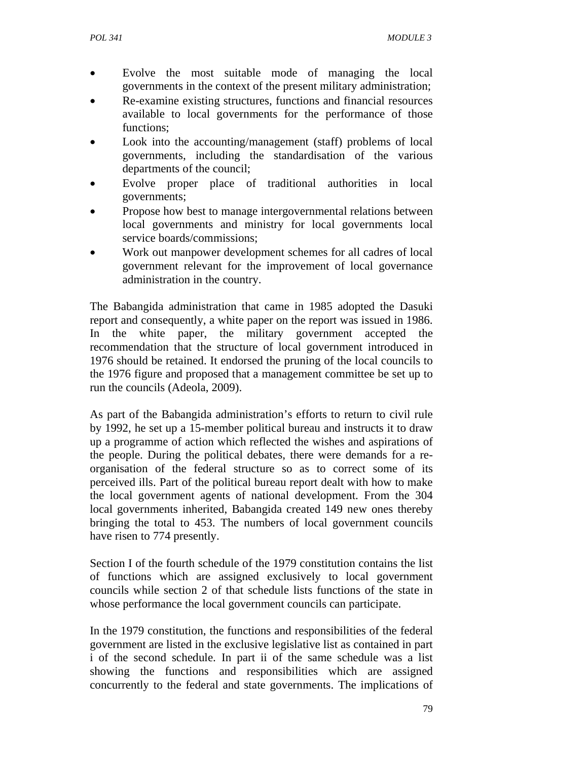- Evolve the most suitable mode of managing the local governments in the context of the present military administration;
- Re-examine existing structures, functions and financial resources available to local governments for the performance of those functions;
- Look into the accounting/management (staff) problems of local governments, including the standardisation of the various departments of the council;
- Evolve proper place of traditional authorities in local governments;
- Propose how best to manage intergovernmental relations between local governments and ministry for local governments local service boards/commissions;
- Work out manpower development schemes for all cadres of local government relevant for the improvement of local governance administration in the country.

The Babangida administration that came in 1985 adopted the Dasuki report and consequently, a white paper on the report was issued in 1986. In the white paper, the military government accepted the recommendation that the structure of local government introduced in 1976 should be retained. It endorsed the pruning of the local councils to the 1976 figure and proposed that a management committee be set up to run the councils (Adeola, 2009).

As part of the Babangida administration's efforts to return to civil rule by 1992, he set up a 15-member political bureau and instructs it to draw up a programme of action which reflected the wishes and aspirations of the people. During the political debates, there were demands for a re-organisation of the federal structure so as to correct some of its perceived ills. Part of the political bureau report dealt with how to make the local government agents of national development. From the 304 local governments inherited, Babangida created 149 new ones thereby bringing the total to 453. The numbers of local government councils have risen to 774 presently.

Section I of the fourth schedule of the 1979 constitution contains the list of functions which are assigned exclusively to local government councils while section 2 of that schedule lists functions of the state in whose performance the local government councils can participate.

In the 1979 constitution, the functions and responsibilities of the federal government are listed in the exclusive legislative list as contained in part i of the second schedule. In part ii of the same schedule was a list showing the functions and responsibilities which are assigned concurrently to the federal and state governments. The implications of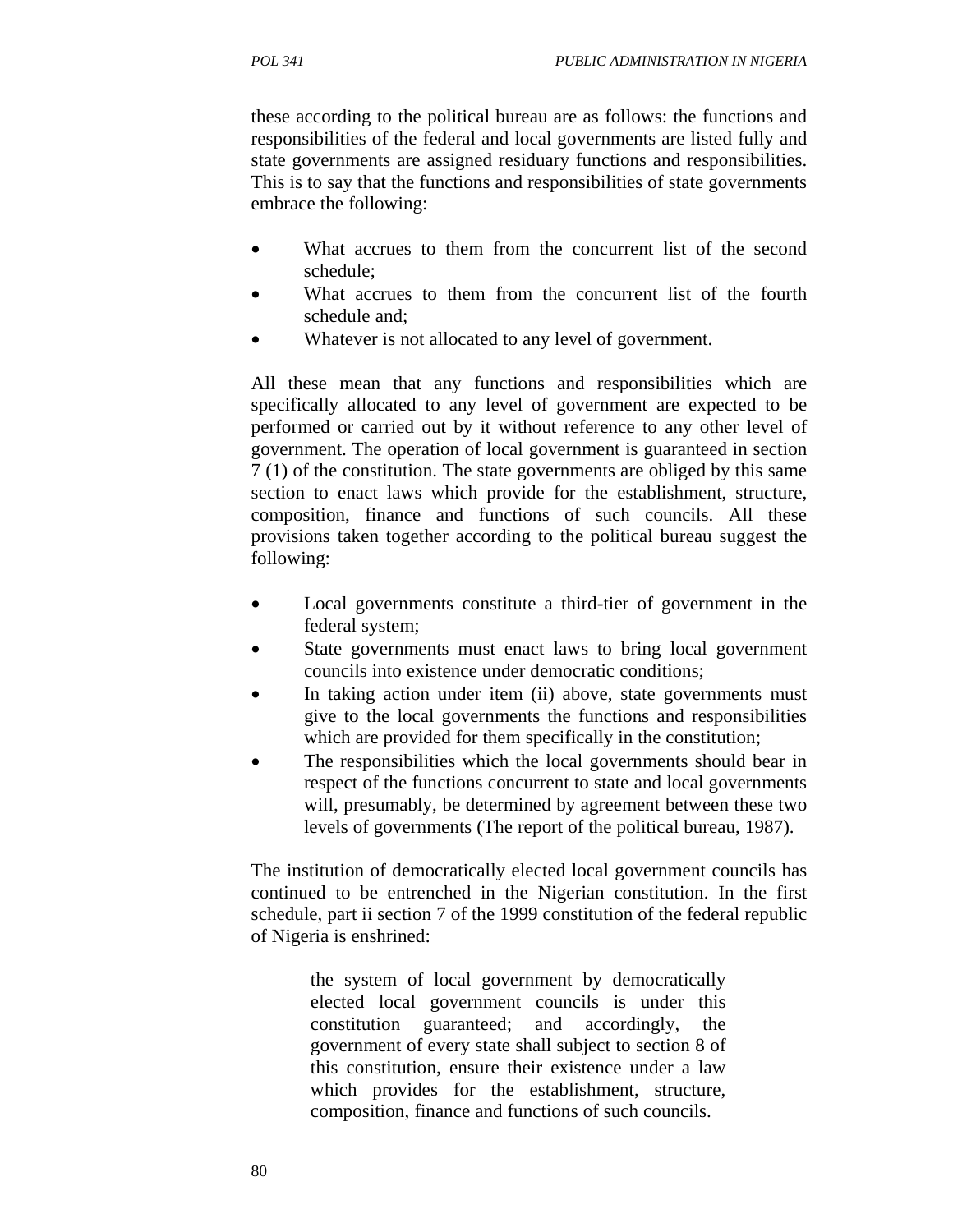these according to the political bureau are as follows: the functions and responsibilities of the federal and local governments are listed fully and state governments are assigned residuary functions and responsibilities. This is to say that the functions and responsibilities of state governments embrace the following:

- What accrues to them from the concurrent list of the second schedule;
- What accrues to them from the concurrent list of the fourth schedule and;
- Whatever is not allocated to any level of government.

All these mean that any functions and responsibilities which are specifically allocated to any level of government are expected to be performed or carried out by it without reference to any other level of government. The operation of local government is guaranteed in section 7 (1) of the constitution. The state governments are obliged by this same section to enact laws which provide for the establishment, structure, composition, finance and functions of such councils. All these provisions taken together according to the political bureau suggest the following:

- Local governments constitute a third-tier of government in the federal system;
- State governments must enact laws to bring local government councils into existence under democratic conditions;
- In taking action under item (ii) above, state governments must give to the local governments the functions and responsibilities which are provided for them specifically in the constitution;
- The responsibilities which the local governments should bear in respect of the functions concurrent to state and local governments will, presumably, be determined by agreement between these two levels of governments (The report of the political bureau, 1987).

The institution of democratically elected local government councils has continued to be entrenched in the Nigerian constitution. In the first schedule, part ii section 7 of the 1999 constitution of the federal republic of Nigeria is enshrined:

> the system of local government by democratically elected local government councils is under this constitution guaranteed; and accordingly, the government of every state shall subject to section 8 of this constitution, ensure their existence under a law which provides for the establishment, structure, composition, finance and functions of such councils.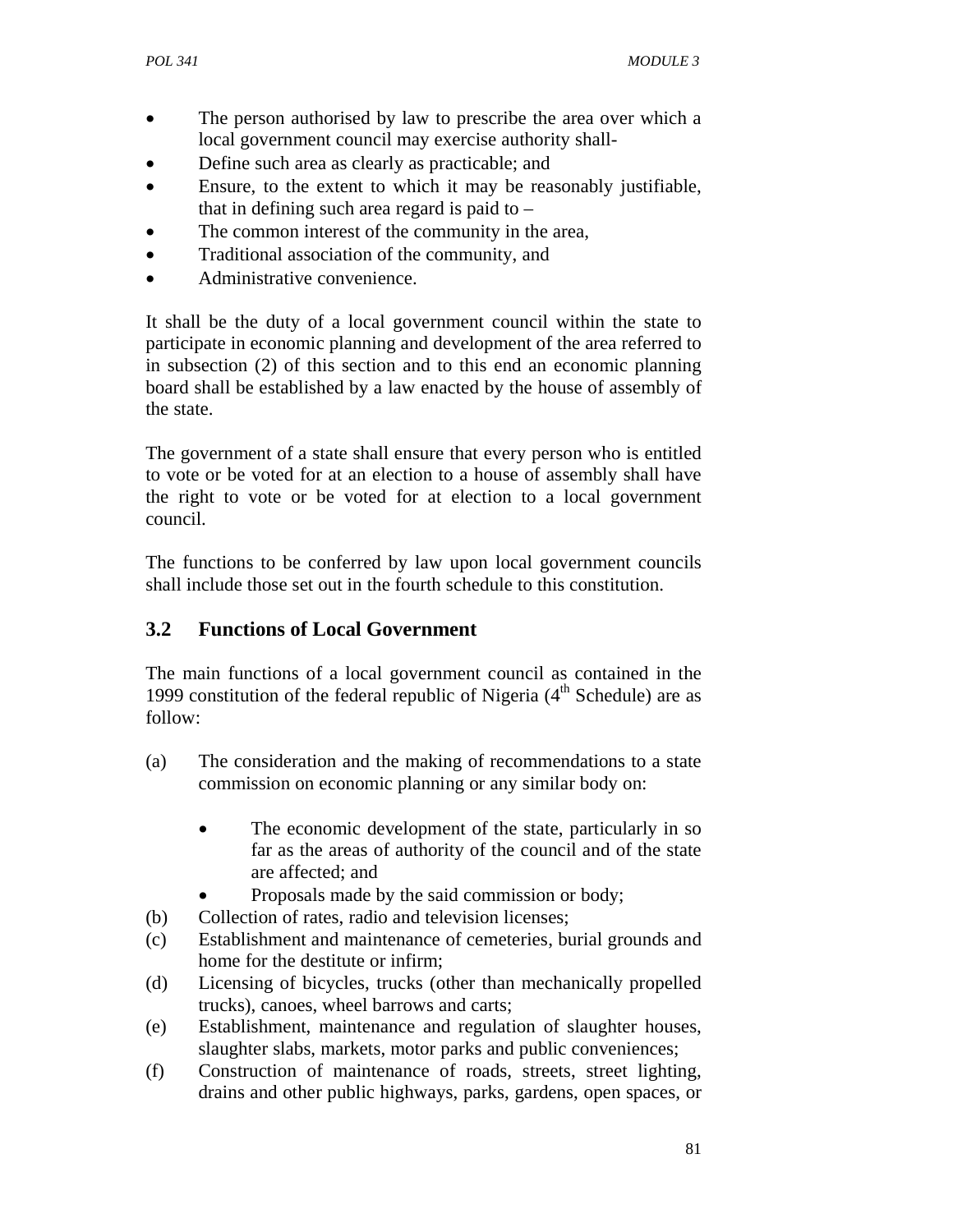- The person authorised by law to prescribe the area over which a local government council may exercise authority shall-
- Define such area as clearly as practicable; and
- Ensure, to the extent to which it may be reasonably justifiable, that in defining such area regard is paid to –
- The common interest of the community in the area,
- Traditional association of the community, and
- Administrative convenience.

It shall be the duty of a local government council within the state to participate in economic planning and development of the area referred to in subsection (2) of this section and to this end an economic planning board shall be established by a law enacted by the house of assembly of the state.

The government of a state shall ensure that every person who is entitled to vote or be voted for at an election to a house of assembly shall have the right to vote or be voted for at election to a local government council.

The functions to be conferred by law upon local government councils shall include those set out in the fourth schedule to this constitution.

## 3.2 Functions of Local Government

The main functions of a local government council as contained in the 1999 constitution of the federal republic of Nigeria (4th Schedule) are as follow:

(a) The consideration and the making of recommendations to a state commission on economic planning or any similar body on:

- The economic development of the state, particularly in so far as the areas of authority of the council and of the state are affected; and
- Proposals made by the said commission or body;

(b) Collection of rates, radio and television licenses;

(c) Establishment and maintenance of cemeteries, burial grounds and home for the destitute or infirm;

(d) Licensing of bicycles, trucks (other than mechanically propelled trucks), canoes, wheel barrows and carts;

(e) Establishment, maintenance and regulation of slaughter houses, slaughter slabs, markets, motor parks and public conveniences;

(f) Construction of maintenance of roads, streets, street lighting, drains and other public highways, parks, gardens, open spaces, or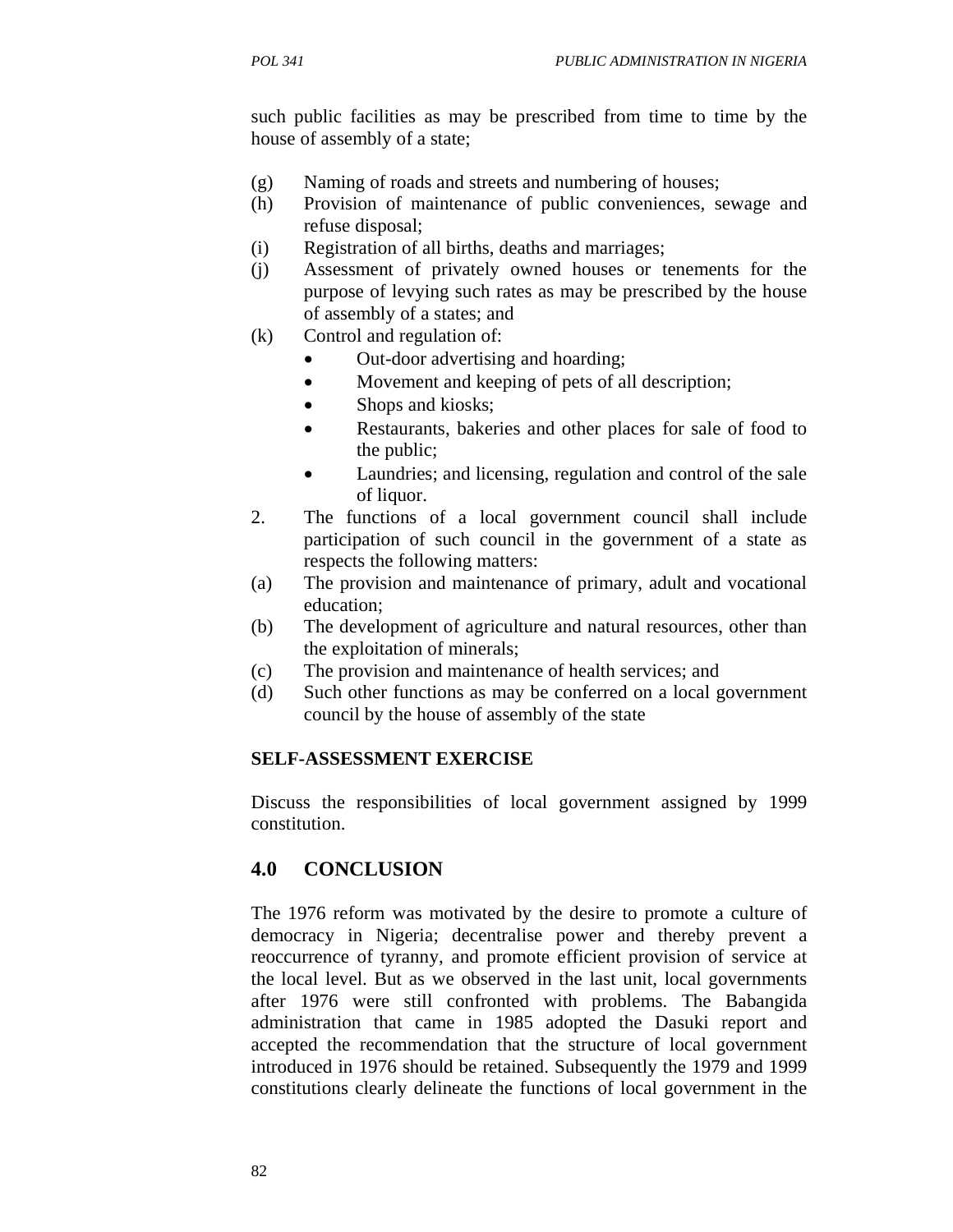such public facilities as may be prescribed from time to time by the house of assembly of a state;

(g) Naming of roads and streets and numbering of houses;
(h) Provision of maintenance of public conveniences, sewage and refuse disposal;
(i) Registration of all births, deaths and marriages;
(j) Assessment of privately owned houses or tenements for the purpose of levying such rates as may be prescribed by the house of assembly of a states; and
(k) Control and regulation of:
    - Out-door advertising and hoarding;
    - Movement and keeping of pets of all description;
    - Shops and kiosks;
    - Restaurants, bakeries and other places for sale of food to the public;
    - Laundries; and licensing, regulation and control of the sale of liquor.

2. The functions of a local government council shall include participation of such council in the government of a state as respects the following matters:

(a) The provision and maintenance of primary, adult and vocational education;
(b) The development of agriculture and natural resources, other than the exploitation of minerals;
(c) The provision and maintenance of health services; and
(d) Such other functions as may be conferred on a local government council by the house of assembly of the state

**SELF-ASSESSMENT EXERCISE**

Discuss the responsibilities of local government assigned by 1999 constitution.

## 4.0 CONCLUSION

The 1976 reform was motivated by the desire to promote a culture of democracy in Nigeria; decentralise power and thereby prevent a reoccurrence of tyranny, and promote efficient provision of service at the local level. But as we observed in the last unit, local governments after 1976 were still confronted with problems. The Babangida administration that came in 1985 adopted the Dasuki report and accepted the recommendation that the structure of local government introduced in 1976 should be retained. Subsequently the 1979 and 1999 constitutions clearly delineate the functions of local government in the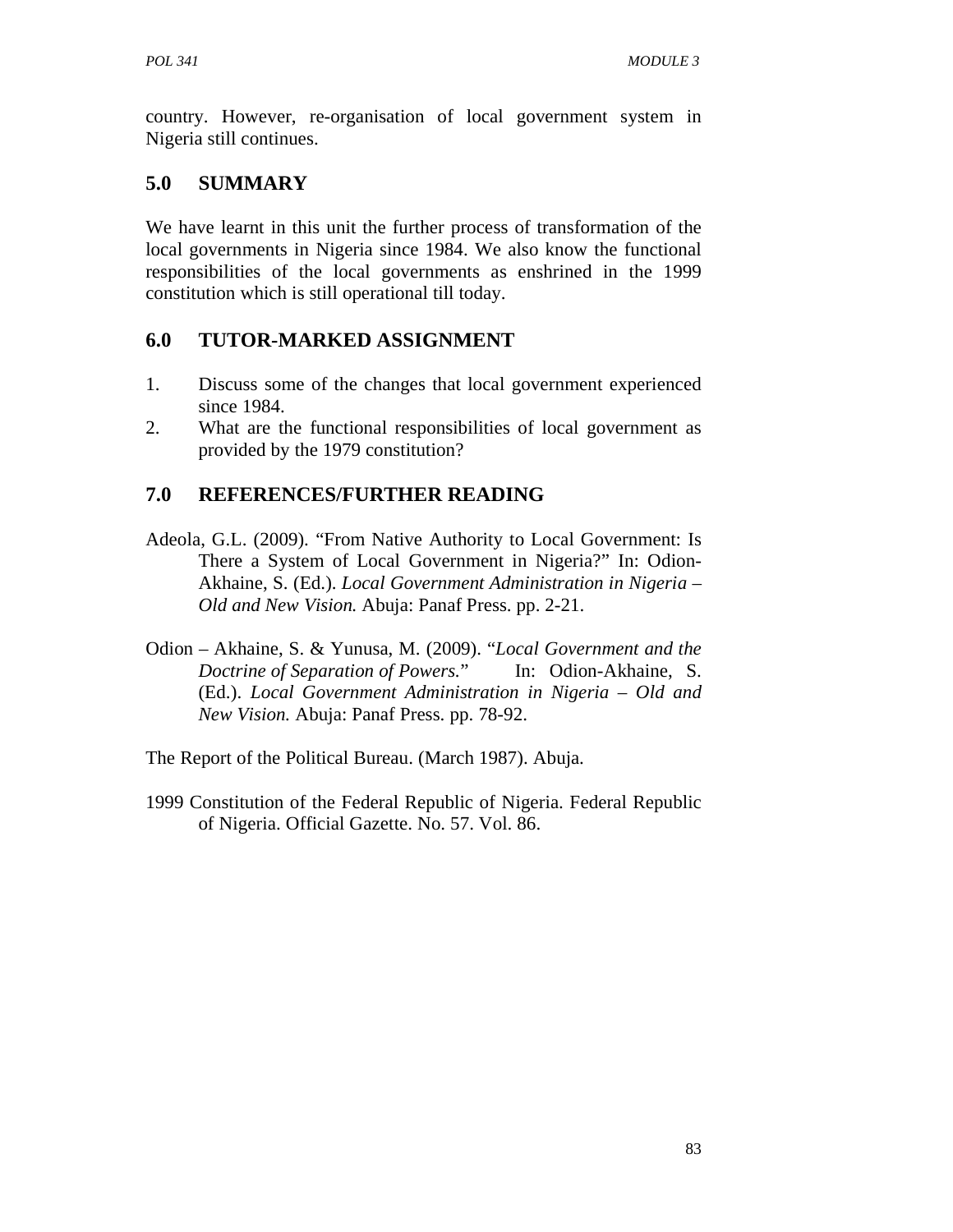country. However, re-organisation of local government system in Nigeria still continues.

## 5.0 SUMMARY

We have learnt in this unit the further process of transformation of the local governments in Nigeria since 1984. We also know the functional responsibilities of the local governments as enshrined in the 1999 constitution which is still operational till today.

## 6.0 TUTOR-MARKED ASSIGNMENT

1. Discuss some of the changes that local government experienced since 1984.
2. What are the functional responsibilities of local government as provided by the 1979 constitution?

## 7.0 REFERENCES/FURTHER READING

Adeola, G.L. (2009). "From Native Authority to Local Government: Is There a System of Local Government in Nigeria?" In: Odion-Akhaine, S. (Ed.). *Local Government Administration in Nigeria – Old and New Vision.* Abuja: Panaf Press. pp. 2-21.

Odion – Akhaine, S. & Yunusa, M. (2009). "*Local Government and the Doctrine of Separation of Powers.*" In: Odion-Akhaine, S. (Ed.). *Local Government Administration in Nigeria – Old and New Vision.* Abuja: Panaf Press. pp. 78-92.

The Report of the Political Bureau. (March 1987). Abuja.

1999 Constitution of the Federal Republic of Nigeria. Federal Republic of Nigeria. Official Gazette. No. 57. Vol. 86.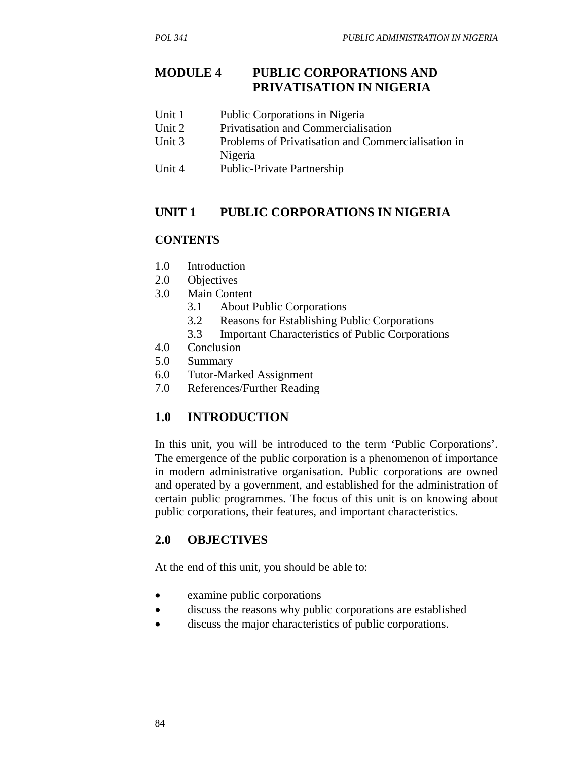# MODULE 4 PUBLIC CORPORATIONS AND PRIVATISATION IN NIGERIA

Unit 1 Public Corporations in Nigeria
Unit 2 Privatisation and Commercialisation
Unit 3 Problems of Privatisation and Commercialisation in Nigeria
Unit 4 Public-Private Partnership

## UNIT 1 PUBLIC CORPORATIONS IN NIGERIA

### CONTENTS

1.0 Introduction
2.0 Objectives
3.0 Main Content
  3.1 About Public Corporations
  3.2 Reasons for Establishing Public Corporations
  3.3 Important Characteristics of Public Corporations
4.0 Conclusion
5.0 Summary
6.0 Tutor-Marked Assignment
7.0 References/Further Reading

## 1.0 INTRODUCTION

In this unit, you will be introduced to the term 'Public Corporations'. The emergence of the public corporation is a phenomenon of importance in modern administrative organisation. Public corporations are owned and operated by a government, and established for the administration of certain public programmes. The focus of this unit is on knowing about public corporations, their features, and important characteristics.

## 2.0 OBJECTIVES

At the end of this unit, you should be able to:

- examine public corporations
- discuss the reasons why public corporations are established
- discuss the major characteristics of public corporations.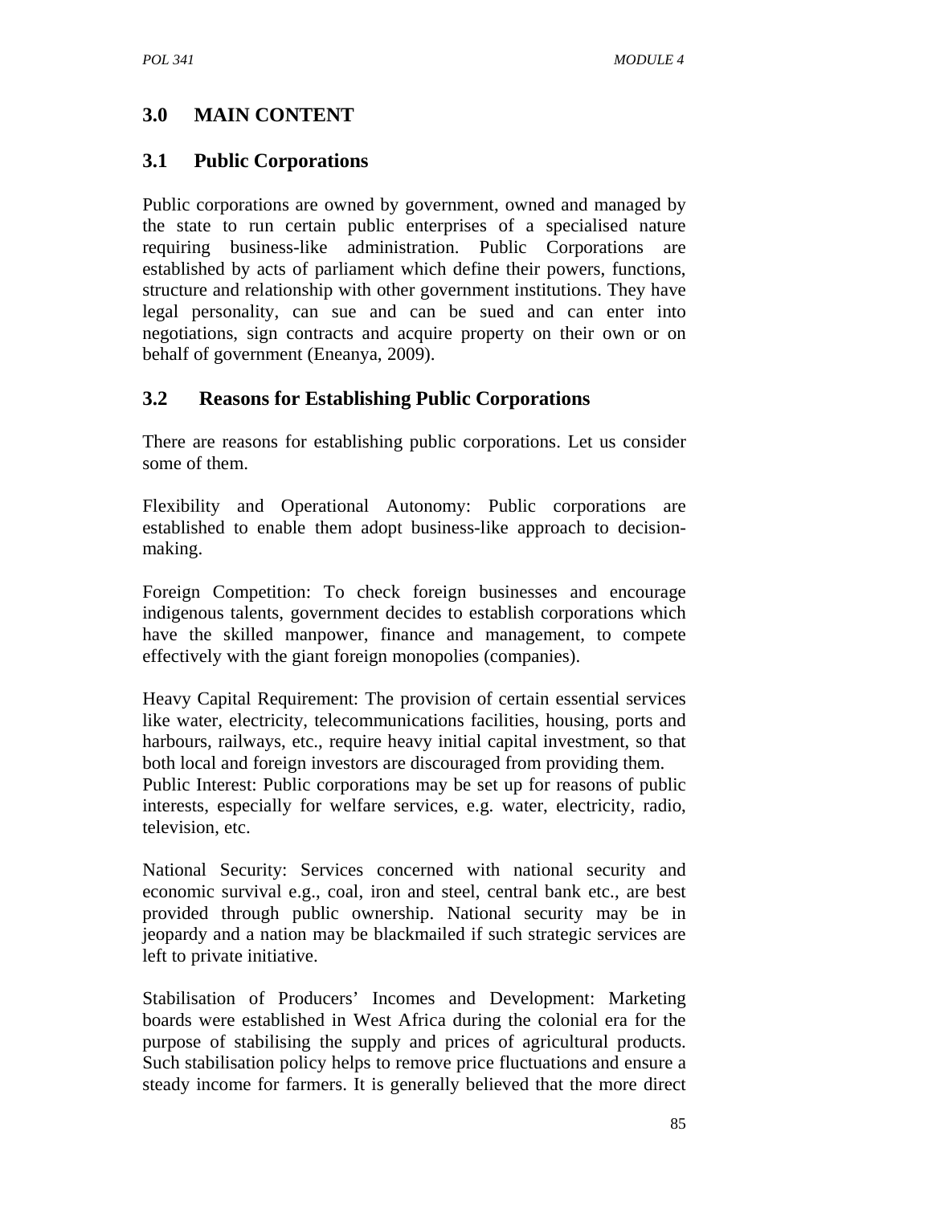## 3.0 MAIN CONTENT

### 3.1 Public Corporations

Public corporations are owned by government, owned and managed by the state to run certain public enterprises of a specialised nature requiring business-like administration. Public Corporations are established by acts of parliament which define their powers, functions, structure and relationship with other government institutions. They have legal personality, can sue and can be sued and can enter into negotiations, sign contracts and acquire property on their own or on behalf of government (Eneanya, 2009).

### 3.2 Reasons for Establishing Public Corporations

There are reasons for establishing public corporations. Let us consider some of them.

Flexibility and Operational Autonomy: Public corporations are established to enable them adopt business-like approach to decision-making.

Foreign Competition: To check foreign businesses and encourage indigenous talents, government decides to establish corporations which have the skilled manpower, finance and management, to compete effectively with the giant foreign monopolies (companies).

Heavy Capital Requirement: The provision of certain essential services like water, electricity, telecommunications facilities, housing, ports and harbours, railways, etc., require heavy initial capital investment, so that both local and foreign investors are discouraged from providing them.

Public Interest: Public corporations may be set up for reasons of public interests, especially for welfare services, e.g. water, electricity, radio, television, etc.

National Security: Services concerned with national security and economic survival e.g., coal, iron and steel, central bank etc., are best provided through public ownership. National security may be in jeopardy and a nation may be blackmailed if such strategic services are left to private initiative.

Stabilisation of Producers' Incomes and Development: Marketing boards were established in West Africa during the colonial era for the purpose of stabilising the supply and prices of agricultural products. Such stabilisation policy helps to remove price fluctuations and ensure a steady income for farmers. It is generally believed that the more direct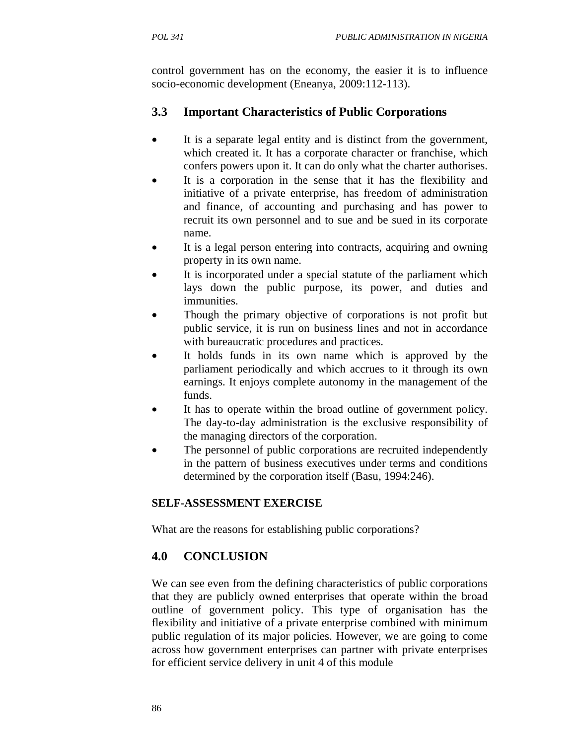control government has on the economy, the easier it is to influence socio-economic development (Eneanya, 2009:112-113).

## 3.3 Important Characteristics of Public Corporations

- It is a separate legal entity and is distinct from the government, which created it. It has a corporate character or franchise, which confers powers upon it. It can do only what the charter authorises.
- It is a corporation in the sense that it has the flexibility and initiative of a private enterprise, has freedom of administration and finance, of accounting and purchasing and has power to recruit its own personnel and to sue and be sued in its corporate name.
- It is a legal person entering into contracts, acquiring and owning property in its own name.
- It is incorporated under a special statute of the parliament which lays down the public purpose, its power, and duties and immunities.
- Though the primary objective of corporations is not profit but public service, it is run on business lines and not in accordance with bureaucratic procedures and practices.
- It holds funds in its own name which is approved by the parliament periodically and which accrues to it through its own earnings. It enjoys complete autonomy in the management of the funds.
- It has to operate within the broad outline of government policy. The day-to-day administration is the exclusive responsibility of the managing directors of the corporation.
- The personnel of public corporations are recruited independently in the pattern of business executives under terms and conditions determined by the corporation itself (Basu, 1994:246).

**SELF-ASSESSMENT EXERCISE**

What are the reasons for establishing public corporations?

## 4.0 CONCLUSION

We can see even from the defining characteristics of public corporations that they are publicly owned enterprises that operate within the broad outline of government policy. This type of organisation has the flexibility and initiative of a private enterprise combined with minimum public regulation of its major policies. However, we are going to come across how government enterprises can partner with private enterprises for efficient service delivery in unit 4 of this module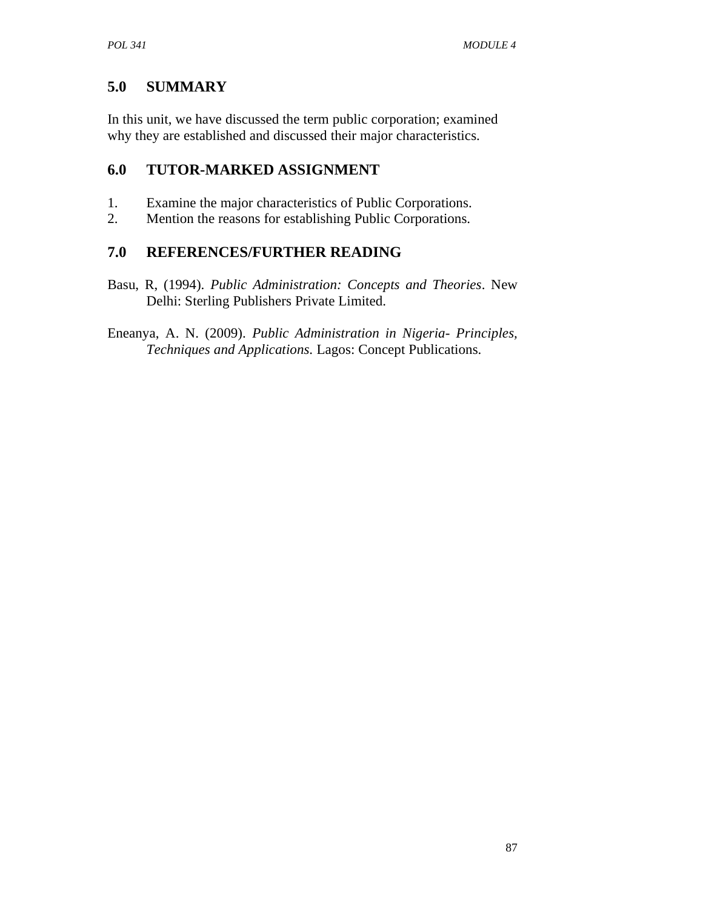## 5.0 SUMMARY

In this unit, we have discussed the term public corporation; examined why they are established and discussed their major characteristics.

## 6.0 TUTOR-MARKED ASSIGNMENT

1. Examine the major characteristics of Public Corporations.
2. Mention the reasons for establishing Public Corporations.

## 7.0 REFERENCES/FURTHER READING

Basu, R, (1994). *Public Administration: Concepts and Theories*. New Delhi: Sterling Publishers Private Limited.

Eneanya, A. N. (2009). *Public Administration in Nigeria- Principles, Techniques and Applications.* Lagos: Concept Publications.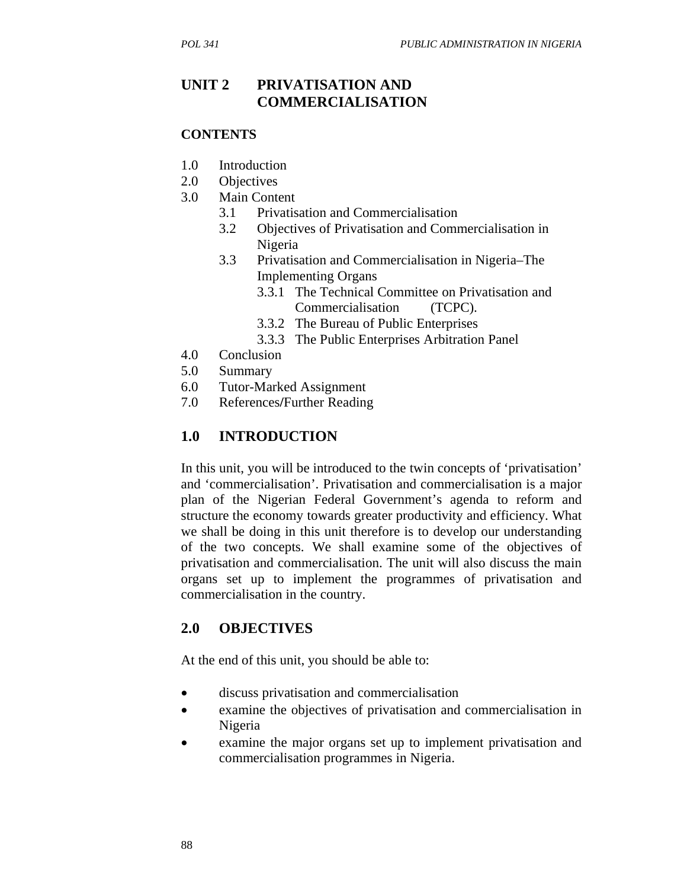# UNIT 2 PRIVATISATION AND COMMERCIALISATION

## CONTENTS

1.0 Introduction
2.0 Objectives
3.0 Main Content
    3.1 Privatisation and Commercialisation
    3.2 Objectives of Privatisation and Commercialisation in Nigeria
    3.3 Privatisation and Commercialisation in Nigeria–The Implementing Organs
        3.3.1 The Technical Committee on Privatisation and Commercialisation (TCPC).
        3.3.2 The Bureau of Public Enterprises
        3.3.3 The Public Enterprises Arbitration Panel
4.0 Conclusion
5.0 Summary
6.0 Tutor-Marked Assignment
7.0 References/Further Reading

## 1.0 INTRODUCTION

In this unit, you will be introduced to the twin concepts of 'privatisation' and 'commercialisation'. Privatisation and commercialisation is a major plan of the Nigerian Federal Government's agenda to reform and structure the economy towards greater productivity and efficiency. What we shall be doing in this unit therefore is to develop our understanding of the two concepts. We shall examine some of the objectives of privatisation and commercialisation. The unit will also discuss the main organs set up to implement the programmes of privatisation and commercialisation in the country.

## 2.0 OBJECTIVES

At the end of this unit, you should be able to:

- discuss privatisation and commercialisation
- examine the objectives of privatisation and commercialisation in Nigeria
- examine the major organs set up to implement privatisation and commercialisation programmes in Nigeria.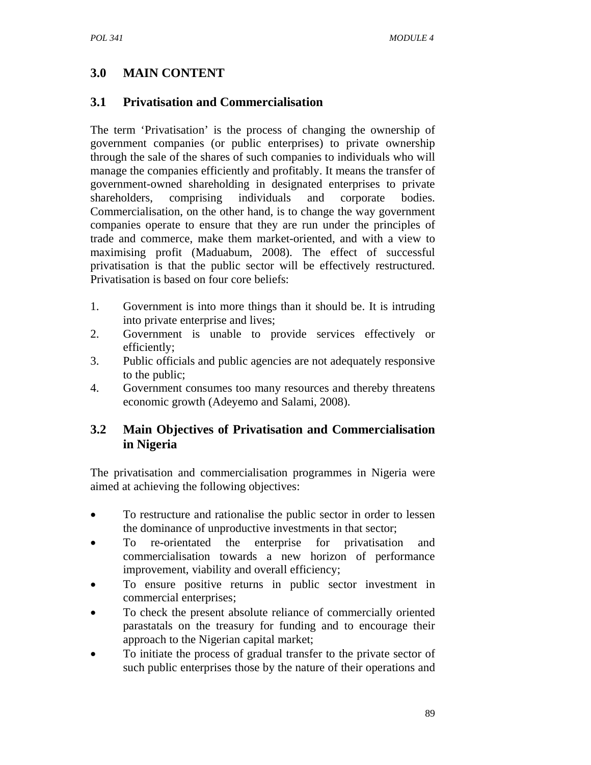## 3.0 MAIN CONTENT

### 3.1 Privatisation and Commercialisation

The term 'Privatisation' is the process of changing the ownership of government companies (or public enterprises) to private ownership through the sale of the shares of such companies to individuals who will manage the companies efficiently and profitably. It means the transfer of government-owned shareholding in designated enterprises to private shareholders, comprising individuals and corporate bodies. Commercialisation, on the other hand, is to change the way government companies operate to ensure that they are run under the principles of trade and commerce, make them market-oriented, and with a view to maximising profit (Maduabum, 2008). The effect of successful privatisation is that the public sector will be effectively restructured. Privatisation is based on four core beliefs:

1. Government is into more things than it should be. It is intruding into private enterprise and lives;
2. Government is unable to provide services effectively or efficiently;
3. Public officials and public agencies are not adequately responsive to the public;
4. Government consumes too many resources and thereby threatens economic growth (Adeyemo and Salami, 2008).

### 3.2 Main Objectives of Privatisation and Commercialisation in Nigeria

The privatisation and commercialisation programmes in Nigeria were aimed at achieving the following objectives:

- To restructure and rationalise the public sector in order to lessen the dominance of unproductive investments in that sector;
- To re-orientated the enterprise for privatisation and commercialisation towards a new horizon of performance improvement, viability and overall efficiency;
- To ensure positive returns in public sector investment in commercial enterprises;
- To check the present absolute reliance of commercially oriented parastatals on the treasury for funding and to encourage their approach to the Nigerian capital market;
- To initiate the process of gradual transfer to the private sector of such public enterprises those by the nature of their operations and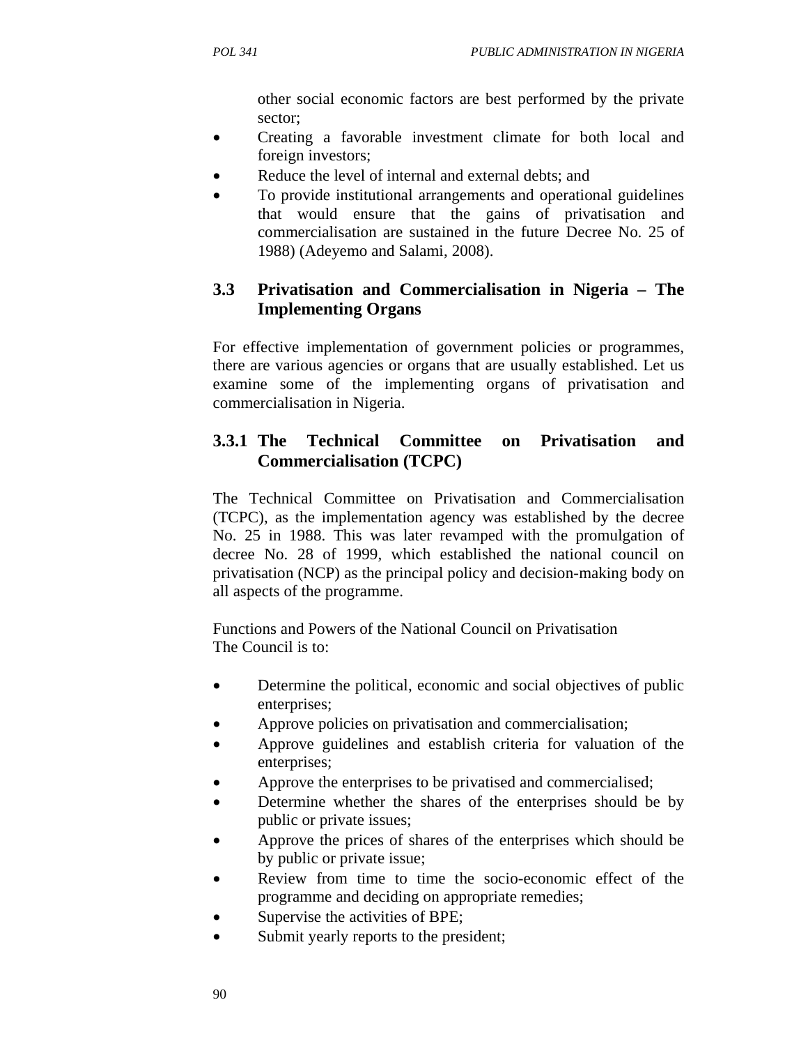other social economic factors are best performed by the private sector;

- Creating a favorable investment climate for both local and foreign investors;
- Reduce the level of internal and external debts; and
- To provide institutional arrangements and operational guidelines that would ensure that the gains of privatisation and commercialisation are sustained in the future Decree No. 25 of 1988) (Adeyemo and Salami, 2008).

## 3.3 Privatisation and Commercialisation in Nigeria – The Implementing Organs

For effective implementation of government policies or programmes, there are various agencies or organs that are usually established. Let us examine some of the implementing organs of privatisation and commercialisation in Nigeria.

### 3.3.1 The Technical Committee on Privatisation and Commercialisation (TCPC)

The Technical Committee on Privatisation and Commercialisation (TCPC), as the implementation agency was established by the decree No. 25 in 1988. This was later revamped with the promulgation of decree No. 28 of 1999, which established the national council on privatisation (NCP) as the principal policy and decision-making body on all aspects of the programme.

Functions and Powers of the National Council on Privatisation
The Council is to:

- Determine the political, economic and social objectives of public enterprises;
- Approve policies on privatisation and commercialisation;
- Approve guidelines and establish criteria for valuation of the enterprises;
- Approve the enterprises to be privatised and commercialised;
- Determine whether the shares of the enterprises should be by public or private issues;
- Approve the prices of shares of the enterprises which should be by public or private issue;
- Review from time to time the socio-economic effect of the programme and deciding on appropriate remedies;
- Supervise the activities of BPE;
- Submit yearly reports to the president;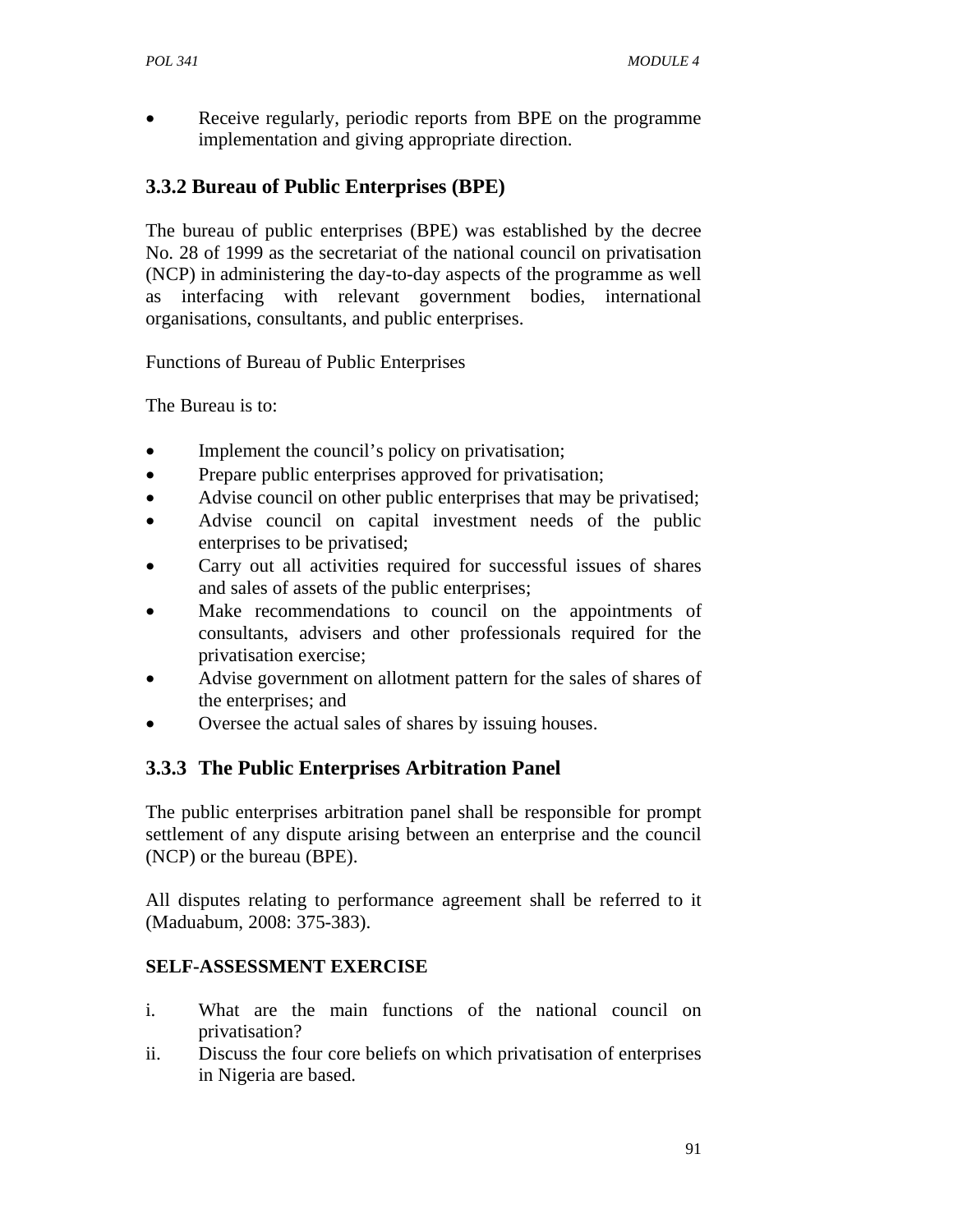- Receive regularly, periodic reports from BPE on the programme implementation and giving appropriate direction.

### 3.3.2 Bureau of Public Enterprises (BPE)

The bureau of public enterprises (BPE) was established by the decree No. 28 of 1999 as the secretariat of the national council on privatisation (NCP) in administering the day-to-day aspects of the programme as well as interfacing with relevant government bodies, international organisations, consultants, and public enterprises.

Functions of Bureau of Public Enterprises

The Bureau is to:

- Implement the council's policy on privatisation;
- Prepare public enterprises approved for privatisation;
- Advise council on other public enterprises that may be privatised;
- Advise council on capital investment needs of the public enterprises to be privatised;
- Carry out all activities required for successful issues of shares and sales of assets of the public enterprises;
- Make recommendations to council on the appointments of consultants, advisers and other professionals required for the privatisation exercise;
- Advise government on allotment pattern for the sales of shares of the enterprises; and
- Oversee the actual sales of shares by issuing houses.

### 3.3.3 The Public Enterprises Arbitration Panel

The public enterprises arbitration panel shall be responsible for prompt settlement of any dispute arising between an enterprise and the council (NCP) or the bureau (BPE).

All disputes relating to performance agreement shall be referred to it (Maduabum, 2008: 375-383).

**SELF-ASSESSMENT EXERCISE**

i. What are the main functions of the national council on privatisation?
ii. Discuss the four core beliefs on which privatisation of enterprises in Nigeria are based.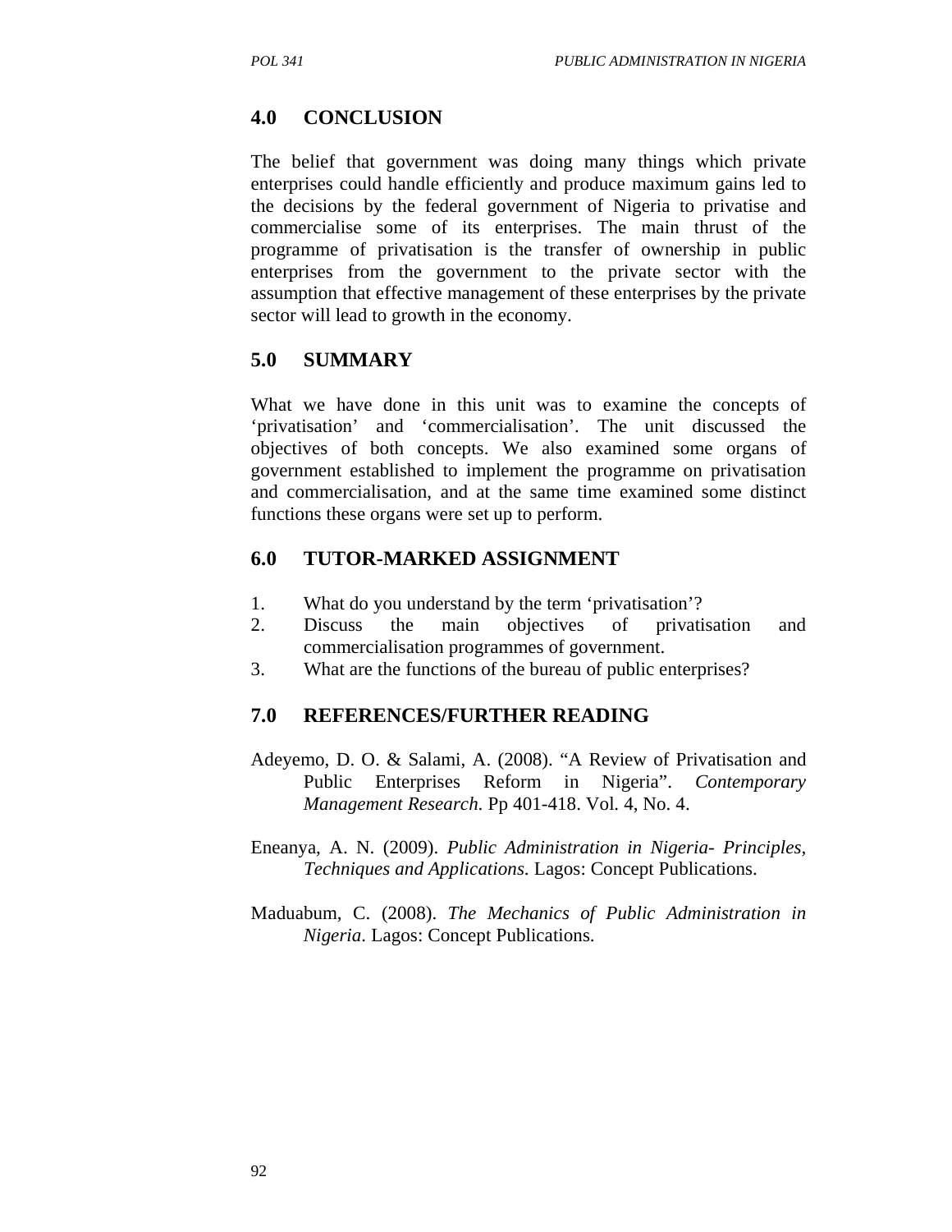## 4.0 CONCLUSION

The belief that government was doing many things which private enterprises could handle efficiently and produce maximum gains led to the decisions by the federal government of Nigeria to privatise and commercialise some of its enterprises. The main thrust of the programme of privatisation is the transfer of ownership in public enterprises from the government to the private sector with the assumption that effective management of these enterprises by the private sector will lead to growth in the economy.

## 5.0 SUMMARY

What we have done in this unit was to examine the concepts of 'privatisation' and 'commercialisation'. The unit discussed the objectives of both concepts. We also examined some organs of government established to implement the programme on privatisation and commercialisation, and at the same time examined some distinct functions these organs were set up to perform.

## 6.0 TUTOR-MARKED ASSIGNMENT

1. What do you understand by the term 'privatisation'?
2. Discuss the main objectives of privatisation and commercialisation programmes of government.
3. What are the functions of the bureau of public enterprises?

## 7.0 REFERENCES/FURTHER READING

Adeyemo, D. O. & Salami, A. (2008). "A Review of Privatisation and Public Enterprises Reform in Nigeria". *Contemporary Management Research*. Pp 401-418. Vol. 4, No. 4.

Eneanya, A. N. (2009). *Public Administration in Nigeria- Principles, Techniques and Applications*. Lagos: Concept Publications.

Maduabum, C. (2008). *The Mechanics of Public Administration in Nigeria*. Lagos: Concept Publications.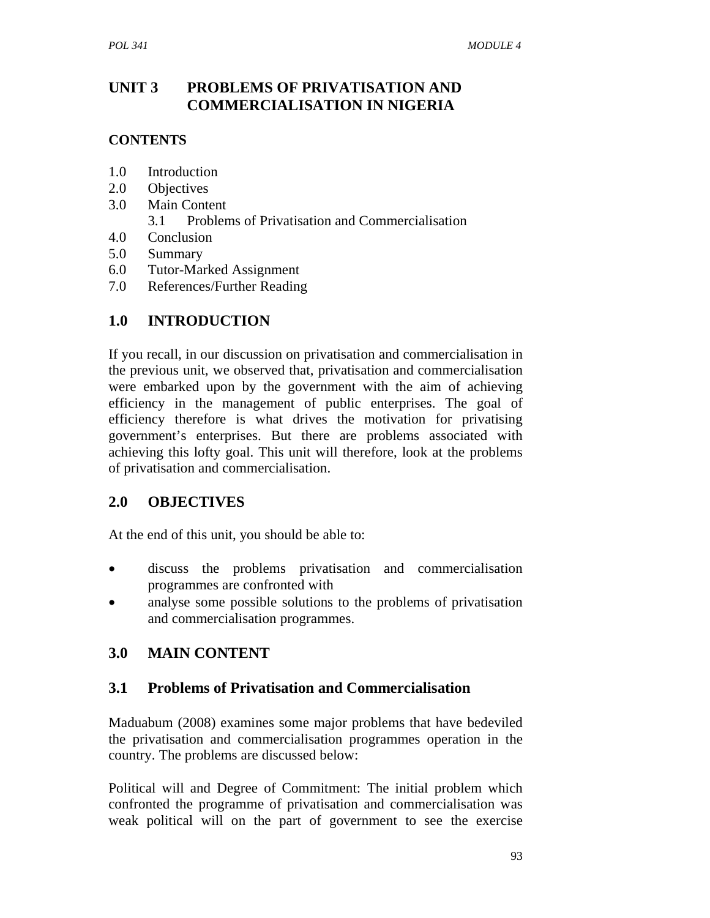# UNIT 3 PROBLEMS OF PRIVATISATION AND COMMERCIALISATION IN NIGERIA

**CONTENTS**

1.0 Introduction
2.0 Objectives
3.0 Main Content
  3.1 Problems of Privatisation and Commercialisation
4.0 Conclusion
5.0 Summary
6.0 Tutor-Marked Assignment
7.0 References/Further Reading

## 1.0 INTRODUCTION

If you recall, in our discussion on privatisation and commercialisation in the previous unit, we observed that, privatisation and commercialisation were embarked upon by the government with the aim of achieving efficiency in the management of public enterprises. The goal of efficiency therefore is what drives the motivation for privatising government's enterprises. But there are problems associated with achieving this lofty goal. This unit will therefore, look at the problems of privatisation and commercialisation.

## 2.0 OBJECTIVES

At the end of this unit, you should be able to:

- discuss the problems privatisation and commercialisation programmes are confronted with
- analyse some possible solutions to the problems of privatisation and commercialisation programmes.

## 3.0 MAIN CONTENT

### 3.1 Problems of Privatisation and Commercialisation

Maduabum (2008) examines some major problems that have bedeviled the privatisation and commercialisation programmes operation in the country. The problems are discussed below:

Political will and Degree of Commitment: The initial problem which confronted the programme of privatisation and commercialisation was weak political will on the part of government to see the exercise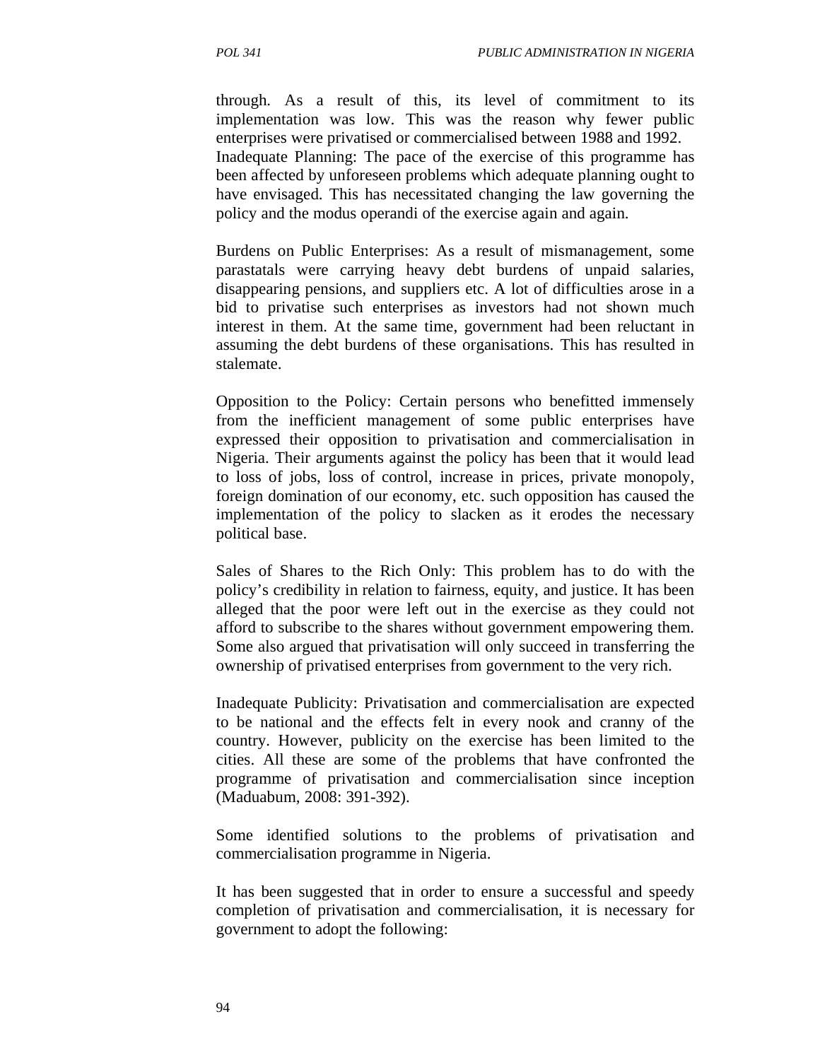through. As a result of this, its level of commitment to its implementation was low. This was the reason why fewer public enterprises were privatised or commercialised between 1988 and 1992.
Inadequate Planning: The pace of the exercise of this programme has been affected by unforeseen problems which adequate planning ought to have envisaged. This has necessitated changing the law governing the policy and the modus operandi of the exercise again and again.

Burdens on Public Enterprises: As a result of mismanagement, some parastatals were carrying heavy debt burdens of unpaid salaries, disappearing pensions, and suppliers etc. A lot of difficulties arose in a bid to privatise such enterprises as investors had not shown much interest in them. At the same time, government had been reluctant in assuming the debt burdens of these organisations. This has resulted in stalemate.

Opposition to the Policy: Certain persons who benefitted immensely from the inefficient management of some public enterprises have expressed their opposition to privatisation and commercialisation in Nigeria. Their arguments against the policy has been that it would lead to loss of jobs, loss of control, increase in prices, private monopoly, foreign domination of our economy, etc. such opposition has caused the implementation of the policy to slacken as it erodes the necessary political base.

Sales of Shares to the Rich Only: This problem has to do with the policy's credibility in relation to fairness, equity, and justice. It has been alleged that the poor were left out in the exercise as they could not afford to subscribe to the shares without government empowering them. Some also argued that privatisation will only succeed in transferring the ownership of privatised enterprises from government to the very rich.

Inadequate Publicity: Privatisation and commercialisation are expected to be national and the effects felt in every nook and cranny of the country. However, publicity on the exercise has been limited to the cities. All these are some of the problems that have confronted the programme of privatisation and commercialisation since inception (Maduabum, 2008: 391-392).

Some identified solutions to the problems of privatisation and commercialisation programme in Nigeria.

It has been suggested that in order to ensure a successful and speedy completion of privatisation and commercialisation, it is necessary for government to adopt the following: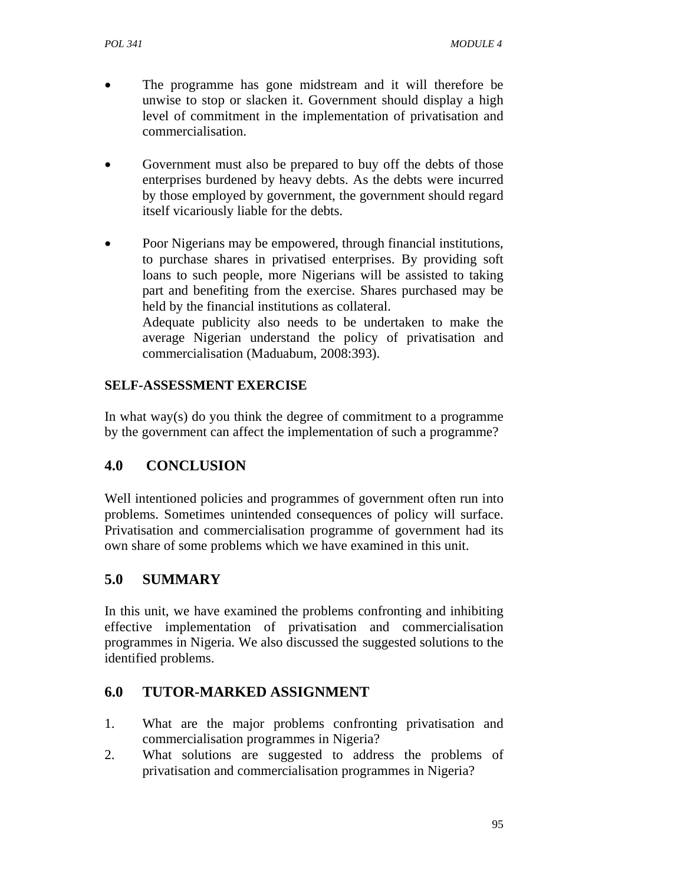- The programme has gone midstream and it will therefore be unwise to stop or slacken it. Government should display a high level of commitment in the implementation of privatisation and commercialisation.

- Government must also be prepared to buy off the debts of those enterprises burdened by heavy debts. As the debts were incurred by those employed by government, the government should regard itself vicariously liable for the debts.

- Poor Nigerians may be empowered, through financial institutions, to purchase shares in privatised enterprises. By providing soft loans to such people, more Nigerians will be assisted to taking part and benefiting from the exercise. Shares purchased may be held by the financial institutions as collateral.
  Adequate publicity also needs to be undertaken to make the average Nigerian understand the policy of privatisation and commercialisation (Maduabum, 2008:393).

**SELF-ASSESSMENT EXERCISE**

In what way(s) do you think the degree of commitment to a programme by the government can affect the implementation of such a programme?

## 4.0 CONCLUSION

Well intentioned policies and programmes of government often run into problems. Sometimes unintended consequences of policy will surface. Privatisation and commercialisation programme of government had its own share of some problems which we have examined in this unit.

## 5.0 SUMMARY

In this unit, we have examined the problems confronting and inhibiting effective implementation of privatisation and commercialisation programmes in Nigeria. We also discussed the suggested solutions to the identified problems.

## 6.0 TUTOR-MARKED ASSIGNMENT

1. What are the major problems confronting privatisation and commercialisation programmes in Nigeria?
2. What solutions are suggested to address the problems of privatisation and commercialisation programmes in Nigeria?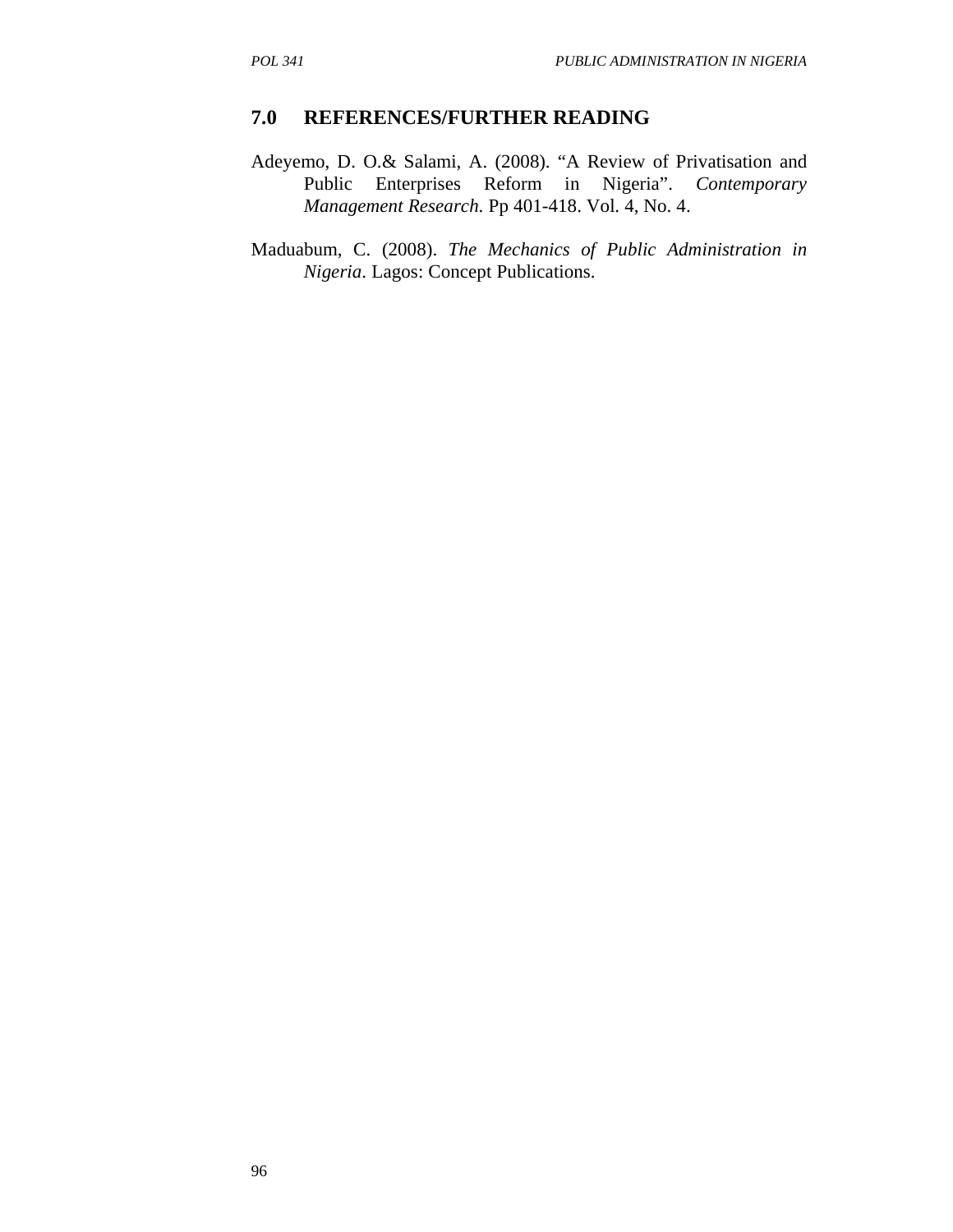## 7.0 REFERENCES/FURTHER READING

Adeyemo, D. O.& Salami, A. (2008). "A Review of Privatisation and Public Enterprises Reform in Nigeria". *Contemporary Management Research*. Pp 401-418. Vol. 4, No. 4.

Maduabum, C. (2008). *The Mechanics of Public Administration in Nigeria*. Lagos: Concept Publications.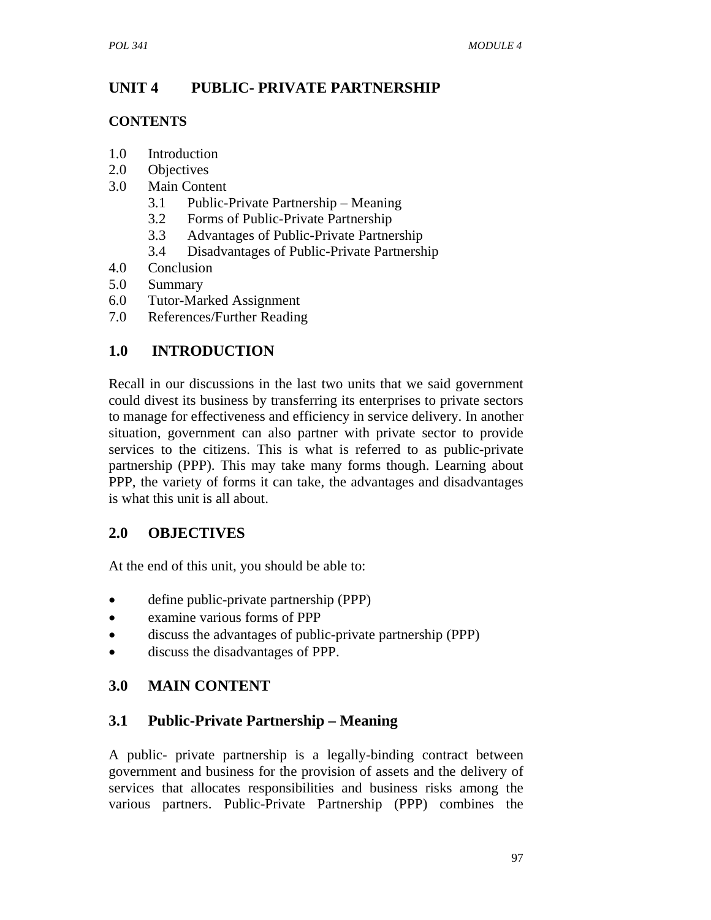## UNIT 4 PUBLIC- PRIVATE PARTNERSHIP

### CONTENTS

1.0 Introduction
2.0 Objectives
3.0 Main Content
  3.1 Public-Private Partnership – Meaning
  3.2 Forms of Public-Private Partnership
  3.3 Advantages of Public-Private Partnership
  3.4 Disadvantages of Public-Private Partnership
4.0 Conclusion
5.0 Summary
6.0 Tutor-Marked Assignment
7.0 References/Further Reading

## 1.0 INTRODUCTION

Recall in our discussions in the last two units that we said government could divest its business by transferring its enterprises to private sectors to manage for effectiveness and efficiency in service delivery. In another situation, government can also partner with private sector to provide services to the citizens. This is what is referred to as public-private partnership (PPP). This may take many forms though. Learning about PPP, the variety of forms it can take, the advantages and disadvantages is what this unit is all about.

## 2.0 OBJECTIVES

At the end of this unit, you should be able to:

- define public-private partnership (PPP)
- examine various forms of PPP
- discuss the advantages of public-private partnership (PPP)
- discuss the disadvantages of PPP.

## 3.0 MAIN CONTENT

### 3.1 Public-Private Partnership – Meaning

A public- private partnership is a legally-binding contract between government and business for the provision of assets and the delivery of services that allocates responsibilities and business risks among the various partners. Public-Private Partnership (PPP) combines the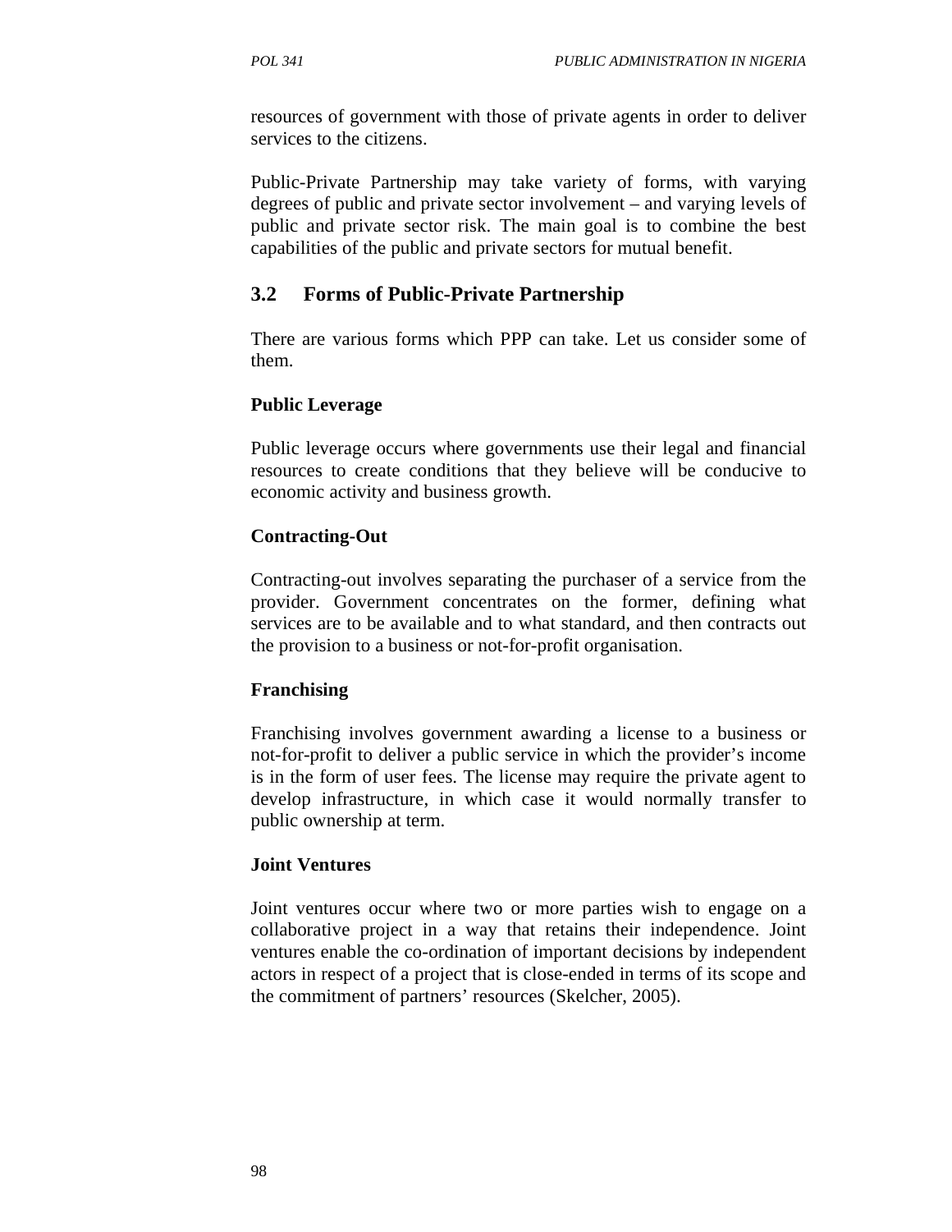resources of government with those of private agents in order to deliver services to the citizens.

Public-Private Partnership may take variety of forms, with varying degrees of public and private sector involvement – and varying levels of public and private sector risk. The main goal is to combine the best capabilities of the public and private sectors for mutual benefit.

## 3.2 Forms of Public-Private Partnership

There are various forms which PPP can take. Let us consider some of them.

**Public Leverage**

Public leverage occurs where governments use their legal and financial resources to create conditions that they believe will be conducive to economic activity and business growth.

**Contracting-Out**

Contracting-out involves separating the purchaser of a service from the provider. Government concentrates on the former, defining what services are to be available and to what standard, and then contracts out the provision to a business or not-for-profit organisation.

**Franchising**

Franchising involves government awarding a license to a business or not-for-profit to deliver a public service in which the provider's income is in the form of user fees. The license may require the private agent to develop infrastructure, in which case it would normally transfer to public ownership at term.

**Joint Ventures**

Joint ventures occur where two or more parties wish to engage on a collaborative project in a way that retains their independence. Joint ventures enable the co-ordination of important decisions by independent actors in respect of a project that is close-ended in terms of its scope and the commitment of partners' resources (Skelcher, 2005).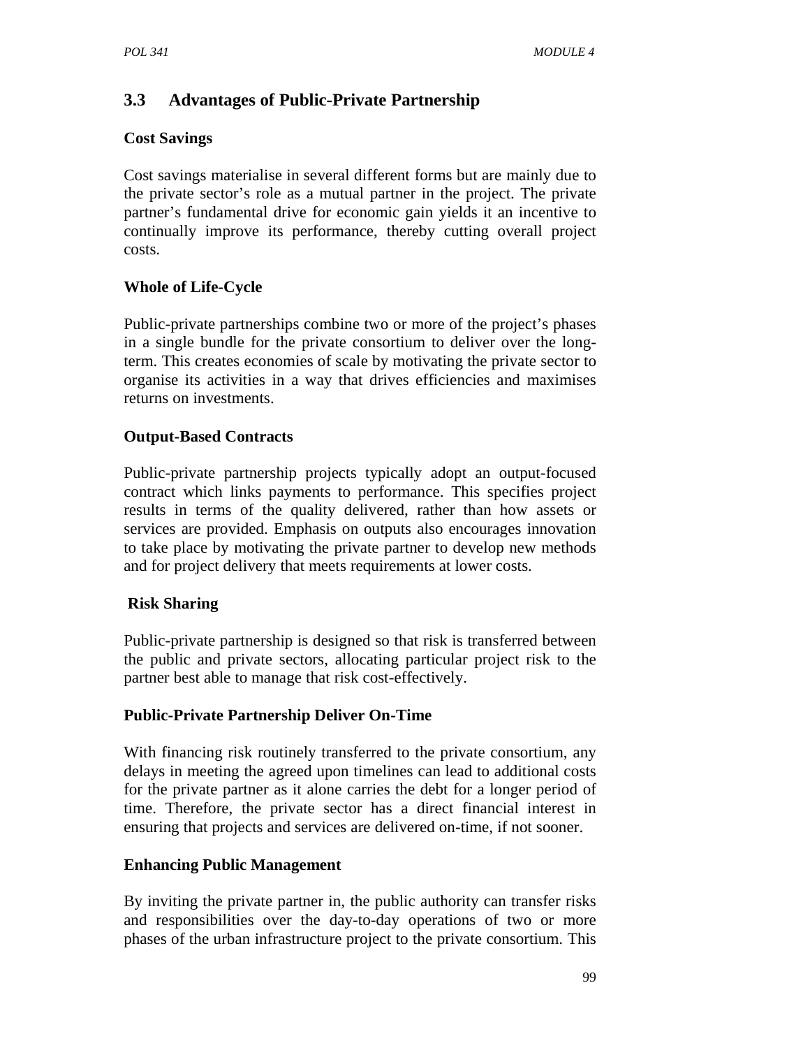## 3.3 Advantages of Public-Private Partnership

**Cost Savings**

Cost savings materialise in several different forms but are mainly due to the private sector's role as a mutual partner in the project. The private partner's fundamental drive for economic gain yields it an incentive to continually improve its performance, thereby cutting overall project costs.

**Whole of Life-Cycle**

Public-private partnerships combine two or more of the project's phases in a single bundle for the private consortium to deliver over the long-term. This creates economies of scale by motivating the private sector to organise its activities in a way that drives efficiencies and maximises returns on investments.

**Output-Based Contracts**

Public-private partnership projects typically adopt an output-focused contract which links payments to performance. This specifies project results in terms of the quality delivered, rather than how assets or services are provided. Emphasis on outputs also encourages innovation to take place by motivating the private partner to develop new methods and for project delivery that meets requirements at lower costs.

**Risk Sharing**

Public-private partnership is designed so that risk is transferred between the public and private sectors, allocating particular project risk to the partner best able to manage that risk cost-effectively.

**Public-Private Partnership Deliver On-Time**

With financing risk routinely transferred to the private consortium, any delays in meeting the agreed upon timelines can lead to additional costs for the private partner as it alone carries the debt for a longer period of time. Therefore, the private sector has a direct financial interest in ensuring that projects and services are delivered on-time, if not sooner.

**Enhancing Public Management**

By inviting the private partner in, the public authority can transfer risks and responsibilities over the day-to-day operations of two or more phases of the urban infrastructure project to the private consortium. This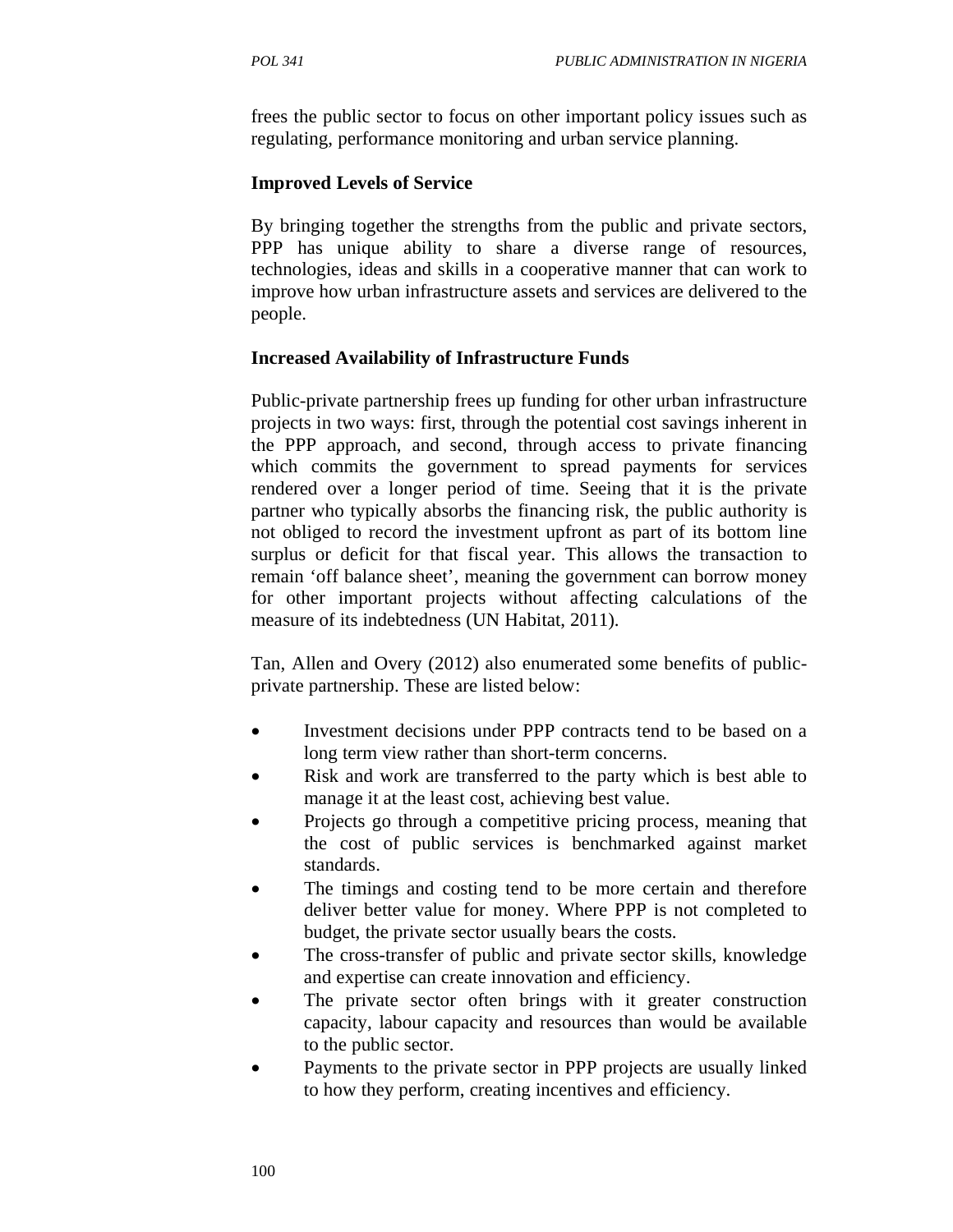frees the public sector to focus on other important policy issues such as regulating, performance monitoring and urban service planning.

**Improved Levels of Service**

By bringing together the strengths from the public and private sectors, PPP has unique ability to share a diverse range of resources, technologies, ideas and skills in a cooperative manner that can work to improve how urban infrastructure assets and services are delivered to the people.

**Increased Availability of Infrastructure Funds**

Public-private partnership frees up funding for other urban infrastructure projects in two ways: first, through the potential cost savings inherent in the PPP approach, and second, through access to private financing which commits the government to spread payments for services rendered over a longer period of time. Seeing that it is the private partner who typically absorbs the financing risk, the public authority is not obliged to record the investment upfront as part of its bottom line surplus or deficit for that fiscal year. This allows the transaction to remain 'off balance sheet', meaning the government can borrow money for other important projects without affecting calculations of the measure of its indebtedness (UN Habitat, 2011).

Tan, Allen and Overy (2012) also enumerated some benefits of public-private partnership. These are listed below:

- Investment decisions under PPP contracts tend to be based on a long term view rather than short-term concerns.
- Risk and work are transferred to the party which is best able to manage it at the least cost, achieving best value.
- Projects go through a competitive pricing process, meaning that the cost of public services is benchmarked against market standards.
- The timings and costing tend to be more certain and therefore deliver better value for money. Where PPP is not completed to budget, the private sector usually bears the costs.
- The cross-transfer of public and private sector skills, knowledge and expertise can create innovation and efficiency.
- The private sector often brings with it greater construction capacity, labour capacity and resources than would be available to the public sector.
- Payments to the private sector in PPP projects are usually linked to how they perform, creating incentives and efficiency.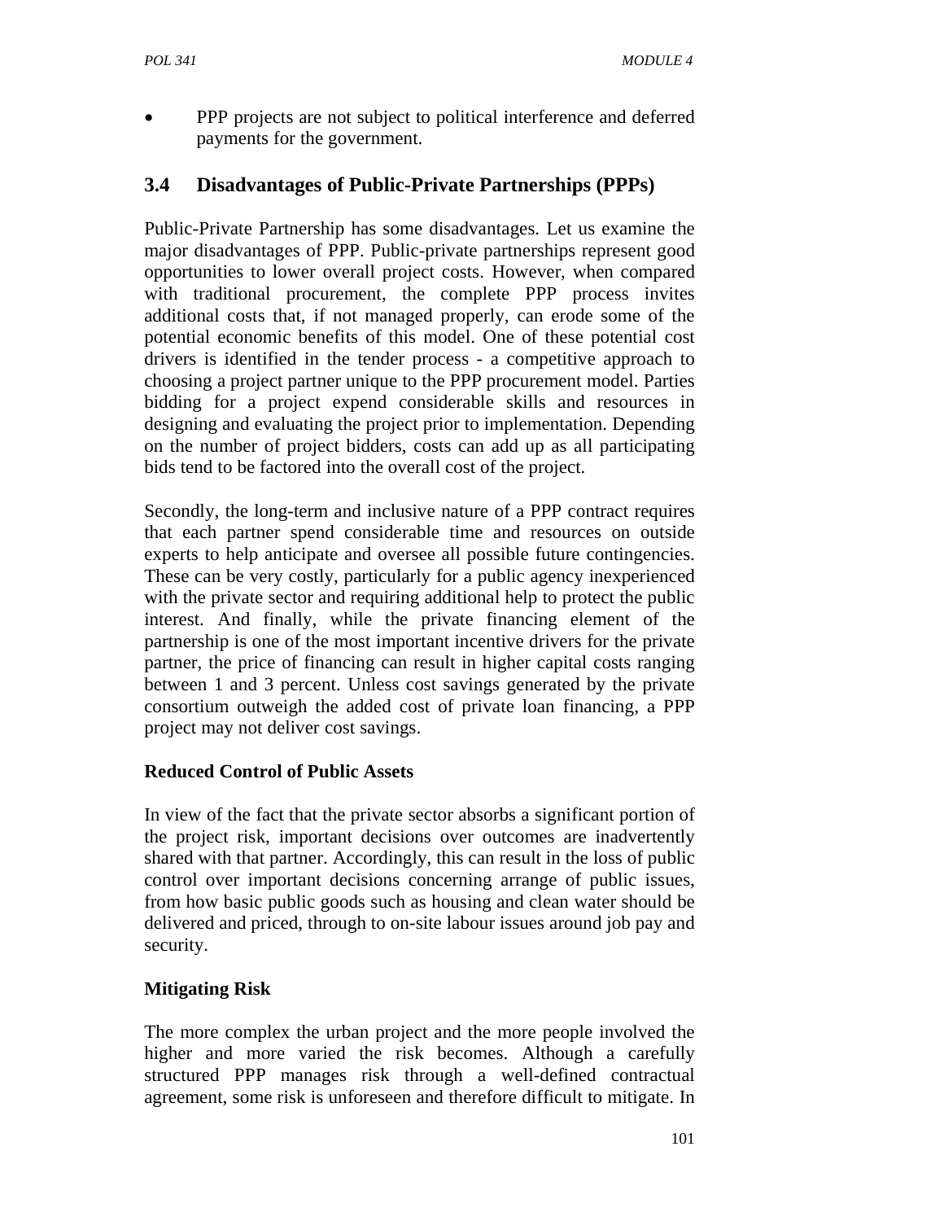- PPP projects are not subject to political interference and deferred payments for the government.

## 3.4 Disadvantages of Public-Private Partnerships (PPPs)

Public-Private Partnership has some disadvantages. Let us examine the major disadvantages of PPP. Public-private partnerships represent good opportunities to lower overall project costs. However, when compared with traditional procurement, the complete PPP process invites additional costs that, if not managed properly, can erode some of the potential economic benefits of this model. One of these potential cost drivers is identified in the tender process - a competitive approach to choosing a project partner unique to the PPP procurement model. Parties bidding for a project expend considerable skills and resources in designing and evaluating the project prior to implementation. Depending on the number of project bidders, costs can add up as all participating bids tend to be factored into the overall cost of the project.

Secondly, the long-term and inclusive nature of a PPP contract requires that each partner spend considerable time and resources on outside experts to help anticipate and oversee all possible future contingencies. These can be very costly, particularly for a public agency inexperienced with the private sector and requiring additional help to protect the public interest. And finally, while the private financing element of the partnership is one of the most important incentive drivers for the private partner, the price of financing can result in higher capital costs ranging between 1 and 3 percent. Unless cost savings generated by the private consortium outweigh the added cost of private loan financing, a PPP project may not deliver cost savings.

**Reduced Control of Public Assets**

In view of the fact that the private sector absorbs a significant portion of the project risk, important decisions over outcomes are inadvertently shared with that partner. Accordingly, this can result in the loss of public control over important decisions concerning arrange of public issues, from how basic public goods such as housing and clean water should be delivered and priced, through to on-site labour issues around job pay and security.

**Mitigating Risk**

The more complex the urban project and the more people involved the higher and more varied the risk becomes. Although a carefully structured PPP manages risk through a well-defined contractual agreement, some risk is unforeseen and therefore difficult to mitigate. In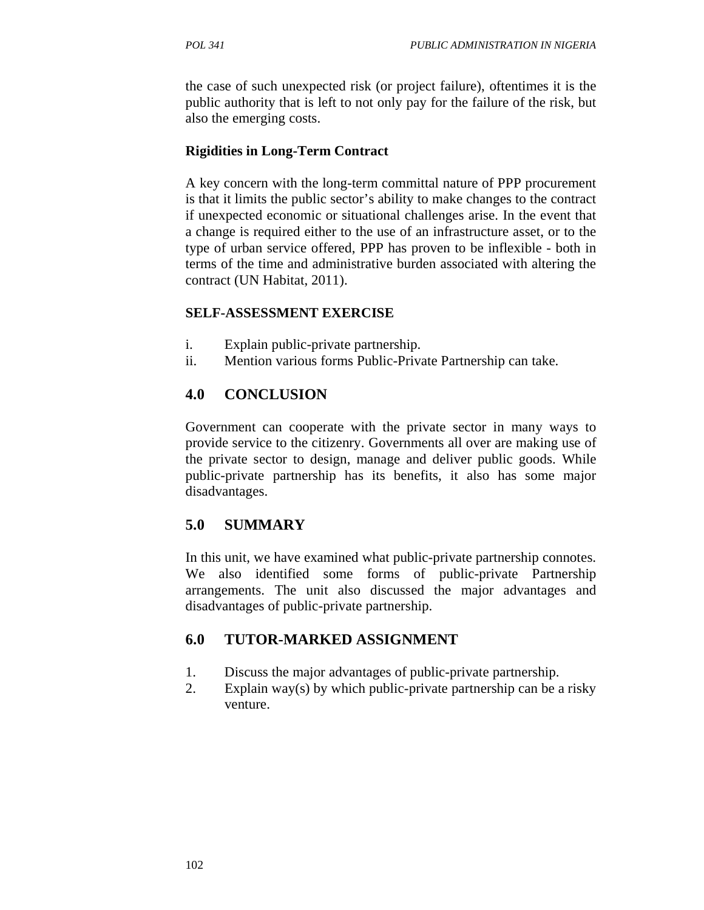the case of such unexpected risk (or project failure), oftentimes it is the public authority that is left to not only pay for the failure of the risk, but also the emerging costs.

**Rigidities in Long-Term Contract**

A key concern with the long-term committal nature of PPP procurement is that it limits the public sector's ability to make changes to the contract if unexpected economic or situational challenges arise. In the event that a change is required either to the use of an infrastructure asset, or to the type of urban service offered, PPP has proven to be inflexible - both in terms of the time and administrative burden associated with altering the contract (UN Habitat, 2011).

**SELF-ASSESSMENT EXERCISE**

i. Explain public-private partnership.
ii. Mention various forms Public-Private Partnership can take.

## 4.0 CONCLUSION

Government can cooperate with the private sector in many ways to provide service to the citizenry. Governments all over are making use of the private sector to design, manage and deliver public goods. While public-private partnership has its benefits, it also has some major disadvantages.

## 5.0 SUMMARY

In this unit, we have examined what public-private partnership connotes. We also identified some forms of public-private Partnership arrangements. The unit also discussed the major advantages and disadvantages of public-private partnership.

## 6.0 TUTOR-MARKED ASSIGNMENT

1. Discuss the major advantages of public-private partnership.
2. Explain way(s) by which public-private partnership can be a risky venture.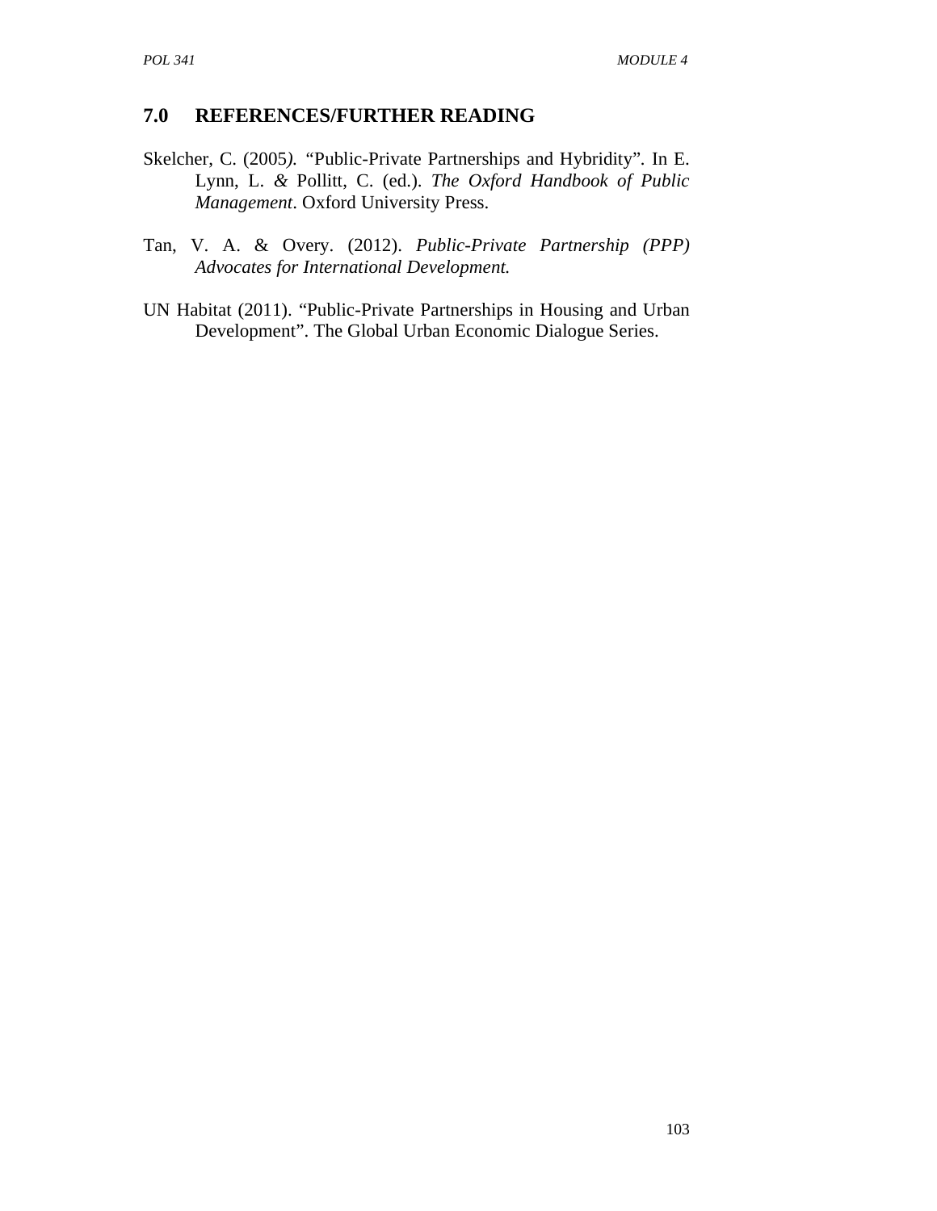## 7.0 REFERENCES/FURTHER READING

Skelcher, C. (2005*).* "Public-Private Partnerships and Hybridity". In E. Lynn, L. *&* Pollitt, C. (ed.). *The Oxford Handbook of Public Management*. Oxford University Press.

Tan, V. A. & Overy. (2012). *Public-Private Partnership (PPP) Advocates for International Development.*

UN Habitat (2011). "Public-Private Partnerships in Housing and Urban Development". The Global Urban Economic Dialogue Series.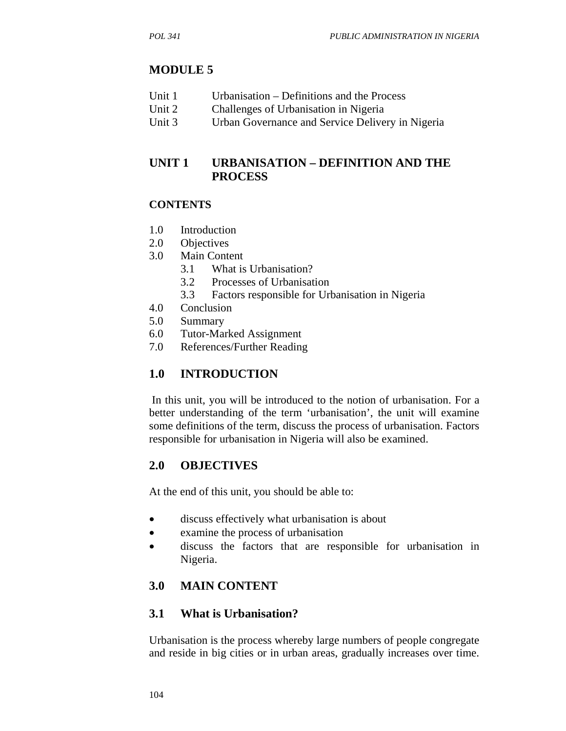# MODULE 5

Unit 1 Urbanisation – Definitions and the Process
Unit 2 Challenges of Urbanisation in Nigeria
Unit 3 Urban Governance and Service Delivery in Nigeria

## UNIT 1 URBANISATION – DEFINITION AND THE PROCESS

### CONTENTS

1.0 Introduction
2.0 Objectives
3.0 Main Content
 3.1 What is Urbanisation?
 3.2 Processes of Urbanisation
 3.3 Factors responsible for Urbanisation in Nigeria
4.0 Conclusion
5.0 Summary
6.0 Tutor-Marked Assignment
7.0 References/Further Reading

## 1.0 INTRODUCTION

In this unit, you will be introduced to the notion of urbanisation. For a better understanding of the term 'urbanisation', the unit will examine some definitions of the term, discuss the process of urbanisation. Factors responsible for urbanisation in Nigeria will also be examined.

## 2.0 OBJECTIVES

At the end of this unit, you should be able to:

- discuss effectively what urbanisation is about
- examine the process of urbanisation
- discuss the factors that are responsible for urbanisation in Nigeria.

## 3.0 MAIN CONTENT

### 3.1 What is Urbanisation?

Urbanisation is the process whereby large numbers of people congregate and reside in big cities or in urban areas, gradually increases over time.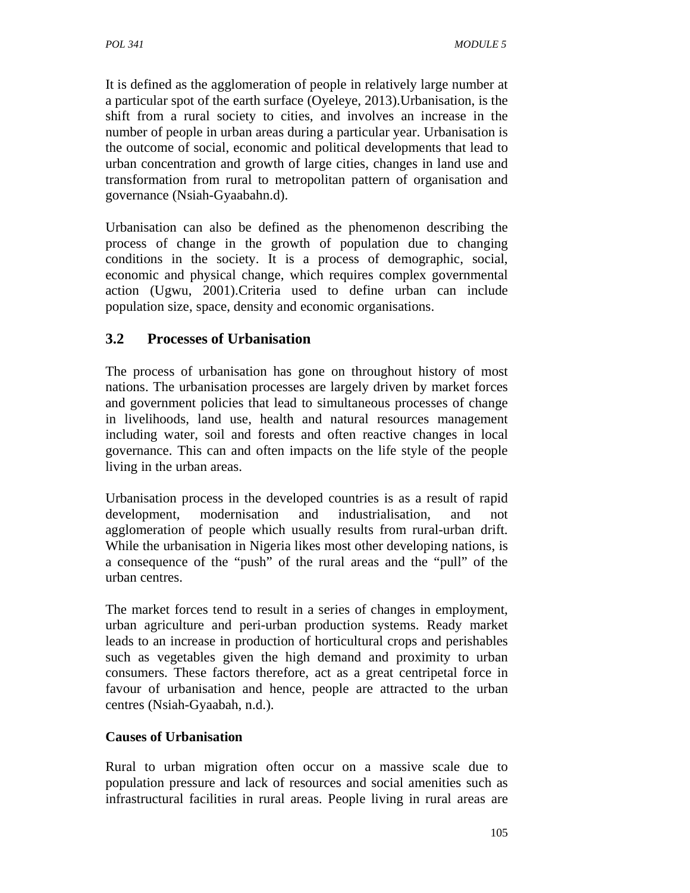It is defined as the agglomeration of people in relatively large number at a particular spot of the earth surface (Oyeleye, 2013).Urbanisation, is the shift from a rural society to cities, and involves an increase in the number of people in urban areas during a particular year. Urbanisation is the outcome of social, economic and political developments that lead to urban concentration and growth of large cities, changes in land use and transformation from rural to metropolitan pattern of organisation and governance (Nsiah-Gyaabahn.d).

Urbanisation can also be defined as the phenomenon describing the process of change in the growth of population due to changing conditions in the society. It is a process of demographic, social, economic and physical change, which requires complex governmental action (Ugwu, 2001).Criteria used to define urban can include population size, space, density and economic organisations.

## 3.2 Processes of Urbanisation

The process of urbanisation has gone on throughout history of most nations. The urbanisation processes are largely driven by market forces and government policies that lead to simultaneous processes of change in livelihoods, land use, health and natural resources management including water, soil and forests and often reactive changes in local governance. This can and often impacts on the life style of the people living in the urban areas.

Urbanisation process in the developed countries is as a result of rapid development, modernisation and industrialisation, and not agglomeration of people which usually results from rural-urban drift. While the urbanisation in Nigeria likes most other developing nations, is a consequence of the "push" of the rural areas and the "pull" of the urban centres.

The market forces tend to result in a series of changes in employment, urban agriculture and peri-urban production systems. Ready market leads to an increase in production of horticultural crops and perishables such as vegetables given the high demand and proximity to urban consumers. These factors therefore, act as a great centripetal force in favour of urbanisation and hence, people are attracted to the urban centres (Nsiah-Gyaabah, n.d.).

**Causes of Urbanisation**

Rural to urban migration often occur on a massive scale due to population pressure and lack of resources and social amenities such as infrastructural facilities in rural areas. People living in rural areas are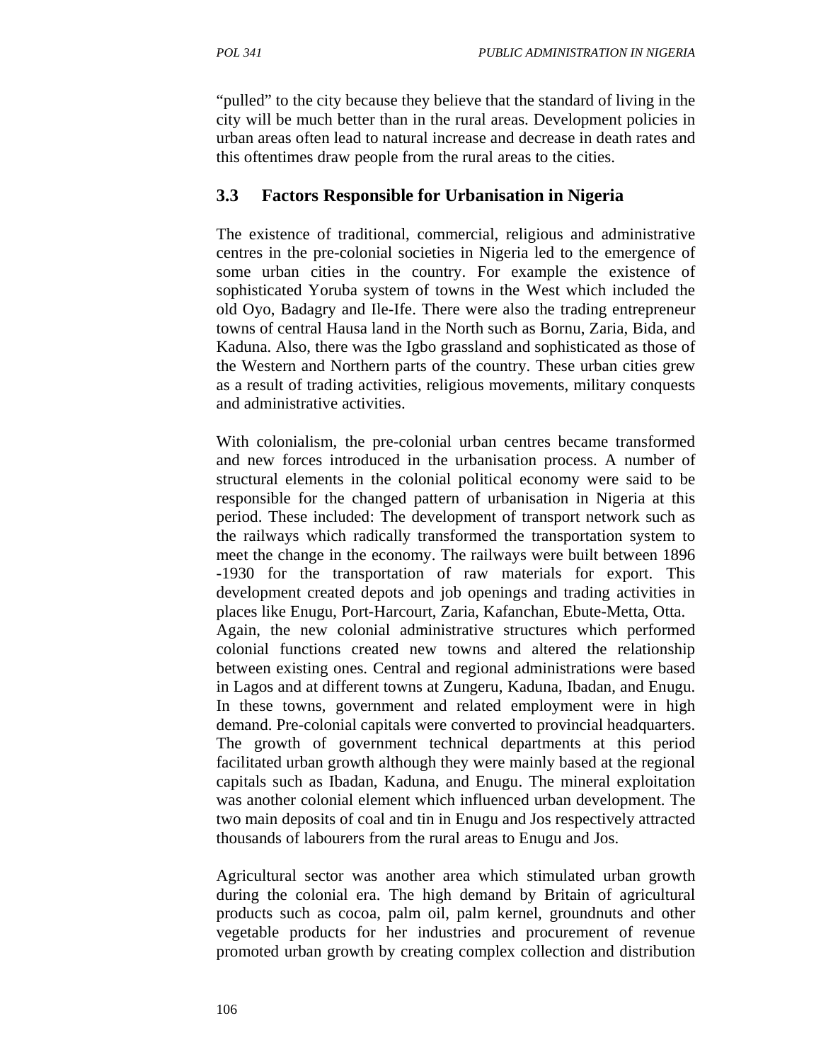"pulled" to the city because they believe that the standard of living in the city will be much better than in the rural areas. Development policies in urban areas often lead to natural increase and decrease in death rates and this oftentimes draw people from the rural areas to the cities.

## 3.3 Factors Responsible for Urbanisation in Nigeria

The existence of traditional, commercial, religious and administrative centres in the pre-colonial societies in Nigeria led to the emergence of some urban cities in the country. For example the existence of sophisticated Yoruba system of towns in the West which included the old Oyo, Badagry and Ile-Ife. There were also the trading entrepreneur towns of central Hausa land in the North such as Bornu, Zaria, Bida, and Kaduna. Also, there was the Igbo grassland and sophisticated as those of the Western and Northern parts of the country. These urban cities grew as a result of trading activities, religious movements, military conquests and administrative activities.

With colonialism, the pre-colonial urban centres became transformed and new forces introduced in the urbanisation process. A number of structural elements in the colonial political economy were said to be responsible for the changed pattern of urbanisation in Nigeria at this period. These included: The development of transport network such as the railways which radically transformed the transportation system to meet the change in the economy. The railways were built between 1896 -1930 for the transportation of raw materials for export. This development created depots and job openings and trading activities in places like Enugu, Port-Harcourt, Zaria, Kafanchan, Ebute-Metta, Otta.
Again, the new colonial administrative structures which performed colonial functions created new towns and altered the relationship between existing ones. Central and regional administrations were based in Lagos and at different towns at Zungeru, Kaduna, Ibadan, and Enugu. In these towns, government and related employment were in high demand. Pre-colonial capitals were converted to provincial headquarters. The growth of government technical departments at this period facilitated urban growth although they were mainly based at the regional capitals such as Ibadan, Kaduna, and Enugu. The mineral exploitation was another colonial element which influenced urban development. The two main deposits of coal and tin in Enugu and Jos respectively attracted thousands of labourers from the rural areas to Enugu and Jos.

Agricultural sector was another area which stimulated urban growth during the colonial era. The high demand by Britain of agricultural products such as cocoa, palm oil, palm kernel, groundnuts and other vegetable products for her industries and procurement of revenue promoted urban growth by creating complex collection and distribution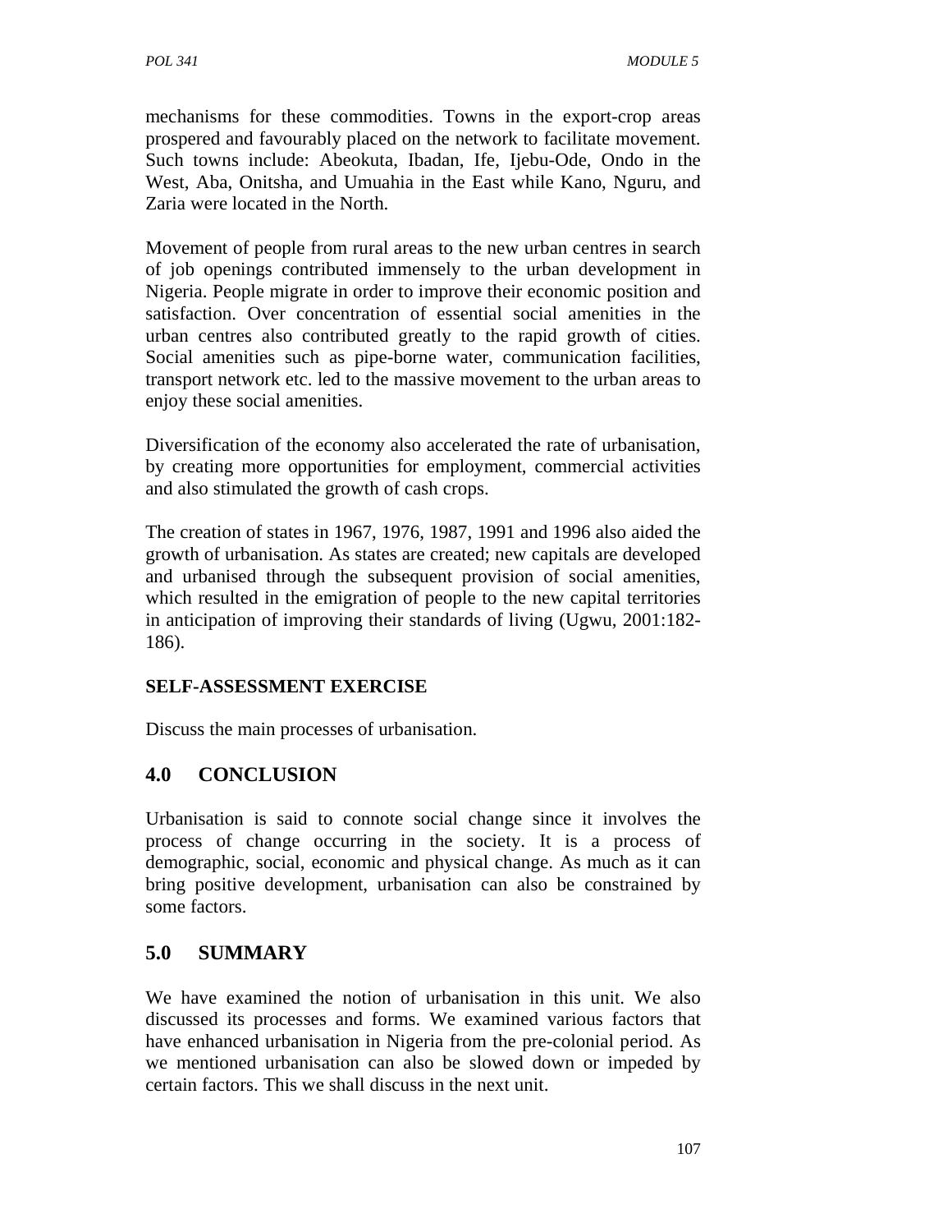mechanisms for these commodities. Towns in the export-crop areas prospered and favourably placed on the network to facilitate movement. Such towns include: Abeokuta, Ibadan, Ife, Ijebu-Ode, Ondo in the West, Aba, Onitsha, and Umuahia in the East while Kano, Nguru, and Zaria were located in the North.

Movement of people from rural areas to the new urban centres in search of job openings contributed immensely to the urban development in Nigeria. People migrate in order to improve their economic position and satisfaction. Over concentration of essential social amenities in the urban centres also contributed greatly to the rapid growth of cities. Social amenities such as pipe-borne water, communication facilities, transport network etc. led to the massive movement to the urban areas to enjoy these social amenities.

Diversification of the economy also accelerated the rate of urbanisation, by creating more opportunities for employment, commercial activities and also stimulated the growth of cash crops.

The creation of states in 1967, 1976, 1987, 1991 and 1996 also aided the growth of urbanisation. As states are created; new capitals are developed and urbanised through the subsequent provision of social amenities, which resulted in the emigration of people to the new capital territories in anticipation of improving their standards of living (Ugwu, 2001:182-186).

**SELF-ASSESSMENT EXERCISE**

Discuss the main processes of urbanisation.

## 4.0 CONCLUSION

Urbanisation is said to connote social change since it involves the process of change occurring in the society. It is a process of demographic, social, economic and physical change. As much as it can bring positive development, urbanisation can also be constrained by some factors.

## 5.0 SUMMARY

We have examined the notion of urbanisation in this unit. We also discussed its processes and forms. We examined various factors that have enhanced urbanisation in Nigeria from the pre-colonial period. As we mentioned urbanisation can also be slowed down or impeded by certain factors. This we shall discuss in the next unit.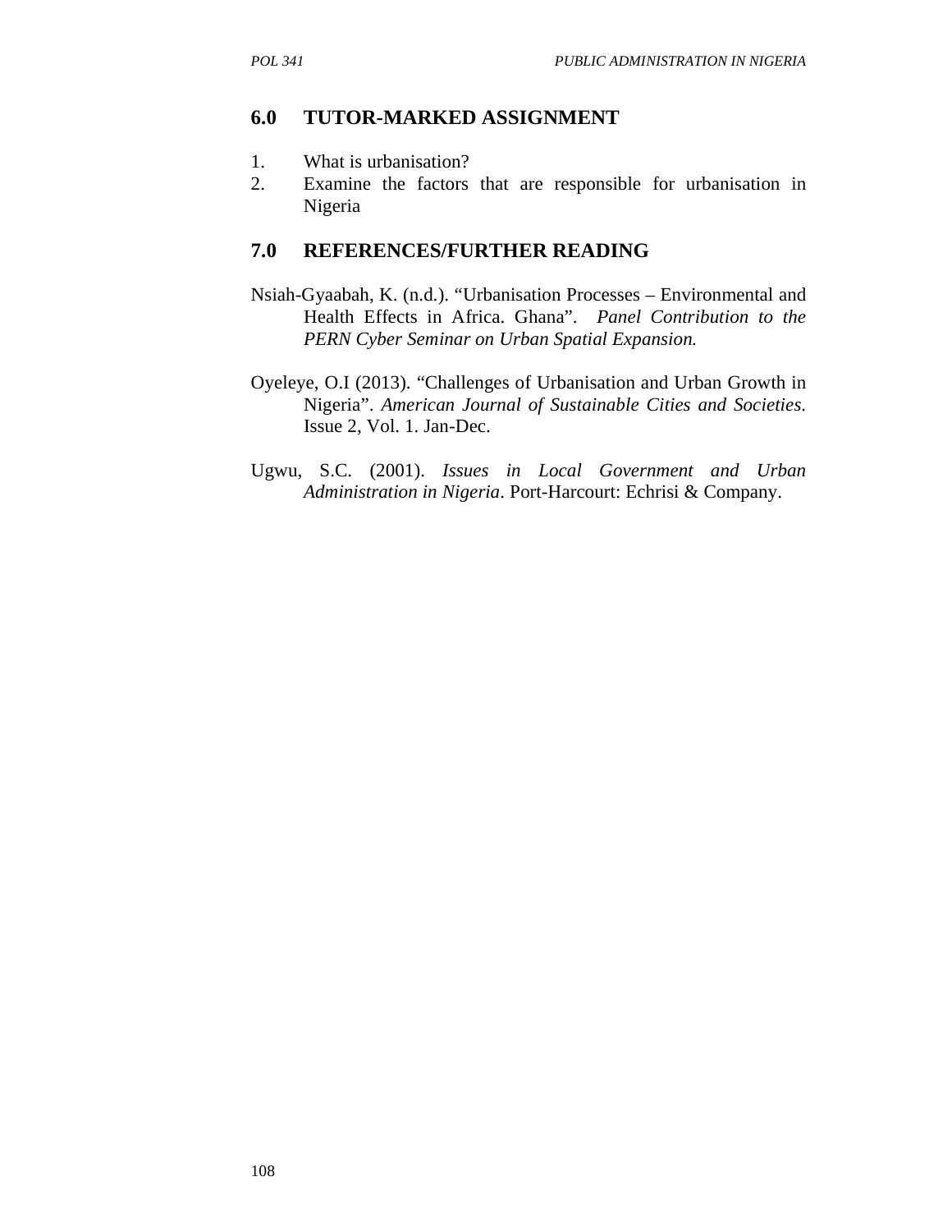## 6.0 TUTOR-MARKED ASSIGNMENT

1. What is urbanisation?
2. Examine the factors that are responsible for urbanisation in Nigeria

## 7.0 REFERENCES/FURTHER READING

Nsiah-Gyaabah, K. (n.d.). "Urbanisation Processes – Environmental and Health Effects in Africa. Ghana". *Panel Contribution to the PERN Cyber Seminar on Urban Spatial Expansion.*

Oyeleye, O.I (2013). "Challenges of Urbanisation and Urban Growth in Nigeria". *American Journal of Sustainable Cities and Societies*. Issue 2, Vol. 1. Jan-Dec.

Ugwu, S.C. (2001). *Issues in Local Government and Urban Administration in Nigeria*. Port-Harcourt: Echrisi & Company.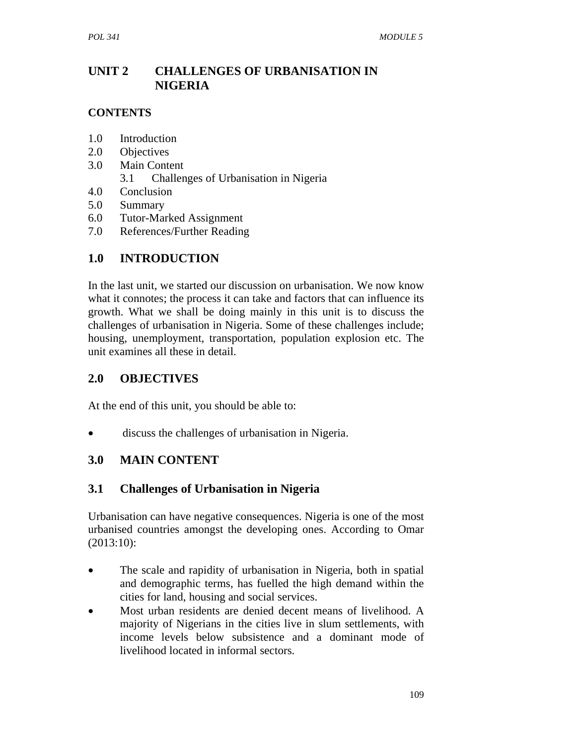# UNIT 2 CHALLENGES OF URBANISATION IN NIGERIA

## CONTENTS

1.0 Introduction
2.0 Objectives
3.0 Main Content
  3.1 Challenges of Urbanisation in Nigeria
4.0 Conclusion
5.0 Summary
6.0 Tutor-Marked Assignment
7.0 References/Further Reading

## 1.0 INTRODUCTION

In the last unit, we started our discussion on urbanisation. We now know what it connotes; the process it can take and factors that can influence its growth. What we shall be doing mainly in this unit is to discuss the challenges of urbanisation in Nigeria. Some of these challenges include; housing, unemployment, transportation, population explosion etc. The unit examines all these in detail.

## 2.0 OBJECTIVES

At the end of this unit, you should be able to:

- discuss the challenges of urbanisation in Nigeria.

## 3.0 MAIN CONTENT

### 3.1 Challenges of Urbanisation in Nigeria

Urbanisation can have negative consequences. Nigeria is one of the most urbanised countries amongst the developing ones. According to Omar (2013:10):

- The scale and rapidity of urbanisation in Nigeria, both in spatial and demographic terms, has fuelled the high demand within the cities for land, housing and social services.
- Most urban residents are denied decent means of livelihood. A majority of Nigerians in the cities live in slum settlements, with income levels below subsistence and a dominant mode of livelihood located in informal sectors.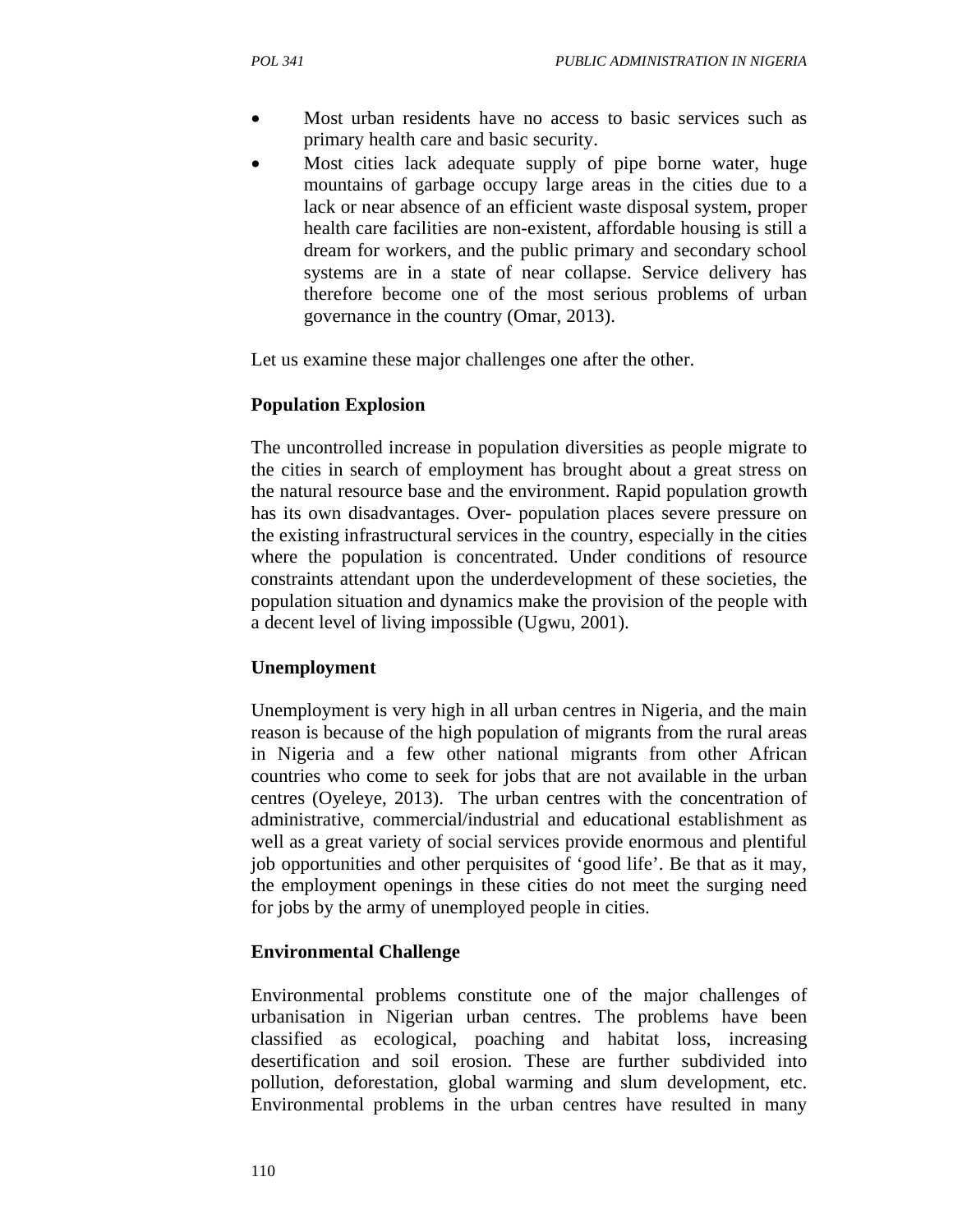- Most urban residents have no access to basic services such as primary health care and basic security.
- Most cities lack adequate supply of pipe borne water, huge mountains of garbage occupy large areas in the cities due to a lack or near absence of an efficient waste disposal system, proper health care facilities are non-existent, affordable housing is still a dream for workers, and the public primary and secondary school systems are in a state of near collapse. Service delivery has therefore become one of the most serious problems of urban governance in the country (Omar, 2013).

Let us examine these major challenges one after the other.

**Population Explosion**

The uncontrolled increase in population diversities as people migrate to the cities in search of employment has brought about a great stress on the natural resource base and the environment. Rapid population growth has its own disadvantages. Over- population places severe pressure on the existing infrastructural services in the country, especially in the cities where the population is concentrated. Under conditions of resource constraints attendant upon the underdevelopment of these societies, the population situation and dynamics make the provision of the people with a decent level of living impossible (Ugwu, 2001).

**Unemployment**

Unemployment is very high in all urban centres in Nigeria, and the main reason is because of the high population of migrants from the rural areas in Nigeria and a few other national migrants from other African countries who come to seek for jobs that are not available in the urban centres (Oyeleye, 2013). The urban centres with the concentration of administrative, commercial/industrial and educational establishment as well as a great variety of social services provide enormous and plentiful job opportunities and other perquisites of 'good life'. Be that as it may, the employment openings in these cities do not meet the surging need for jobs by the army of unemployed people in cities.

**Environmental Challenge**

Environmental problems constitute one of the major challenges of urbanisation in Nigerian urban centres. The problems have been classified as ecological, poaching and habitat loss, increasing desertification and soil erosion. These are further subdivided into pollution, deforestation, global warming and slum development, etc. Environmental problems in the urban centres have resulted in many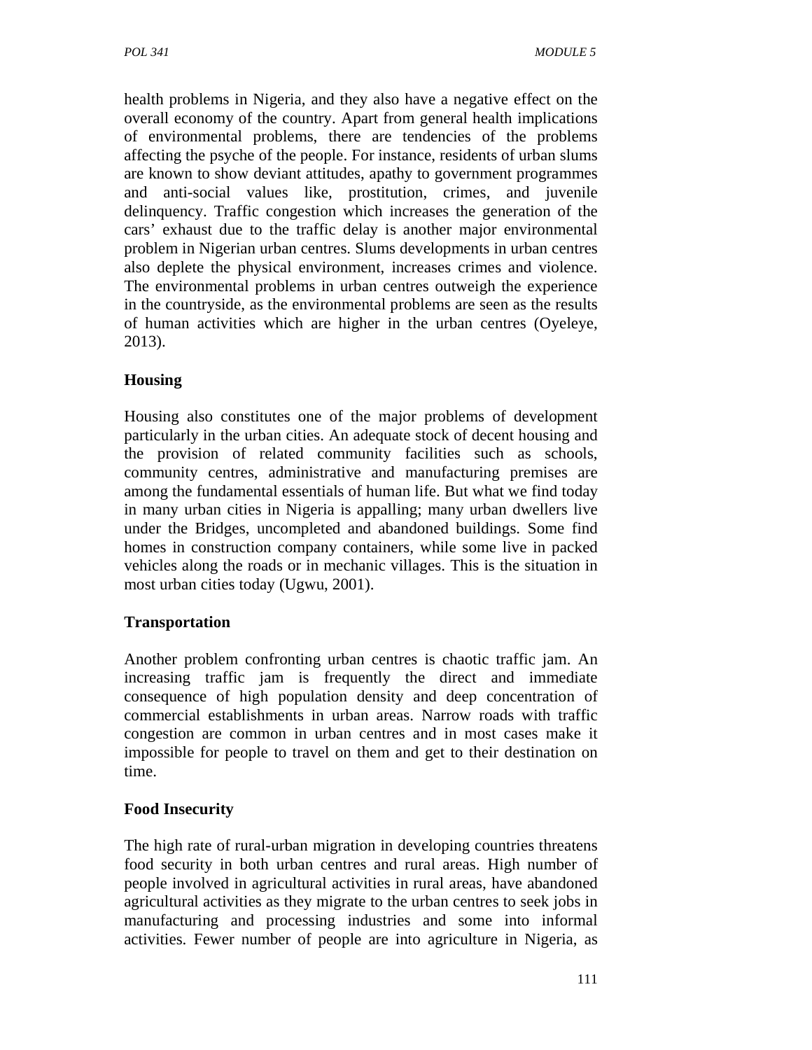health problems in Nigeria, and they also have a negative effect on the overall economy of the country. Apart from general health implications of environmental problems, there are tendencies of the problems affecting the psyche of the people. For instance, residents of urban slums are known to show deviant attitudes, apathy to government programmes and anti-social values like, prostitution, crimes, and juvenile delinquency. Traffic congestion which increases the generation of the cars' exhaust due to the traffic delay is another major environmental problem in Nigerian urban centres. Slums developments in urban centres also deplete the physical environment, increases crimes and violence. The environmental problems in urban centres outweigh the experience in the countryside, as the environmental problems are seen as the results of human activities which are higher in the urban centres (Oyeleye, 2013).

### Housing

Housing also constitutes one of the major problems of development particularly in the urban cities. An adequate stock of decent housing and the provision of related community facilities such as schools, community centres, administrative and manufacturing premises are among the fundamental essentials of human life. But what we find today in many urban cities in Nigeria is appalling; many urban dwellers live under the Bridges, uncompleted and abandoned buildings. Some find homes in construction company containers, while some live in packed vehicles along the roads or in mechanic villages. This is the situation in most urban cities today (Ugwu, 2001).

### Transportation

Another problem confronting urban centres is chaotic traffic jam. An increasing traffic jam is frequently the direct and immediate consequence of high population density and deep concentration of commercial establishments in urban areas. Narrow roads with traffic congestion are common in urban centres and in most cases make it impossible for people to travel on them and get to their destination on time.

### Food Insecurity

The high rate of rural-urban migration in developing countries threatens food security in both urban centres and rural areas. High number of people involved in agricultural activities in rural areas, have abandoned agricultural activities as they migrate to the urban centres to seek jobs in manufacturing and processing industries and some into informal activities. Fewer number of people are into agriculture in Nigeria, as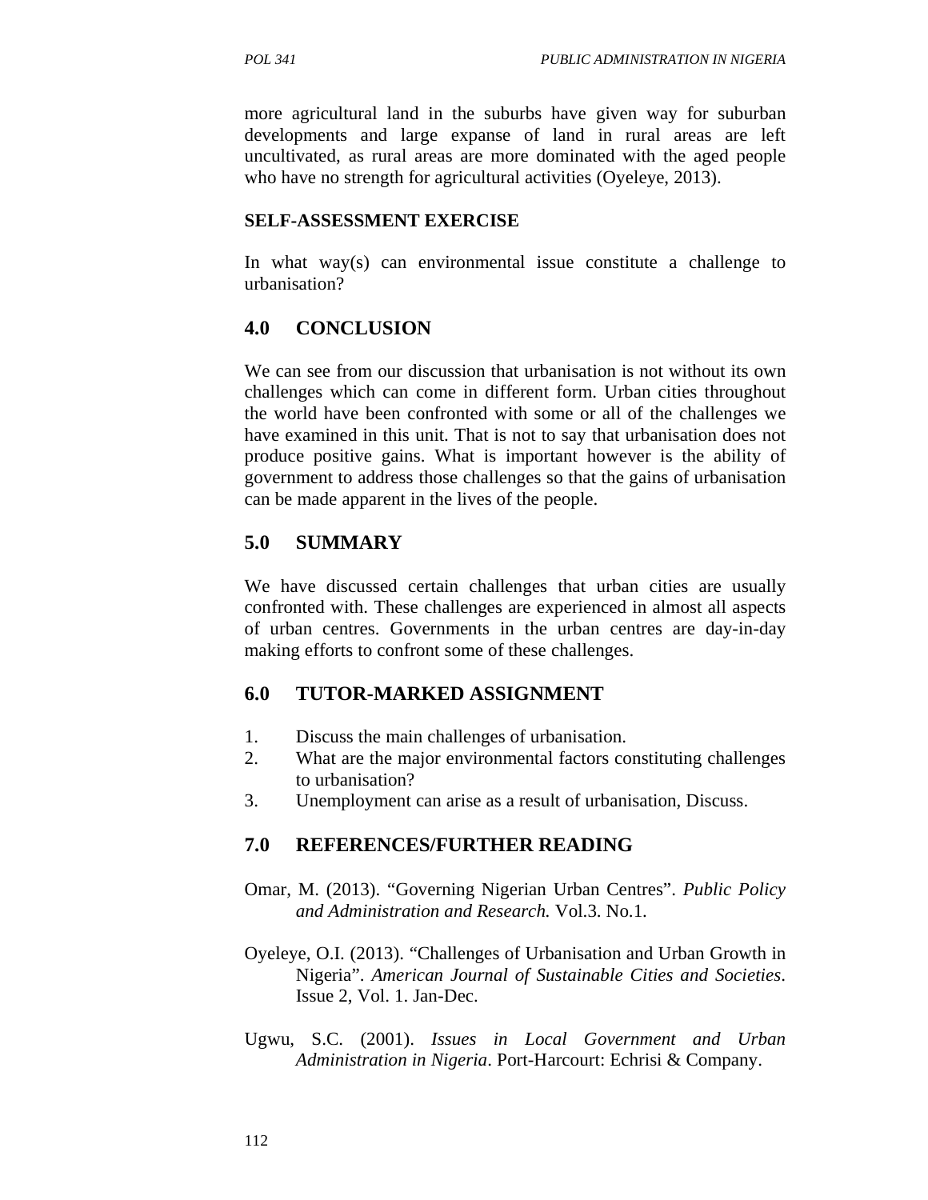more agricultural land in the suburbs have given way for suburban developments and large expanse of land in rural areas are left uncultivated, as rural areas are more dominated with the aged people who have no strength for agricultural activities (Oyeleye, 2013).

**SELF-ASSESSMENT EXERCISE**

In what way(s) can environmental issue constitute a challenge to urbanisation?

## 4.0 CONCLUSION

We can see from our discussion that urbanisation is not without its own challenges which can come in different form. Urban cities throughout the world have been confronted with some or all of the challenges we have examined in this unit. That is not to say that urbanisation does not produce positive gains. What is important however is the ability of government to address those challenges so that the gains of urbanisation can be made apparent in the lives of the people.

## 5.0 SUMMARY

We have discussed certain challenges that urban cities are usually confronted with. These challenges are experienced in almost all aspects of urban centres. Governments in the urban centres are day-in-day making efforts to confront some of these challenges.

## 6.0 TUTOR-MARKED ASSIGNMENT

1. Discuss the main challenges of urbanisation.
2. What are the major environmental factors constituting challenges to urbanisation?
3. Unemployment can arise as a result of urbanisation, Discuss.

## 7.0 REFERENCES/FURTHER READING

Omar, M. (2013). "Governing Nigerian Urban Centres". *Public Policy and Administration and Research.* Vol.3. No.1.

Oyeleye, O.I. (2013). "Challenges of Urbanisation and Urban Growth in Nigeria". *American Journal of Sustainable Cities and Societies*. Issue 2, Vol. 1. Jan-Dec.

Ugwu, S.C. (2001). *Issues in Local Government and Urban Administration in Nigeria*. Port-Harcourt: Echrisi & Company.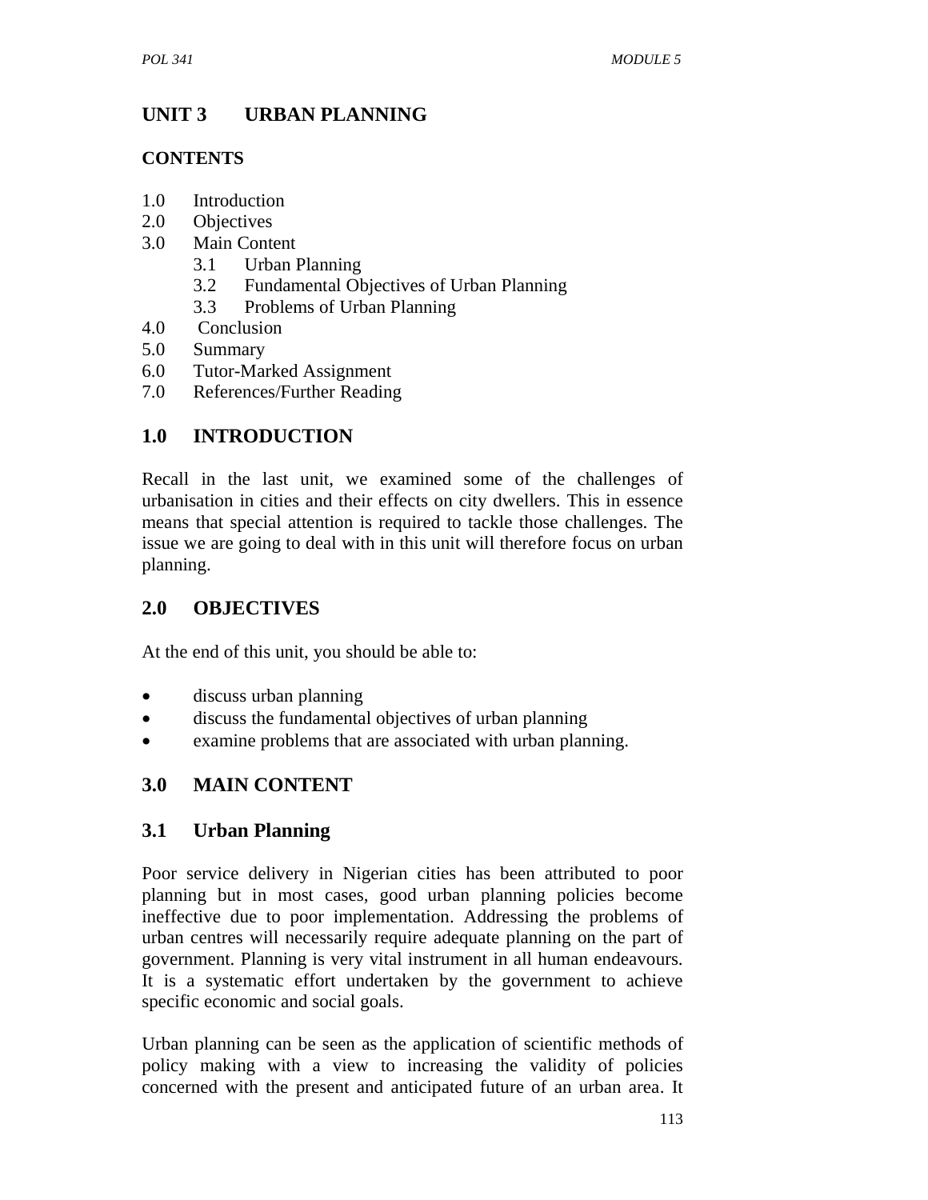## UNIT 3 URBAN PLANNING

**CONTENTS**

1.0 Introduction
2.0 Objectives
3.0 Main Content
  3.1 Urban Planning
  3.2 Fundamental Objectives of Urban Planning
  3.3 Problems of Urban Planning
4.0 Conclusion
5.0 Summary
6.0 Tutor-Marked Assignment
7.0 References/Further Reading

## 1.0 INTRODUCTION

Recall in the last unit, we examined some of the challenges of urbanisation in cities and their effects on city dwellers. This in essence means that special attention is required to tackle those challenges. The issue we are going to deal with in this unit will therefore focus on urban planning.

## 2.0 OBJECTIVES

At the end of this unit, you should be able to:

- discuss urban planning
- discuss the fundamental objectives of urban planning
- examine problems that are associated with urban planning.

## 3.0 MAIN CONTENT

### 3.1 Urban Planning

Poor service delivery in Nigerian cities has been attributed to poor planning but in most cases, good urban planning policies become ineffective due to poor implementation. Addressing the problems of urban centres will necessarily require adequate planning on the part of government. Planning is very vital instrument in all human endeavours. It is a systematic effort undertaken by the government to achieve specific economic and social goals.

Urban planning can be seen as the application of scientific methods of policy making with a view to increasing the validity of policies concerned with the present and anticipated future of an urban area. It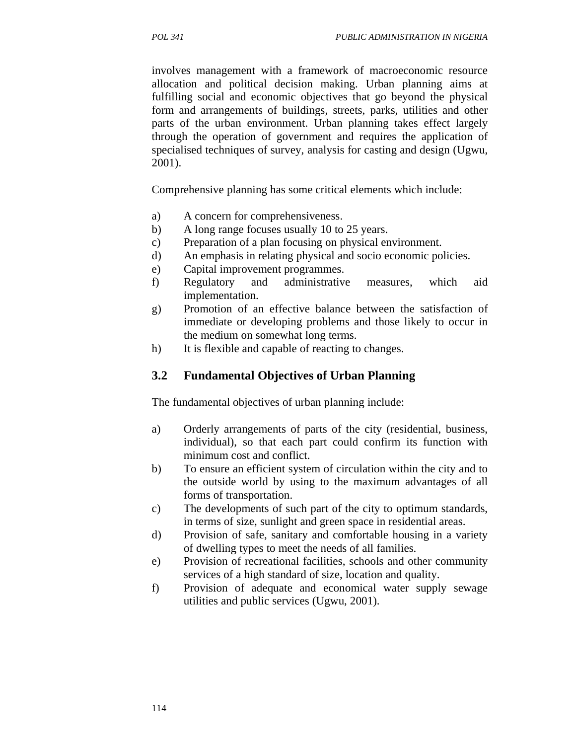involves management with a framework of macroeconomic resource allocation and political decision making. Urban planning aims at fulfilling social and economic objectives that go beyond the physical form and arrangements of buildings, streets, parks, utilities and other parts of the urban environment. Urban planning takes effect largely through the operation of government and requires the application of specialised techniques of survey, analysis for casting and design (Ugwu, 2001).

Comprehensive planning has some critical elements which include:

a) A concern for comprehensiveness.
b) A long range focuses usually 10 to 25 years.
c) Preparation of a plan focusing on physical environment.
d) An emphasis in relating physical and socio economic policies.
e) Capital improvement programmes.
f) Regulatory and administrative measures, which aid implementation.
g) Promotion of an effective balance between the satisfaction of immediate or developing problems and those likely to occur in the medium on somewhat long terms.
h) It is flexible and capable of reacting to changes.

## 3.2 Fundamental Objectives of Urban Planning

The fundamental objectives of urban planning include:

a) Orderly arrangements of parts of the city (residential, business, individual), so that each part could confirm its function with minimum cost and conflict.
b) To ensure an efficient system of circulation within the city and to the outside world by using to the maximum advantages of all forms of transportation.
c) The developments of such part of the city to optimum standards, in terms of size, sunlight and green space in residential areas.
d) Provision of safe, sanitary and comfortable housing in a variety of dwelling types to meet the needs of all families.
e) Provision of recreational facilities, schools and other community services of a high standard of size, location and quality.
f) Provision of adequate and economical water supply sewage utilities and public services (Ugwu, 2001).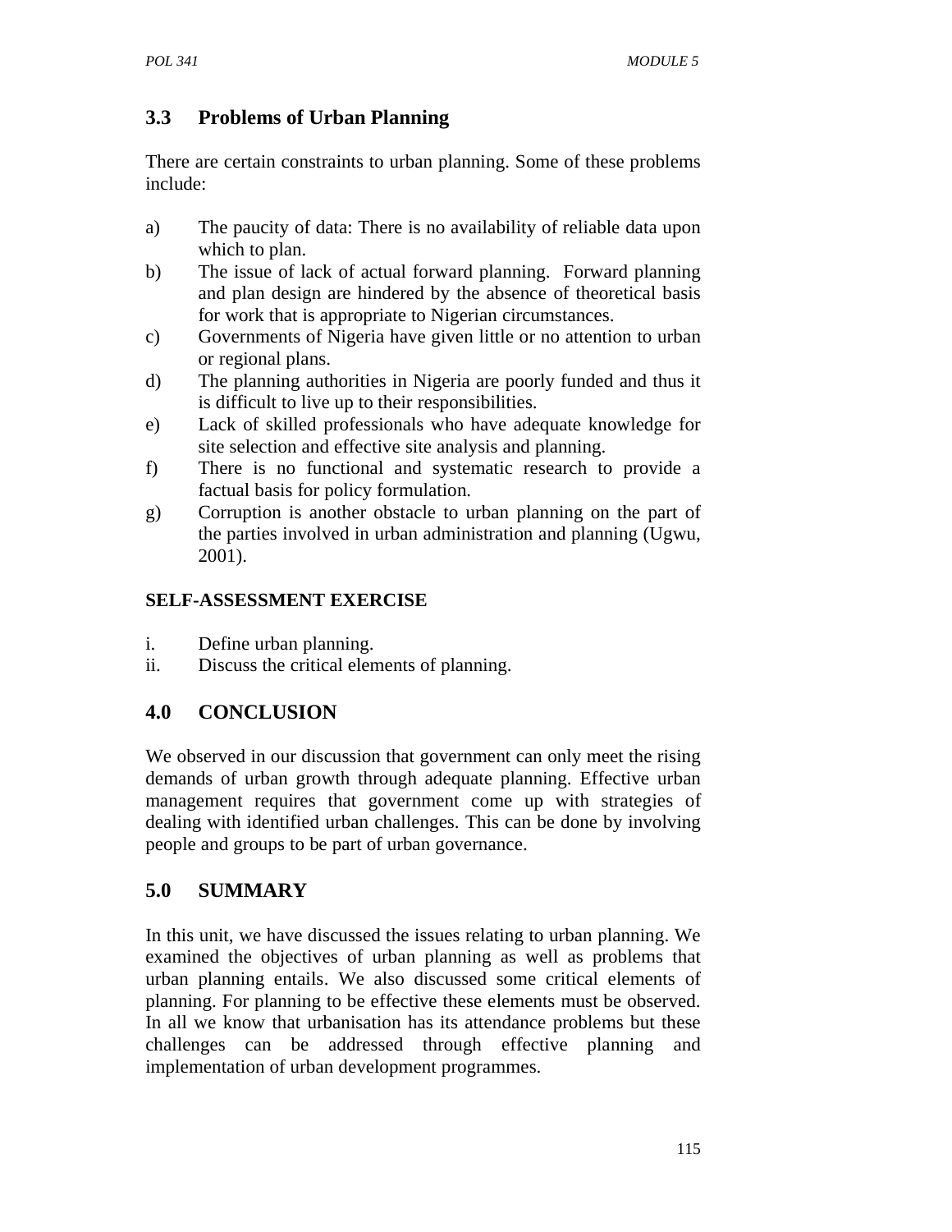## 3.3 Problems of Urban Planning

There are certain constraints to urban planning. Some of these problems include:

a) The paucity of data: There is no availability of reliable data upon which to plan.
b) The issue of lack of actual forward planning. Forward planning and plan design are hindered by the absence of theoretical basis for work that is appropriate to Nigerian circumstances.
c) Governments of Nigeria have given little or no attention to urban or regional plans.
d) The planning authorities in Nigeria are poorly funded and thus it is difficult to live up to their responsibilities.
e) Lack of skilled professionals who have adequate knowledge for site selection and effective site analysis and planning.
f) There is no functional and systematic research to provide a factual basis for policy formulation.
g) Corruption is another obstacle to urban planning on the part of the parties involved in urban administration and planning (Ugwu, 2001).

**SELF-ASSESSMENT EXERCISE**

i. Define urban planning.
ii. Discuss the critical elements of planning.

## 4.0 CONCLUSION

We observed in our discussion that government can only meet the rising demands of urban growth through adequate planning. Effective urban management requires that government come up with strategies of dealing with identified urban challenges. This can be done by involving people and groups to be part of urban governance.

## 5.0 SUMMARY

In this unit, we have discussed the issues relating to urban planning. We examined the objectives of urban planning as well as problems that urban planning entails. We also discussed some critical elements of planning. For planning to be effective these elements must be observed. In all we know that urbanisation has its attendance problems but these challenges can be addressed through effective planning and implementation of urban development programmes.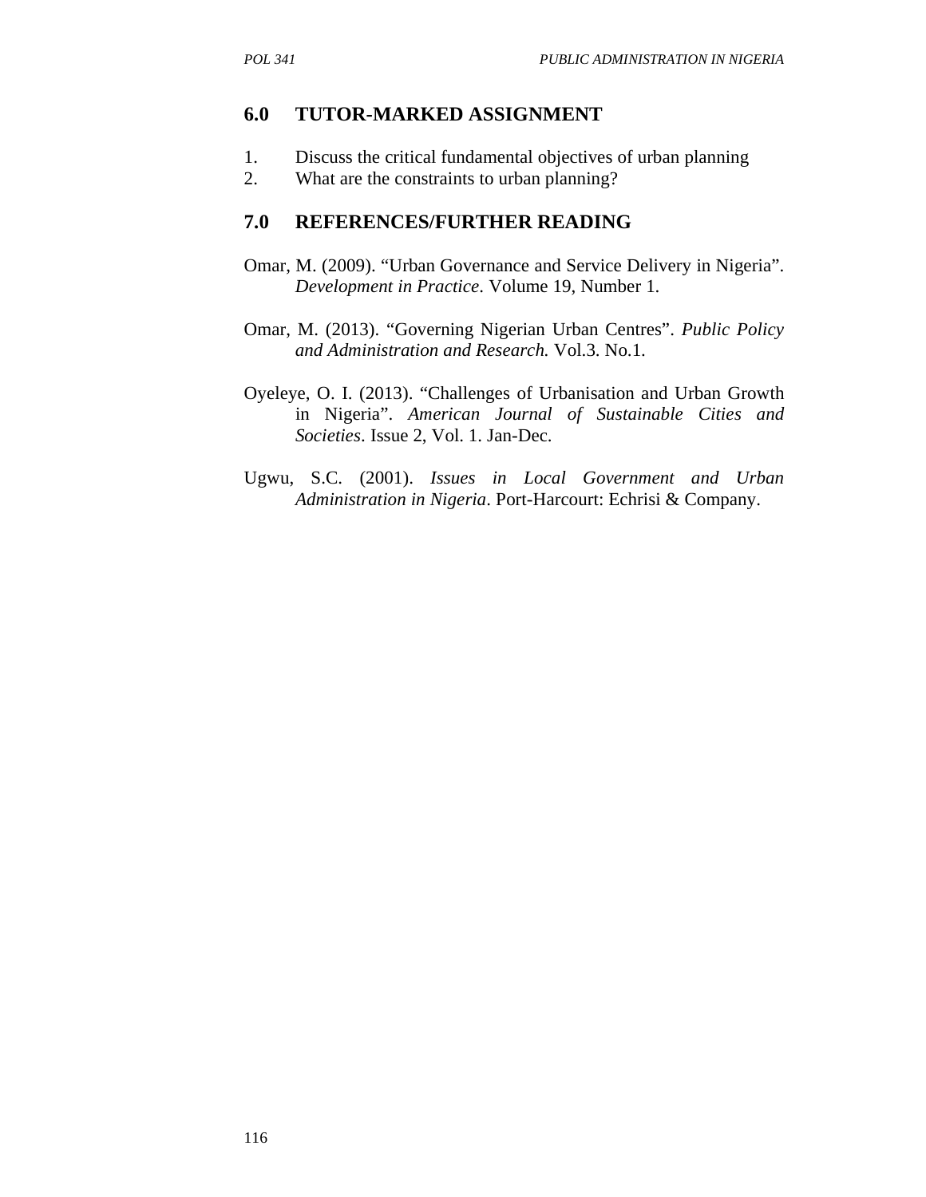## 6.0 TUTOR-MARKED ASSIGNMENT

1. Discuss the critical fundamental objectives of urban planning
2. What are the constraints to urban planning?

## 7.0 REFERENCES/FURTHER READING

Omar, M. (2009). "Urban Governance and Service Delivery in Nigeria". *Development in Practice*. Volume 19, Number 1.

Omar, M. (2013). "Governing Nigerian Urban Centres". *Public Policy and Administration and Research.* Vol.3. No.1.

Oyeleye, O. I. (2013). "Challenges of Urbanisation and Urban Growth in Nigeria". *American Journal of Sustainable Cities and Societies*. Issue 2, Vol. 1. Jan-Dec.

Ugwu, S.C. (2001). *Issues in Local Government and Urban Administration in Nigeria*. Port-Harcourt: Echrisi & Company.